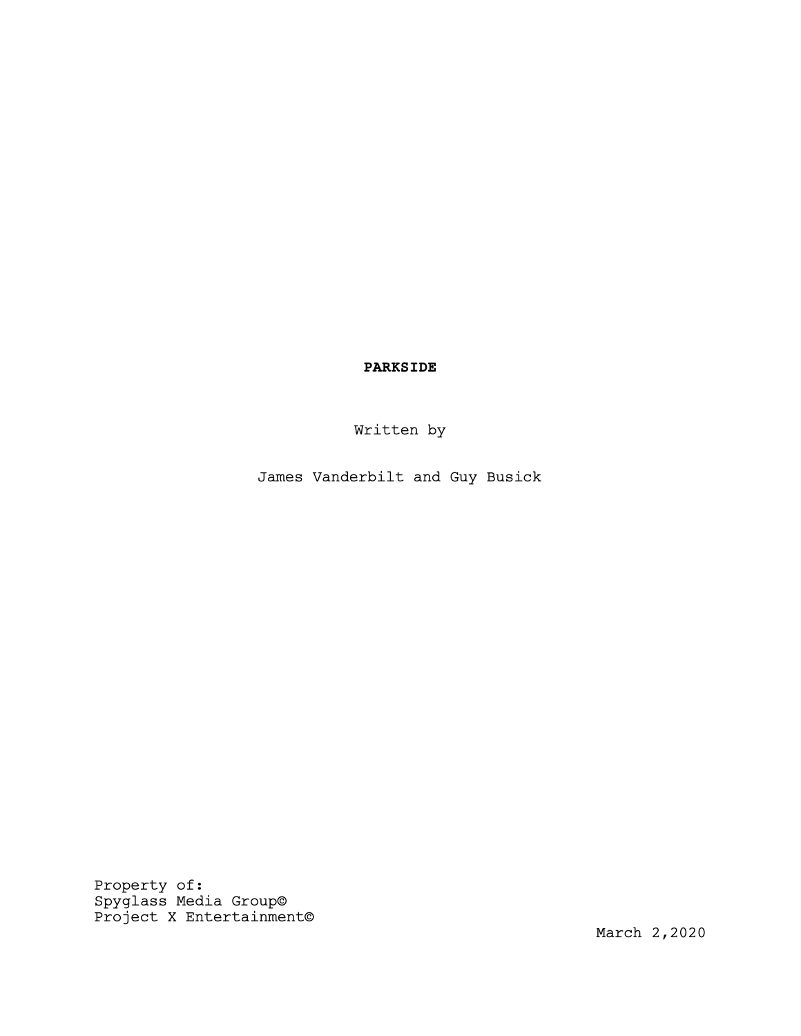**PARKSIDE**

Written by

James Vanderbilt and Guy Busick

Property of:
Spyglass Media Group©
Project X Entertainment©

March 2,2020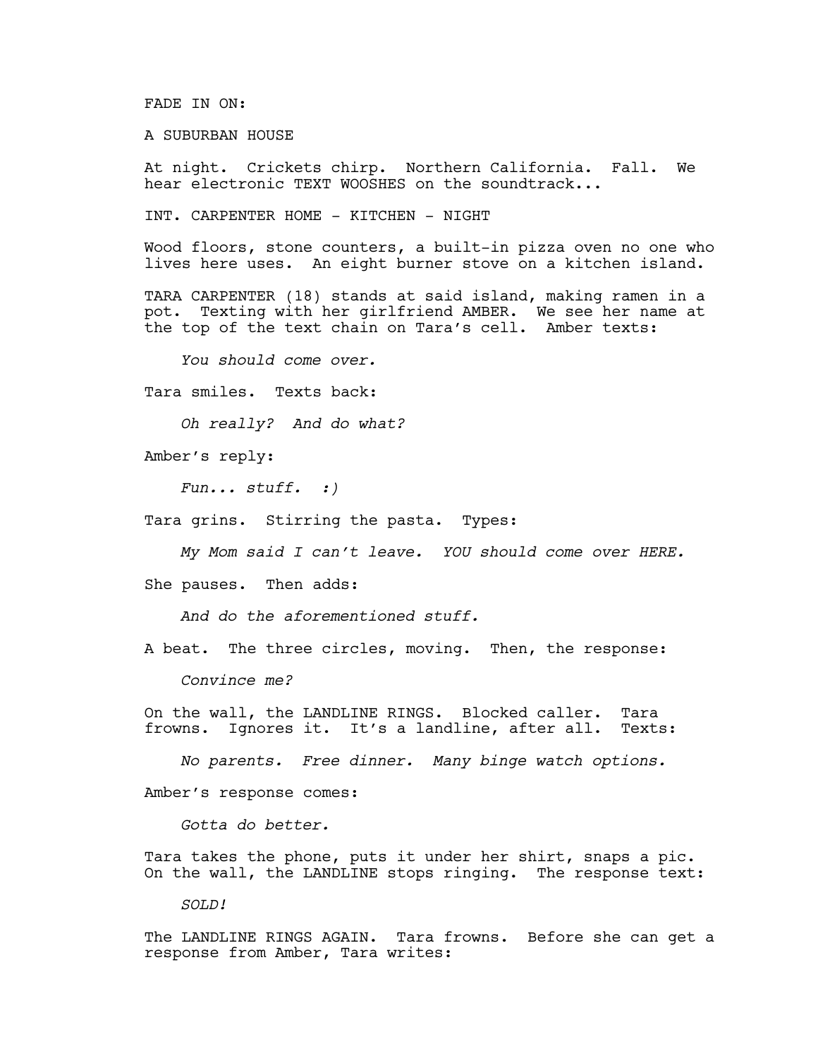FADE IN ON:

A SUBURBAN HOUSE

At night. Crickets chirp. Northern California. Fall. We hear electronic TEXT WOOSHES on the soundtrack...

INT. CARPENTER HOME - KITCHEN - NIGHT

Wood floors, stone counters, a built-in pizza oven no one who lives here uses. An eight burner stove on a kitchen island.

TARA CARPENTER (18) stands at said island, making ramen in a pot. Texting with her girlfriend AMBER. We see her name at the top of the text chain on Tara's cell. Amber texts:

*You should come over.*

Tara smiles. Texts back:

*Oh really? And do what?*

Amber's reply:

*Fun... stuff. :)*

Tara grins. Stirring the pasta. Types:

*My Mom said I can't leave. YOU should come over HERE.*

She pauses. Then adds:

*And do the aforementioned stuff.*

A beat. The three circles, moving. Then, the response:

*Convince me?*

On the wall, the LANDLINE RINGS. Blocked caller. Tara frowns. Ignores it. It's a landline, after all. Texts:

*No parents. Free dinner. Many binge watch options.*

Amber's response comes:

*Gotta do better.*

Tara takes the phone, puts it under her shirt, snaps a pic. On the wall, the LANDLINE stops ringing. The response text:

*SOLD!*

The LANDLINE RINGS AGAIN. Tara frowns. Before she can get a response from Amber, Tara writes: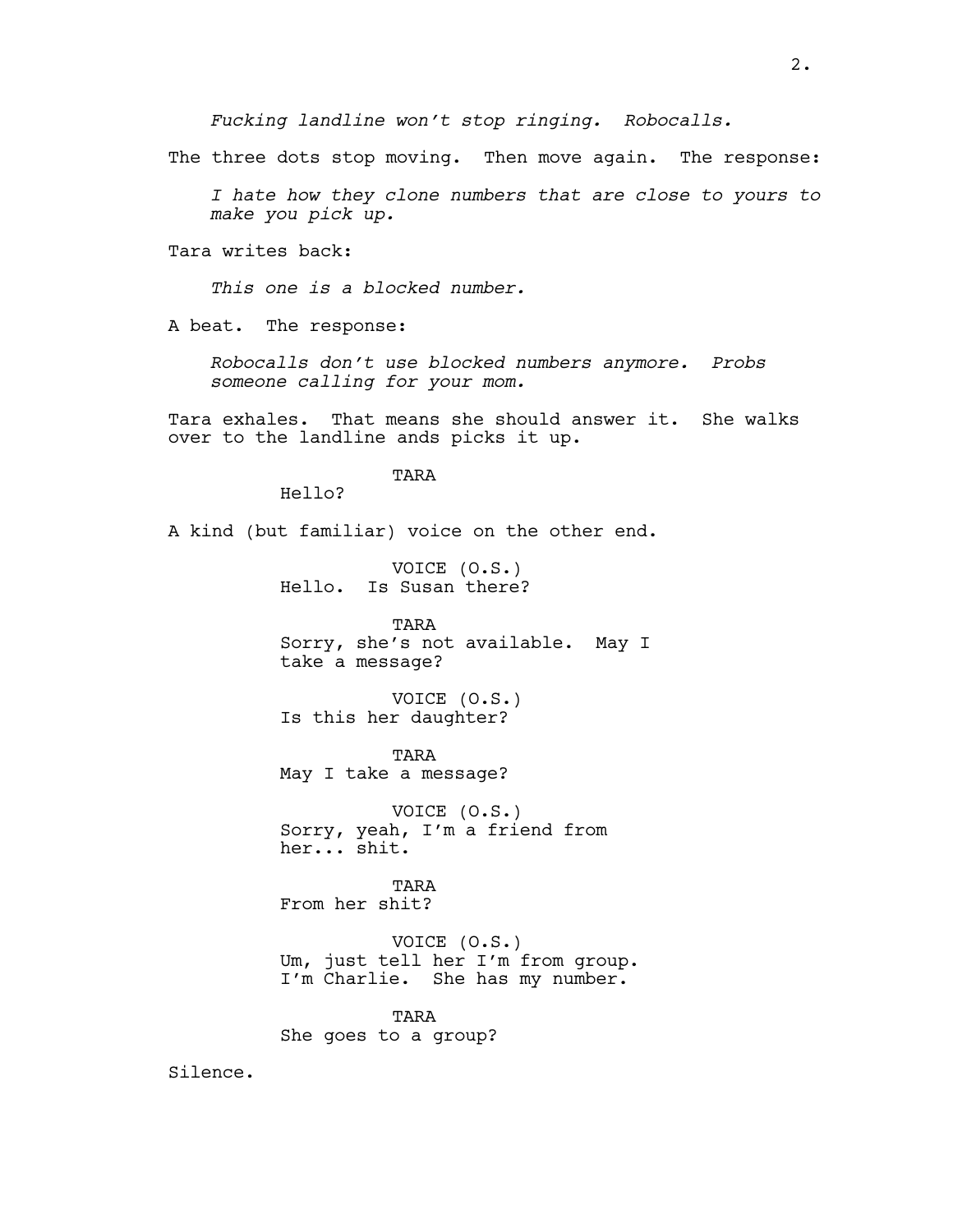*Fucking landline won't stop ringing. Robocalls.*

The three dots stop moving. Then move again. The response:

*I hate how they clone numbers that are close to yours to make you pick up.*

Tara writes back:

*This one is a blocked number.*

A beat. The response:

*Robocalls don't use blocked numbers anymore. Probs someone calling for your mom.*

Tara exhales. That means she should answer it. She walks over to the landline ands picks it up.

TARA
Hello?

A kind (but familiar) voice on the other end.

VOICE (O.S.)
Hello. Is Susan there?

TARA
Sorry, she's not available. May I take a message?

VOICE (O.S.)
Is this her daughter?

TARA
May I take a message?

VOICE (O.S.)
Sorry, yeah, I'm a friend from her... shit.

TARA
From her shit?

VOICE (O.S.)
Um, just tell her I'm from group. I'm Charlie. She has my number.

TARA
She goes to a group?

Silence.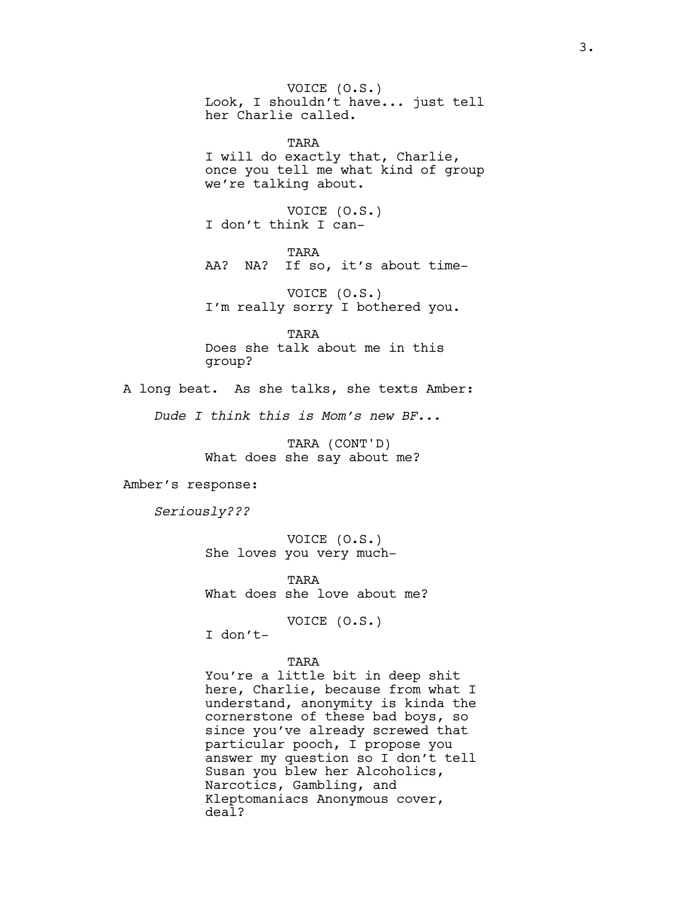VOICE (O.S.)
Look, I shouldn't have... just tell her Charlie called.

TARA
I will do exactly that, Charlie, once you tell me what kind of group we're talking about.

VOICE (O.S.)
I don't think I can-

TARA
AA? NA? If so, it's about time-

VOICE (O.S.)
I'm really sorry I bothered you.

TARA
Does she talk about me in this group?

A long beat. As she talks, she texts Amber:

*Dude I think this is Mom's new BF...*

TARA (CONT'D)
What does she say about me?

Amber's response:

*Seriously???*

VOICE (O.S.)
She loves you very much-

TARA
What does she love about me?

VOICE (O.S.)
I don't-

TARA
You're a little bit in deep shit here, Charlie, because from what I understand, anonymity is kinda the cornerstone of these bad boys, so since you've already screwed that particular pooch, I propose you answer my question so I don't tell Susan you blew her Alcoholics, Narcotics, Gambling, and Kleptomaniacs Anonymous cover, deal?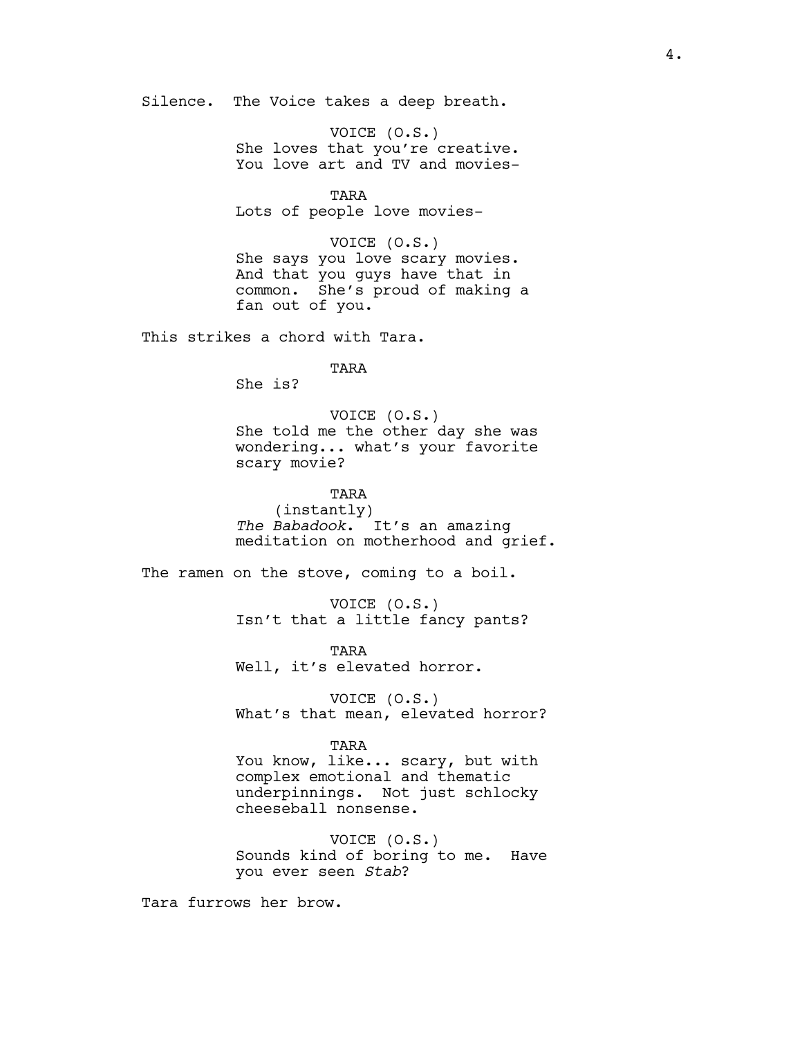Silence. The Voice takes a deep breath.

VOICE (O.S.)
She loves that you're creative. You love art and TV and movies-

TARA
Lots of people love movies-

VOICE (O.S.)
She says you love scary movies. And that you guys have that in common. She's proud of making a fan out of you.

This strikes a chord with Tara.

TARA
She is?

VOICE (O.S.)
She told me the other day she was wondering... what's your favorite scary movie?

TARA
(instantly)
*The Babadook*. It's an amazing meditation on motherhood and grief.

The ramen on the stove, coming to a boil.

VOICE (O.S.)
Isn't that a little fancy pants?

TARA
Well, it's elevated horror.

VOICE (O.S.)
What's that mean, elevated horror?

TARA
You know, like... scary, but with complex emotional and thematic underpinnings. Not just schlocky cheeseball nonsense.

VOICE (O.S.)
Sounds kind of boring to me. Have you ever seen *Stab*?

Tara furrows her brow.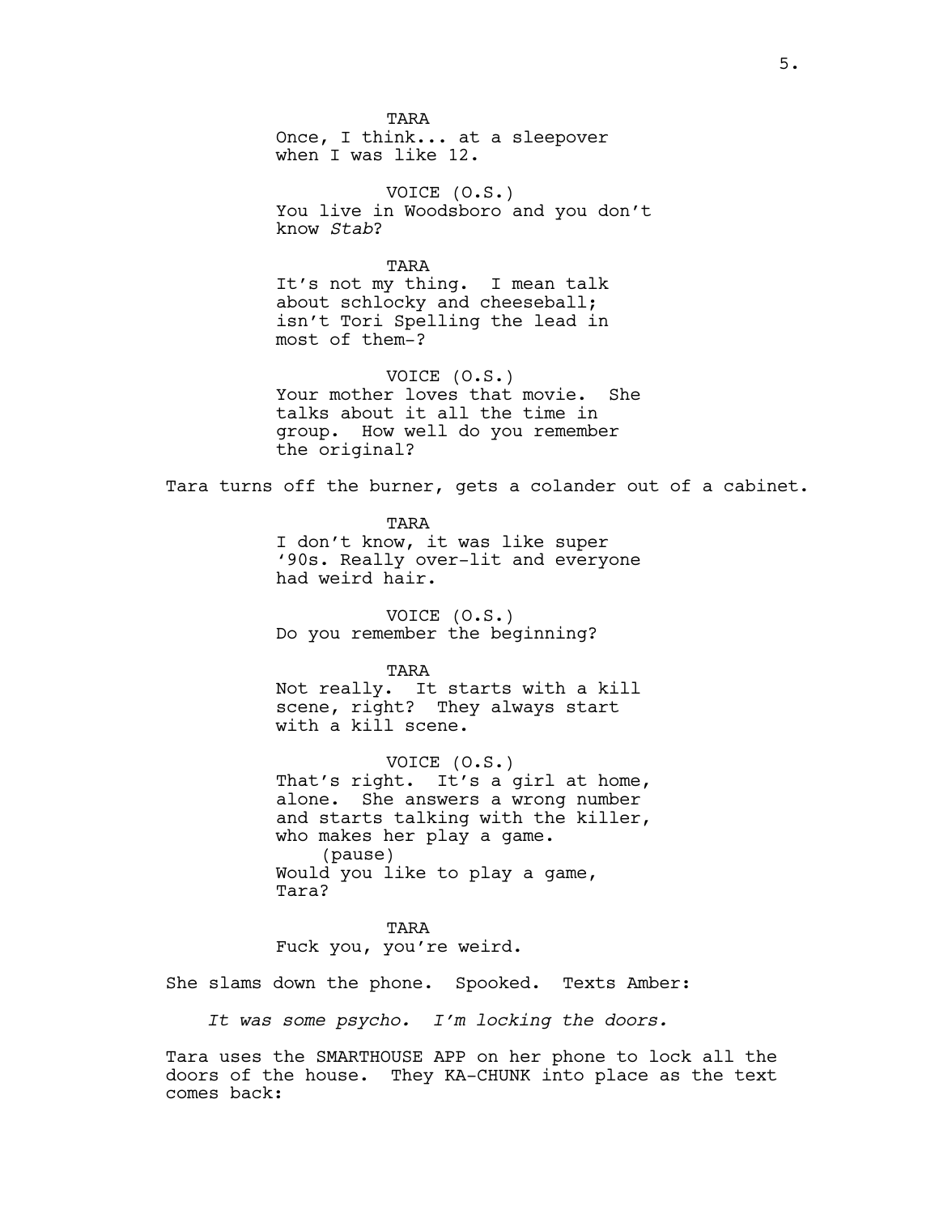TARA
Once, I think... at a sleepover when I was like 12.

VOICE (O.S.)
You live in Woodsboro and you don't know *Stab*?

TARA
It's not my thing. I mean talk about schlocky and cheeseball; isn't Tori Spelling the lead in most of them-?

VOICE (O.S.)
Your mother loves that movie. She talks about it all the time in group. How well do you remember the original?

Tara turns off the burner, gets a colander out of a cabinet.

TARA
I don't know, it was like super '90s. Really over-lit and everyone had weird hair.

VOICE (O.S.)
Do you remember the beginning?

TARA
Not really. It starts with a kill scene, right? They always start with a kill scene.

VOICE (O.S.)
That's right. It's a girl at home, alone. She answers a wrong number and starts talking with the killer, who makes her play a game.
(pause)
Would you like to play a game, Tara?

TARA
Fuck you, you're weird.

She slams down the phone. Spooked. Texts Amber:

*It was some psycho. I'm locking the doors.*

Tara uses the SMARTHOUSE APP on her phone to lock all the doors of the house. They KA-CHUNK into place as the text comes back: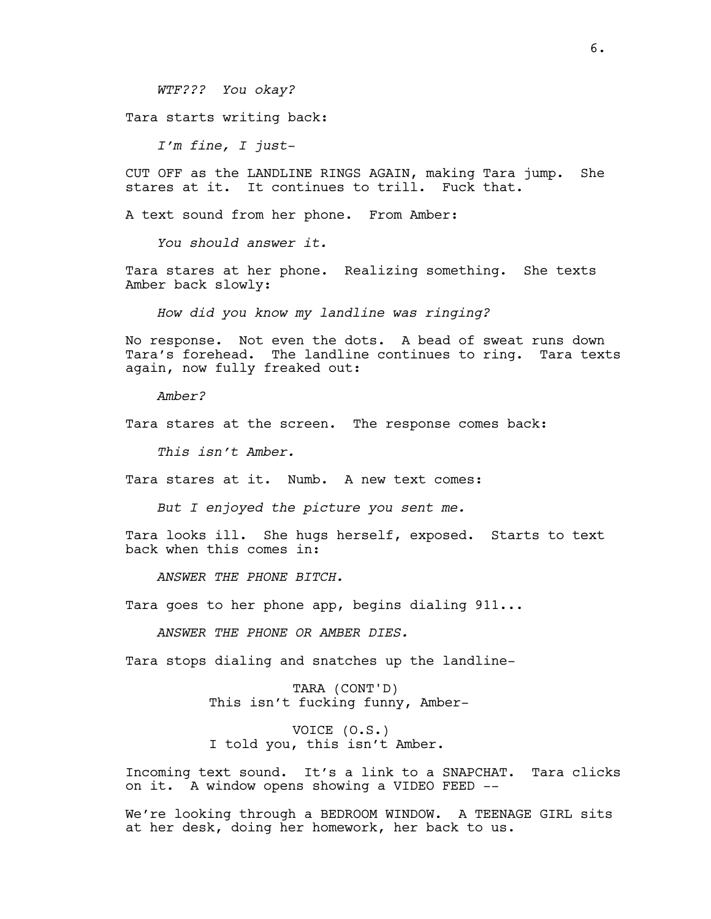*WTF??? You okay?*

Tara starts writing back:

*I'm fine, I just-*

CUT OFF as the LANDLINE RINGS AGAIN, making Tara jump. She stares at it. It continues to trill. Fuck that.

A text sound from her phone. From Amber:

*You should answer it.*

Tara stares at her phone. Realizing something. She texts Amber back slowly:

*How did you know my landline was ringing?*

No response. Not even the dots. A bead of sweat runs down Tara's forehead. The landline continues to ring. Tara texts again, now fully freaked out:

*Amber?*

Tara stares at the screen. The response comes back:

*This isn't Amber.*

Tara stares at it. Numb. A new text comes:

*But I enjoyed the picture you sent me.*

Tara looks ill. She hugs herself, exposed. Starts to text back when this comes in:

*ANSWER THE PHONE BITCH.*

Tara goes to her phone app, begins dialing 911...

*ANSWER THE PHONE OR AMBER DIES.*

Tara stops dialing and snatches up the landline-

TARA (CONT'D)
This isn't fucking funny, Amber-

VOICE (O.S.)
I told you, this isn't Amber.

Incoming text sound. It's a link to a SNAPCHAT. Tara clicks on it. A window opens showing a VIDEO FEED --

We're looking through a BEDROOM WINDOW. A TEENAGE GIRL sits at her desk, doing her homework, her back to us.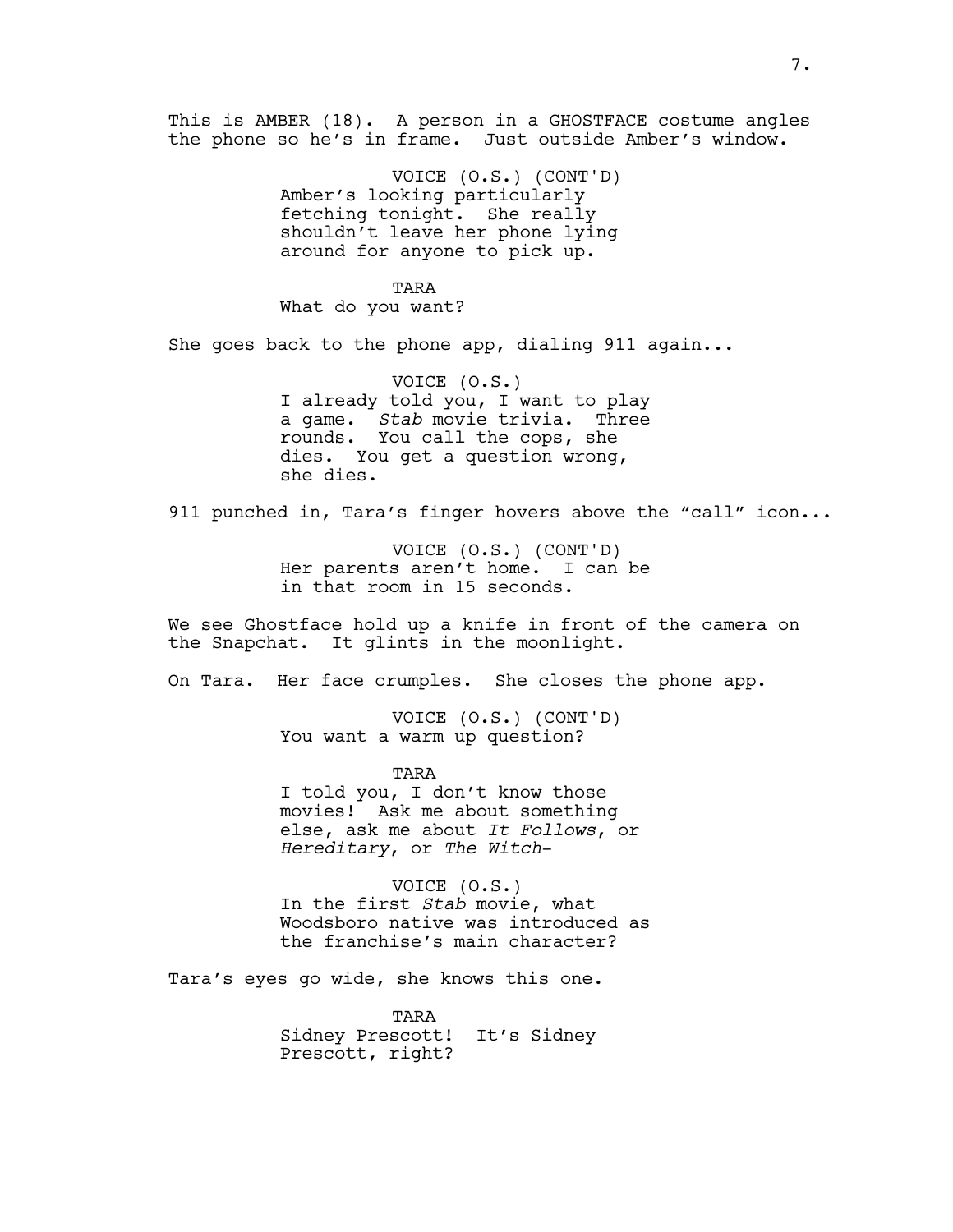This is AMBER (18). A person in a GHOSTFACE costume angles the phone so he's in frame. Just outside Amber's window.

VOICE (O.S.) (CONT'D)
Amber's looking particularly fetching tonight. She really shouldn't leave her phone lying around for anyone to pick up.

TARA
What do you want?

She goes back to the phone app, dialing 911 again...

VOICE (O.S.)
I already told you, I want to play a game. *Stab* movie trivia. Three rounds. You call the cops, she dies. You get a question wrong, she dies.

911 punched in, Tara's finger hovers above the "call" icon...

VOICE (O.S.) (CONT'D)
Her parents aren't home. I can be in that room in 15 seconds.

We see Ghostface hold up a knife in front of the camera on the Snapchat. It glints in the moonlight.

On Tara. Her face crumples. She closes the phone app.

VOICE (O.S.) (CONT'D)
You want a warm up question?

TARA
I told you, I don't know those movies! Ask me about something else, ask me about *It Follows*, or *Hereditary*, or *The Witch*-

VOICE (O.S.)
In the first *Stab* movie, what Woodsboro native was introduced as the franchise's main character?

Tara's eyes go wide, she knows this one.

TARA
Sidney Prescott! It's Sidney Prescott, right?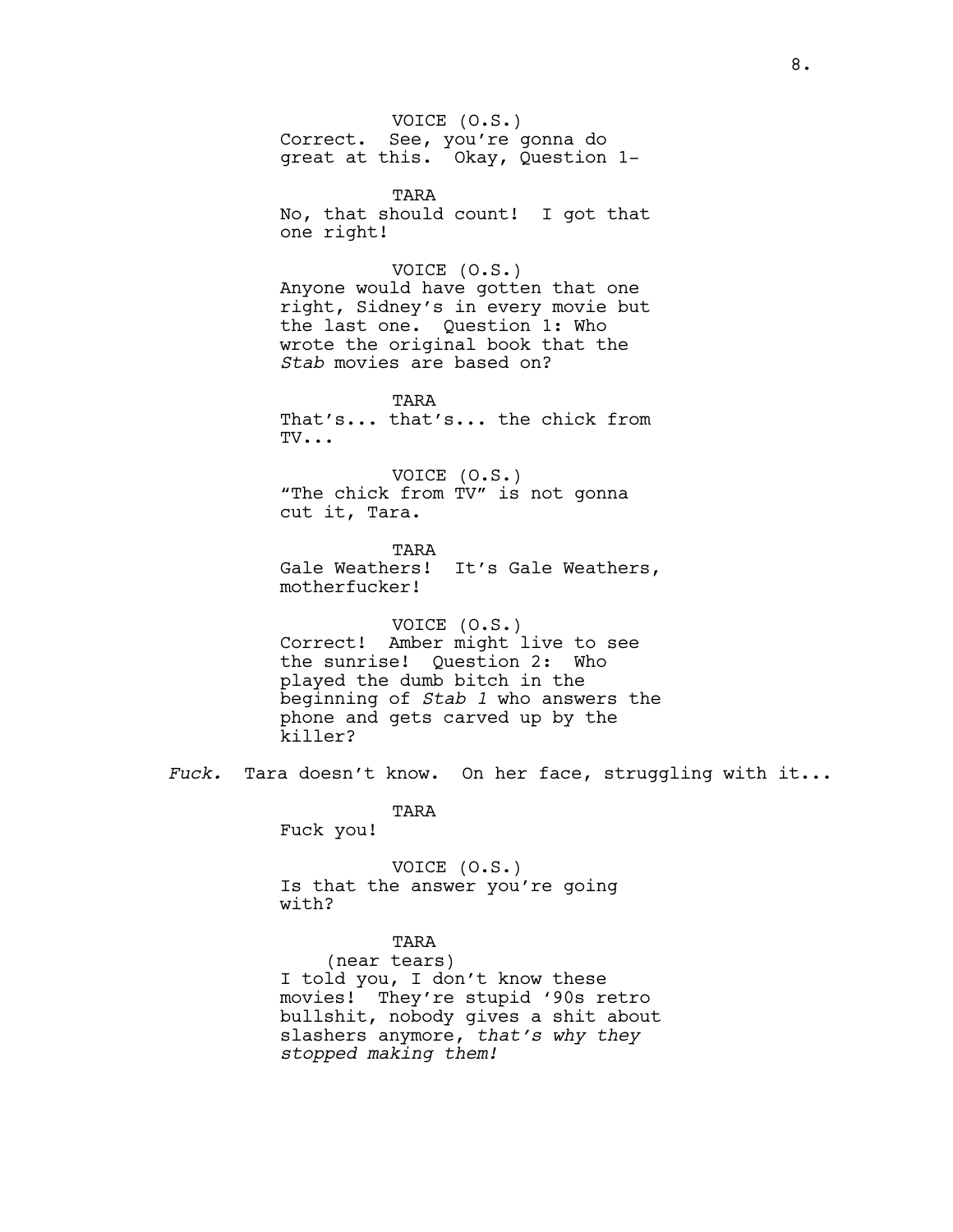VOICE (O.S.)
Correct. See, you're gonna do great at this. Okay, Question 1-

TARA
No, that should count! I got that one right!

VOICE (O.S.)
Anyone would have gotten that one right, Sidney's in every movie but the last one. Question 1: Who wrote the original book that the *Stab* movies are based on?

TARA
That's... that's... the chick from TV...

VOICE (O.S.)
"The chick from TV" is not gonna cut it, Tara.

TARA
Gale Weathers! It's Gale Weathers, motherfucker!

VOICE (O.S.)
Correct! Amber might live to see the sunrise! Question 2: Who played the dumb bitch in the beginning of *Stab 1* who answers the phone and gets carved up by the killer?

*Fuck.* Tara doesn't know. On her face, struggling with it...

TARA
Fuck you!

VOICE (O.S.)
Is that the answer you're going with?

TARA
(near tears)
I told you, I don't know these movies! They're stupid '90s retro bullshit, nobody gives a shit about slashers anymore, *that's why they stopped making them!*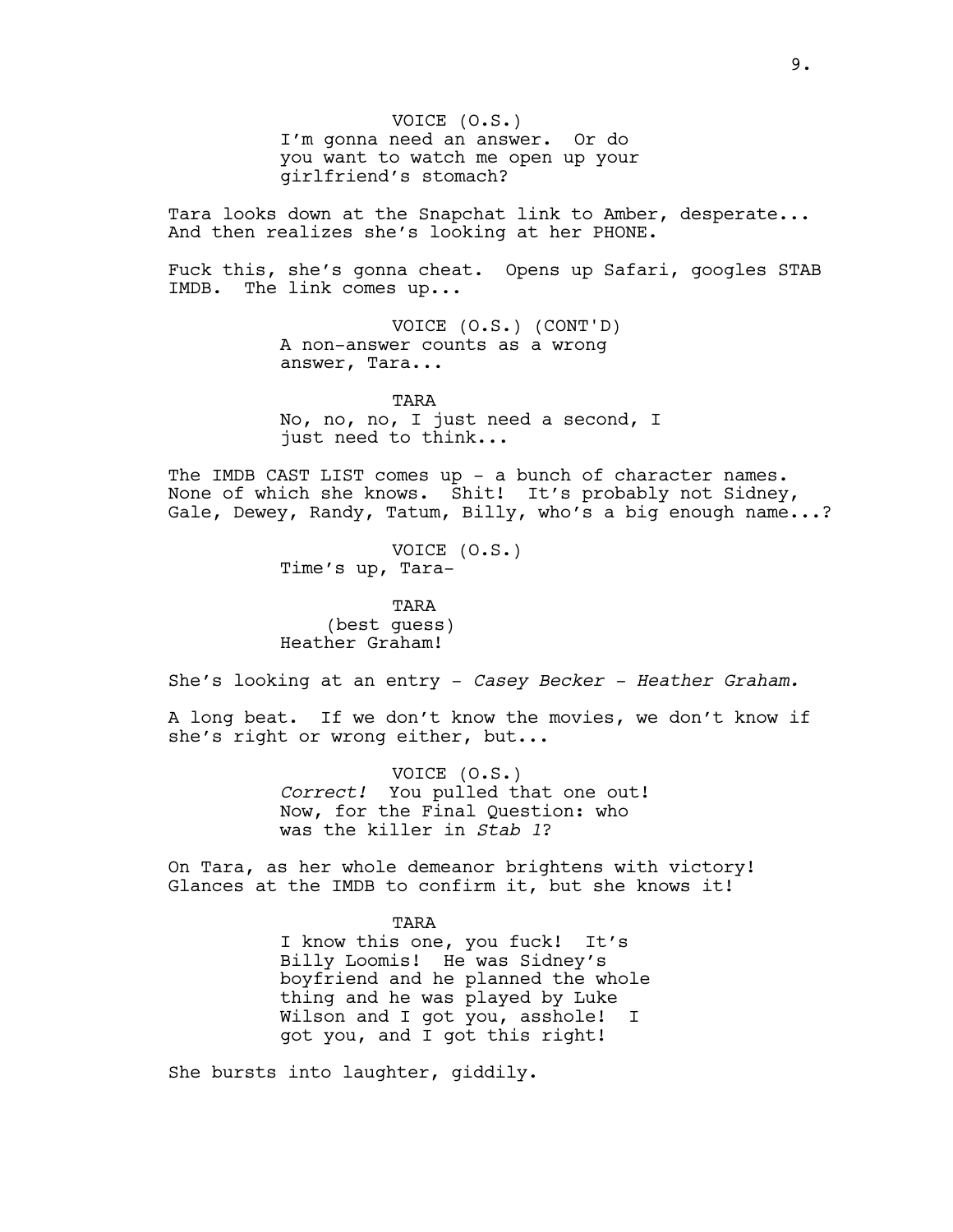VOICE (O.S.)
I'm gonna need an answer. Or do you want to watch me open up your girlfriend's stomach?

Tara looks down at the Snapchat link to Amber, desperate... And then realizes she's looking at her PHONE.

Fuck this, she's gonna cheat. Opens up Safari, googles STAB IMDB. The link comes up...

VOICE (O.S.) (CONT'D)
A non-answer counts as a wrong answer, Tara...

TARA
No, no, no, I just need a second, I just need to think...

The IMDB CAST LIST comes up - a bunch of character names. None of which she knows. Shit! It's probably not Sidney, Gale, Dewey, Randy, Tatum, Billy, who's a big enough name...?

VOICE (O.S.)
Time's up, Tara-

TARA
(best guess)
Heather Graham!

She's looking at an entry - *Casey Becker - Heather Graham.*

A long beat. If we don't know the movies, we don't know if she's right or wrong either, but...

VOICE (O.S.)
*Correct!* You pulled that one out! Now, for the Final Question: who was the killer in *Stab 1*?

On Tara, as her whole demeanor brightens with victory! Glances at the IMDB to confirm it, but she knows it!

TARA
I know this one, you fuck! It's Billy Loomis! He was Sidney's boyfriend and he planned the whole thing and he was played by Luke Wilson and I got you, asshole! I got you, and I got this right!

She bursts into laughter, giddily.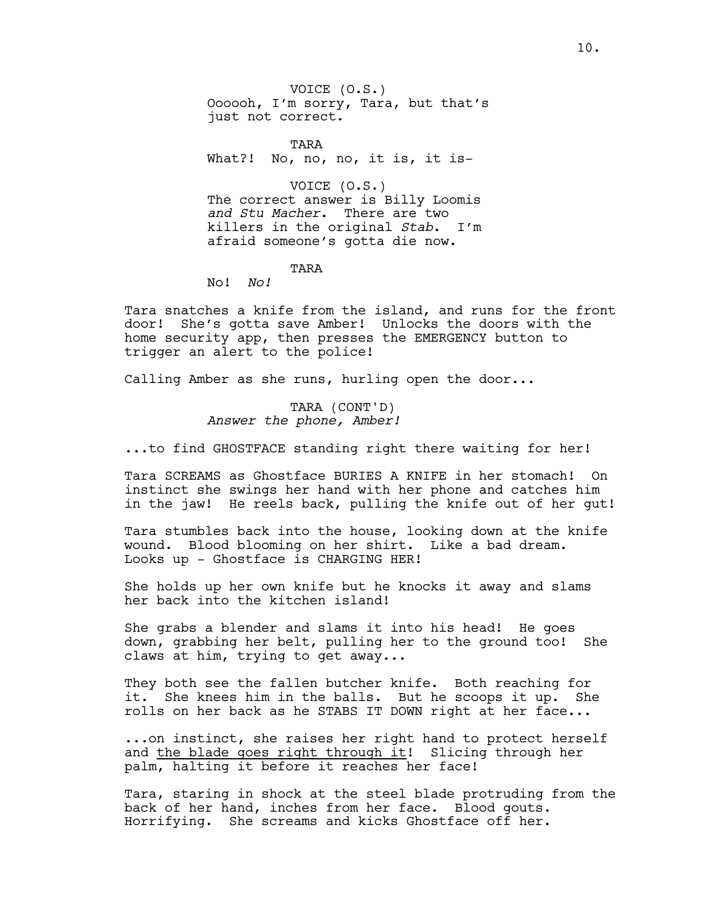VOICE (O.S.)
Oooooh, I'm sorry, Tara, but that's just not correct.

TARA
What?! No, no, no, it is, it is-

VOICE (O.S.)
The correct answer is Billy Loomis *and Stu Macher*. There are two killers in the original *Stab*. I'm afraid someone's gotta die now.

TARA
No! *No!*

Tara snatches a knife from the island, and runs for the front door! She's gotta save Amber! Unlocks the doors with the home security app, then presses the EMERGENCY button to trigger an alert to the police!

Calling Amber as she runs, hurling open the door...

TARA (CONT'D)
*Answer the phone, Amber!*

...to find GHOSTFACE standing right there waiting for her!

Tara SCREAMS as Ghostface BURIES A KNIFE in her stomach! On instinct she swings her hand with her phone and catches him in the jaw! He reels back, pulling the knife out of her gut!

Tara stumbles back into the house, looking down at the knife wound. Blood blooming on her shirt. Like a bad dream. Looks up - Ghostface is CHARGING HER!

She holds up her own knife but he knocks it away and slams her back into the kitchen island!

She grabs a blender and slams it into his head! He goes down, grabbing her belt, pulling her to the ground too! She claws at him, trying to get away...

They both see the fallen butcher knife. Both reaching for it. She knees him in the balls. But he scoops it up. She rolls on her back as he STABS IT DOWN right at her face...

...on instinct, she raises her right hand to protect herself and <u>the blade goes right through it</u>! Slicing through her palm, halting it before it reaches her face!

Tara, staring in shock at the steel blade protruding from the back of her hand, inches from her face. Blood gouts. Horrifying. She screams and kicks Ghostface off her.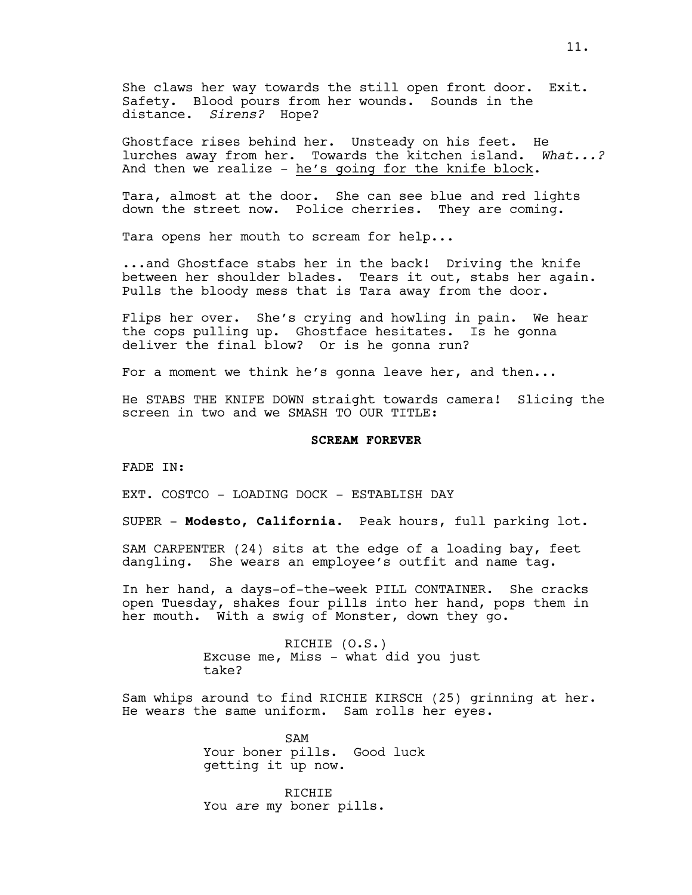She claws her way towards the still open front door. Exit. Safety. Blood pours from her wounds. Sounds in the distance. *Sirens?* Hope?

Ghostface rises behind her. Unsteady on his feet. He lurches away from her. Towards the kitchen island. *What...?* And then we realize - <u>he's going for the knife block</u>.

Tara, almost at the door. She can see blue and red lights down the street now. Police cherries. They are coming.

Tara opens her mouth to scream for help...

...and Ghostface stabs her in the back! Driving the knife between her shoulder blades. Tears it out, stabs her again. Pulls the bloody mess that is Tara away from the door.

Flips her over. She's crying and howling in pain. We hear the cops pulling up. Ghostface hesitates. Is he gonna deliver the final blow? Or is he gonna run?

For a moment we think he's gonna leave her, and then...

He STABS THE KNIFE DOWN straight towards camera! Slicing the screen in two and we SMASH TO OUR TITLE:

**SCREAM FOREVER**

FADE IN:

EXT. COSTCO - LOADING DOCK - ESTABLISH DAY

SUPER - **Modesto, California**. Peak hours, full parking lot.

SAM CARPENTER (24) sits at the edge of a loading bay, feet dangling. She wears an employee's outfit and name tag.

In her hand, a days-of-the-week PILL CONTAINER. She cracks open Tuesday, shakes four pills into her hand, pops them in her mouth. With a swig of Monster, down they go.

RICHIE (O.S.)
Excuse me, Miss - what did you just take?

Sam whips around to find RICHIE KIRSCH (25) grinning at her. He wears the same uniform. Sam rolls her eyes.

SAM
Your boner pills. Good luck getting it up now.

RICHIE
You *are* my boner pills.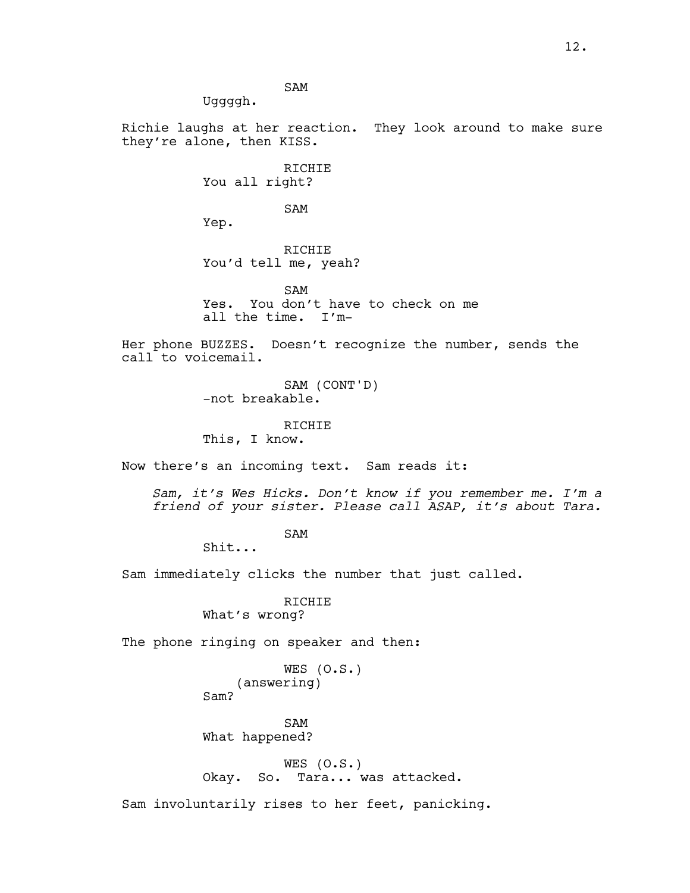SAM
Uggggh.

Richie laughs at her reaction. They look around to make sure they're alone, then KISS.

RICHIE
You all right?

SAM
Yep.

RICHIE
You'd tell me, yeah?

SAM
Yes. You don't have to check on me all the time. I'm-

Her phone BUZZES. Doesn't recognize the number, sends the call to voicemail.

SAM (CONT'D)
-not breakable.

RICHIE
This, I know.

Now there's an incoming text. Sam reads it:

*Sam, it's Wes Hicks. Don't know if you remember me. I'm a friend of your sister. Please call ASAP, it's about Tara.*

SAM
Shit...

Sam immediately clicks the number that just called.

RICHIE
What's wrong?

The phone ringing on speaker and then:

WES (O.S.)
(answering)
Sam?

SAM
What happened?

WES (O.S.)
Okay. So. Tara... was attacked.

Sam involuntarily rises to her feet, panicking.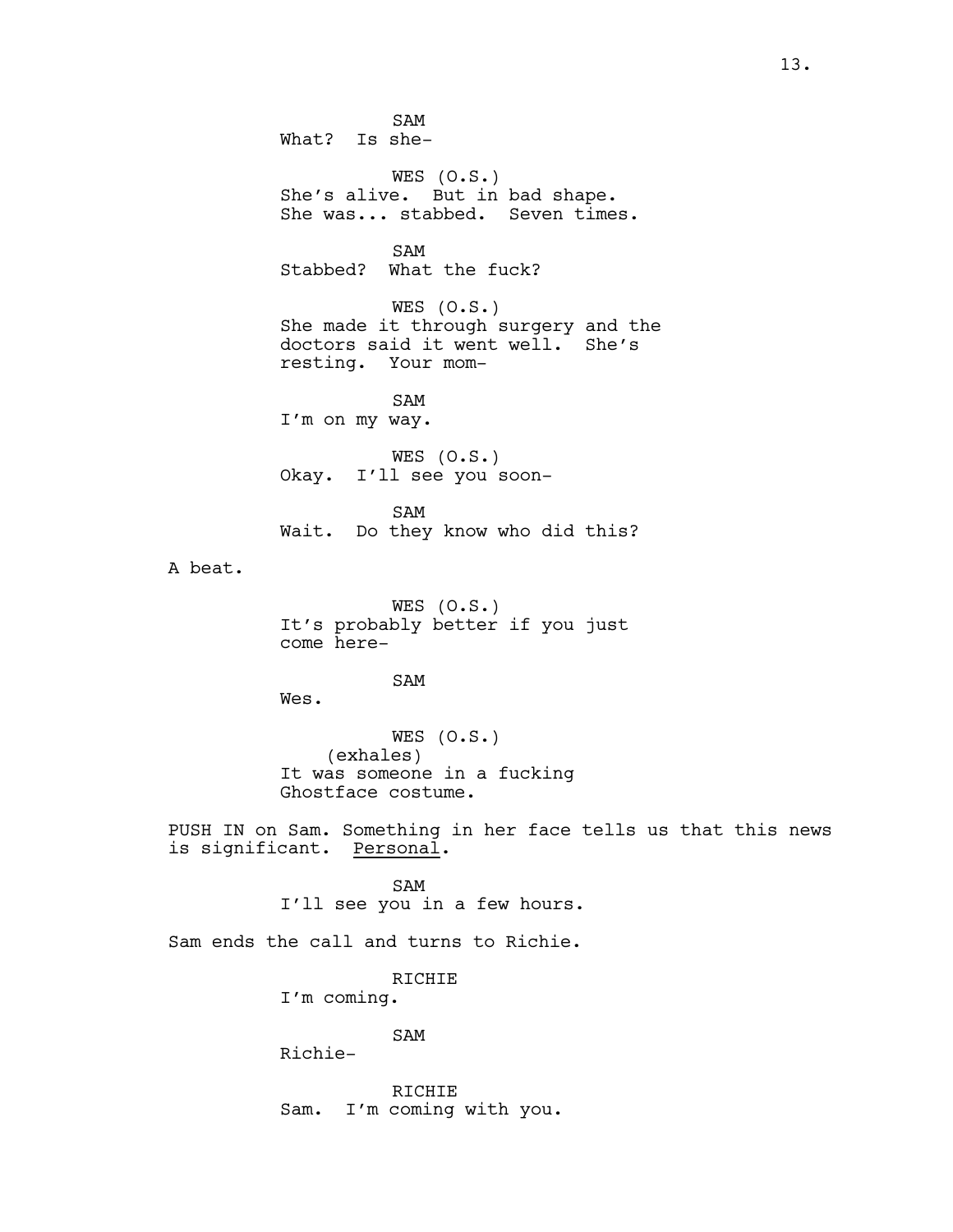SAM
What? Is she-

WES (O.S.)
She's alive. But in bad shape.
She was... stabbed. Seven times.

SAM
Stabbed? What the fuck?

WES (O.S.)
She made it through surgery and the
doctors said it went well. She's
resting. Your mom-

SAM
I'm on my way.

WES (O.S.)
Okay. I'll see you soon-

SAM
Wait. Do they know who did this?

A beat.

WES (O.S.)
It's probably better if you just
come here-

SAM
Wes.

WES (O.S.)
(exhales)
It was someone in a fucking
Ghostface costume.

PUSH IN on Sam. Something in her face tells us that this news is significant. <u>Personal</u>.

SAM
I'll see you in a few hours.

Sam ends the call and turns to Richie.

RICHIE
I'm coming.

SAM
Richie-

RICHIE
Sam. I'm coming with you.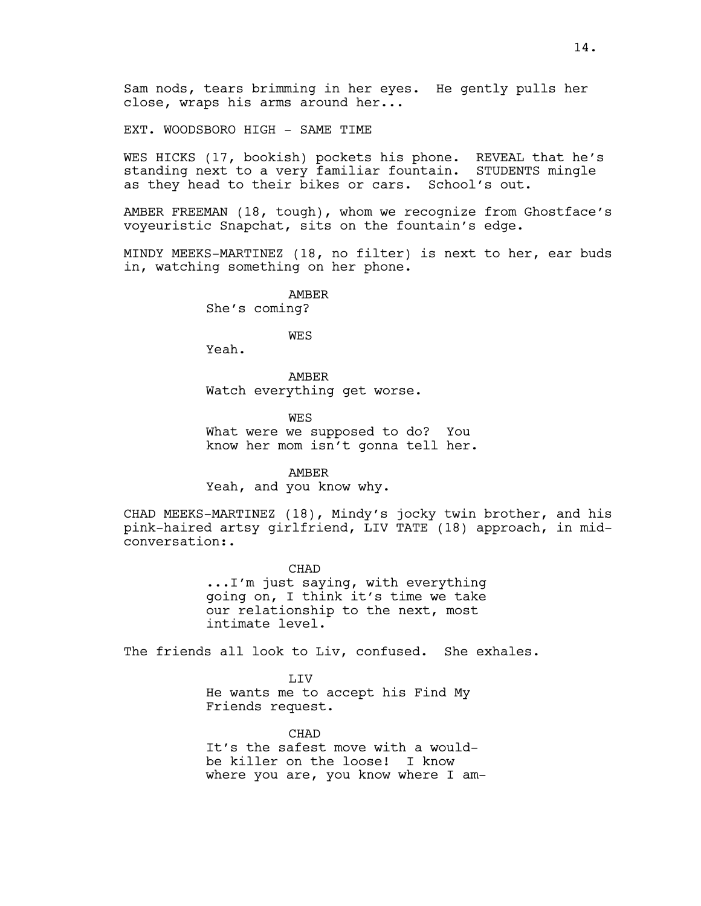Sam nods, tears brimming in her eyes. He gently pulls her close, wraps his arms around her...

EXT. WOODSBORO HIGH - SAME TIME

WES HICKS (17, bookish) pockets his phone. REVEAL that he's standing next to a very familiar fountain. STUDENTS mingle as they head to their bikes or cars. School's out.

AMBER FREEMAN (18, tough), whom we recognize from Ghostface's voyeuristic Snapchat, sits on the fountain's edge.

MINDY MEEKS-MARTINEZ (18, no filter) is next to her, ear buds in, watching something on her phone.

AMBER
She's coming?

WES
Yeah.

AMBER
Watch everything get worse.

WES
What were we supposed to do? You know her mom isn't gonna tell her.

AMBER
Yeah, and you know why.

CHAD MEEKS-MARTINEZ (18), Mindy's jocky twin brother, and his pink-haired artsy girlfriend, LIV TATE (18) approach, in mid-conversation:.

CHAD
...I'm just saying, with everything going on, I think it's time we take our relationship to the next, most intimate level.

The friends all look to Liv, confused. She exhales.

LIV
He wants me to accept his Find My Friends request.

CHAD
It's the safest move with a would-be killer on the loose! I know where you are, you know where I am-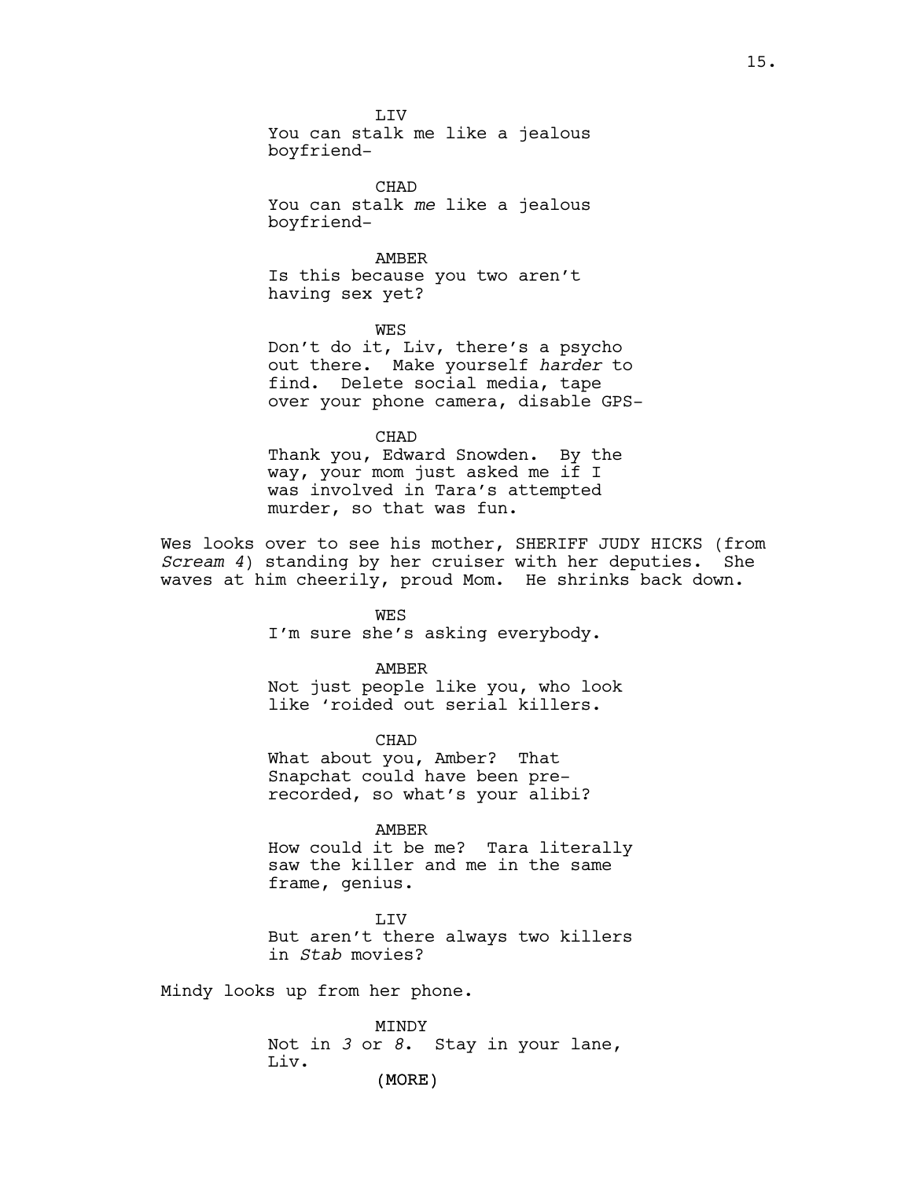LIV
You can stalk me like a jealous boyfriend-

CHAD
You can stalk *me* like a jealous boyfriend-

AMBER
Is this because you two aren't having sex yet?

WES
Don't do it, Liv, there's a psycho out there. Make yourself *harder* to find. Delete social media, tape over your phone camera, disable GPS-

CHAD
Thank you, Edward Snowden. By the way, your mom just asked me if I was involved in Tara's attempted murder, so that was fun.

Wes looks over to see his mother, SHERIFF JUDY HICKS (from *Scream 4*) standing by her cruiser with her deputies. She waves at him cheerily, proud Mom. He shrinks back down.

WES
I'm sure she's asking everybody.

AMBER
Not just people like you, who look like 'roided out serial killers.

CHAD
What about you, Amber? That Snapchat could have been pre-recorded, so what's your alibi?

AMBER
How could it be me? Tara literally saw the killer and me in the same frame, genius.

LIV
But aren't there always two killers in *Stab* movies?

Mindy looks up from her phone.

MINDY
Not in *3* or *8*. Stay in your lane, Liv.
(MORE)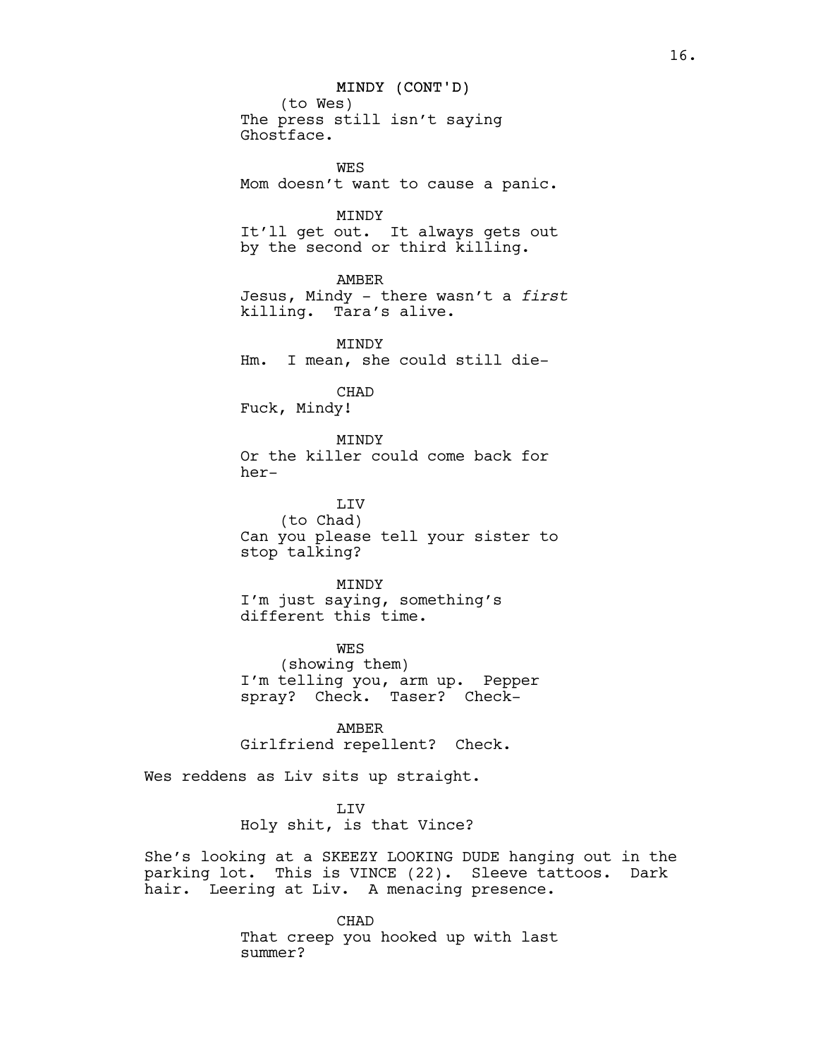MINDY (CONT'D)
(to Wes)
The press still isn't saying Ghostface.

WES
Mom doesn't want to cause a panic.

MINDY
It'll get out. It always gets out by the second or third killing.

AMBER
Jesus, Mindy - there wasn't a *first* killing. Tara's alive.

MINDY
Hm. I mean, she could still die-

CHAD
Fuck, Mindy!

MINDY
Or the killer could come back for her-

LIV
(to Chad)
Can you please tell your sister to stop talking?

MINDY
I'm just saying, something's different this time.

WES
(showing them)
I'm telling you, arm up. Pepper spray? Check. Taser? Check-

AMBER
Girlfriend repellent? Check.

Wes reddens as Liv sits up straight.

LIV
Holy shit, is that Vince?

She's looking at a SKEEZY LOOKING DUDE hanging out in the parking lot. This is VINCE (22). Sleeve tattoos. Dark hair. Leering at Liv. A menacing presence.

CHAD
That creep you hooked up with last summer?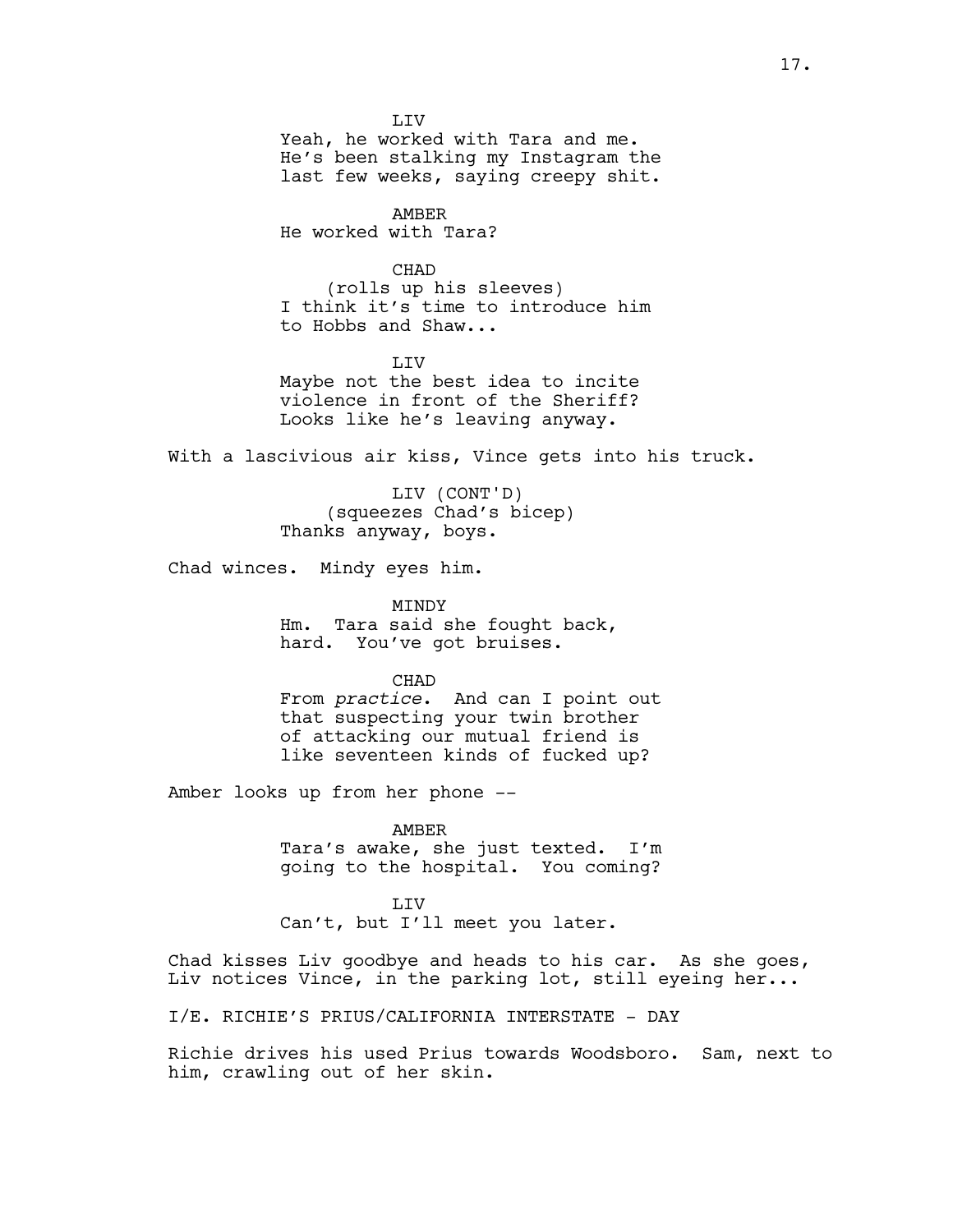LIV
Yeah, he worked with Tara and me. He's been stalking my Instagram the last few weeks, saying creepy shit.

AMBER
He worked with Tara?

CHAD
(rolls up his sleeves)
I think it's time to introduce him to Hobbs and Shaw...

LIV
Maybe not the best idea to incite violence in front of the Sheriff? Looks like he's leaving anyway.

With a lascivious air kiss, Vince gets into his truck.

LIV (CONT'D)
(squeezes Chad's bicep)
Thanks anyway, boys.

Chad winces. Mindy eyes him.

MINDY
Hm. Tara said she fought back, hard. You've got bruises.

CHAD
From *practice*. And can I point out that suspecting your twin brother of attacking our mutual friend is like seventeen kinds of fucked up?

Amber looks up from her phone --

AMBER
Tara's awake, she just texted. I'm going to the hospital. You coming?

LIV
Can't, but I'll meet you later.

Chad kisses Liv goodbye and heads to his car. As she goes, Liv notices Vince, in the parking lot, still eyeing her...

I/E. RICHIE'S PRIUS/CALIFORNIA INTERSTATE - DAY

Richie drives his used Prius towards Woodsboro. Sam, next to him, crawling out of her skin.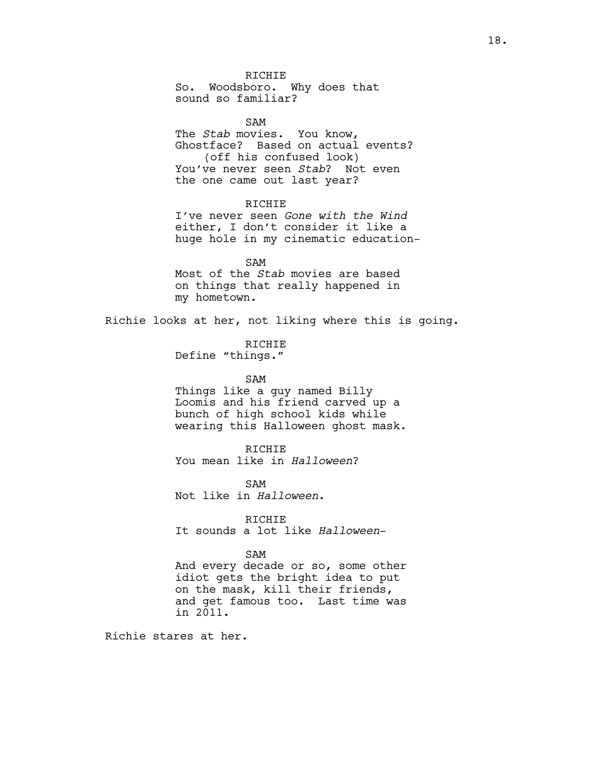RICHIE
So. Woodsboro. Why does that sound so familiar?

SAM
The *Stab* movies. You know, Ghostface? Based on actual events?
(off his confused look)
You've never seen *Stab*? Not even the one came out last year?

RICHIE
I've never seen *Gone with the Wind* either, I don't consider it like a huge hole in my cinematic education-

SAM
Most of the *Stab* movies are based on things that really happened in my hometown.

Richie looks at her, not liking where this is going.

RICHIE
Define "things."

SAM
Things like a guy named Billy Loomis and his friend carved up a bunch of high school kids while wearing this Halloween ghost mask.

RICHIE
You mean like in *Halloween*?

SAM
Not like in *Halloween*.

RICHIE
It sounds a lot like *Halloween*-

SAM
And every decade or so, some other idiot gets the bright idea to put on the mask, kill their friends, and get famous too. Last time was in 2011.

Richie stares at her.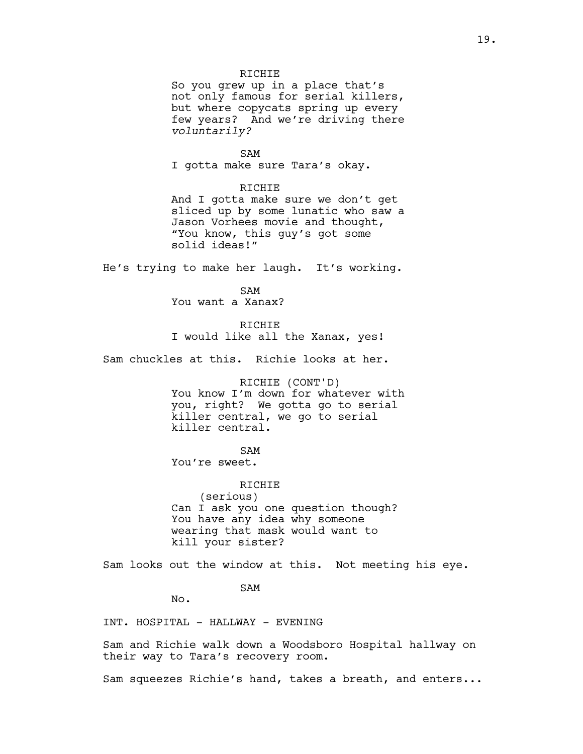RICHIE
So you grew up in a place that's not only famous for serial killers, but where copycats spring up every few years? And we're driving there *voluntarily?*

SAM
I gotta make sure Tara's okay.

RICHIE
And I gotta make sure we don't get sliced up by some lunatic who saw a Jason Vorhees movie and thought, "You know, this guy's got some solid ideas!"

He's trying to make her laugh. It's working.

SAM
You want a Xanax?

RICHIE
I would like all the Xanax, yes!

Sam chuckles at this. Richie looks at her.

RICHIE (CONT'D)
You know I'm down for whatever with you, right? We gotta go to serial killer central, we go to serial killer central.

SAM
You're sweet.

RICHIE
(serious)
Can I ask you one question though? You have any idea why someone wearing that mask would want to kill your sister?

Sam looks out the window at this. Not meeting his eye.

SAM
No.

INT. HOSPITAL - HALLWAY - EVENING

Sam and Richie walk down a Woodsboro Hospital hallway on their way to Tara's recovery room.

Sam squeezes Richie's hand, takes a breath, and enters...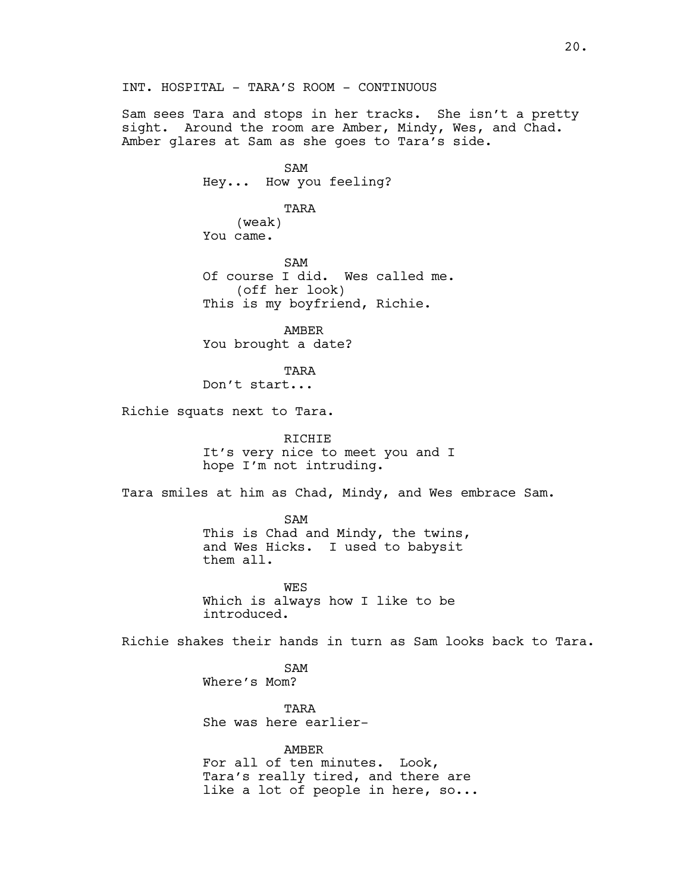INT. HOSPITAL - TARA'S ROOM - CONTINUOUS

Sam sees Tara and stops in her tracks. She isn't a pretty sight. Around the room are Amber, Mindy, Wes, and Chad. Amber glares at Sam as she goes to Tara's side.

SAM
Hey... How you feeling?

TARA
(weak)
You came.

SAM
Of course I did. Wes called me.
(off her look)
This is my boyfriend, Richie.

AMBER
You brought a date?

TARA
Don't start...

Richie squats next to Tara.

RICHIE
It's very nice to meet you and I hope I'm not intruding.

Tara smiles at him as Chad, Mindy, and Wes embrace Sam.

SAM
This is Chad and Mindy, the twins, and Wes Hicks. I used to babysit them all.

WES
Which is always how I like to be introduced.

Richie shakes their hands in turn as Sam looks back to Tara.

SAM
Where's Mom?

TARA
She was here earlier-

AMBER
For all of ten minutes. Look, Tara's really tired, and there are like a lot of people in here, so...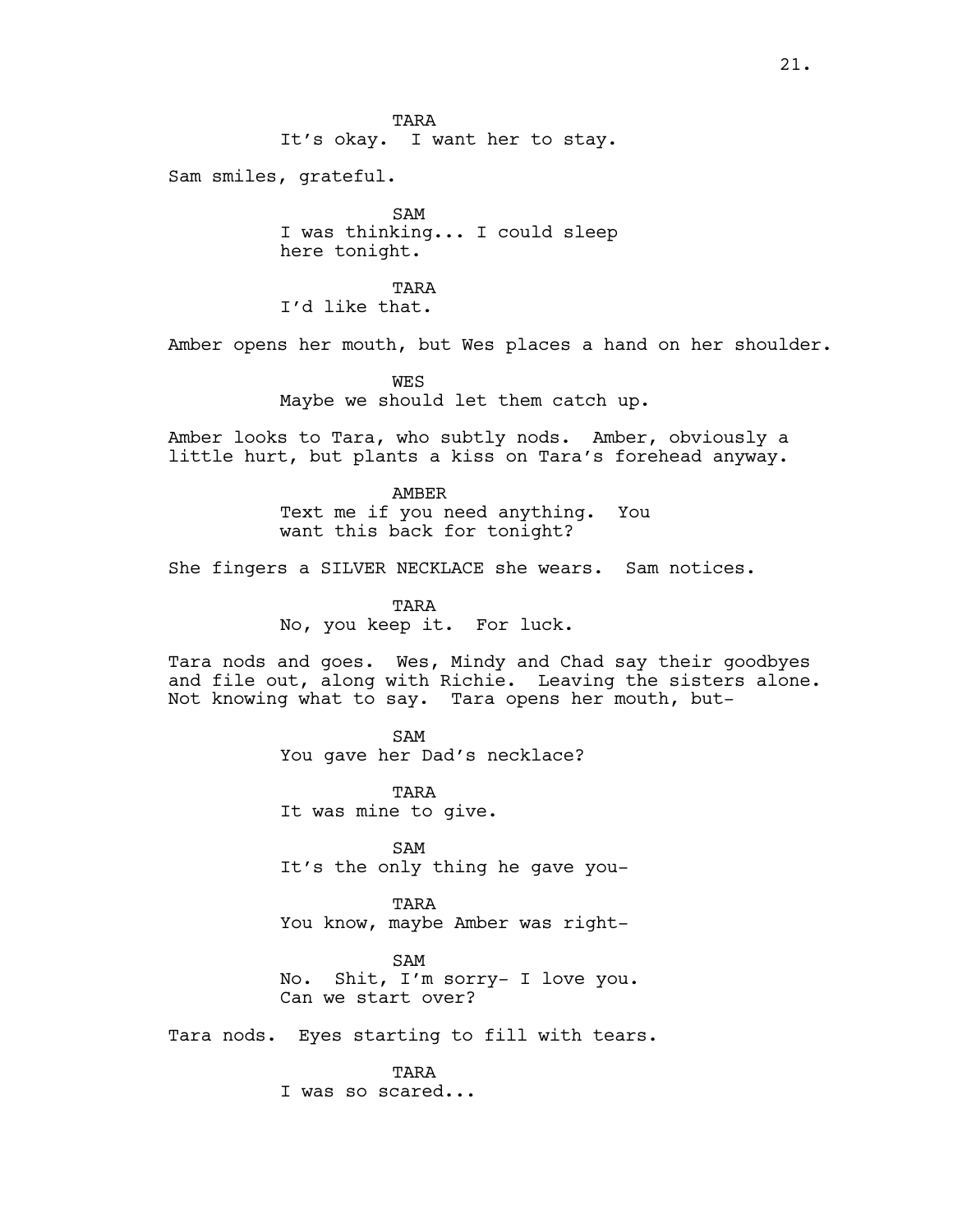TARA
It's okay. I want her to stay.

Sam smiles, grateful.

SAM
I was thinking... I could sleep here tonight.

TARA
I'd like that.

Amber opens her mouth, but Wes places a hand on her shoulder.

WES
Maybe we should let them catch up.

Amber looks to Tara, who subtly nods. Amber, obviously a little hurt, but plants a kiss on Tara's forehead anyway.

AMBER
Text me if you need anything. You want this back for tonight?

She fingers a SILVER NECKLACE she wears. Sam notices.

TARA
No, you keep it. For luck.

Tara nods and goes. Wes, Mindy and Chad say their goodbyes and file out, along with Richie. Leaving the sisters alone. Not knowing what to say. Tara opens her mouth, but-

SAM
You gave her Dad's necklace?

TARA
It was mine to give.

SAM
It's the only thing he gave you-

TARA
You know, maybe Amber was right-

SAM
No. Shit, I'm sorry- I love you. Can we start over?

Tara nods. Eyes starting to fill with tears.

TARA
I was so scared...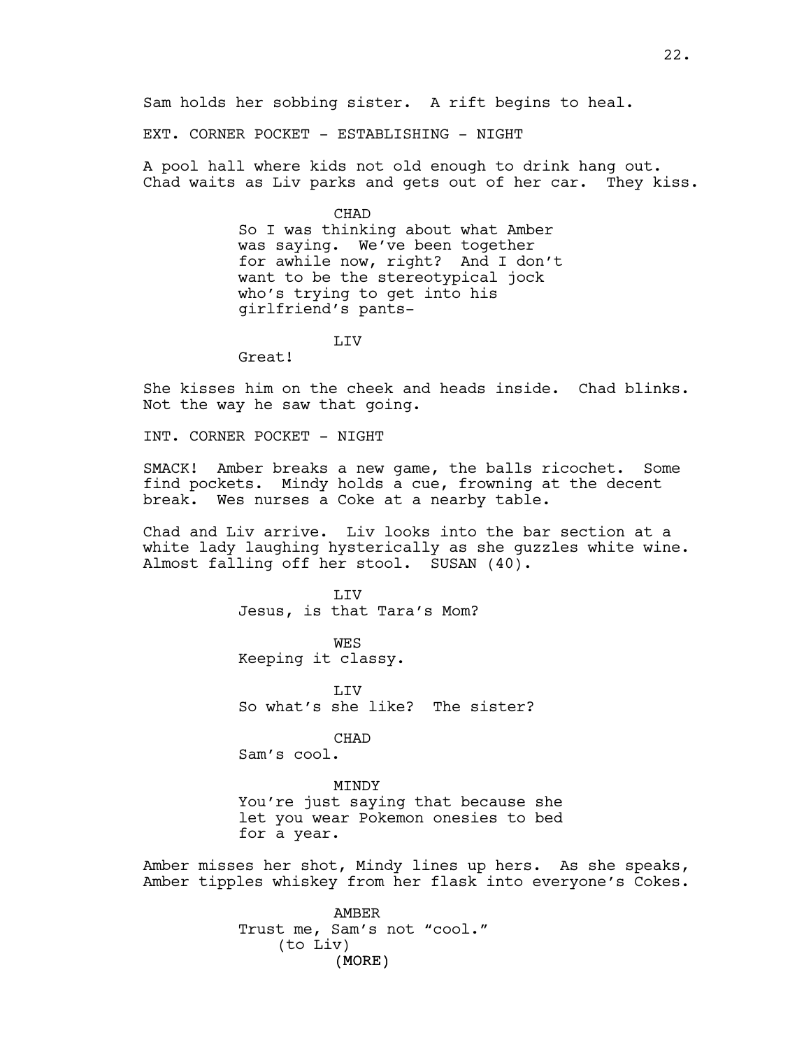Sam holds her sobbing sister. A rift begins to heal.

EXT. CORNER POCKET - ESTABLISHING - NIGHT

A pool hall where kids not old enough to drink hang out. Chad waits as Liv parks and gets out of her car. They kiss.

CHAD
So I was thinking about what Amber was saying. We've been together for awhile now, right? And I don't want to be the stereotypical jock who's trying to get into his girlfriend's pants-

LIV
Great!

She kisses him on the cheek and heads inside. Chad blinks. Not the way he saw that going.

INT. CORNER POCKET - NIGHT

SMACK! Amber breaks a new game, the balls ricochet. Some find pockets. Mindy holds a cue, frowning at the decent break. Wes nurses a Coke at a nearby table.

Chad and Liv arrive. Liv looks into the bar section at a white lady laughing hysterically as she guzzles white wine. Almost falling off her stool. SUSAN (40).

LIV
Jesus, is that Tara's Mom?

WES
Keeping it classy.

LIV
So what's she like? The sister?

CHAD
Sam's cool.

MINDY
You're just saying that because she let you wear Pokemon onesies to bed for a year.

Amber misses her shot, Mindy lines up hers. As she speaks, Amber tipples whiskey from her flask into everyone's Cokes.

AMBER
Trust me, Sam's not "cool."
(to Liv)
(MORE)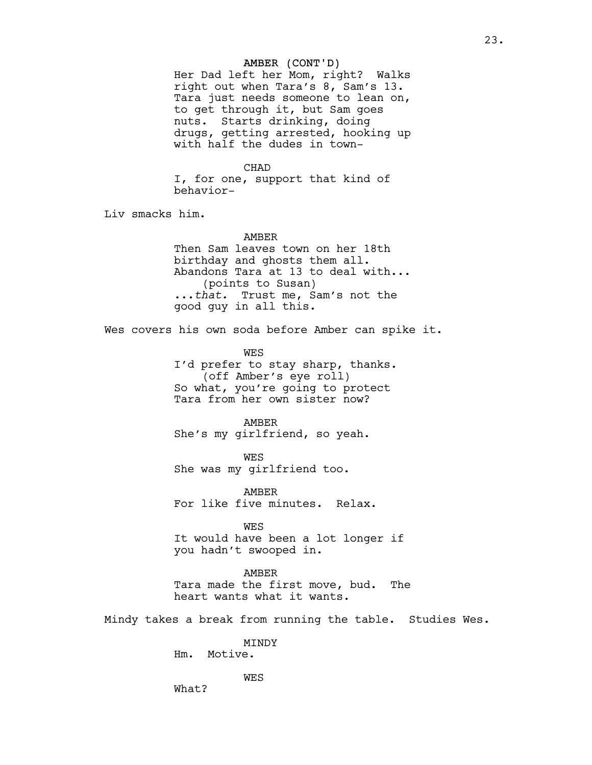AMBER (CONT'D)
Her Dad left her Mom, right? Walks right out when Tara's 8, Sam's 13. Tara just needs someone to lean on, to get through it, but Sam goes nuts. Starts drinking, doing drugs, getting arrested, hooking up with half the dudes in town-

CHAD
I, for one, support that kind of behavior-

Liv smacks him.

AMBER
Then Sam leaves town on her 18th birthday and ghosts them all. Abandons Tara at 13 to deal with...
(points to Susan)
...*that.* Trust me, Sam's not the good guy in all this.

Wes covers his own soda before Amber can spike it.

WES
I'd prefer to stay sharp, thanks.
(off Amber's eye roll)
So what, you're going to protect Tara from her own sister now?

AMBER
She's my girlfriend, so yeah.

WES
She was my girlfriend too.

AMBER
For like five minutes. Relax.

WES
It would have been a lot longer if you hadn't swooped in.

AMBER
Tara made the first move, bud. The heart wants what it wants.

Mindy takes a break from running the table. Studies Wes.

MINDY
Hm. Motive.

WES
What?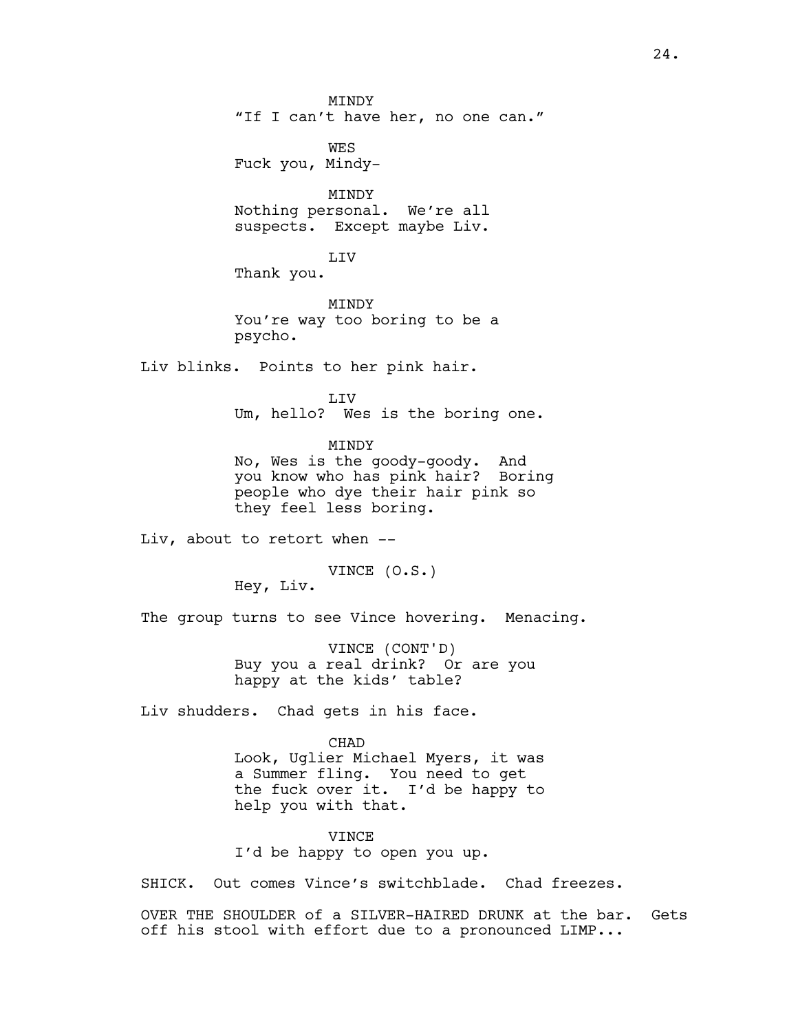MINDY
"If I can't have her, no one can."

WES
Fuck you, Mindy-

MINDY
Nothing personal. We're all suspects. Except maybe Liv.

LIV
Thank you.

MINDY
You're way too boring to be a psycho.

Liv blinks. Points to her pink hair.

LIV
Um, hello? Wes is the boring one.

MINDY
No, Wes is the goody-goody. And you know who has pink hair? Boring people who dye their hair pink so they feel less boring.

Liv, about to retort when --

VINCE (O.S.)
Hey, Liv.

The group turns to see Vince hovering. Menacing.

VINCE (CONT'D)
Buy you a real drink? Or are you happy at the kids' table?

Liv shudders. Chad gets in his face.

CHAD
Look, Uglier Michael Myers, it was a Summer fling. You need to get the fuck over it. I'd be happy to help you with that.

VINCE
I'd be happy to open you up.

SHICK. Out comes Vince's switchblade. Chad freezes.

OVER THE SHOULDER of a SILVER-HAIRED DRUNK at the bar. Gets off his stool with effort due to a pronounced LIMP...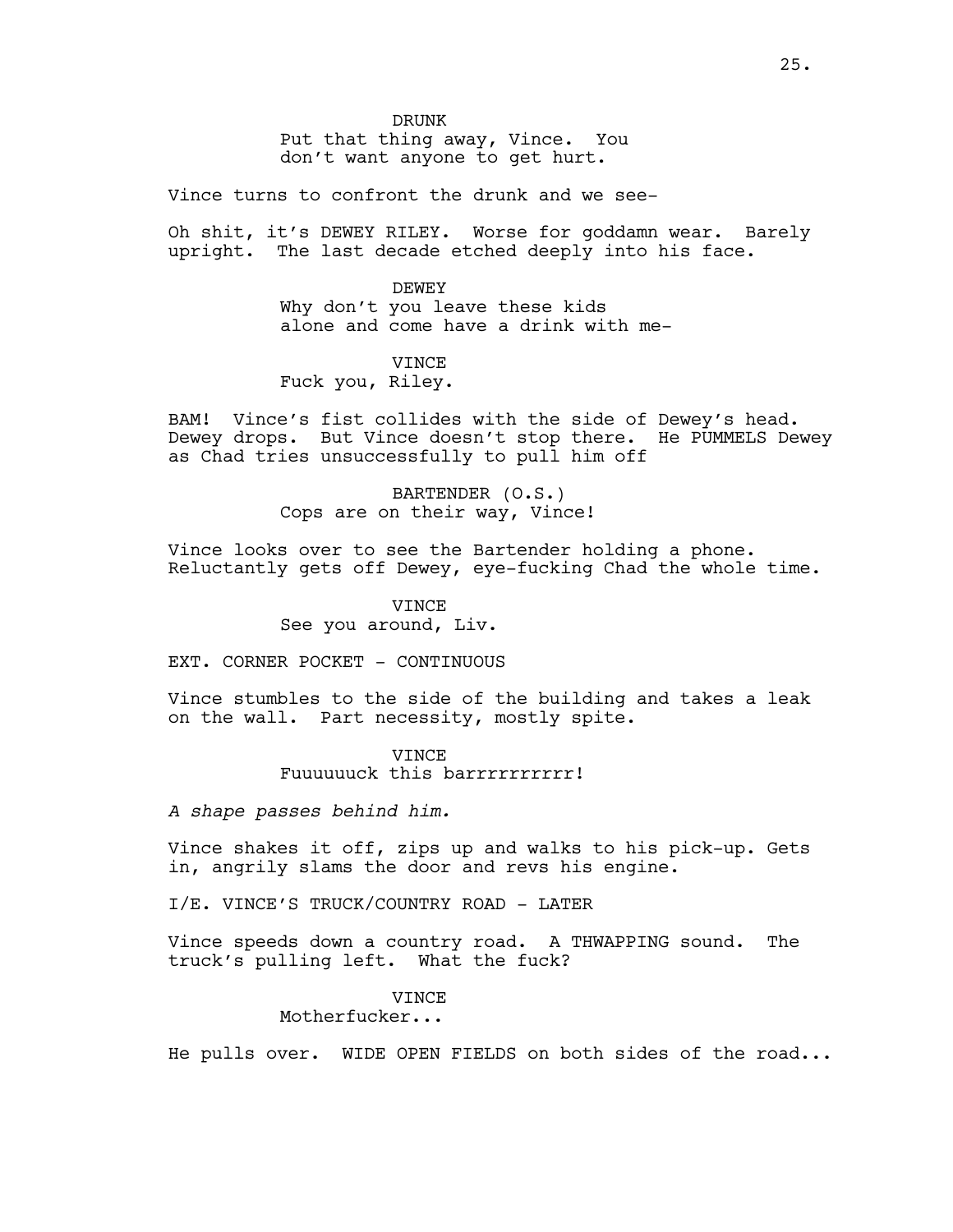DRUNK
Put that thing away, Vince. You don't want anyone to get hurt.

Vince turns to confront the drunk and we see-

Oh shit, it's DEWEY RILEY. Worse for goddamn wear. Barely upright. The last decade etched deeply into his face.

DEWEY
Why don't you leave these kids alone and come have a drink with me-

VINCE
Fuck you, Riley.

BAM! Vince's fist collides with the side of Dewey's head. Dewey drops. But Vince doesn't stop there. He PUMMELS Dewey as Chad tries unsuccessfully to pull him off

BARTENDER (O.S.)
Cops are on their way, Vince!

Vince looks over to see the Bartender holding a phone. Reluctantly gets off Dewey, eye-fucking Chad the whole time.

VINCE
See you around, Liv.

EXT. CORNER POCKET - CONTINUOUS

Vince stumbles to the side of the building and takes a leak on the wall. Part necessity, mostly spite.

VINCE
Fuuuuuuck this barrrrrrrrrr!

*A shape passes behind him.*

Vince shakes it off, zips up and walks to his pick-up. Gets in, angrily slams the door and revs his engine.

I/E. VINCE'S TRUCK/COUNTRY ROAD - LATER

Vince speeds down a country road. A THWAPPING sound. The truck's pulling left. What the fuck?

VINCE
Motherfucker...

He pulls over. WIDE OPEN FIELDS on both sides of the road...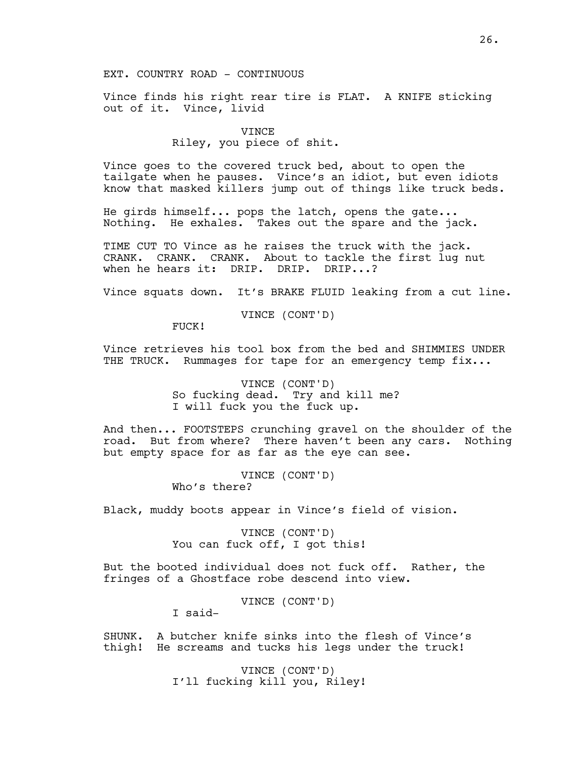EXT. COUNTRY ROAD - CONTINUOUS

Vince finds his right rear tire is FLAT. A KNIFE sticking out of it. Vince, livid

VINCE
Riley, you piece of shit.

Vince goes to the covered truck bed, about to open the tailgate when he pauses. Vince's an idiot, but even idiots know that masked killers jump out of things like truck beds.

He girds himself... pops the latch, opens the gate... Nothing. He exhales. Takes out the spare and the jack.

TIME CUT TO Vince as he raises the truck with the jack. CRANK. CRANK. CRANK. About to tackle the first lug nut when he hears it: DRIP. DRIP. DRIP...?

Vince squats down. It's BRAKE FLUID leaking from a cut line.

VINCE (CONT'D)
FUCK!

Vince retrieves his tool box from the bed and SHIMMIES UNDER THE TRUCK. Rummages for tape for an emergency temp fix...

VINCE (CONT'D)
So fucking dead. Try and kill me? I will fuck you the fuck up.

And then... FOOTSTEPS crunching gravel on the shoulder of the road. But from where? There haven't been any cars. Nothing but empty space for as far as the eye can see.

VINCE (CONT'D)
Who's there?

Black, muddy boots appear in Vince's field of vision.

VINCE (CONT'D)
You can fuck off, I got this!

But the booted individual does not fuck off. Rather, the fringes of a Ghostface robe descend into view.

VINCE (CONT'D)
I said-

SHUNK. A butcher knife sinks into the flesh of Vince's thigh! He screams and tucks his legs under the truck!

VINCE (CONT'D)
I'll fucking kill you, Riley!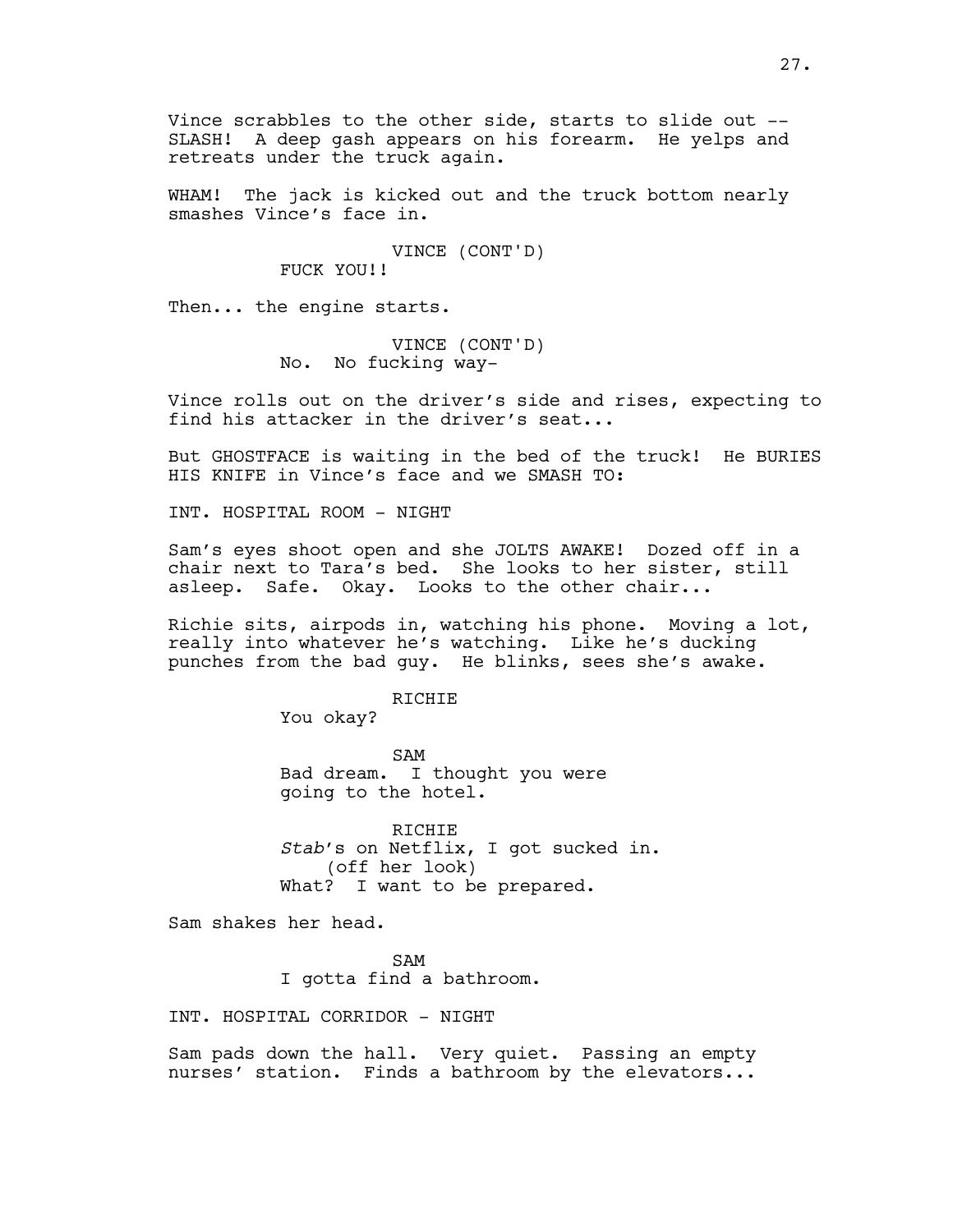Vince scrabbles to the other side, starts to slide out -- SLASH! A deep gash appears on his forearm. He yelps and retreats under the truck again.

WHAM! The jack is kicked out and the truck bottom nearly smashes Vince's face in.

VINCE (CONT'D)
FUCK YOU!!

Then... the engine starts.

VINCE (CONT'D)
No. No fucking way-

Vince rolls out on the driver's side and rises, expecting to find his attacker in the driver's seat...

But GHOSTFACE is waiting in the bed of the truck! He BURIES HIS KNIFE in Vince's face and we SMASH TO:

INT. HOSPITAL ROOM - NIGHT

Sam's eyes shoot open and she JOLTS AWAKE! Dozed off in a chair next to Tara's bed. She looks to her sister, still asleep. Safe. Okay. Looks to the other chair...

Richie sits, airpods in, watching his phone. Moving a lot, really into whatever he's watching. Like he's ducking punches from the bad guy. He blinks, sees she's awake.

RICHIE
You okay?

SAM
Bad dream. I thought you were going to the hotel.

RICHIE
*Stab*'s on Netflix, I got sucked in.
(off her look)
What? I want to be prepared.

Sam shakes her head.

SAM
I gotta find a bathroom.

INT. HOSPITAL CORRIDOR - NIGHT

Sam pads down the hall. Very quiet. Passing an empty nurses' station. Finds a bathroom by the elevators...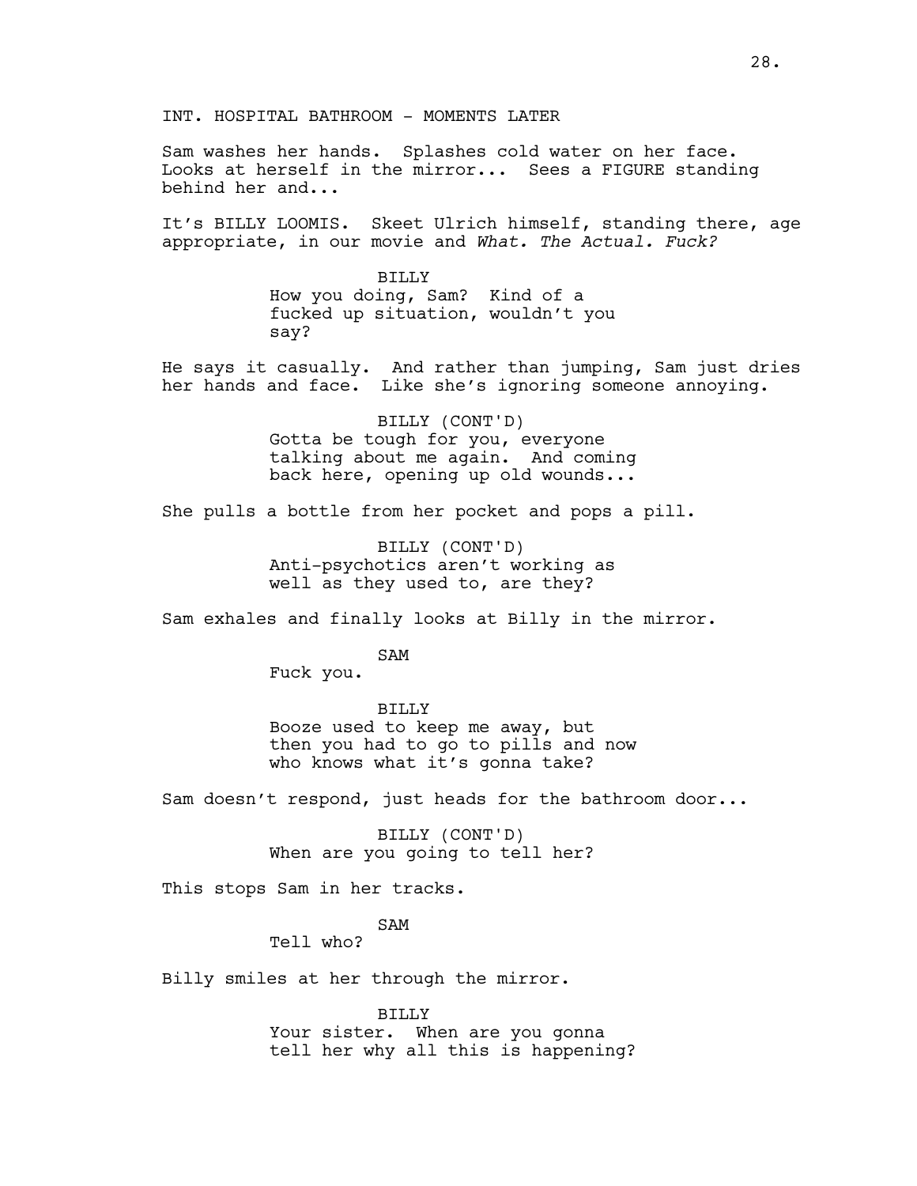INT. HOSPITAL BATHROOM - MOMENTS LATER

Sam washes her hands. Splashes cold water on her face. Looks at herself in the mirror... Sees a FIGURE standing behind her and...

It's BILLY LOOMIS. Skeet Ulrich himself, standing there, age appropriate, in our movie and *What. The Actual. Fuck?*

BILLY
How you doing, Sam? Kind of a fucked up situation, wouldn't you say?

He says it casually. And rather than jumping, Sam just dries her hands and face. Like she's ignoring someone annoying.

BILLY (CONT'D)
Gotta be tough for you, everyone talking about me again. And coming back here, opening up old wounds...

She pulls a bottle from her pocket and pops a pill.

BILLY (CONT'D)
Anti-psychotics aren't working as well as they used to, are they?

Sam exhales and finally looks at Billy in the mirror.

SAM
Fuck you.

BILLY
Booze used to keep me away, but then you had to go to pills and now who knows what it's gonna take?

Sam doesn't respond, just heads for the bathroom door...

BILLY (CONT'D)
When are you going to tell her?

This stops Sam in her tracks.

SAM
Tell who?

Billy smiles at her through the mirror.

BILLY
Your sister. When are you gonna tell her why all this is happening?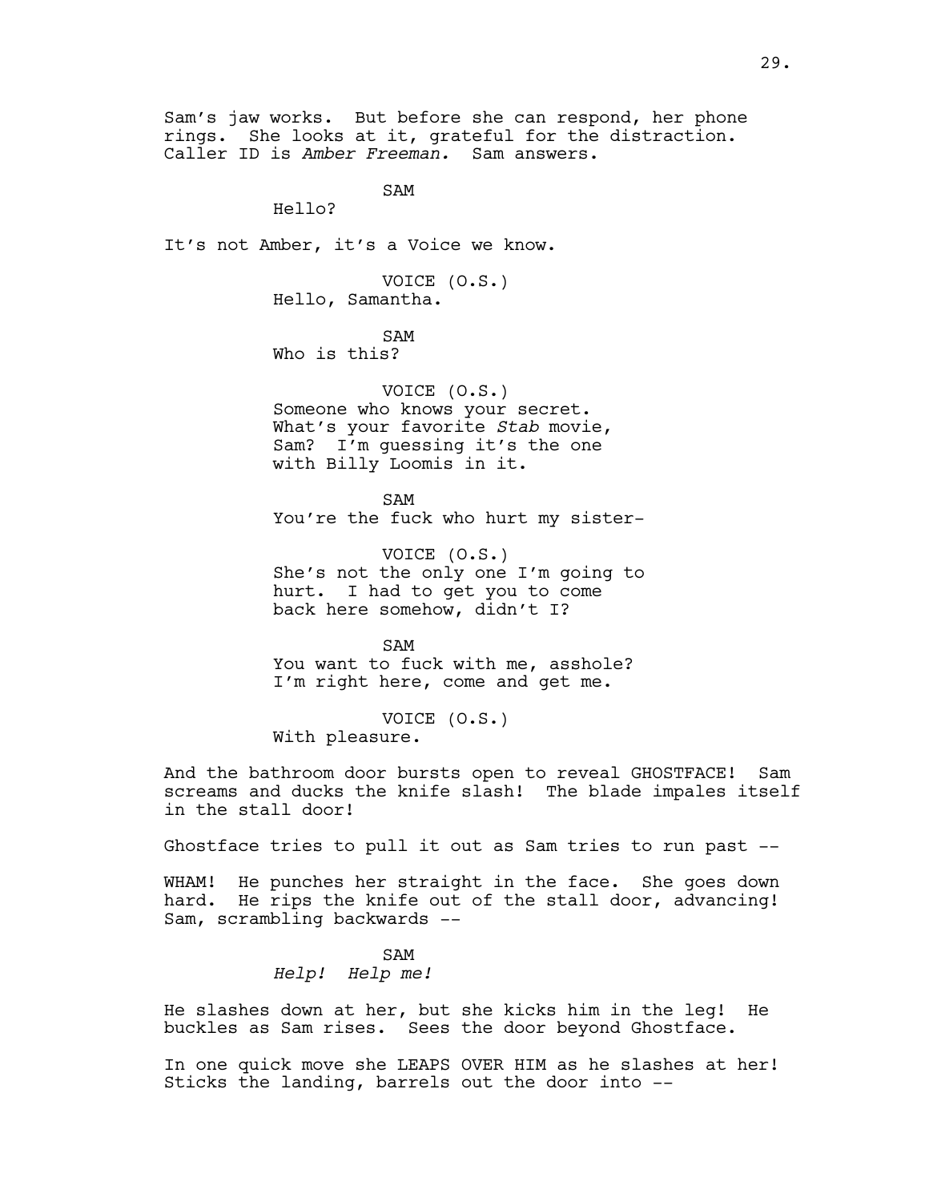Sam's jaw works. But before she can respond, her phone rings. She looks at it, grateful for the distraction. Caller ID is *Amber Freeman.* Sam answers.

SAM
Hello?

It's not Amber, it's a Voice we know.

VOICE (O.S.)
Hello, Samantha.

SAM
Who is this?

VOICE (O.S.)
Someone who knows your secret. What's your favorite *Stab* movie, Sam? I'm guessing it's the one with Billy Loomis in it.

SAM
You're the fuck who hurt my sister-

VOICE (O.S.)
She's not the only one I'm going to hurt. I had to get you to come back here somehow, didn't I?

SAM
You want to fuck with me, asshole? I'm right here, come and get me.

VOICE (O.S.)
With pleasure.

And the bathroom door bursts open to reveal GHOSTFACE! Sam screams and ducks the knife slash! The blade impales itself in the stall door!

Ghostface tries to pull it out as Sam tries to run past --

WHAM! He punches her straight in the face. She goes down hard. He rips the knife out of the stall door, advancing! Sam, scrambling backwards --

SAM
*Help! Help me!*

He slashes down at her, but she kicks him in the leg! He buckles as Sam rises. Sees the door beyond Ghostface.

In one quick move she LEAPS OVER HIM as he slashes at her! Sticks the landing, barrels out the door into --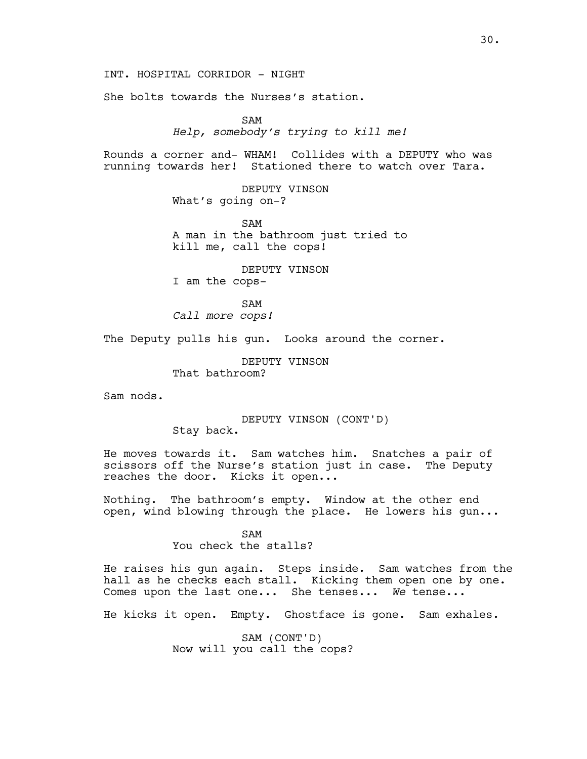INT. HOSPITAL CORRIDOR - NIGHT

She bolts towards the Nurses's station.

SAM
*Help, somebody's trying to kill me!*

Rounds a corner and- WHAM! Collides with a DEPUTY who was running towards her! Stationed there to watch over Tara.

DEPUTY VINSON
What's going on-?

SAM
A man in the bathroom just tried to kill me, call the cops!

DEPUTY VINSON
I am the cops-

SAM
*Call more cops!*

The Deputy pulls his gun. Looks around the corner.

DEPUTY VINSON
That bathroom?

Sam nods.

DEPUTY VINSON (CONT'D)
Stay back.

He moves towards it. Sam watches him. Snatches a pair of scissors off the Nurse's station just in case. The Deputy reaches the door. Kicks it open...

Nothing. The bathroom's empty. Window at the other end open, wind blowing through the place. He lowers his gun...

SAM
You check the stalls?

He raises his gun again. Steps inside. Sam watches from the hall as he checks each stall. Kicking them open one by one. Comes upon the last one... She tenses... *We* tense...

He kicks it open. Empty. Ghostface is gone. Sam exhales.

SAM (CONT'D)
Now will you call the cops?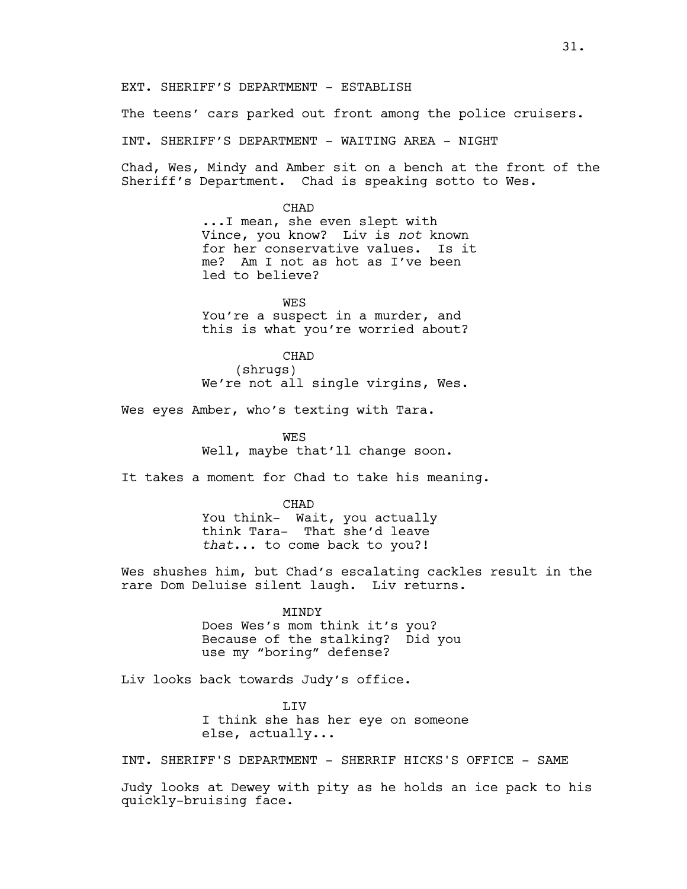EXT. SHERIFF'S DEPARTMENT - ESTABLISH

The teens' cars parked out front among the police cruisers.

INT. SHERIFF'S DEPARTMENT - WAITING AREA - NIGHT

Chad, Wes, Mindy and Amber sit on a bench at the front of the Sheriff's Department. Chad is speaking sotto to Wes.

CHAD

...I mean, she even slept with Vince, you know? Liv is *not* known for her conservative values. Is it me? Am I not as hot as I've been led to believe?

WES

You're a suspect in a murder, and this is what you're worried about?

CHAD

(shrugs)

We're not all single virgins, Wes.

Wes eyes Amber, who's texting with Tara.

WES

Well, maybe that'll change soon.

It takes a moment for Chad to take his meaning.

CHAD

You think- Wait, you actually think Tara- That she'd leave *that*... to come back to you?!

Wes shushes him, but Chad's escalating cackles result in the rare Dom Deluise silent laugh. Liv returns.

MINDY

Does Wes's mom think it's you? Because of the stalking? Did you use my "boring" defense?

Liv looks back towards Judy's office.

LIV

I think she has her eye on someone else, actually...

INT. SHERIFF'S DEPARTMENT - SHERRIF HICKS'S OFFICE - SAME

Judy looks at Dewey with pity as he holds an ice pack to his quickly-bruising face.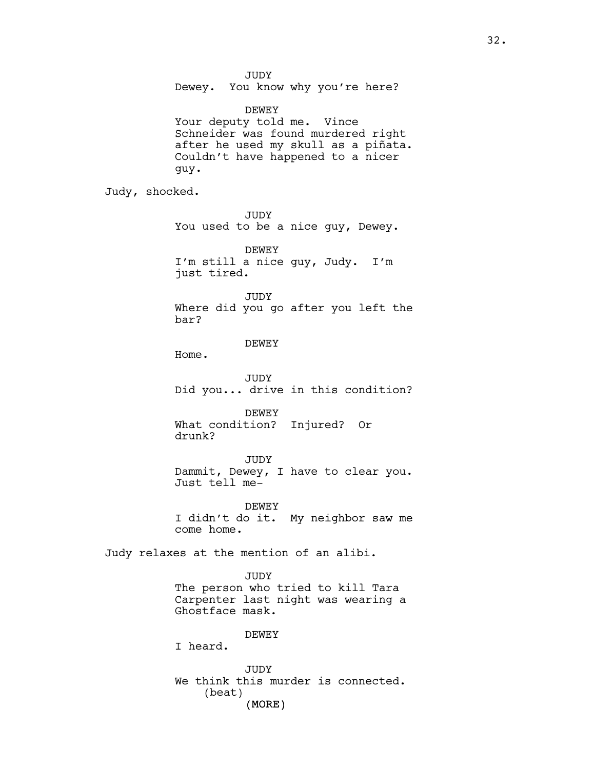JUDY
Dewey. You know why you're here?

DEWEY
Your deputy told me. Vince Schneider was found murdered right after he used my skull as a piñata. Couldn't have happened to a nicer guy.

Judy, shocked.

JUDY
You used to be a nice guy, Dewey.

DEWEY
I'm still a nice guy, Judy. I'm just tired.

JUDY
Where did you go after you left the bar?

DEWEY
Home.

JUDY
Did you... drive in this condition?

DEWEY
What condition? Injured? Or drunk?

JUDY
Dammit, Dewey, I have to clear you. Just tell me-

DEWEY
I didn't do it. My neighbor saw me come home.

Judy relaxes at the mention of an alibi.

JUDY
The person who tried to kill Tara Carpenter last night was wearing a Ghostface mask.

DEWEY
I heard.

JUDY
We think this murder is connected.
(beat)
(MORE)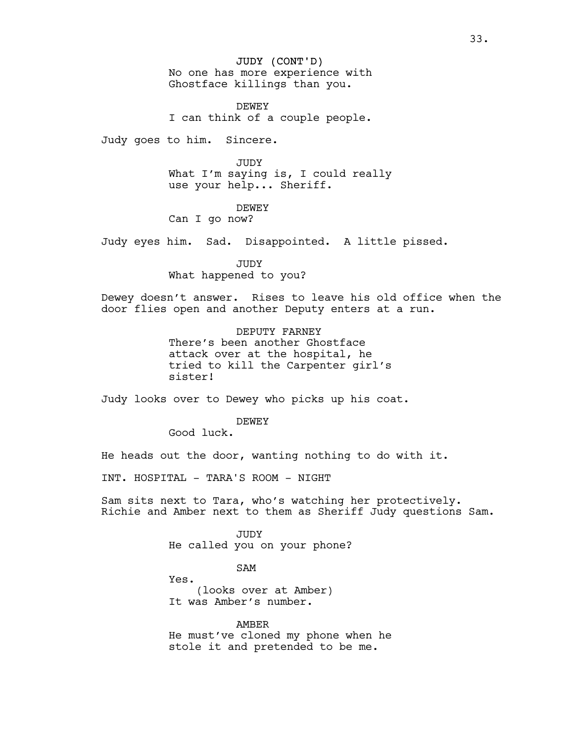JUDY (CONT'D)
No one has more experience with Ghostface killings than you.

DEWEY
I can think of a couple people.

Judy goes to him. Sincere.

JUDY
What I'm saying is, I could really use your help... Sheriff.

DEWEY
Can I go now?

Judy eyes him. Sad. Disappointed. A little pissed.

JUDY
What happened to you?

Dewey doesn't answer. Rises to leave his old office when the door flies open and another Deputy enters at a run.

DEPUTY FARNEY
There's been another Ghostface attack over at the hospital, he tried to kill the Carpenter girl's sister!

Judy looks over to Dewey who picks up his coat.

DEWEY
Good luck.

He heads out the door, wanting nothing to do with it.

INT. HOSPITAL - TARA'S ROOM - NIGHT

Sam sits next to Tara, who's watching her protectively. Richie and Amber next to them as Sheriff Judy questions Sam.

JUDY
He called you on your phone?

SAM
Yes.
(looks over at Amber)
It was Amber's number.

AMBER
He must've cloned my phone when he stole it and pretended to be me.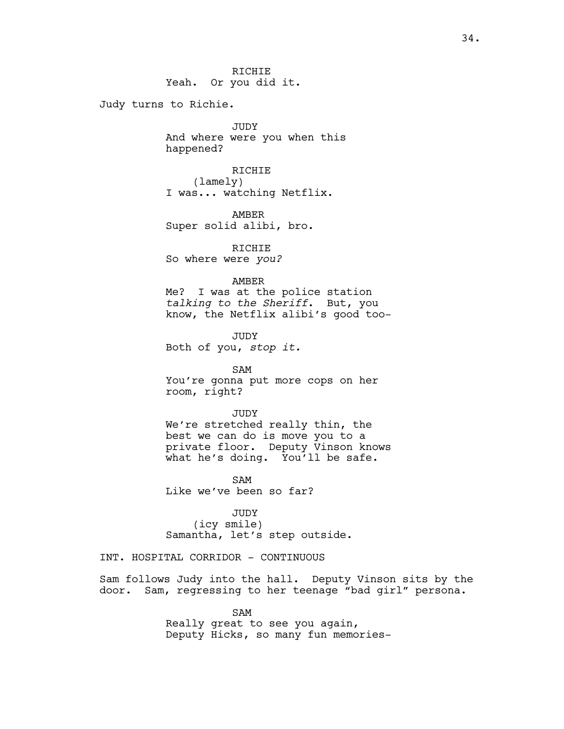RICHIE
Yeah. Or you did it.

Judy turns to Richie.

JUDY
And where were you when this happened?

RICHIE
(lamely)
I was... watching Netflix.

AMBER
Super solid alibi, bro.

RICHIE
So where were *you?*

AMBER
Me? I was at the police station *talking to the Sheriff*. But, you know, the Netflix alibi's good too-

JUDY
Both of you, *stop it.*

SAM
You're gonna put more cops on her room, right?

JUDY
We're stretched really thin, the best we can do is move you to a private floor. Deputy Vinson knows what he's doing. You'll be safe.

SAM
Like we've been so far?

JUDY
(icy smile)
Samantha, let's step outside.

INT. HOSPITAL CORRIDOR - CONTINUOUS

Sam follows Judy into the hall. Deputy Vinson sits by the door. Sam, regressing to her teenage "bad girl" persona.

SAM
Really great to see you again, Deputy Hicks, so many fun memories-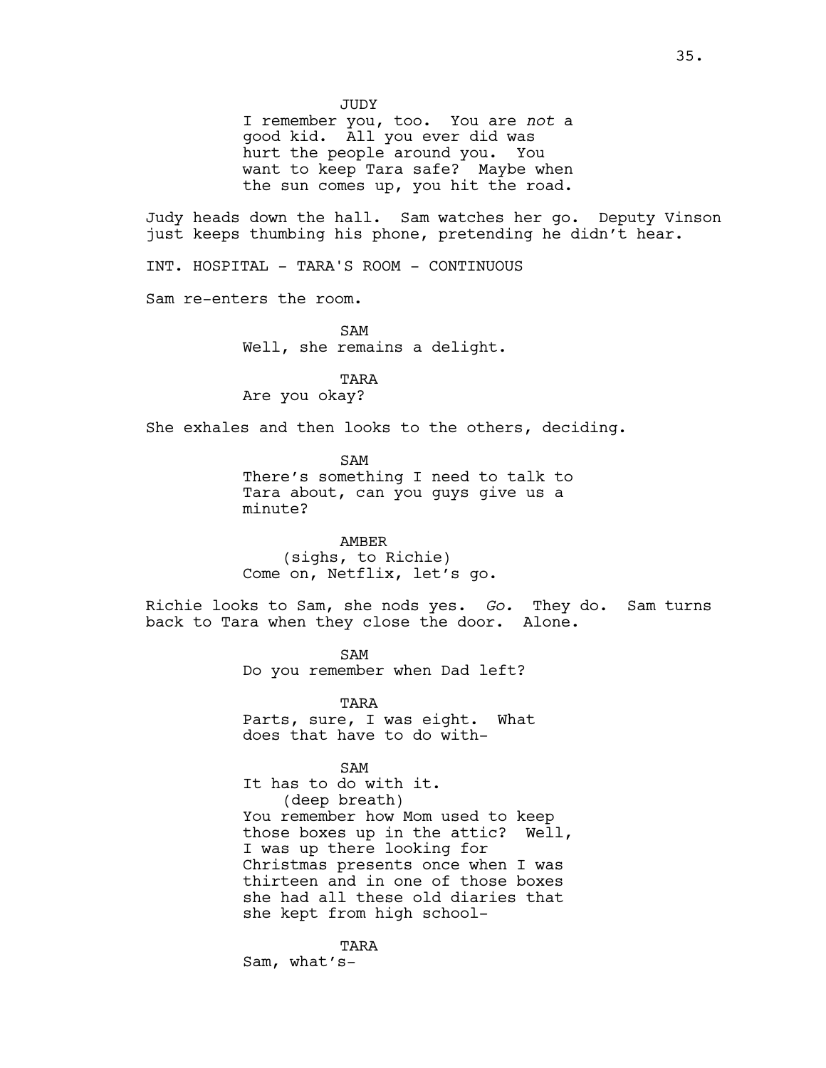JUDY
I remember you, too. You are *not* a good kid. All you ever did was hurt the people around you. You want to keep Tara safe? Maybe when the sun comes up, you hit the road.

Judy heads down the hall. Sam watches her go. Deputy Vinson just keeps thumbing his phone, pretending he didn't hear.

INT. HOSPITAL - TARA'S ROOM - CONTINUOUS

Sam re-enters the room.

SAM
Well, she remains a delight.

TARA
Are you okay?

She exhales and then looks to the others, deciding.

SAM
There's something I need to talk to Tara about, can you guys give us a minute?

AMBER
(sighs, to Richie)
Come on, Netflix, let's go.

Richie looks to Sam, she nods yes. *Go.* They do. Sam turns back to Tara when they close the door. Alone.

SAM
Do you remember when Dad left?

TARA
Parts, sure, I was eight. What does that have to do with-

SAM
It has to do with it.
(deep breath)
You remember how Mom used to keep those boxes up in the attic? Well, I was up there looking for Christmas presents once when I was thirteen and in one of those boxes she had all these old diaries that she kept from high school-

TARA
Sam, what's-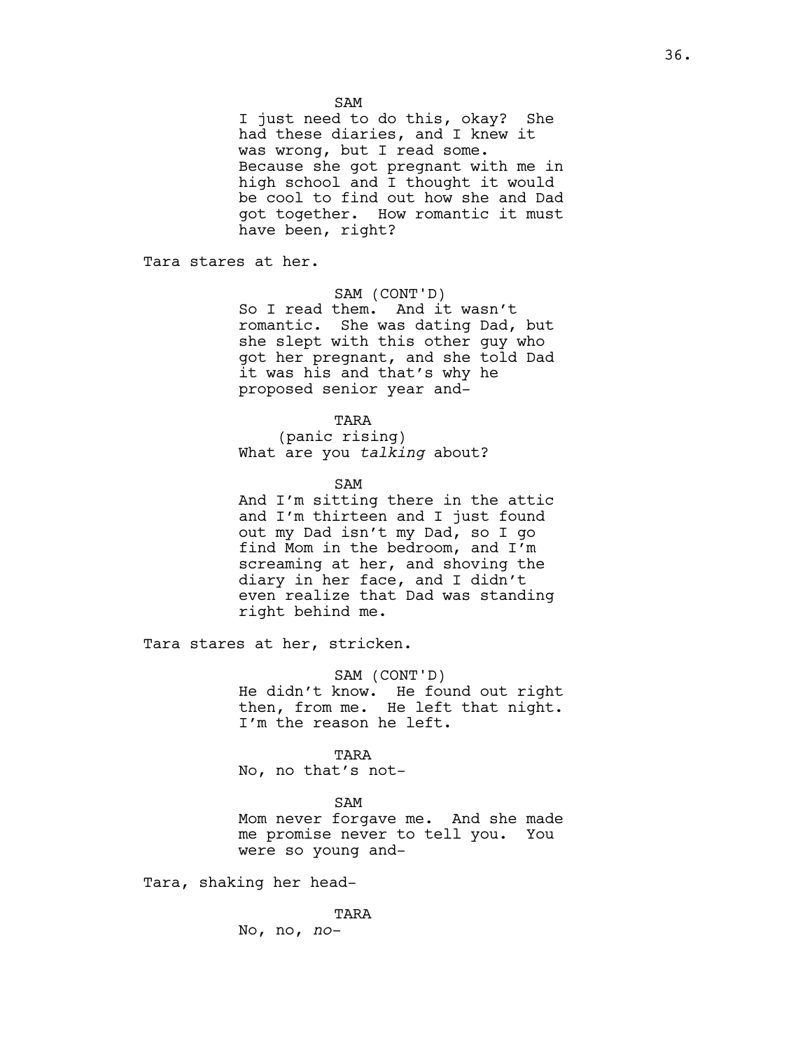SAM

I just need to do this, okay? She had these diaries, and I knew it was wrong, but I read some. Because she got pregnant with me in high school and I thought it would be cool to find out how she and Dad got together. How romantic it must have been, right?

Tara stares at her.

SAM (CONT'D)

So I read them. And it wasn't romantic. She was dating Dad, but she slept with this other guy who got her pregnant, and she told Dad it was his and that's why he proposed senior year and-

TARA

(panic rising)

What are you *talking* about?

SAM

And I'm sitting there in the attic and I'm thirteen and I just found out my Dad isn't my Dad, so I go find Mom in the bedroom, and I'm screaming at her, and shoving the diary in her face, and I didn't even realize that Dad was standing right behind me.

Tara stares at her, stricken.

SAM (CONT'D)

He didn't know. He found out right then, from me. He left that night. I'm the reason he left.

TARA

No, no that's not-

SAM

Mom never forgave me. And she made me promise never to tell you. You were so young and-

Tara, shaking her head-

TARA

No, no, *no*-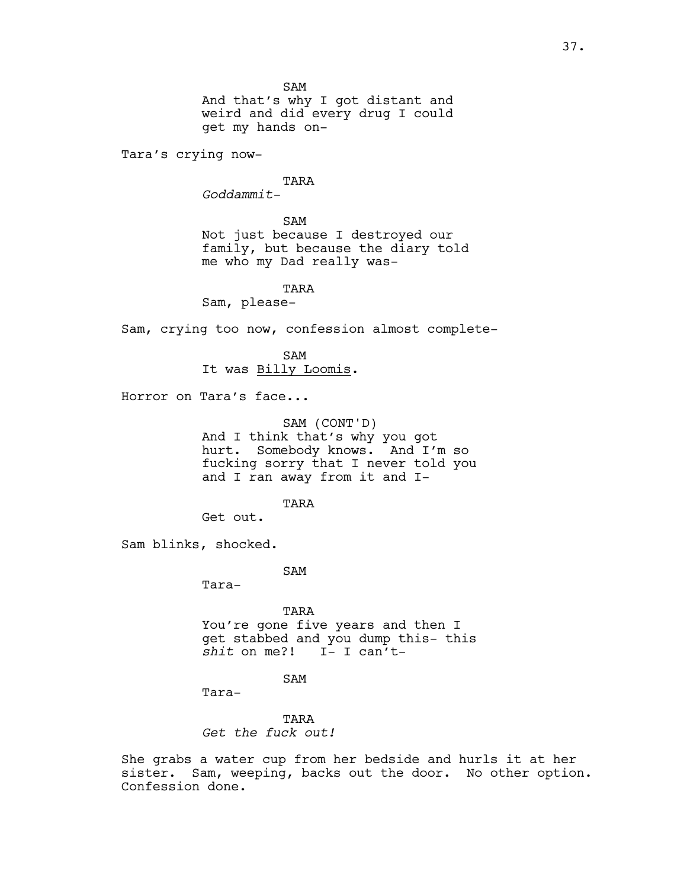SAM
And that's why I got distant and weird and did every drug I could get my hands on-

Tara's crying now-

TARA
*Goddammit-*

SAM
Not just because I destroyed our family, but because the diary told me who my Dad really was-

TARA
Sam, please-

Sam, crying too now, confession almost complete-

SAM
It was <u>Billy Loomis</u>.

Horror on Tara's face...

SAM (CONT'D)
And I think that's why you got hurt. Somebody knows. And I'm so fucking sorry that I never told you and I ran away from it and I-

TARA
Get out.

Sam blinks, shocked.

SAM
Tara-

TARA
You're gone five years and then I get stabbed and you dump this- this *shit* on me?! I- I can't-

SAM
Tara-

TARA
*Get the fuck out!*

She grabs a water cup from her bedside and hurls it at her sister. Sam, weeping, backs out the door. No other option. Confession done.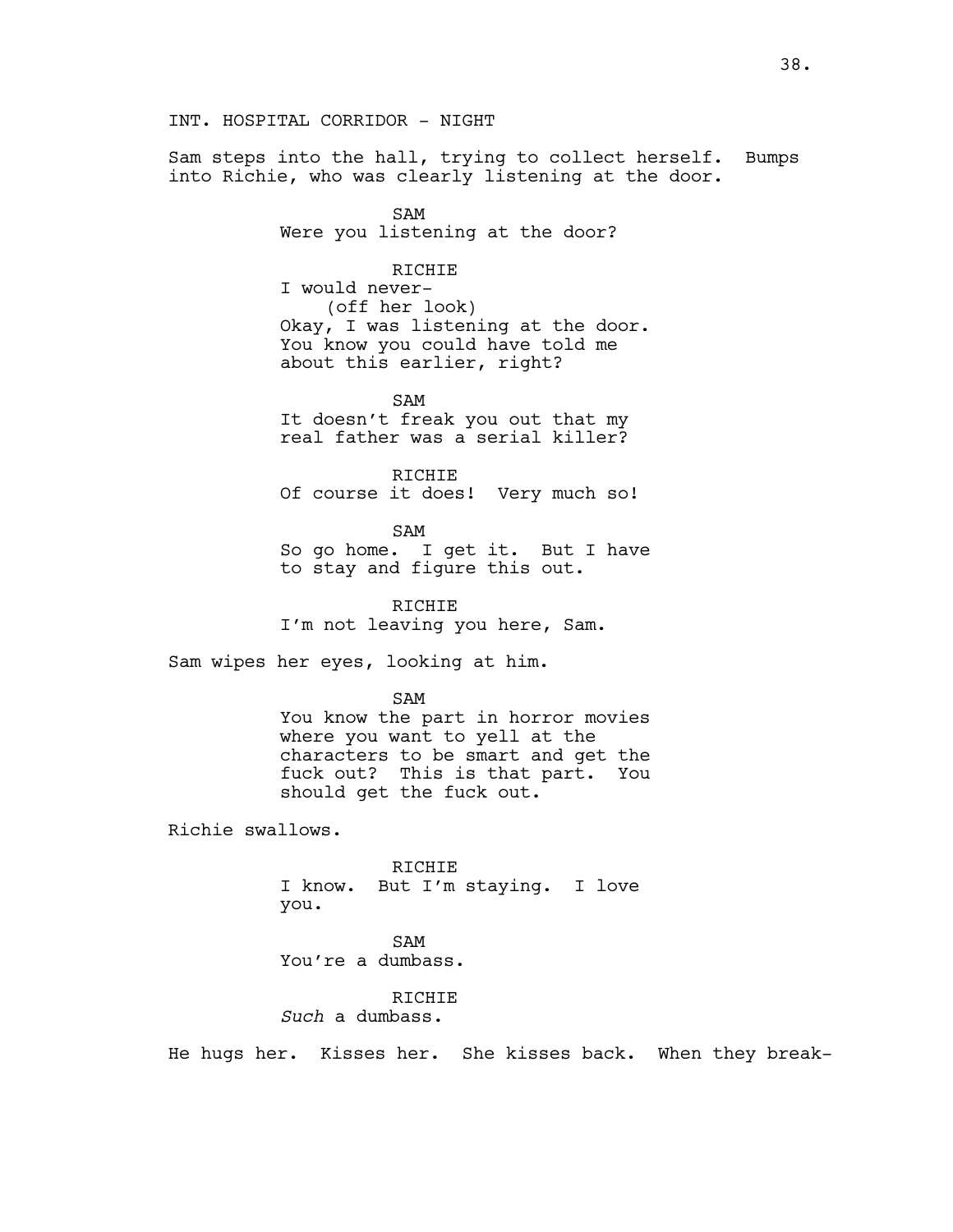INT. HOSPITAL CORRIDOR - NIGHT

Sam steps into the hall, trying to collect herself. Bumps into Richie, who was clearly listening at the door.

SAM
Were you listening at the door?

RICHIE
I would never-
(off her look)
Okay, I was listening at the door. You know you could have told me about this earlier, right?

SAM
It doesn't freak you out that my real father was a serial killer?

RICHIE
Of course it does! Very much so!

SAM
So go home. I get it. But I have to stay and figure this out.

RICHIE
I'm not leaving you here, Sam.

Sam wipes her eyes, looking at him.

SAM
You know the part in horror movies where you want to yell at the characters to be smart and get the fuck out? This is that part. You should get the fuck out.

Richie swallows.

RICHIE
I know. But I'm staying. I love you.

SAM
You're a dumbass.

RICHIE
*Such* a dumbass.

He hugs her. Kisses her. She kisses back. When they break-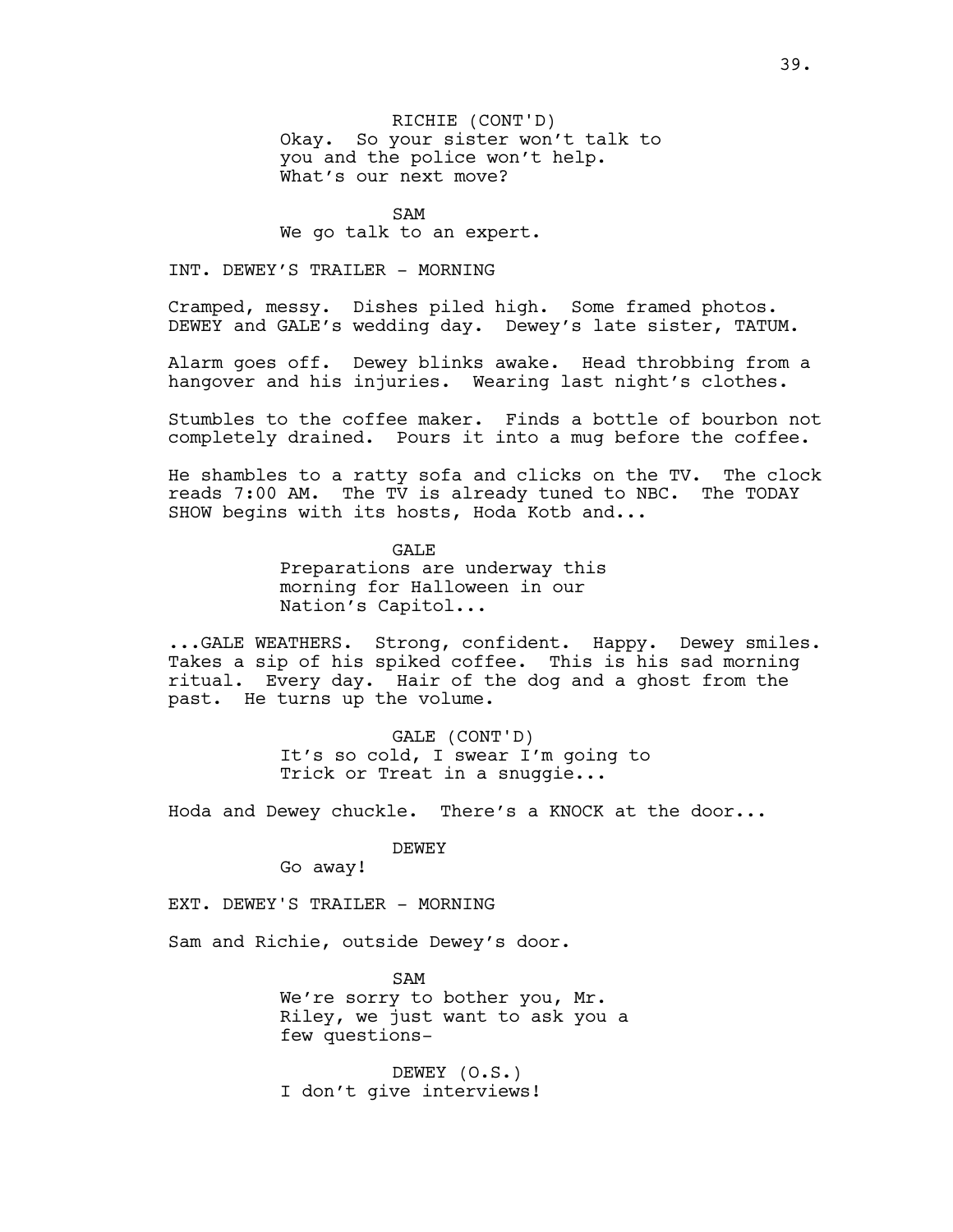RICHIE (CONT'D)
Okay. So your sister won't talk to you and the police won't help. What's our next move?

SAM
We go talk to an expert.

INT. DEWEY'S TRAILER - MORNING

Cramped, messy. Dishes piled high. Some framed photos. DEWEY and GALE's wedding day. Dewey's late sister, TATUM.

Alarm goes off. Dewey blinks awake. Head throbbing from a hangover and his injuries. Wearing last night's clothes.

Stumbles to the coffee maker. Finds a bottle of bourbon not completely drained. Pours it into a mug before the coffee.

He shambles to a ratty sofa and clicks on the TV. The clock reads 7:00 AM. The TV is already tuned to NBC. The TODAY SHOW begins with its hosts, Hoda Kotb and...

GALE
Preparations are underway this morning for Halloween in our Nation's Capitol...

...GALE WEATHERS. Strong, confident. Happy. Dewey smiles. Takes a sip of his spiked coffee. This is his sad morning ritual. Every day. Hair of the dog and a ghost from the past. He turns up the volume.

GALE (CONT'D)
It's so cold, I swear I'm going to Trick or Treat in a snuggie...

Hoda and Dewey chuckle. There's a KNOCK at the door...

DEWEY
Go away!

EXT. DEWEY'S TRAILER - MORNING

Sam and Richie, outside Dewey's door.

SAM
We're sorry to bother you, Mr. Riley, we just want to ask you a few questions-

DEWEY (O.S.)
I don't give interviews!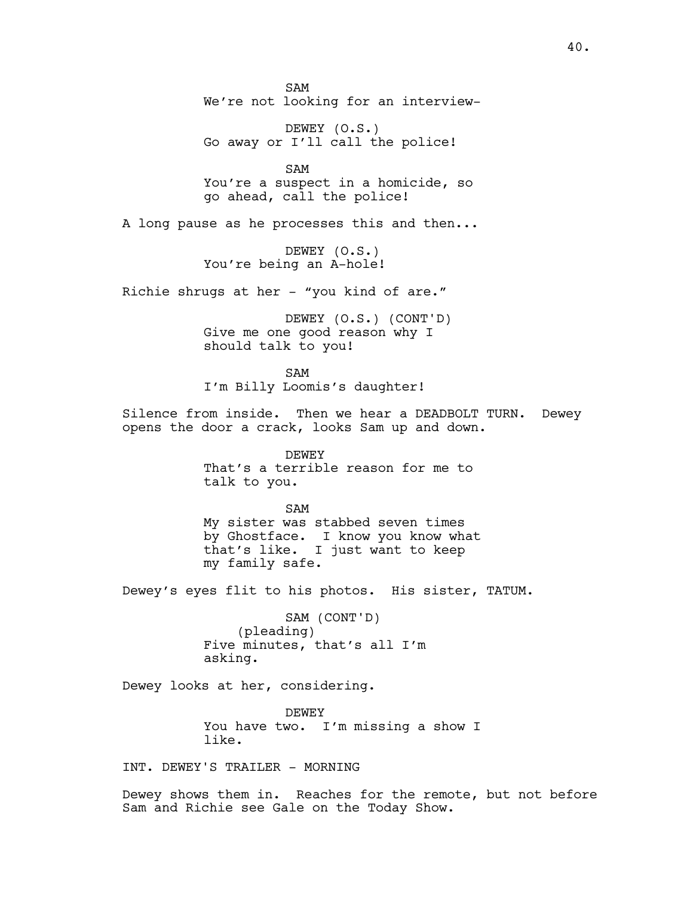SAM
We're not looking for an interview-

DEWEY (O.S.)
Go away or I'll call the police!

SAM
You're a suspect in a homicide, so go ahead, call the police!

A long pause as he processes this and then...

DEWEY (O.S.)
You're being an A-hole!

Richie shrugs at her - "you kind of are."

DEWEY (O.S.) (CONT'D)
Give me one good reason why I should talk to you!

SAM
I'm Billy Loomis's daughter!

Silence from inside. Then we hear a DEADBOLT TURN. Dewey opens the door a crack, looks Sam up and down.

DEWEY
That's a terrible reason for me to talk to you.

SAM
My sister was stabbed seven times by Ghostface. I know you know what that's like. I just want to keep my family safe.

Dewey's eyes flit to his photos. His sister, TATUM.

SAM (CONT'D)
(pleading)
Five minutes, that's all I'm asking.

Dewey looks at her, considering.

DEWEY
You have two. I'm missing a show I like.

INT. DEWEY'S TRAILER - MORNING

Dewey shows them in. Reaches for the remote, but not before Sam and Richie see Gale on the Today Show.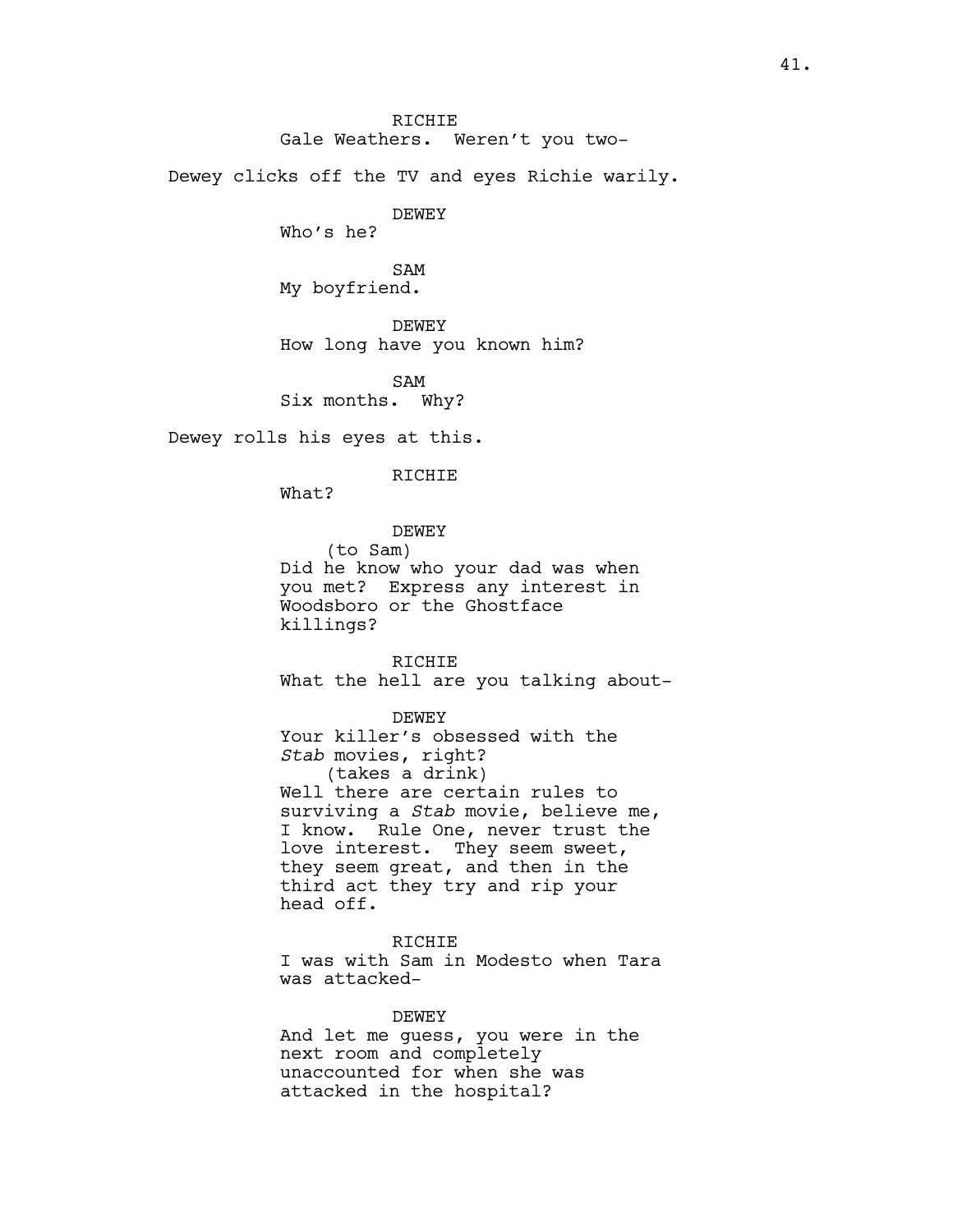RICHIE
Gale Weathers. Weren't you two-

Dewey clicks off the TV and eyes Richie warily.

DEWEY
Who's he?

SAM
My boyfriend.

DEWEY
How long have you known him?

SAM
Six months. Why?

Dewey rolls his eyes at this.

RICHIE
What?

DEWEY
(to Sam)
Did he know who your dad was when you met? Express any interest in Woodsboro or the Ghostface killings?

RICHIE
What the hell are you talking about-

DEWEY
Your killer's obsessed with the *Stab* movies, right?
(takes a drink)
Well there are certain rules to surviving a *Stab* movie, believe me, I know. Rule One, never trust the love interest. They seem sweet, they seem great, and then in the third act they try and rip your head off.

RICHIE
I was with Sam in Modesto when Tara was attacked-

DEWEY
And let me guess, you were in the next room and completely unaccounted for when she was attacked in the hospital?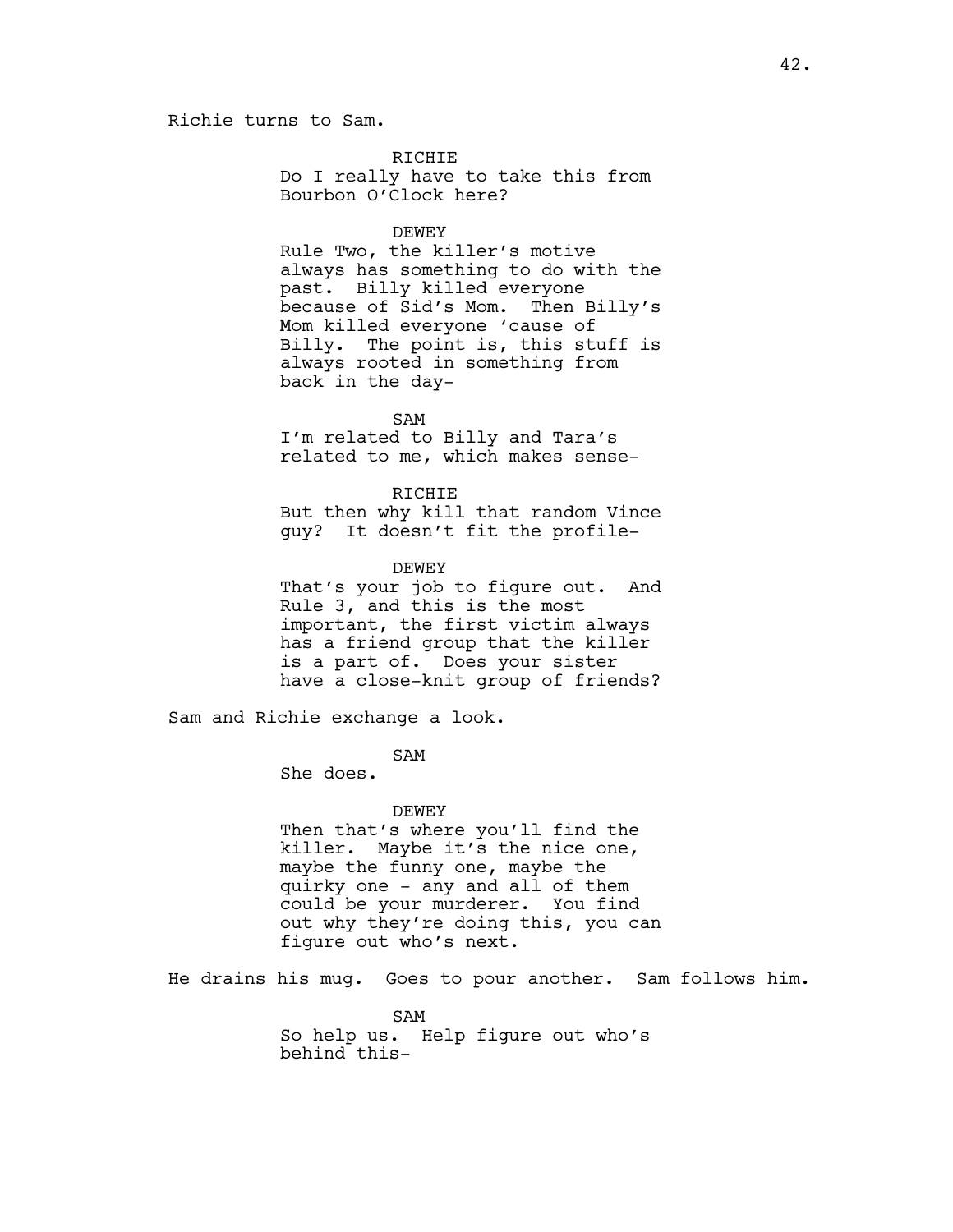Richie turns to Sam.

RICHIE
Do I really have to take this from Bourbon O'Clock here?

DEWEY
Rule Two, the killer's motive always has something to do with the past. Billy killed everyone because of Sid's Mom. Then Billy's Mom killed everyone 'cause of Billy. The point is, this stuff is always rooted in something from back in the day-

SAM
I'm related to Billy and Tara's related to me, which makes sense-

RICHIE
But then why kill that random Vince guy? It doesn't fit the profile-

DEWEY
That's your job to figure out. And Rule 3, and this is the most important, the first victim always has a friend group that the killer is a part of. Does your sister have a close-knit group of friends?

Sam and Richie exchange a look.

SAM
She does.

DEWEY
Then that's where you'll find the killer. Maybe it's the nice one, maybe the funny one, maybe the quirky one - any and all of them could be your murderer. You find out why they're doing this, you can figure out who's next.

He drains his mug. Goes to pour another. Sam follows him.

SAM
So help us. Help figure out who's behind this-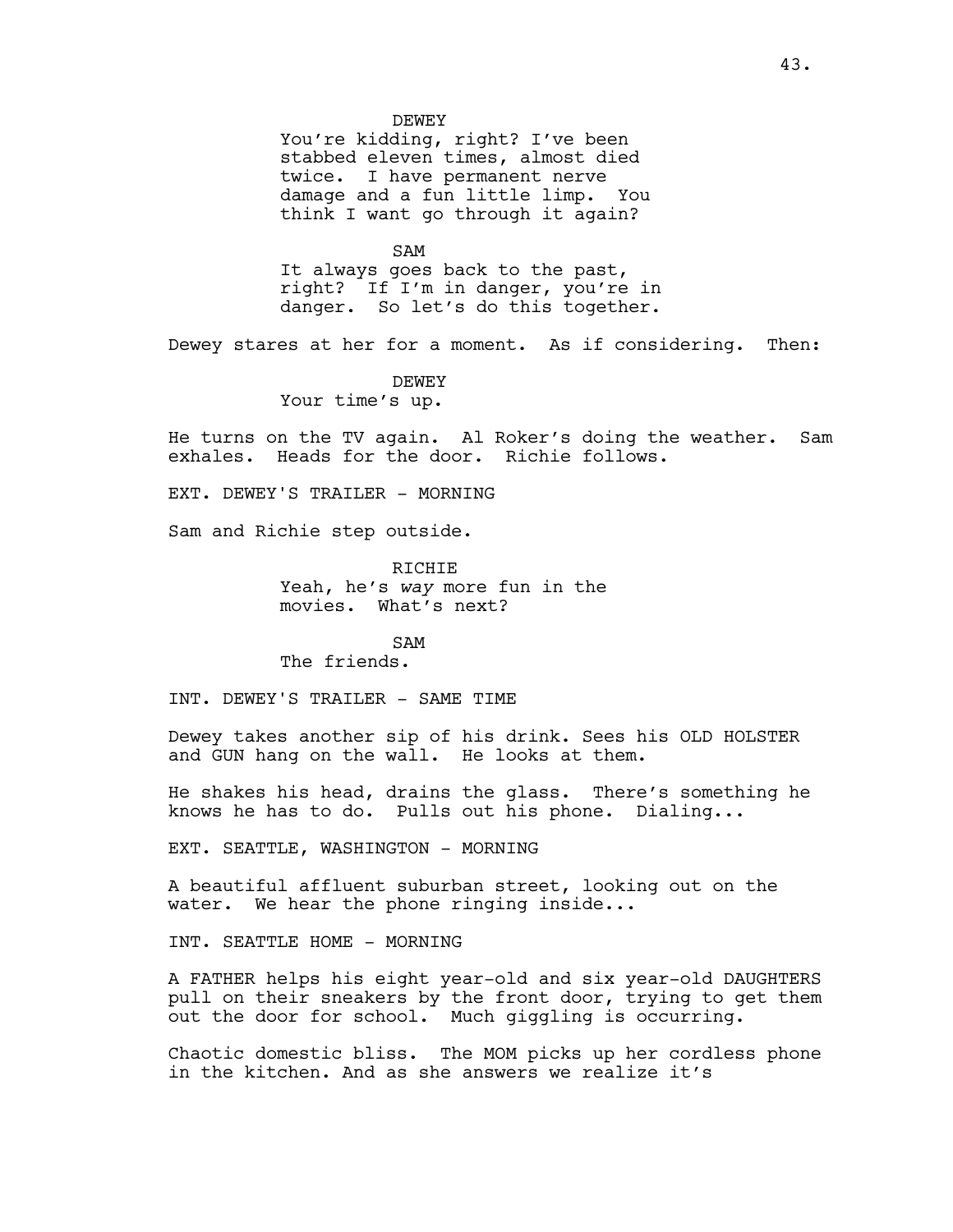DEWEY

You're kidding, right? I've been stabbed eleven times, almost died twice. I have permanent nerve damage and a fun little limp. You think I want go through it again?

SAM

It always goes back to the past, right? If I'm in danger, you're in danger. So let's do this together.

Dewey stares at her for a moment. As if considering. Then:

DEWEY

Your time's up.

He turns on the TV again. Al Roker's doing the weather. Sam exhales. Heads for the door. Richie follows.

EXT. DEWEY'S TRAILER - MORNING

Sam and Richie step outside.

RICHIE

Yeah, he's *way* more fun in the movies. What's next?

SAM

The friends.

INT. DEWEY'S TRAILER - SAME TIME

Dewey takes another sip of his drink. Sees his OLD HOLSTER and GUN hang on the wall. He looks at them.

He shakes his head, drains the glass. There's something he knows he has to do. Pulls out his phone. Dialing...

EXT. SEATTLE, WASHINGTON - MORNING

A beautiful affluent suburban street, looking out on the water. We hear the phone ringing inside...

INT. SEATTLE HOME - MORNING

A FATHER helps his eight year-old and six year-old DAUGHTERS pull on their sneakers by the front door, trying to get them out the door for school. Much giggling is occurring.

Chaotic domestic bliss. The MOM picks up her cordless phone in the kitchen. And as she answers we realize it's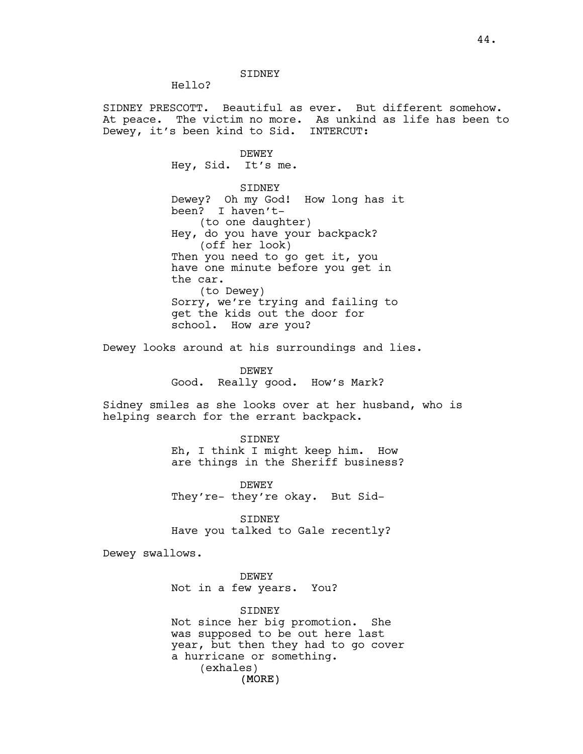SIDNEY

Hello?

SIDNEY PRESCOTT. Beautiful as ever. But different somehow. At peace. The victim no more. As unkind as life has been to Dewey, it's been kind to Sid. INTERCUT:

DEWEY

Hey, Sid. It's me.

SIDNEY

Dewey? Oh my God! How long has it been? I haven't-

(to one daughter)

Hey, do you have your backpack?

(off her look)

Then you need to go get it, you have one minute before you get in the car.

(to Dewey)

Sorry, we're trying and failing to get the kids out the door for school. How *are* you?

Dewey looks around at his surroundings and lies.

DEWEY

Good. Really good. How's Mark?

Sidney smiles as she looks over at her husband, who is helping search for the errant backpack.

SIDNEY

Eh, I think I might keep him. How are things in the Sheriff business?

DEWEY

They're- they're okay. But Sid-

SIDNEY

Have you talked to Gale recently?

Dewey swallows.

DEWEY

Not in a few years. You?

SIDNEY

Not since her big promotion. She was supposed to be out here last year, but then they had to go cover a hurricane or something.

(exhales)

(MORE)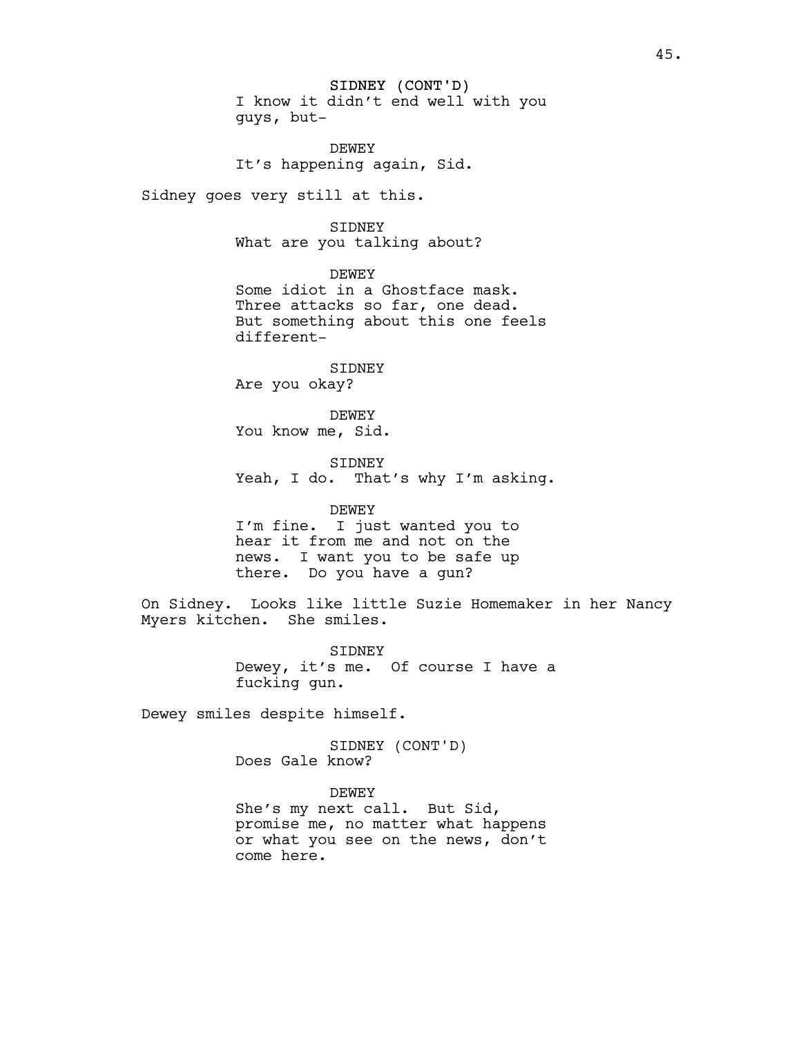SIDNEY (CONT'D)
I know it didn't end well with you guys, but-

DEWEY
It's happening again, Sid.

Sidney goes very still at this.

SIDNEY
What are you talking about?

DEWEY
Some idiot in a Ghostface mask. Three attacks so far, one dead. But something about this one feels different-

SIDNEY
Are you okay?

DEWEY
You know me, Sid.

SIDNEY
Yeah, I do. That's why I'm asking.

DEWEY
I'm fine. I just wanted you to hear it from me and not on the news. I want you to be safe up there. Do you have a gun?

On Sidney. Looks like little Suzie Homemaker in her Nancy Myers kitchen. She smiles.

SIDNEY
Dewey, it's me. Of course I have a fucking gun.

Dewey smiles despite himself.

SIDNEY (CONT'D)
Does Gale know?

DEWEY
She's my next call. But Sid, promise me, no matter what happens or what you see on the news, don't come here.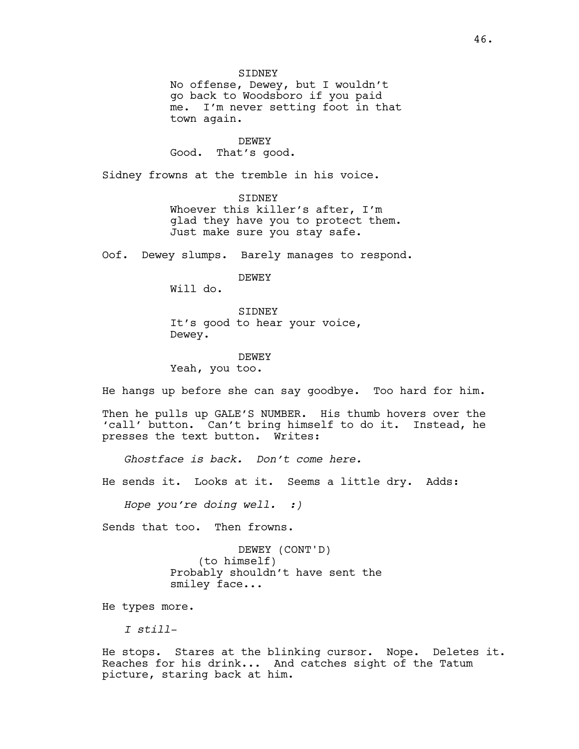SIDNEY
No offense, Dewey, but I wouldn't go back to Woodsboro if you paid me. I'm never setting foot in that town again.

DEWEY
Good. That's good.

Sidney frowns at the tremble in his voice.

SIDNEY
Whoever this killer's after, I'm glad they have you to protect them. Just make sure you stay safe.

Oof. Dewey slumps. Barely manages to respond.

DEWEY
Will do.

SIDNEY
It's good to hear your voice, Dewey.

DEWEY
Yeah, you too.

He hangs up before she can say goodbye. Too hard for him.

Then he pulls up GALE'S NUMBER. His thumb hovers over the 'call' button. Can't bring himself to do it. Instead, he presses the text button. Writes:

*Ghostface is back. Don't come here.*

He sends it. Looks at it. Seems a little dry. Adds:

*Hope you're doing well. :)*

Sends that too. Then frowns.

DEWEY (CONT'D)
(to himself)
Probably shouldn't have sent the smiley face...

He types more.

*I still-*

He stops. Stares at the blinking cursor. Nope. Deletes it. Reaches for his drink... And catches sight of the Tatum picture, staring back at him.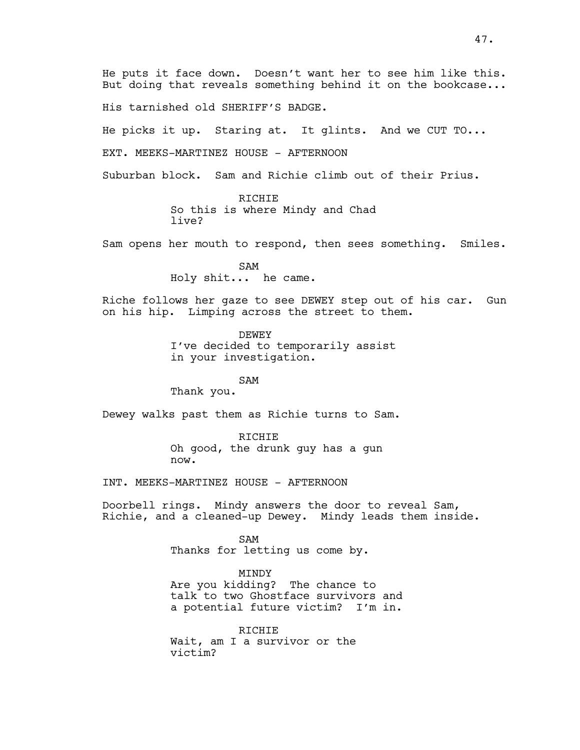He puts it face down. Doesn't want her to see him like this. But doing that reveals something behind it on the bookcase...

His tarnished old SHERIFF'S BADGE.

He picks it up. Staring at. It glints. And we CUT TO...

EXT. MEEKS-MARTINEZ HOUSE - AFTERNOON

Suburban block. Sam and Richie climb out of their Prius.

RICHIE
So this is where Mindy and Chad live?

Sam opens her mouth to respond, then sees something. Smiles.

SAM
Holy shit... he came.

Riche follows her gaze to see DEWEY step out of his car. Gun on his hip. Limping across the street to them.

DEWEY
I've decided to temporarily assist in your investigation.

SAM
Thank you.

Dewey walks past them as Richie turns to Sam.

RICHIE
Oh good, the drunk guy has a gun now.

INT. MEEKS-MARTINEZ HOUSE - AFTERNOON

Doorbell rings. Mindy answers the door to reveal Sam, Richie, and a cleaned-up Dewey. Mindy leads them inside.

SAM
Thanks for letting us come by.

MINDY
Are you kidding? The chance to talk to two Ghostface survivors and a potential future victim? I'm in.

RICHIE
Wait, am I a survivor or the victim?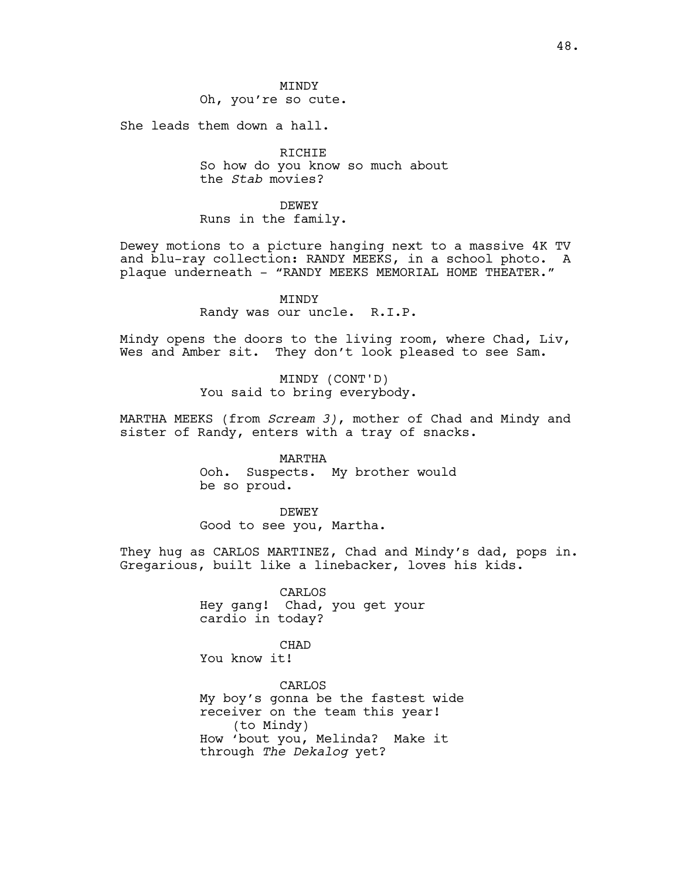MINDY
Oh, you're so cute.

She leads them down a hall.

RICHIE
So how do you know so much about the *Stab* movies?

DEWEY
Runs in the family.

Dewey motions to a picture hanging next to a massive 4K TV and blu-ray collection: RANDY MEEKS, in a school photo. A plaque underneath - "RANDY MEEKS MEMORIAL HOME THEATER."

MINDY
Randy was our uncle. R.I.P.

Mindy opens the doors to the living room, where Chad, Liv, Wes and Amber sit. They don't look pleased to see Sam.

MINDY (CONT'D)
You said to bring everybody.

MARTHA MEEKS (from *Scream 3)*, mother of Chad and Mindy and sister of Randy, enters with a tray of snacks.

MARTHA
Ooh. Suspects. My brother would be so proud.

DEWEY
Good to see you, Martha.

They hug as CARLOS MARTINEZ, Chad and Mindy's dad, pops in. Gregarious, built like a linebacker, loves his kids.

CARLOS
Hey gang! Chad, you get your cardio in today?

CHAD
You know it!

CARLOS
My boy's gonna be the fastest wide receiver on the team this year!
(to Mindy)
How 'bout you, Melinda? Make it through *The Dekalog* yet?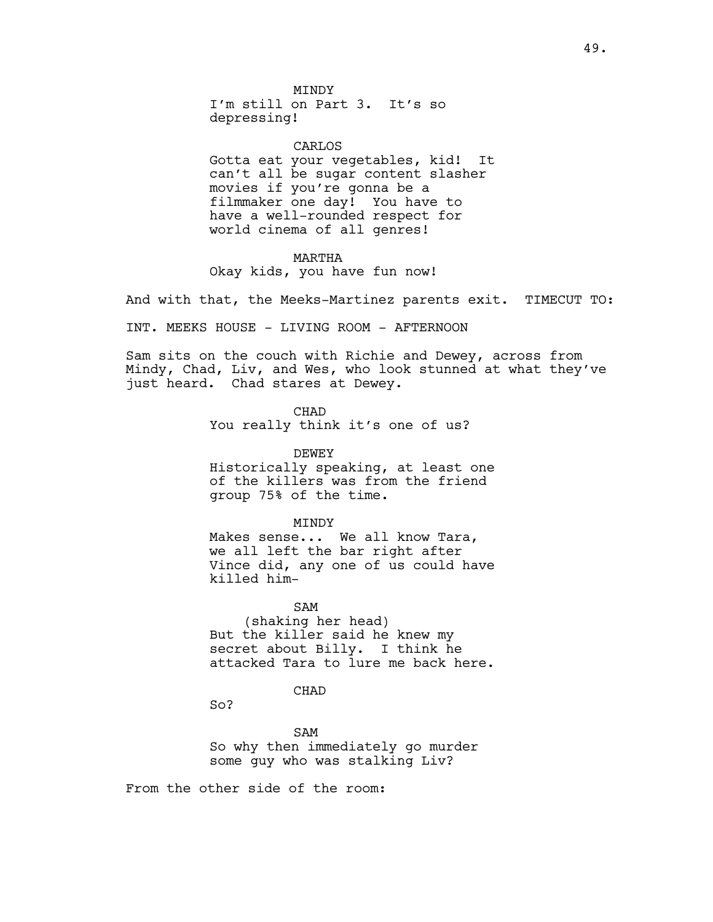MINDY
I'm still on Part 3. It's so depressing!

CARLOS
Gotta eat your vegetables, kid! It can't all be sugar content slasher movies if you're gonna be a filmmaker one day! You have to have a well-rounded respect for world cinema of all genres!

MARTHA
Okay kids, you have fun now!

And with that, the Meeks-Martinez parents exit. TIMECUT TO:

INT. MEEKS HOUSE - LIVING ROOM - AFTERNOON

Sam sits on the couch with Richie and Dewey, across from Mindy, Chad, Liv, and Wes, who look stunned at what they've just heard. Chad stares at Dewey.

CHAD
You really think it's one of us?

DEWEY
Historically speaking, at least one of the killers was from the friend group 75% of the time.

MINDY
Makes sense... We all know Tara, we all left the bar right after Vince did, any one of us could have killed him-

SAM
(shaking her head)
But the killer said he knew my secret about Billy. I think he attacked Tara to lure me back here.

CHAD
So?

SAM
So why then immediately go murder some guy who was stalking Liv?

From the other side of the room: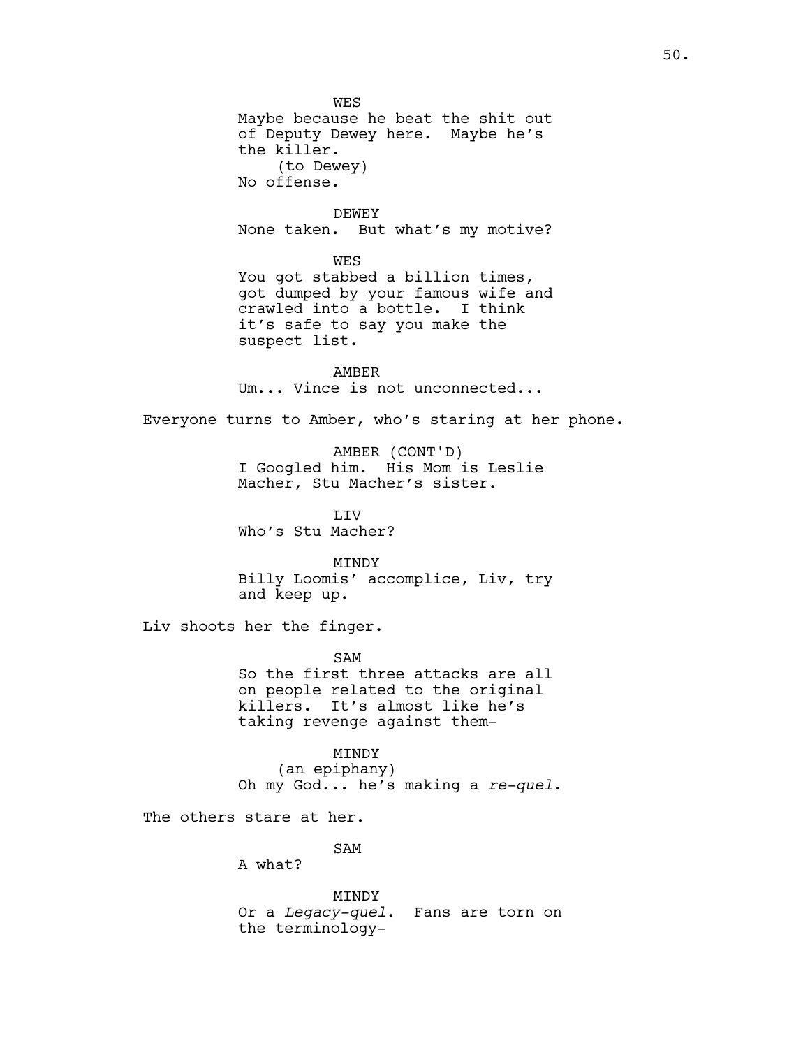WES
Maybe because he beat the shit out of Deputy Dewey here. Maybe he's the killer.
(to Dewey)
No offense.

DEWEY
None taken. But what's my motive?

WES
You got stabbed a billion times, got dumped by your famous wife and crawled into a bottle. I think it's safe to say you make the suspect list.

AMBER
Um... Vince is not unconnected...

Everyone turns to Amber, who's staring at her phone.

AMBER (CONT'D)
I Googled him. His Mom is Leslie Macher, Stu Macher's sister.

LIV
Who's Stu Macher?

MINDY
Billy Loomis' accomplice, Liv, try and keep up.

Liv shoots her the finger.

SAM
So the first three attacks are all on people related to the original killers. It's almost like he's taking revenge against them-

MINDY
(an epiphany)
Oh my God... he's making a *re-quel*.

The others stare at her.

SAM
A what?

MINDY
Or a *Legacy-quel*. Fans are torn on the terminology-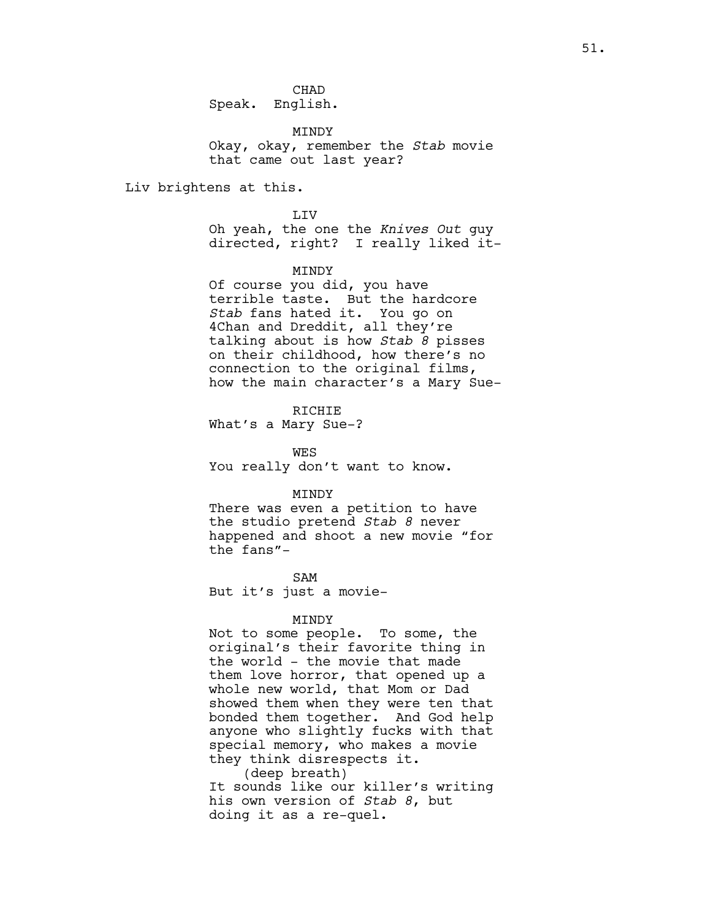CHAD
Speak. English.

MINDY
Okay, okay, remember the *Stab* movie that came out last year?

Liv brightens at this.

LIV
Oh yeah, the one the *Knives Out* guy directed, right? I really liked it-

MINDY
Of course you did, you have terrible taste. But the hardcore *Stab* fans hated it. You go on 4Chan and Dreddit, all they're talking about is how *Stab 8* pisses on their childhood, how there's no connection to the original films, how the main character's a Mary Sue-

RICHIE
What's a Mary Sue-?

WES
You really don't want to know.

MINDY
There was even a petition to have the studio pretend *Stab 8* never happened and shoot a new movie "for the fans"-

SAM
But it's just a movie-

MINDY
Not to some people. To some, the original's their favorite thing in the world - the movie that made them love horror, that opened up a whole new world, that Mom or Dad showed them when they were ten that bonded them together. And God help anyone who slightly fucks with that special memory, who makes a movie they think disrespects it.
(deep breath)
It sounds like our killer's writing his own version of *Stab 8*, but doing it as a re-quel.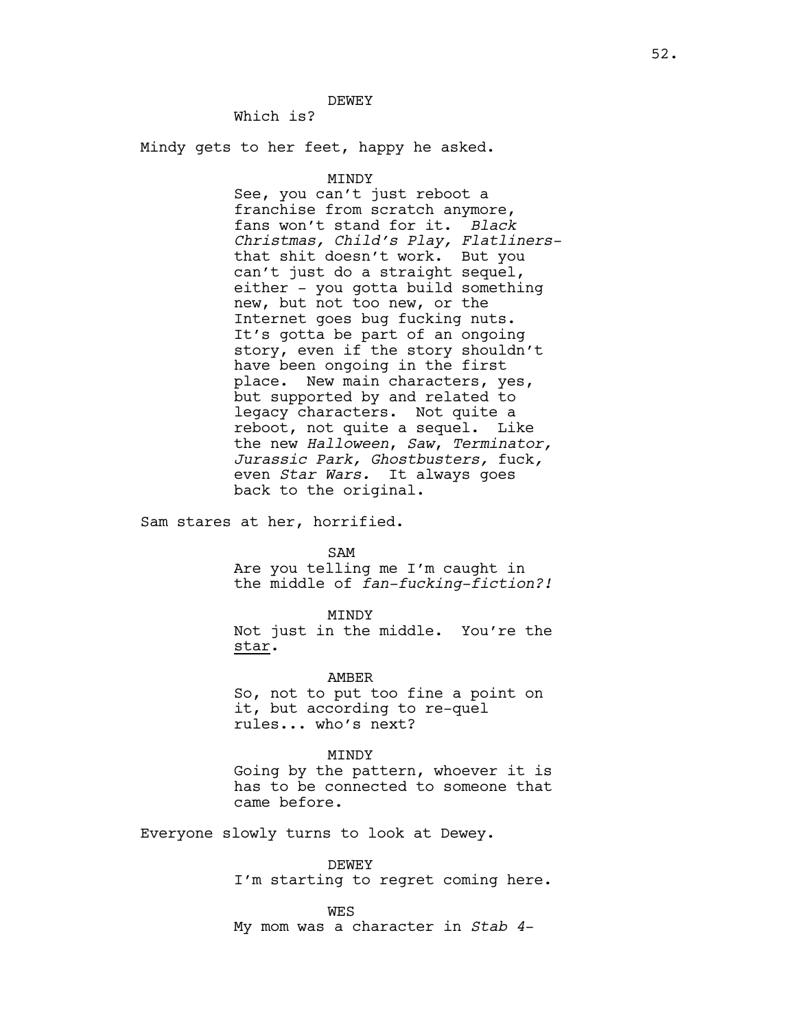DEWEY

Which is?

Mindy gets to her feet, happy he asked.

MINDY

See, you can't just reboot a franchise from scratch anymore, fans won't stand for it. *Black Christmas, Child's Play, Flatliners*- that shit doesn't work. But you can't just do a straight sequel, either - you gotta build something new, but not too new, or the Internet goes bug fucking nuts. It's gotta be part of an ongoing story, even if the story shouldn't have been ongoing in the first place. New main characters, yes, but supported by and related to legacy characters. Not quite a reboot, not quite a sequel. Like the new *Halloween*, *Saw*, *Terminator, Jurassic Park, Ghostbusters,* fuck, even *Star Wars.* It always goes back to the original.

Sam stares at her, horrified.

SAM

Are you telling me I'm caught in the middle of *fan-fucking-fiction?!*

MINDY

Not just in the middle. You're the <u>star</u>.

AMBER

So, not to put too fine a point on it, but according to re-quel rules... who's next?

MINDY

Going by the pattern, whoever it is has to be connected to someone that came before.

Everyone slowly turns to look at Dewey.

DEWEY

I'm starting to regret coming here.

WES

My mom was a character in *Stab 4*-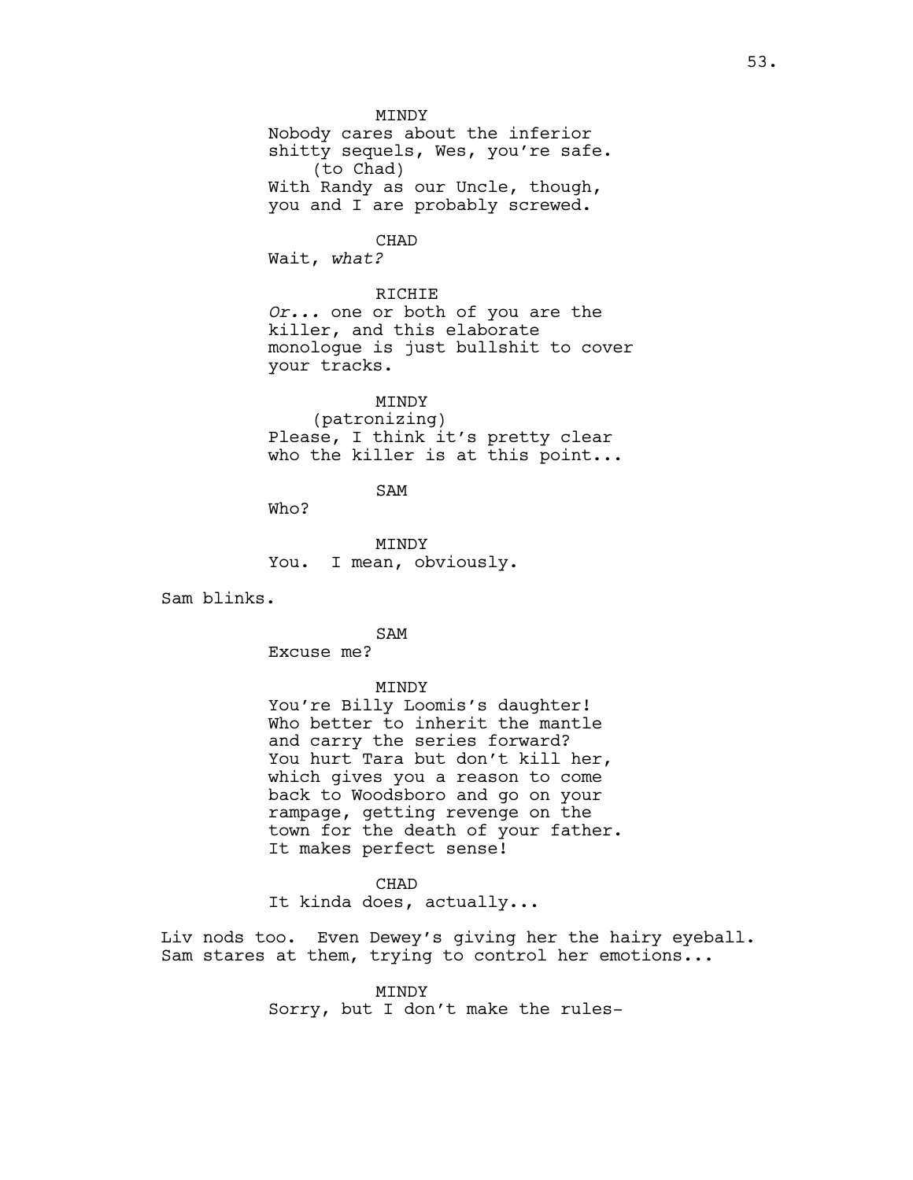MINDY
Nobody cares about the inferior shitty sequels, Wes, you're safe.
(to Chad)
With Randy as our Uncle, though, you and I are probably screwed.

CHAD
Wait, *what?*

RICHIE
*Or...* one or both of you are the killer, and this elaborate monologue is just bullshit to cover your tracks.

MINDY
(patronizing)
Please, I think it's pretty clear who the killer is at this point...

SAM
Who?

MINDY
You. I mean, obviously.

Sam blinks.

SAM
Excuse me?

MINDY
You're Billy Loomis's daughter! Who better to inherit the mantle and carry the series forward? You hurt Tara but don't kill her, which gives you a reason to come back to Woodsboro and go on your rampage, getting revenge on the town for the death of your father. It makes perfect sense!

CHAD
It kinda does, actually...

Liv nods too. Even Dewey's giving her the hairy eyeball. Sam stares at them, trying to control her emotions...

MINDY
Sorry, but I don't make the rules-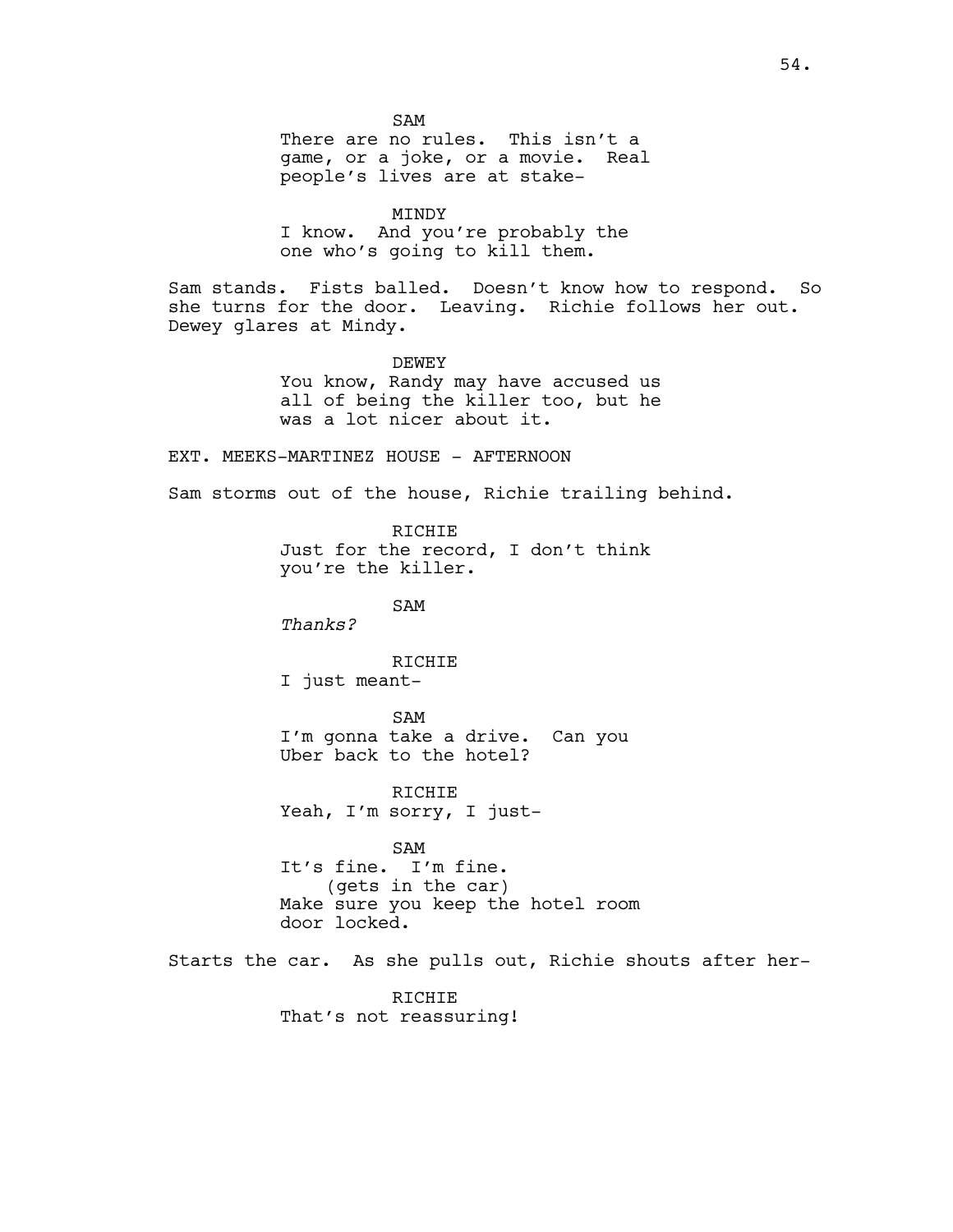SAM

There are no rules. This isn't a game, or a joke, or a movie. Real people's lives are at stake-

MINDY

I know. And you're probably the one who's going to kill them.

Sam stands. Fists balled. Doesn't know how to respond. So she turns for the door. Leaving. Richie follows her out. Dewey glares at Mindy.

DEWEY

You know, Randy may have accused us all of being the killer too, but he was a lot nicer about it.

EXT. MEEKS-MARTINEZ HOUSE - AFTERNOON

Sam storms out of the house, Richie trailing behind.

RICHIE

Just for the record, I don't think you're the killer.

SAM

*Thanks?*

RICHIE

I just meant-

SAM

I'm gonna take a drive. Can you Uber back to the hotel?

RICHIE

Yeah, I'm sorry, I just-

SAM

It's fine. I'm fine.
(gets in the car)
Make sure you keep the hotel room door locked.

Starts the car. As she pulls out, Richie shouts after her-

RICHIE

That's not reassuring!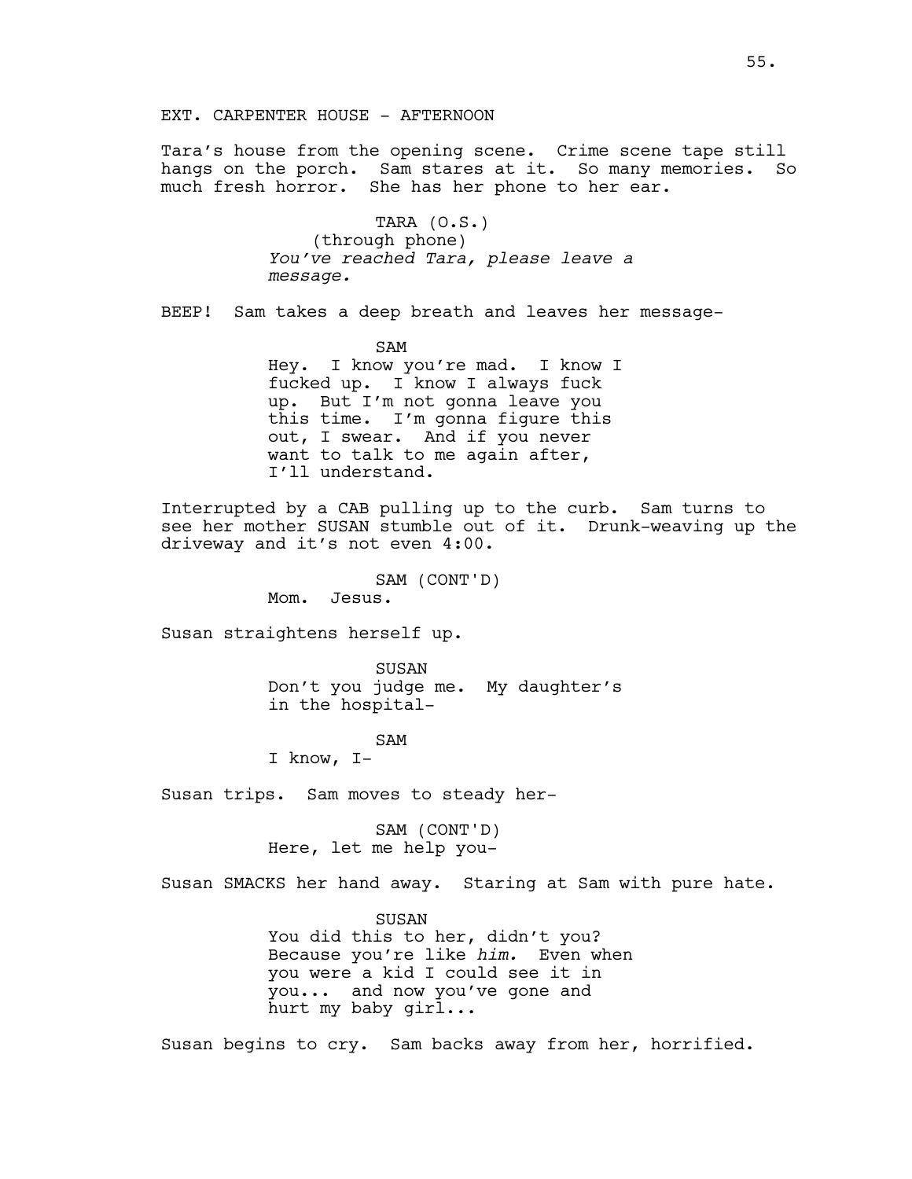EXT. CARPENTER HOUSE - AFTERNOON

Tara's house from the opening scene. Crime scene tape still hangs on the porch. Sam stares at it. So many memories. So much fresh horror. She has her phone to her ear.

TARA (O.S.)
(through phone)
*You've reached Tara, please leave a message.*

BEEP! Sam takes a deep breath and leaves her message-

SAM
Hey. I know you're mad. I know I fucked up. I know I always fuck up. But I'm not gonna leave you this time. I'm gonna figure this out, I swear. And if you never want to talk to me again after, I'll understand.

Interrupted by a CAB pulling up to the curb. Sam turns to see her mother SUSAN stumble out of it. Drunk-weaving up the driveway and it's not even 4:00.

SAM (CONT'D)
Mom. Jesus.

Susan straightens herself up.

SUSAN
Don't you judge me. My daughter's in the hospital-

SAM
I know, I-

Susan trips. Sam moves to steady her-

SAM (CONT'D)
Here, let me help you-

Susan SMACKS her hand away. Staring at Sam with pure hate.

SUSAN
You did this to her, didn't you? Because you're like *him.* Even when you were a kid I could see it in you... and now you've gone and hurt my baby girl...

Susan begins to cry. Sam backs away from her, horrified.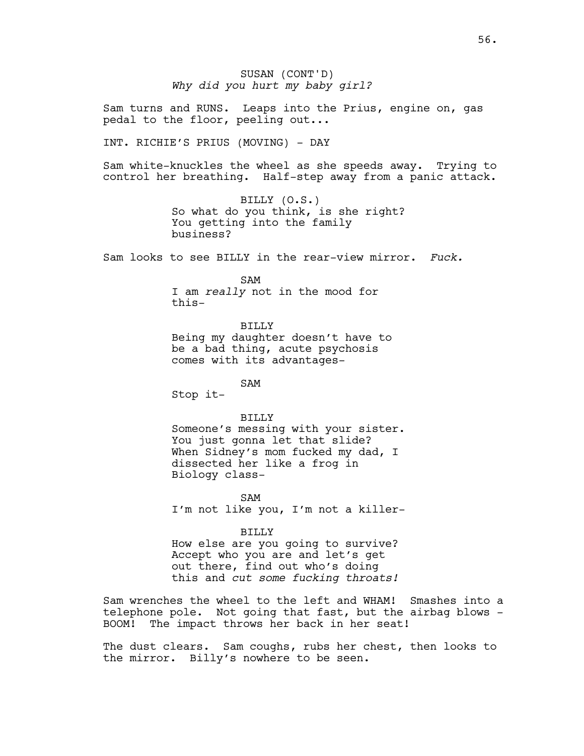SUSAN (CONT'D)
*Why did you hurt my baby girl?*

Sam turns and RUNS. Leaps into the Prius, engine on, gas pedal to the floor, peeling out...

INT. RICHIE'S PRIUS (MOVING) - DAY

Sam white-knuckles the wheel as she speeds away. Trying to control her breathing. Half-step away from a panic attack.

BILLY (O.S.)
So what do you think, is she right? You getting into the family business?

Sam looks to see BILLY in the rear-view mirror. *Fuck.*

SAM
I am *really* not in the mood for this-

BILLY
Being my daughter doesn't have to be a bad thing, acute psychosis comes with its advantages-

SAM
Stop it-

BILLY
Someone's messing with your sister. You just gonna let that slide? When Sidney's mom fucked my dad, I dissected her like a frog in Biology class-

SAM
I'm not like you, I'm not a killer-

BILLY
How else are you going to survive? Accept who you are and let's get out there, find out who's doing this and *cut some fucking throats!*

Sam wrenches the wheel to the left and WHAM! Smashes into a telephone pole. Not going that fast, but the airbag blows - BOOM! The impact throws her back in her seat!

The dust clears. Sam coughs, rubs her chest, then looks to the mirror. Billy's nowhere to be seen.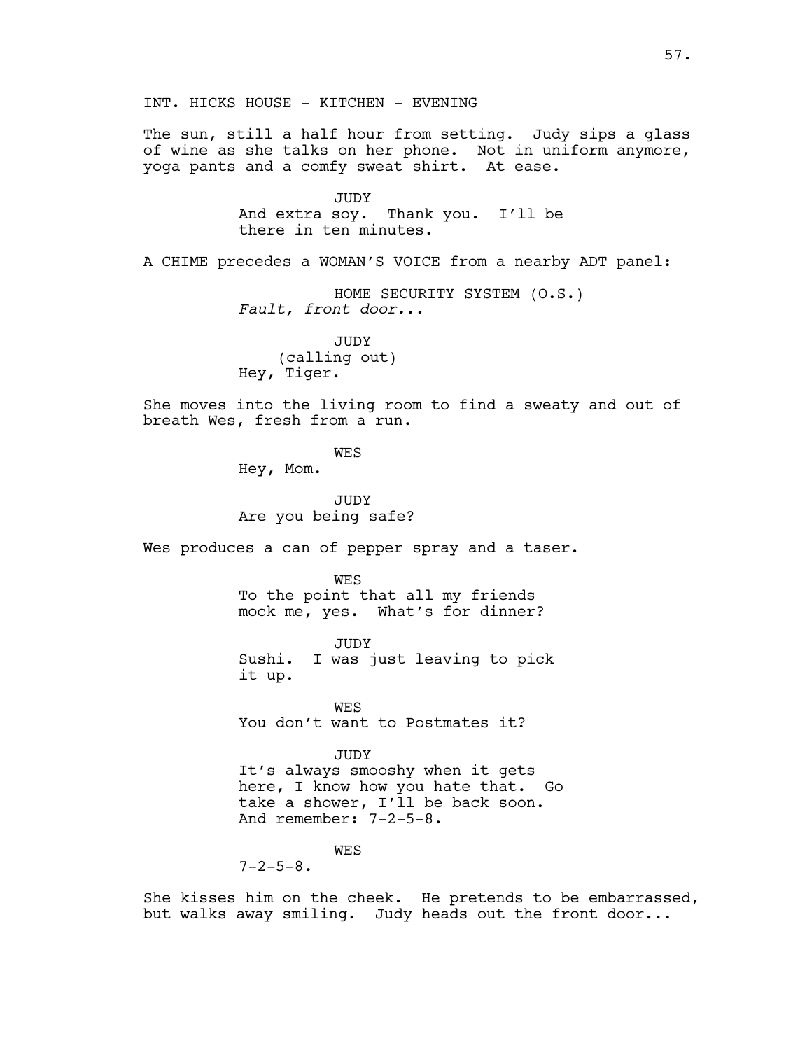INT. HICKS HOUSE - KITCHEN - EVENING

The sun, still a half hour from setting. Judy sips a glass of wine as she talks on her phone. Not in uniform anymore, yoga pants and a comfy sweat shirt. At ease.

JUDY
And extra soy. Thank you. I'll be there in ten minutes.

A CHIME precedes a WOMAN'S VOICE from a nearby ADT panel:

HOME SECURITY SYSTEM (O.S.)
*Fault, front door...*

JUDY
(calling out)
Hey, Tiger.

She moves into the living room to find a sweaty and out of breath Wes, fresh from a run.

WES
Hey, Mom.

JUDY
Are you being safe?

Wes produces a can of pepper spray and a taser.

WES
To the point that all my friends mock me, yes. What's for dinner?

JUDY
Sushi. I was just leaving to pick it up.

WES
You don't want to Postmates it?

JUDY
It's always smooshy when it gets here, I know how you hate that. Go take a shower, I'll be back soon. And remember: 7-2-5-8.

WES
7-2-5-8.

She kisses him on the cheek. He pretends to be embarrassed, but walks away smiling. Judy heads out the front door...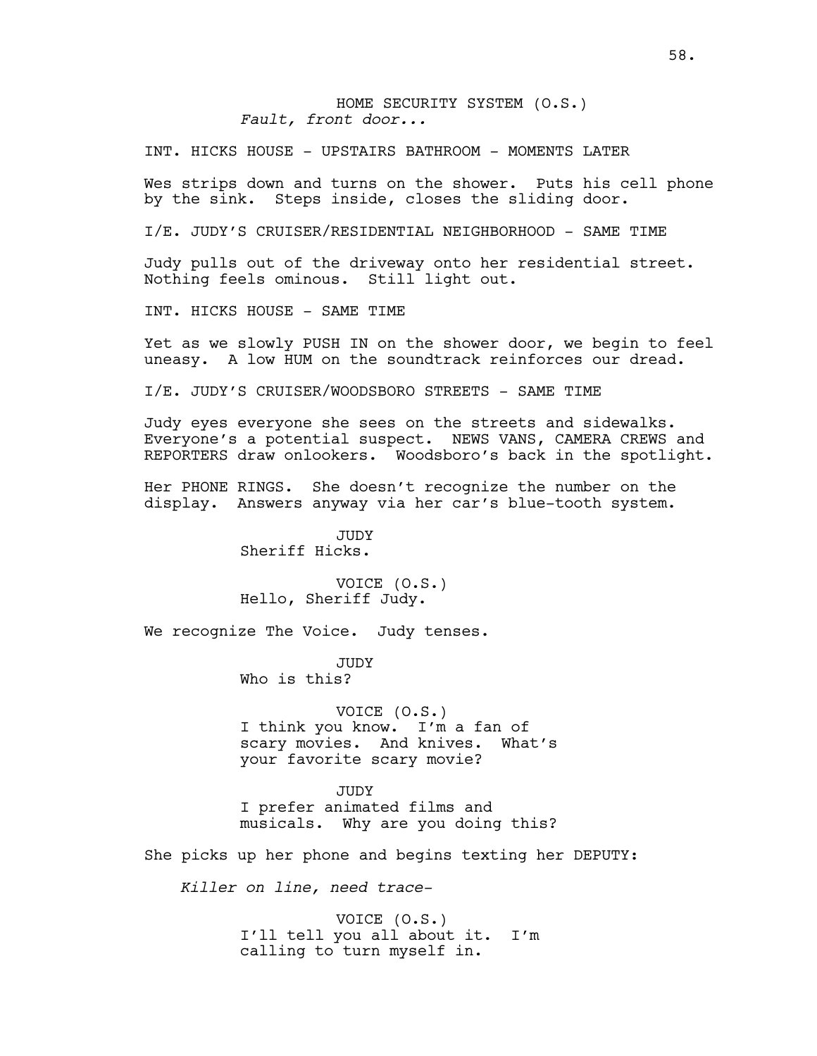HOME SECURITY SYSTEM (O.S.)
*Fault, front door...*

INT. HICKS HOUSE - UPSTAIRS BATHROOM - MOMENTS LATER

Wes strips down and turns on the shower. Puts his cell phone by the sink. Steps inside, closes the sliding door.

I/E. JUDY'S CRUISER/RESIDENTIAL NEIGHBORHOOD - SAME TIME

Judy pulls out of the driveway onto her residential street. Nothing feels ominous. Still light out.

INT. HICKS HOUSE - SAME TIME

Yet as we slowly PUSH IN on the shower door, we begin to feel uneasy. A low HUM on the soundtrack reinforces our dread.

I/E. JUDY'S CRUISER/WOODSBORO STREETS - SAME TIME

Judy eyes everyone she sees on the streets and sidewalks. Everyone's a potential suspect. NEWS VANS, CAMERA CREWS and REPORTERS draw onlookers. Woodsboro's back in the spotlight.

Her PHONE RINGS. She doesn't recognize the number on the display. Answers anyway via her car's blue-tooth system.

JUDY
Sheriff Hicks.

VOICE (O.S.)
Hello, Sheriff Judy.

We recognize The Voice. Judy tenses.

JUDY
Who is this?

VOICE (O.S.)
I think you know. I'm a fan of scary movies. And knives. What's your favorite scary movie?

JUDY
I prefer animated films and musicals. Why are you doing this?

She picks up her phone and begins texting her DEPUTY:

*Killer on line, need trace-*

VOICE (O.S.)
I'll tell you all about it. I'm calling to turn myself in.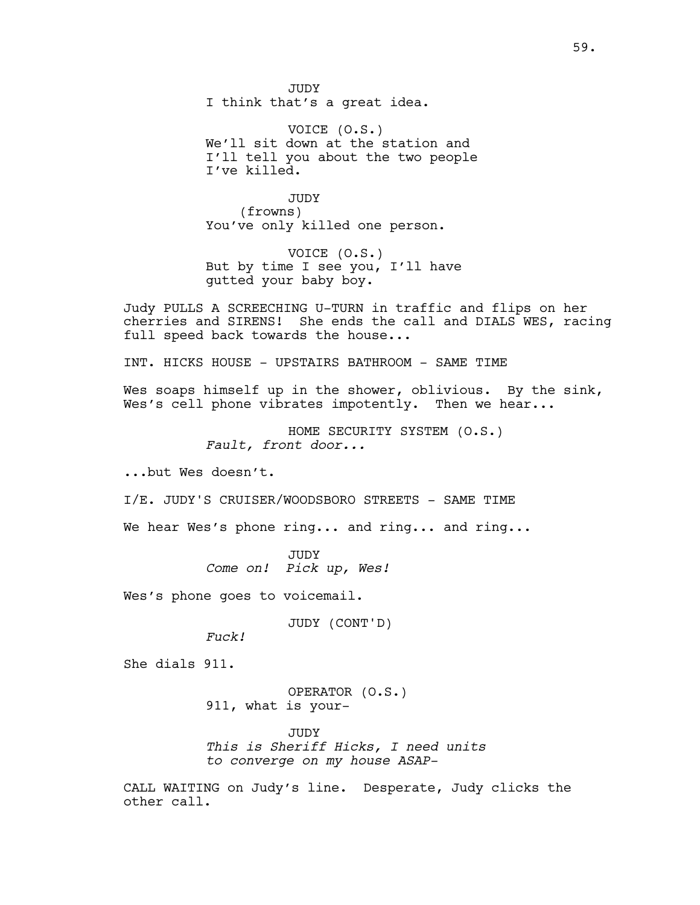JUDY
I think that's a great idea.

VOICE (O.S.)
We'll sit down at the station and I'll tell you about the two people I've killed.

JUDY
(frowns)
You've only killed one person.

VOICE (O.S.)
But by time I see you, I'll have gutted your baby boy.

Judy PULLS A SCREECHING U-TURN in traffic and flips on her cherries and SIRENS! She ends the call and DIALS WES, racing full speed back towards the house...

INT. HICKS HOUSE - UPSTAIRS BATHROOM - SAME TIME

Wes soaps himself up in the shower, oblivious. By the sink, Wes's cell phone vibrates impotently. Then we hear...

HOME SECURITY SYSTEM (O.S.)
*Fault, front door...*

...but Wes doesn't.

I/E. JUDY'S CRUISER/WOODSBORO STREETS - SAME TIME

We hear Wes's phone ring... and ring... and ring...

JUDY
*Come on! Pick up, Wes!*

Wes's phone goes to voicemail.

JUDY (CONT'D)
*Fuck!*

She dials 911.

OPERATOR (O.S.)
911, what is your-

JUDY
*This is Sheriff Hicks, I need units to converge on my house ASAP-*

CALL WAITING on Judy's line. Desperate, Judy clicks the other call.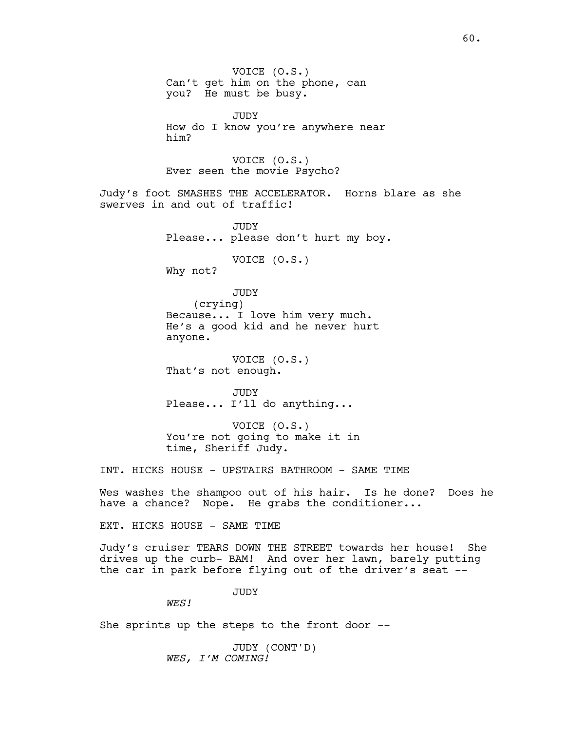VOICE (O.S.)
Can't get him on the phone, can you? He must be busy.

JUDY
How do I know you're anywhere near him?

VOICE (O.S.)
Ever seen the movie Psycho?

Judy's foot SMASHES THE ACCELERATOR. Horns blare as she swerves in and out of traffic!

JUDY
Please... please don't hurt my boy.

VOICE (O.S.)
Why not?

JUDY
(crying)
Because... I love him very much. He's a good kid and he never hurt anyone.

VOICE (O.S.)
That's not enough.

JUDY
Please... I'll do anything...

VOICE (O.S.)
You're not going to make it in time, Sheriff Judy.

INT. HICKS HOUSE - UPSTAIRS BATHROOM - SAME TIME

Wes washes the shampoo out of his hair. Is he done? Does he have a chance? Nope. He grabs the conditioner...

EXT. HICKS HOUSE - SAME TIME

Judy's cruiser TEARS DOWN THE STREET towards her house! She drives up the curb- BAM! And over her lawn, barely putting the car in park before flying out of the driver's seat --

JUDY
*WES!*

She sprints up the steps to the front door --

JUDY (CONT'D)
*WES, I'M COMING!*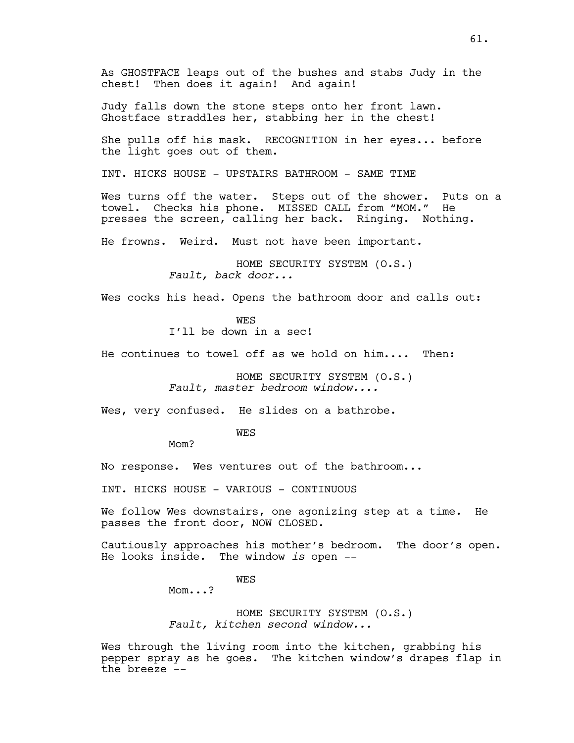As GHOSTFACE leaps out of the bushes and stabs Judy in the chest! Then does it again! And again!

Judy falls down the stone steps onto her front lawn. Ghostface straddles her, stabbing her in the chest!

She pulls off his mask. RECOGNITION in her eyes... before the light goes out of them.

INT. HICKS HOUSE - UPSTAIRS BATHROOM - SAME TIME

Wes turns off the water. Steps out of the shower. Puts on a towel. Checks his phone. MISSED CALL from "MOM." He presses the screen, calling her back. Ringing. Nothing.

He frowns. Weird. Must not have been important.

HOME SECURITY SYSTEM (O.S.)
*Fault, back door...*

Wes cocks his head. Opens the bathroom door and calls out:

WES
I'll be down in a sec!

He continues to towel off as we hold on him.... Then:

HOME SECURITY SYSTEM (O.S.)
*Fault, master bedroom window....*

Wes, very confused. He slides on a bathrobe.

WES
Mom?

No response. Wes ventures out of the bathroom...

INT. HICKS HOUSE - VARIOUS - CONTINUOUS

We follow Wes downstairs, one agonizing step at a time. He passes the front door, NOW CLOSED.

Cautiously approaches his mother's bedroom. The door's open. He looks inside. The window *is* open --

WES
Mom...?

HOME SECURITY SYSTEM (O.S.)
*Fault, kitchen second window...*

Wes through the living room into the kitchen, grabbing his pepper spray as he goes. The kitchen window's drapes flap in the breeze --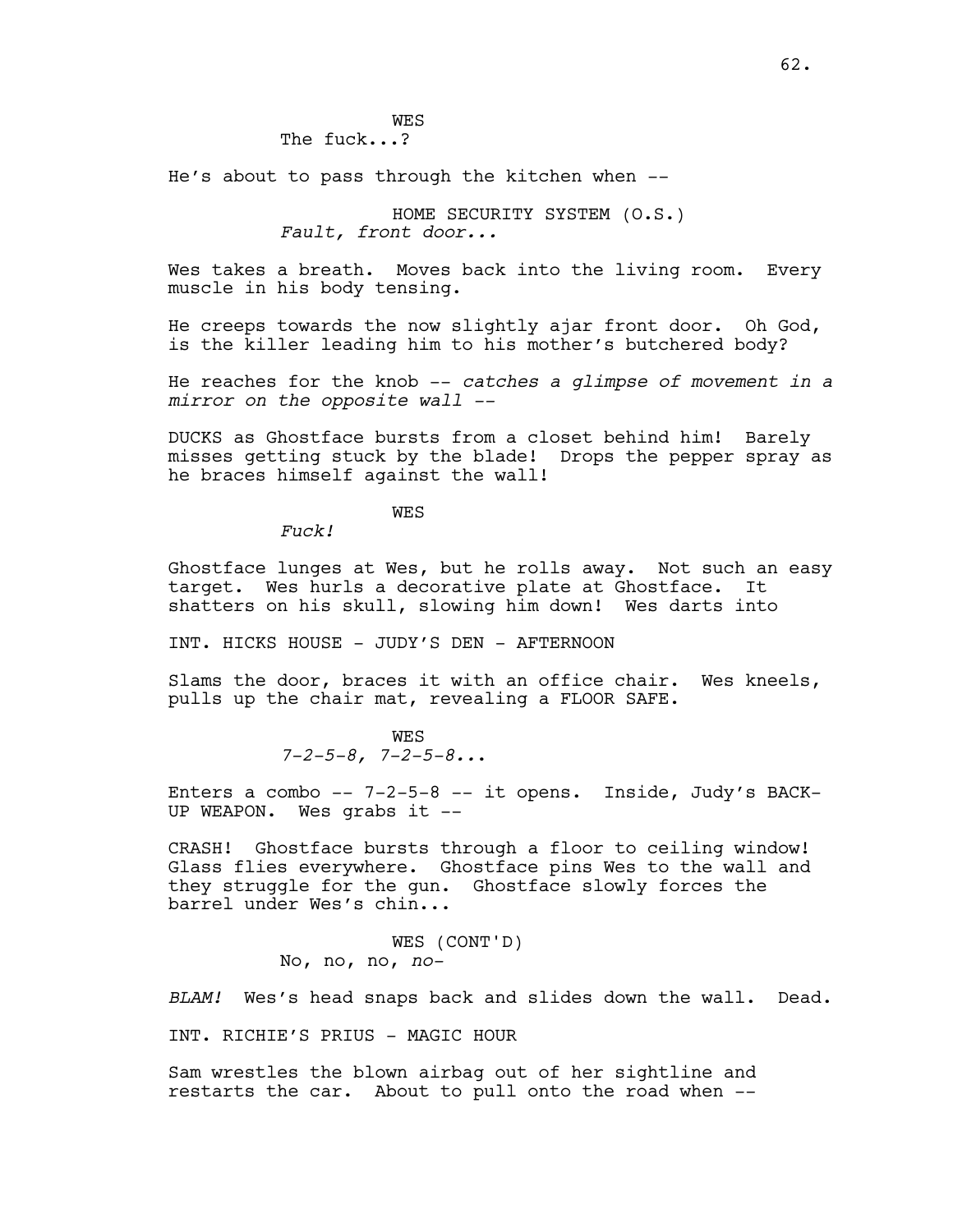WES
The fuck...?

He's about to pass through the kitchen when --

HOME SECURITY SYSTEM (O.S.)
*Fault, front door...*

Wes takes a breath. Moves back into the living room. Every muscle in his body tensing.

He creeps towards the now slightly ajar front door. Oh God, is the killer leading him to his mother's butchered body?

He reaches for the knob -- *catches a glimpse of movement in a mirror on the opposite wall* --

DUCKS as Ghostface bursts from a closet behind him! Barely misses getting stuck by the blade! Drops the pepper spray as he braces himself against the wall!

WES
*Fuck!*

Ghostface lunges at Wes, but he rolls away. Not such an easy target. Wes hurls a decorative plate at Ghostface. It shatters on his skull, slowing him down! Wes darts into

INT. HICKS HOUSE - JUDY'S DEN - AFTERNOON

Slams the door, braces it with an office chair. Wes kneels, pulls up the chair mat, revealing a FLOOR SAFE.

WES
*7-2-5-8, 7-2-5-8...*

Enters a combo -- 7-2-5-8 -- it opens. Inside, Judy's BACK-UP WEAPON. Wes grabs it --

CRASH! Ghostface bursts through a floor to ceiling window! Glass flies everywhere. Ghostface pins Wes to the wall and they struggle for the gun. Ghostface slowly forces the barrel under Wes's chin...

WES (CONT'D)
No, no, no, *no-*

*BLAM!* Wes's head snaps back and slides down the wall. Dead.

INT. RICHIE'S PRIUS - MAGIC HOUR

Sam wrestles the blown airbag out of her sightline and restarts the car. About to pull onto the road when --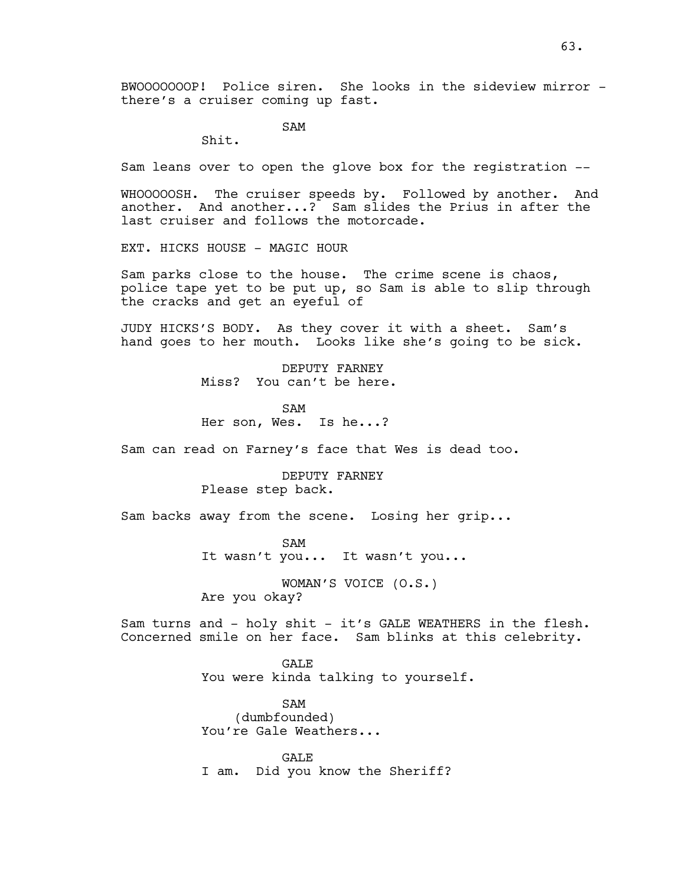BWOOOOOOOP! Police siren. She looks in the sideview mirror - there's a cruiser coming up fast.

SAM
Shit.

Sam leans over to open the glove box for the registration --

WHOOOOOSH. The cruiser speeds by. Followed by another. And another. And another...? Sam slides the Prius in after the last cruiser and follows the motorcade.

EXT. HICKS HOUSE - MAGIC HOUR

Sam parks close to the house. The crime scene is chaos, police tape yet to be put up, so Sam is able to slip through the cracks and get an eyeful of

JUDY HICKS'S BODY. As they cover it with a sheet. Sam's hand goes to her mouth. Looks like she's going to be sick.

DEPUTY FARNEY
Miss? You can't be here.

SAM
Her son, Wes. Is he...?

Sam can read on Farney's face that Wes is dead too.

DEPUTY FARNEY
Please step back.

Sam backs away from the scene. Losing her grip...

SAM
It wasn't you... It wasn't you...

WOMAN'S VOICE (O.S.)
Are you okay?

Sam turns and - holy shit - it's GALE WEATHERS in the flesh. Concerned smile on her face. Sam blinks at this celebrity.

GALE
You were kinda talking to yourself.

SAM
(dumbfounded)
You're Gale Weathers...

GALE
I am. Did you know the Sheriff?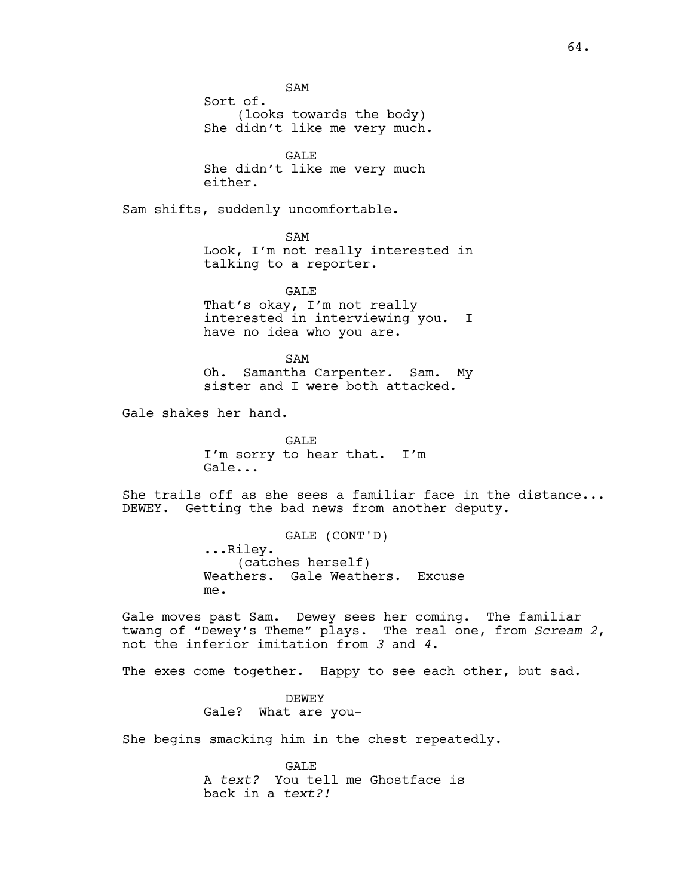SAM
Sort of.
(looks towards the body)
She didn't like me very much.

GALE
She didn't like me very much either.

Sam shifts, suddenly uncomfortable.

SAM
Look, I'm not really interested in talking to a reporter.

GALE
That's okay, I'm not really interested in interviewing you. I have no idea who you are.

SAM
Oh. Samantha Carpenter. Sam. My sister and I were both attacked.

Gale shakes her hand.

GALE
I'm sorry to hear that. I'm Gale...

She trails off as she sees a familiar face in the distance... DEWEY. Getting the bad news from another deputy.

GALE (CONT'D)
...Riley.
(catches herself)
Weathers. Gale Weathers. Excuse me.

Gale moves past Sam. Dewey sees her coming. The familiar twang of "Dewey's Theme" plays. The real one, from *Scream 2*, not the inferior imitation from *3* and *4*.

The exes come together. Happy to see each other, but sad.

DEWEY
Gale? What are you-

She begins smacking him in the chest repeatedly.

GALE
A *text?* You tell me Ghostface is back in a *text?!*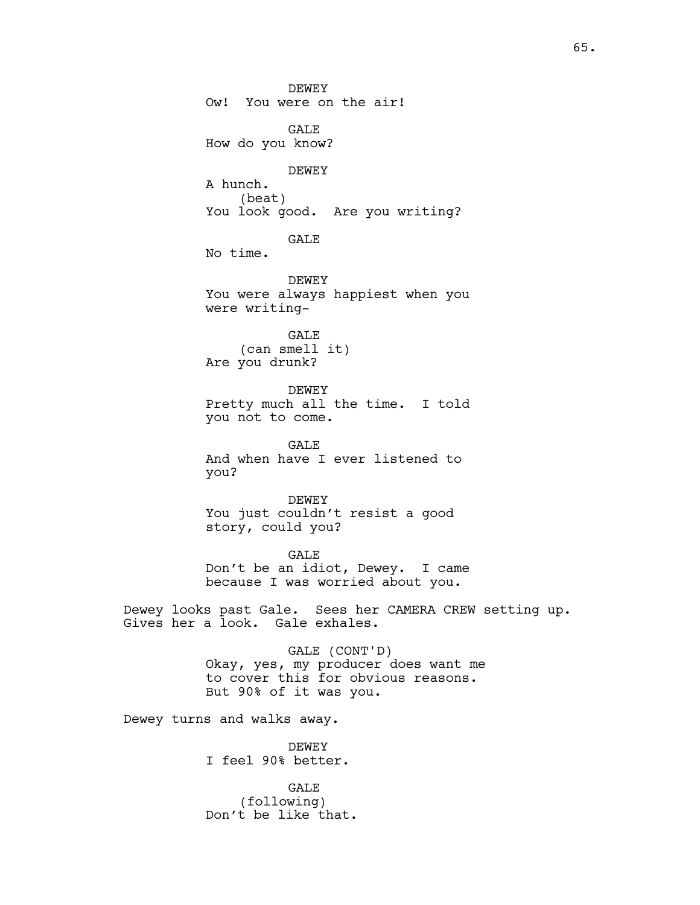DEWEY
Ow!  You were on the air!

GALE
How do you know?

DEWEY
A hunch.
(beat)
You look good.  Are you writing?

GALE
No time.

DEWEY
You were always happiest when you were writing-

GALE
(can smell it)
Are you drunk?

DEWEY
Pretty much all the time.  I told you not to come.

GALE
And when have I ever listened to you?

DEWEY
You just couldn't resist a good story, could you?

GALE
Don't be an idiot, Dewey.  I came because I was worried about you.

Dewey looks past Gale.  Sees her CAMERA CREW setting up.  Gives her a look.  Gale exhales.

GALE (CONT'D)
Okay, yes, my producer does want me to cover this for obvious reasons.  But 90% of it was you.

Dewey turns and walks away.

DEWEY
I feel 90% better.

GALE
(following)
Don't be like that.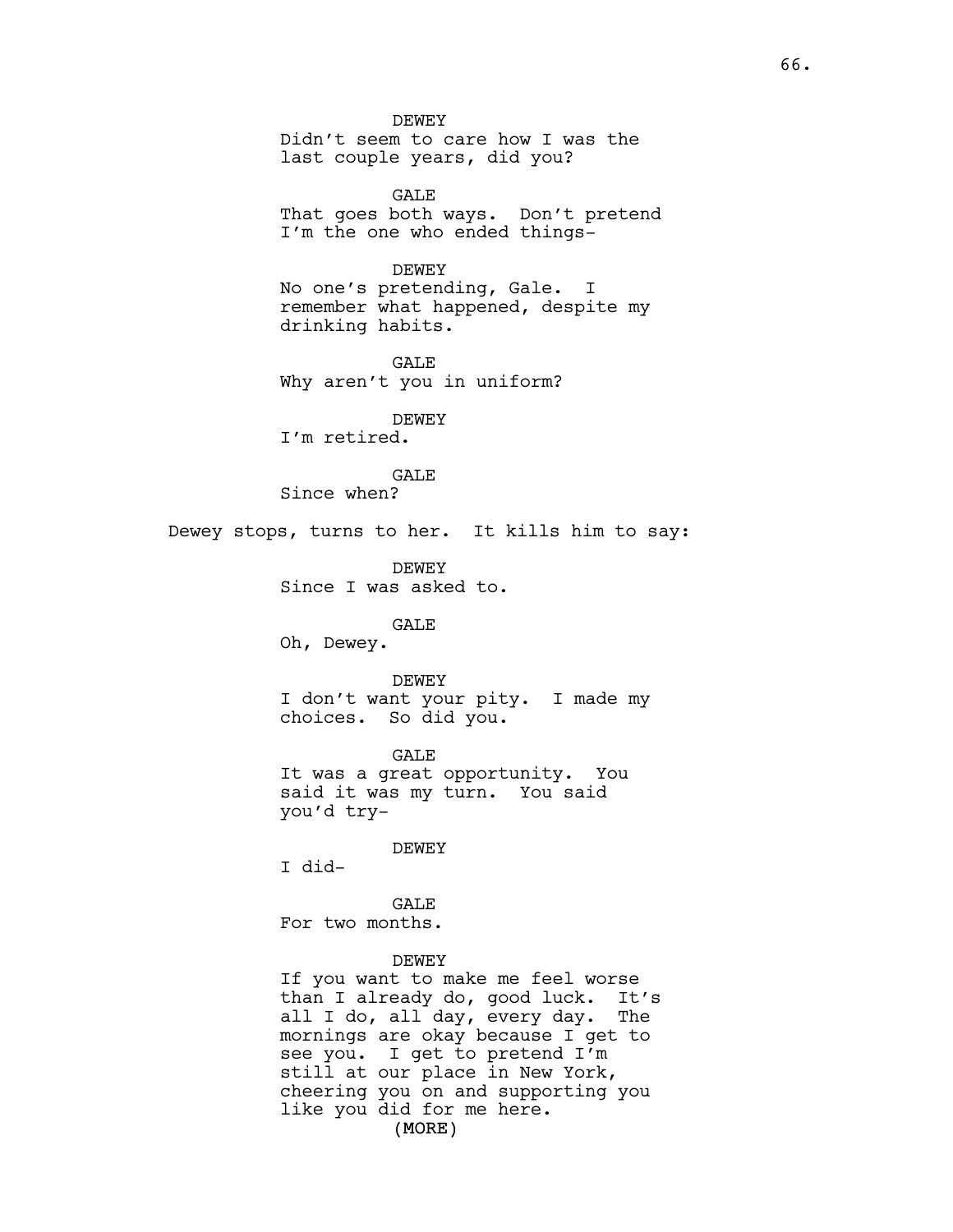DEWEY
Didn't seem to care how I was the last couple years, did you?

GALE
That goes both ways. Don't pretend I'm the one who ended things-

DEWEY
No one's pretending, Gale. I remember what happened, despite my drinking habits.

GALE
Why aren't you in uniform?

DEWEY
I'm retired.

GALE
Since when?

Dewey stops, turns to her. It kills him to say:

DEWEY
Since I was asked to.

GALE
Oh, Dewey.

DEWEY
I don't want your pity. I made my choices. So did you.

GALE
It was a great opportunity. You said it was my turn. You said you'd try-

DEWEY
I did-

GALE
For two months.

DEWEY
If you want to make me feel worse than I already do, good luck. It's all I do, all day, every day. The mornings are okay because I get to see you. I get to pretend I'm still at our place in New York, cheering you on and supporting you like you did for me here.
(MORE)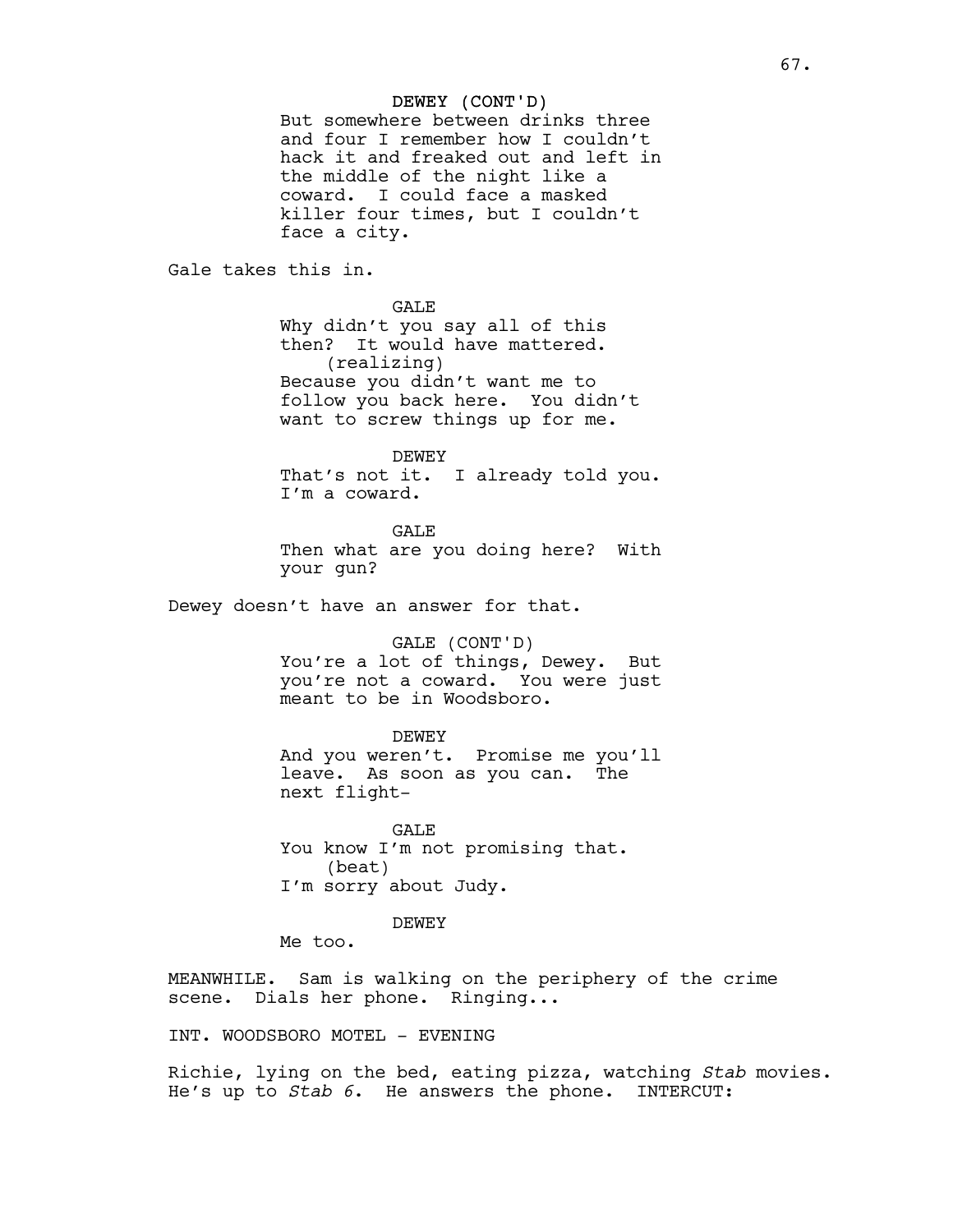DEWEY (CONT'D)
But somewhere between drinks three and four I remember how I couldn't hack it and freaked out and left in the middle of the night like a coward. I could face a masked killer four times, but I couldn't face a city.

Gale takes this in.

GALE
Why didn't you say all of this then? It would have mattered.
(realizing)
Because you didn't want me to follow you back here. You didn't want to screw things up for me.

DEWEY
That's not it. I already told you. I'm a coward.

GALE
Then what are you doing here? With your gun?

Dewey doesn't have an answer for that.

GALE (CONT'D)
You're a lot of things, Dewey. But you're not a coward. You were just meant to be in Woodsboro.

DEWEY
And you weren't. Promise me you'll leave. As soon as you can. The next flight-

GALE
You know I'm not promising that.
(beat)
I'm sorry about Judy.

DEWEY
Me too.

MEANWHILE. Sam is walking on the periphery of the crime scene. Dials her phone. Ringing...

INT. WOODSBORO MOTEL - EVENING

Richie, lying on the bed, eating pizza, watching *Stab* movies. He's up to *Stab 6*. He answers the phone. INTERCUT: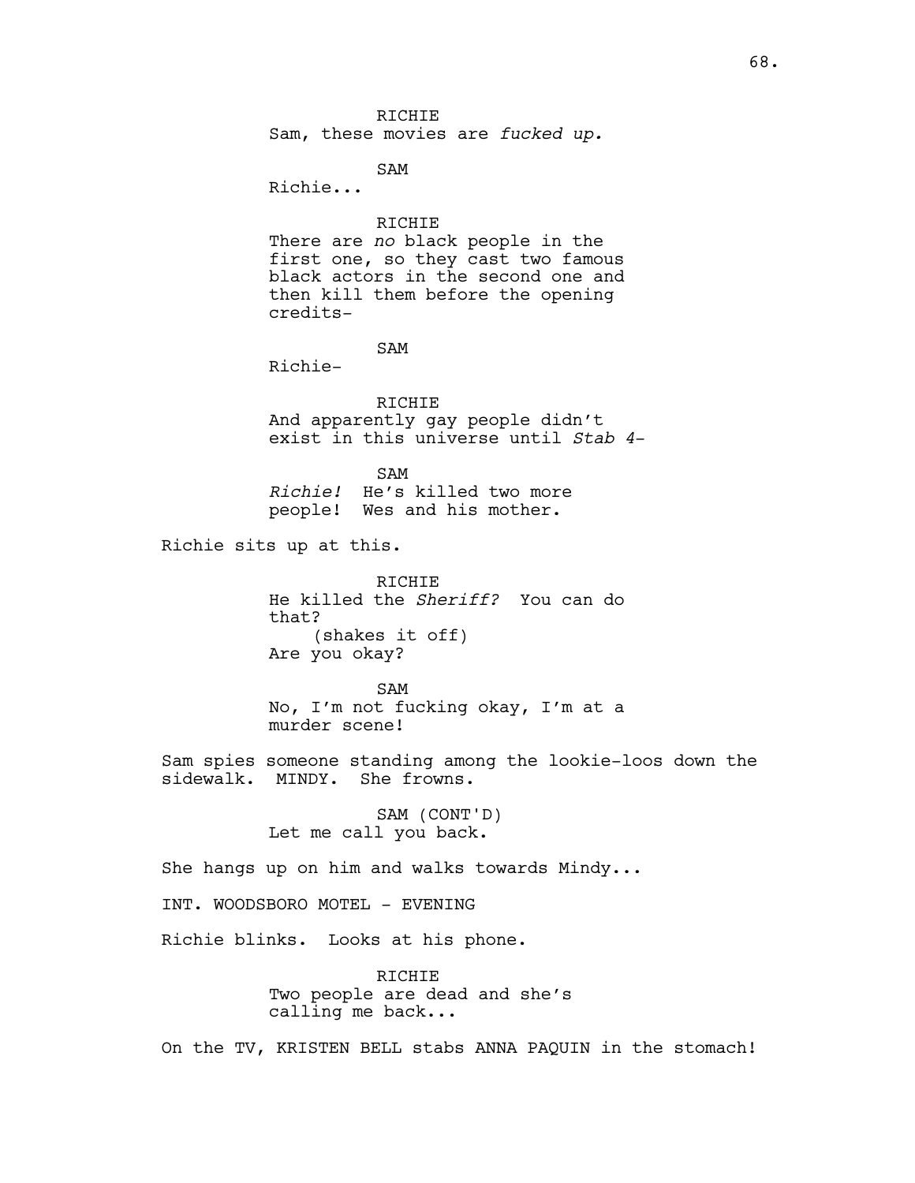RICHIE
Sam, these movies are *fucked up.*

SAM
Richie...

RICHIE
There are *no* black people in the first one, so they cast two famous black actors in the second one and then kill them before the opening credits-

SAM
Richie-

RICHIE
And apparently gay people didn't exist in this universe until *Stab 4*-

SAM
*Richie!* He's killed two more people! Wes and his mother.

Richie sits up at this.

RICHIE
He killed the *Sheriff?* You can do that?
(shakes it off)
Are you okay?

SAM
No, I'm not fucking okay, I'm at a murder scene!

Sam spies someone standing among the lookie-loos down the sidewalk. MINDY. She frowns.

SAM (CONT'D)
Let me call you back.

She hangs up on him and walks towards Mindy...

INT. WOODSBORO MOTEL - EVENING

Richie blinks. Looks at his phone.

RICHIE
Two people are dead and she's calling me back...

On the TV, KRISTEN BELL stabs ANNA PAQUIN in the stomach!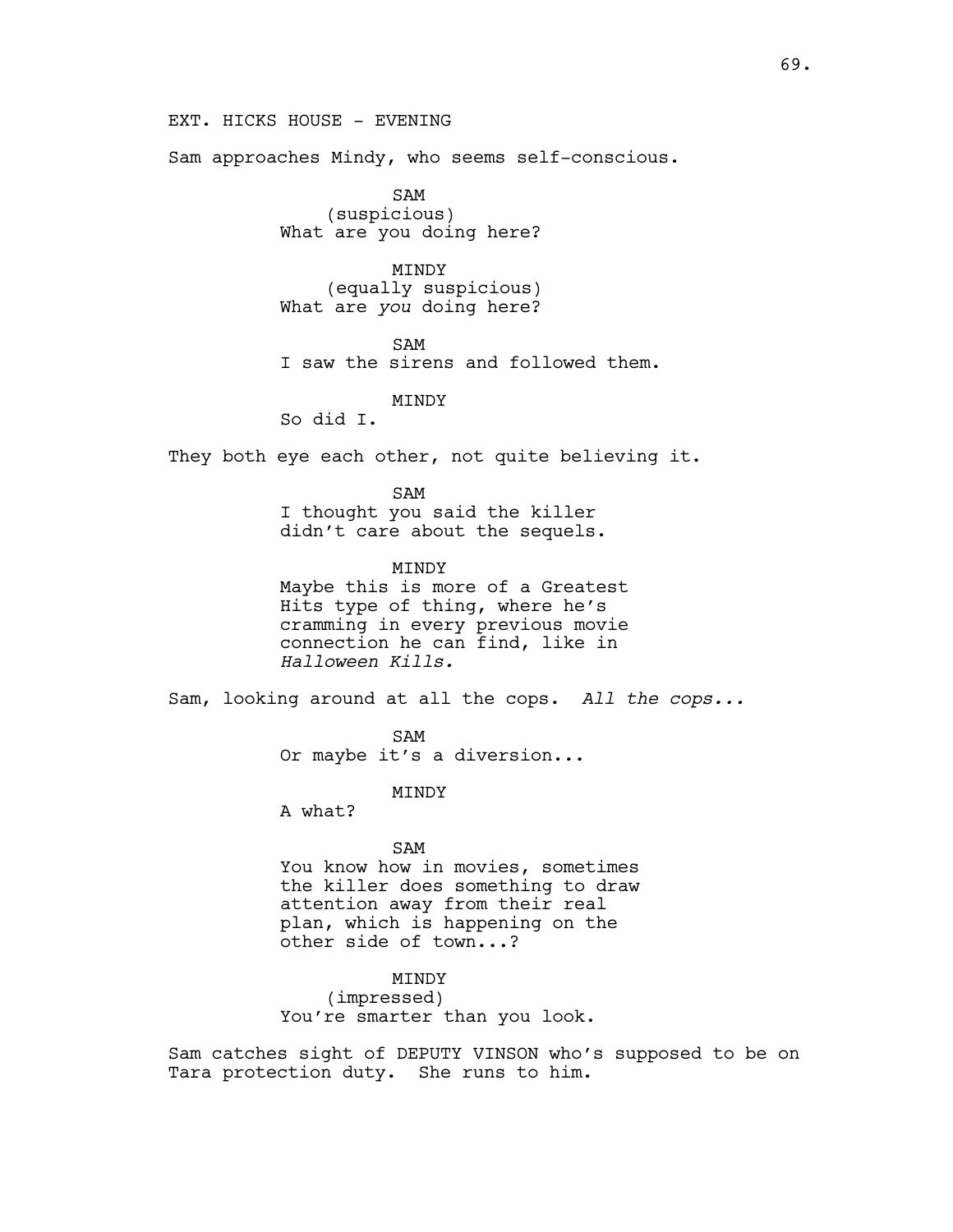EXT. HICKS HOUSE - EVENING

Sam approaches Mindy, who seems self-conscious.

SAM
(suspicious)
What are you doing here?

MINDY
(equally suspicious)
What are *you* doing here?

SAM
I saw the sirens and followed them.

MINDY
So did I.

They both eye each other, not quite believing it.

SAM
I thought you said the killer
didn't care about the sequels.

MINDY
Maybe this is more of a Greatest
Hits type of thing, where he's
cramming in every previous movie
connection he can find, like in
*Halloween Kills.*

Sam, looking around at all the cops. *All the cops...*

SAM
Or maybe it's a diversion...

MINDY
A what?

SAM
You know how in movies, sometimes
the killer does something to draw
attention away from their real
plan, which is happening on the
other side of town...?

MINDY
(impressed)
You're smarter than you look.

Sam catches sight of DEPUTY VINSON who's supposed to be on
Tara protection duty. She runs to him.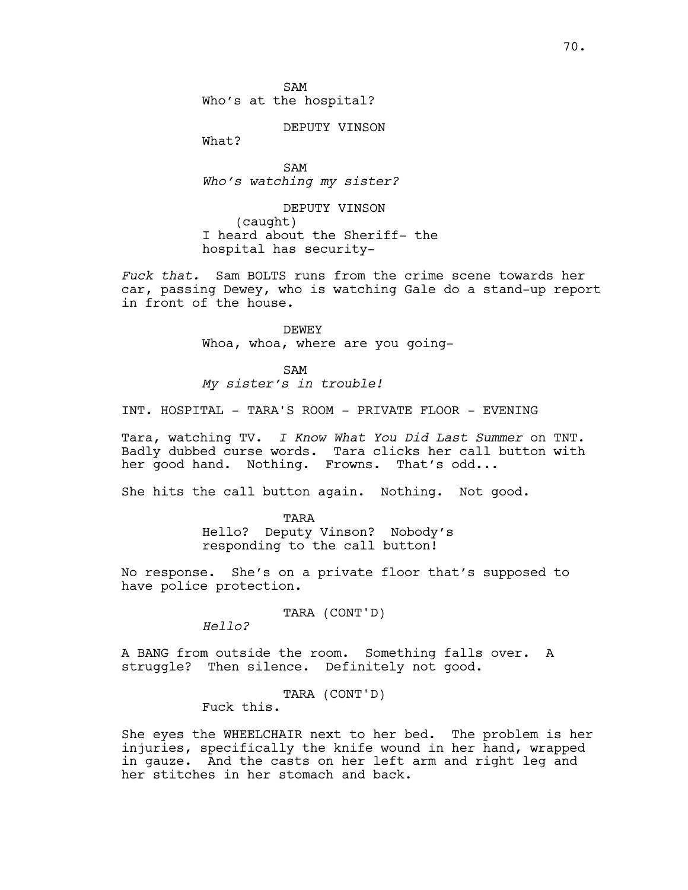SAM
Who's at the hospital?

DEPUTY VINSON
What?

SAM
*Who's watching my sister?*

DEPUTY VINSON
(caught)
I heard about the Sheriff- the hospital has security-

*Fuck that.* Sam BOLTS runs from the crime scene towards her car, passing Dewey, who is watching Gale do a stand-up report in front of the house.

DEWEY
Whoa, whoa, where are you going-

SAM
*My sister's in trouble!*

INT. HOSPITAL - TARA'S ROOM - PRIVATE FLOOR - EVENING

Tara, watching TV. *I Know What You Did Last Summer* on TNT. Badly dubbed curse words. Tara clicks her call button with her good hand. Nothing. Frowns. That's odd...

She hits the call button again. Nothing. Not good.

TARA
Hello? Deputy Vinson? Nobody's responding to the call button!

No response. She's on a private floor that's supposed to have police protection.

TARA (CONT'D)
*Hello?*

A BANG from outside the room. Something falls over. A struggle? Then silence. Definitely not good.

TARA (CONT'D)
Fuck this.

She eyes the WHEELCHAIR next to her bed. The problem is her injuries, specifically the knife wound in her hand, wrapped in gauze. And the casts on her left arm and right leg and her stitches in her stomach and back.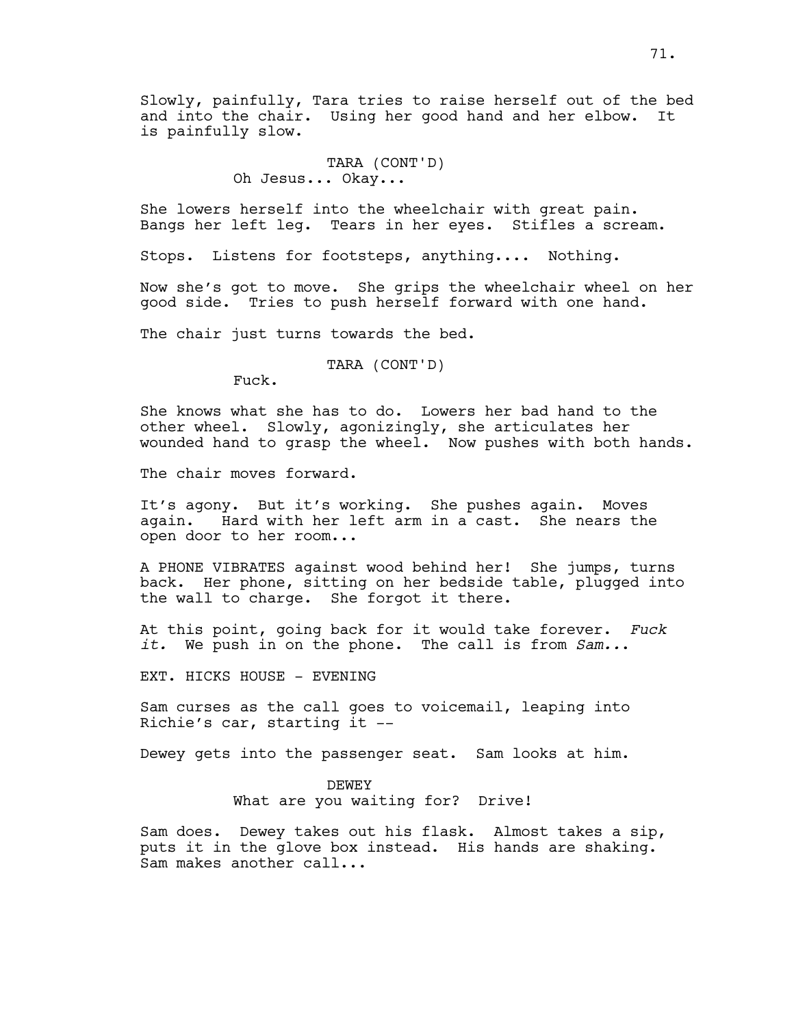Slowly, painfully, Tara tries to raise herself out of the bed and into the chair. Using her good hand and her elbow. It is painfully slow.

TARA (CONT'D)
Oh Jesus... Okay...

She lowers herself into the wheelchair with great pain. Bangs her left leg. Tears in her eyes. Stifles a scream.

Stops. Listens for footsteps, anything.... Nothing.

Now she's got to move. She grips the wheelchair wheel on her good side. Tries to push herself forward with one hand.

The chair just turns towards the bed.

TARA (CONT'D)
Fuck.

She knows what she has to do. Lowers her bad hand to the other wheel. Slowly, agonizingly, she articulates her wounded hand to grasp the wheel. Now pushes with both hands.

The chair moves forward.

It's agony. But it's working. She pushes again. Moves again. Hard with her left arm in a cast. She nears the open door to her room...

A PHONE VIBRATES against wood behind her! She jumps, turns back. Her phone, sitting on her bedside table, plugged into the wall to charge. She forgot it there.

At this point, going back for it would take forever. *Fuck it.* We push in on the phone. The call is from *Sam...*

EXT. HICKS HOUSE - EVENING

Sam curses as the call goes to voicemail, leaping into Richie's car, starting it --

Dewey gets into the passenger seat. Sam looks at him.

DEWEY
What are you waiting for? Drive!

Sam does. Dewey takes out his flask. Almost takes a sip, puts it in the glove box instead. His hands are shaking. Sam makes another call...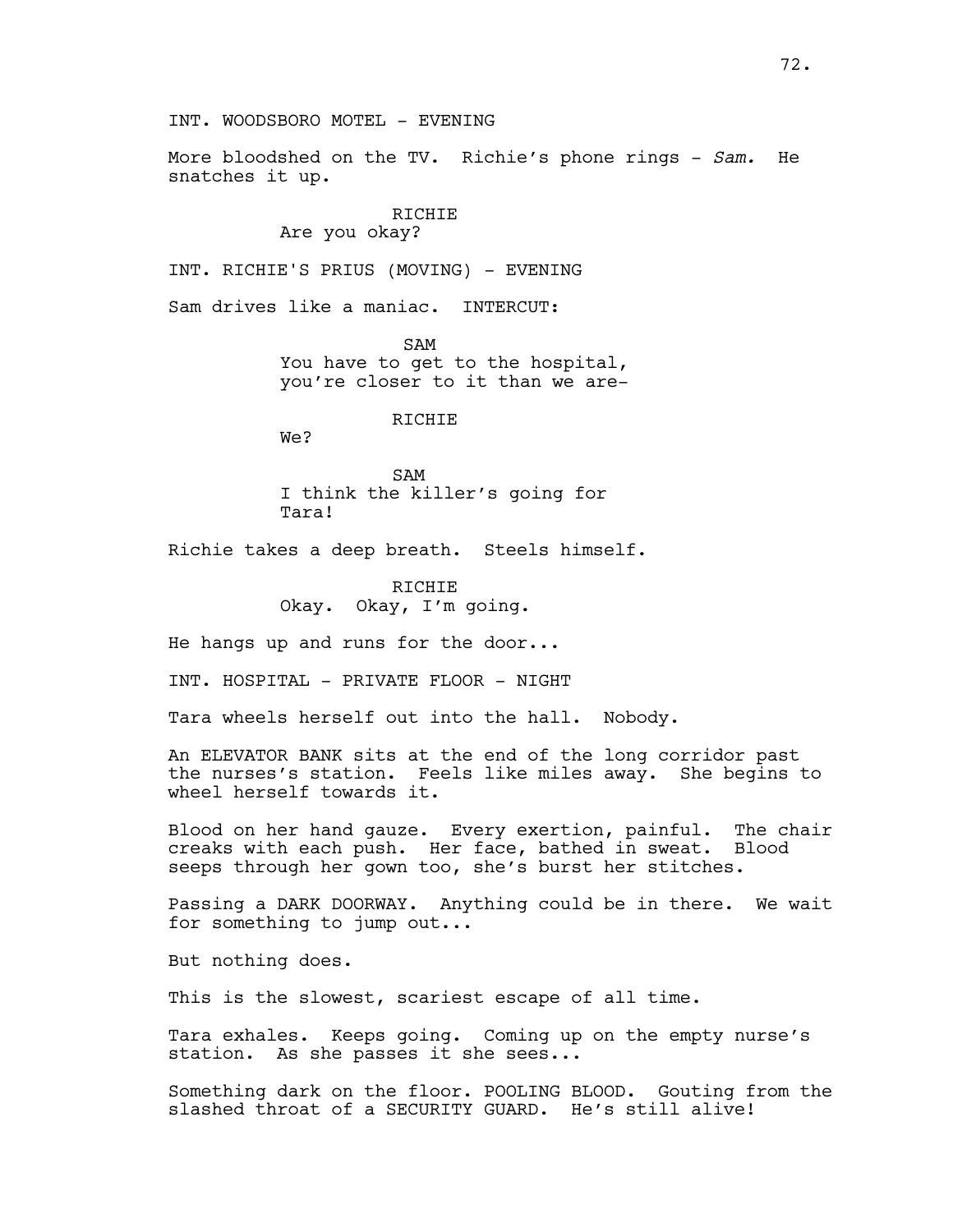INT. WOODSBORO MOTEL - EVENING

More bloodshed on the TV. Richie's phone rings - *Sam.* He snatches it up.

RICHIE
Are you okay?

INT. RICHIE'S PRIUS (MOVING) - EVENING

Sam drives like a maniac. INTERCUT:

SAM
You have to get to the hospital, you're closer to it than we are-

RICHIE
We?

SAM
I think the killer's going for Tara!

Richie takes a deep breath. Steels himself.

RICHIE
Okay. Okay, I'm going.

He hangs up and runs for the door...

INT. HOSPITAL - PRIVATE FLOOR - NIGHT

Tara wheels herself out into the hall. Nobody.

An ELEVATOR BANK sits at the end of the long corridor past the nurses's station. Feels like miles away. She begins to wheel herself towards it.

Blood on her hand gauze. Every exertion, painful. The chair creaks with each push. Her face, bathed in sweat. Blood seeps through her gown too, she's burst her stitches.

Passing a DARK DOORWAY. Anything could be in there. We wait for something to jump out...

But nothing does.

This is the slowest, scariest escape of all time.

Tara exhales. Keeps going. Coming up on the empty nurse's station. As she passes it she sees...

Something dark on the floor. POOLING BLOOD. Gouting from the slashed throat of a SECURITY GUARD. He's still alive!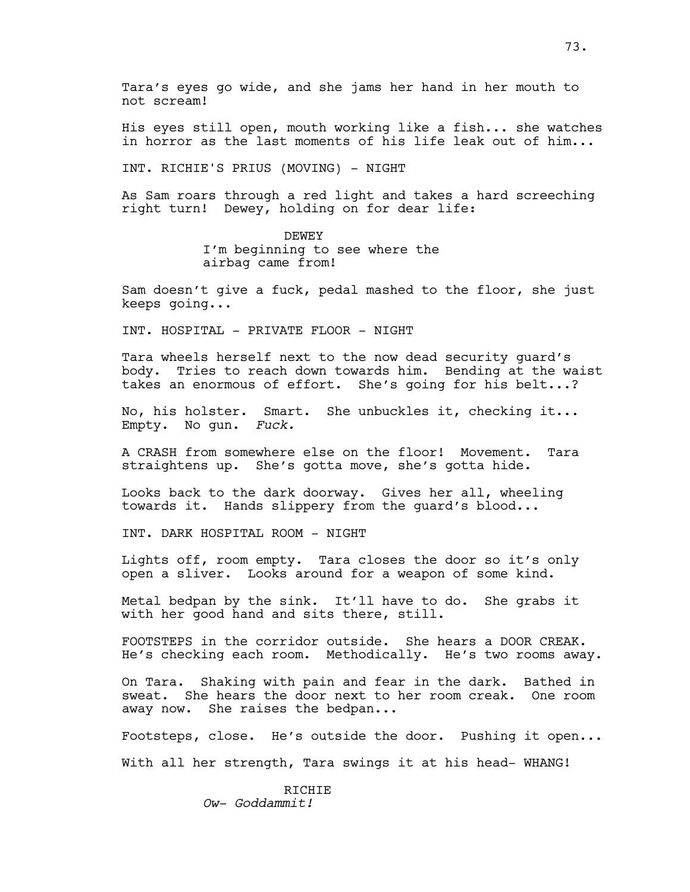Tara's eyes go wide, and she jams her hand in her mouth to not scream!

His eyes still open, mouth working like a fish... she watches in horror as the last moments of his life leak out of him...

INT. RICHIE'S PRIUS (MOVING) - NIGHT

As Sam roars through a red light and takes a hard screeching right turn! Dewey, holding on for dear life:

DEWEY
I'm beginning to see where the airbag came from!

Sam doesn't give a fuck, pedal mashed to the floor, she just keeps going...

INT. HOSPITAL - PRIVATE FLOOR - NIGHT

Tara wheels herself next to the now dead security guard's body. Tries to reach down towards him. Bending at the waist takes an enormous of effort. She's going for his belt...?

No, his holster. Smart. She unbuckles it, checking it... Empty. No gun. *Fuck.*

A CRASH from somewhere else on the floor! Movement. Tara straightens up. She's gotta move, she's gotta hide.

Looks back to the dark doorway. Gives her all, wheeling towards it. Hands slippery from the guard's blood...

INT. DARK HOSPITAL ROOM - NIGHT

Lights off, room empty. Tara closes the door so it's only open a sliver. Looks around for a weapon of some kind.

Metal bedpan by the sink. It'll have to do. She grabs it with her good hand and sits there, still.

FOOTSTEPS in the corridor outside. She hears a DOOR CREAK. He's checking each room. Methodically. He's two rooms away.

On Tara. Shaking with pain and fear in the dark. Bathed in sweat. She hears the door next to her room creak. One room away now. She raises the bedpan...

Footsteps, close. He's outside the door. Pushing it open...

With all her strength, Tara swings it at his head- WHANG!

RICHIE
*Ow- Goddammit!*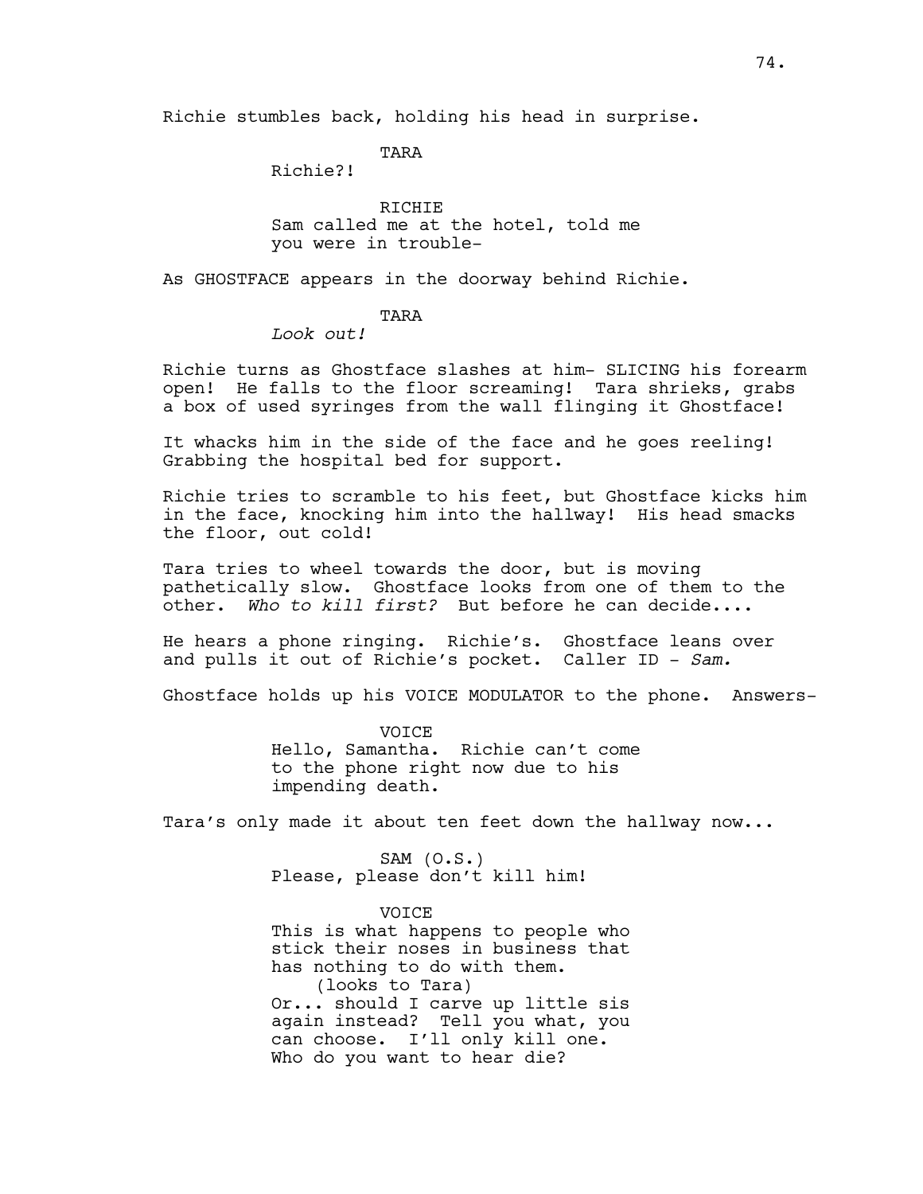Richie stumbles back, holding his head in surprise.

TARA
Richie?!

RICHIE
Sam called me at the hotel, told me you were in trouble-

As GHOSTFACE appears in the doorway behind Richie.

TARA
*Look out!*

Richie turns as Ghostface slashes at him- SLICING his forearm open! He falls to the floor screaming! Tara shrieks, grabs a box of used syringes from the wall flinging it Ghostface!

It whacks him in the side of the face and he goes reeling! Grabbing the hospital bed for support.

Richie tries to scramble to his feet, but Ghostface kicks him in the face, knocking him into the hallway! His head smacks the floor, out cold!

Tara tries to wheel towards the door, but is moving pathetically slow. Ghostface looks from one of them to the other. *Who to kill first?* But before he can decide....

He hears a phone ringing. Richie's. Ghostface leans over and pulls it out of Richie's pocket. Caller ID - *Sam.*

Ghostface holds up his VOICE MODULATOR to the phone. Answers-

VOICE
Hello, Samantha. Richie can't come to the phone right now due to his impending death.

Tara's only made it about ten feet down the hallway now...

SAM (O.S.)
Please, please don't kill him!

VOICE
This is what happens to people who stick their noses in business that has nothing to do with them.
(looks to Tara)
Or... should I carve up little sis again instead? Tell you what, you can choose. I'll only kill one. Who do you want to hear die?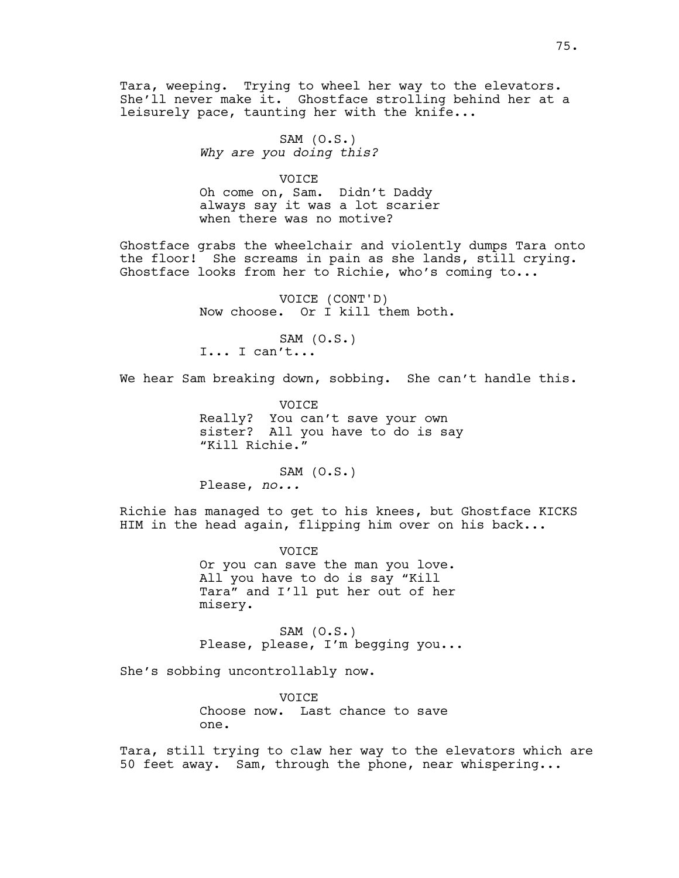Tara, weeping. Trying to wheel her way to the elevators. She'll never make it. Ghostface strolling behind her at a leisurely pace, taunting her with the knife...

SAM (O.S.)
*Why are you doing this?*

VOICE
Oh come on, Sam. Didn't Daddy always say it was a lot scarier when there was no motive?

Ghostface grabs the wheelchair and violently dumps Tara onto the floor! She screams in pain as she lands, still crying. Ghostface looks from her to Richie, who's coming to...

VOICE (CONT'D)
Now choose. Or I kill them both.

SAM (O.S.)
I... I can't...

We hear Sam breaking down, sobbing. She can't handle this.

VOICE
Really? You can't save your own sister? All you have to do is say "Kill Richie."

SAM (O.S.)
Please, *no...*

Richie has managed to get to his knees, but Ghostface KICKS HIM in the head again, flipping him over on his back...

VOICE
Or you can save the man you love. All you have to do is say "Kill Tara" and I'll put her out of her misery.

SAM (O.S.)
Please, please, I'm begging you...

She's sobbing uncontrollably now.

VOICE
Choose now. Last chance to save one.

Tara, still trying to claw her way to the elevators which are 50 feet away. Sam, through the phone, near whispering...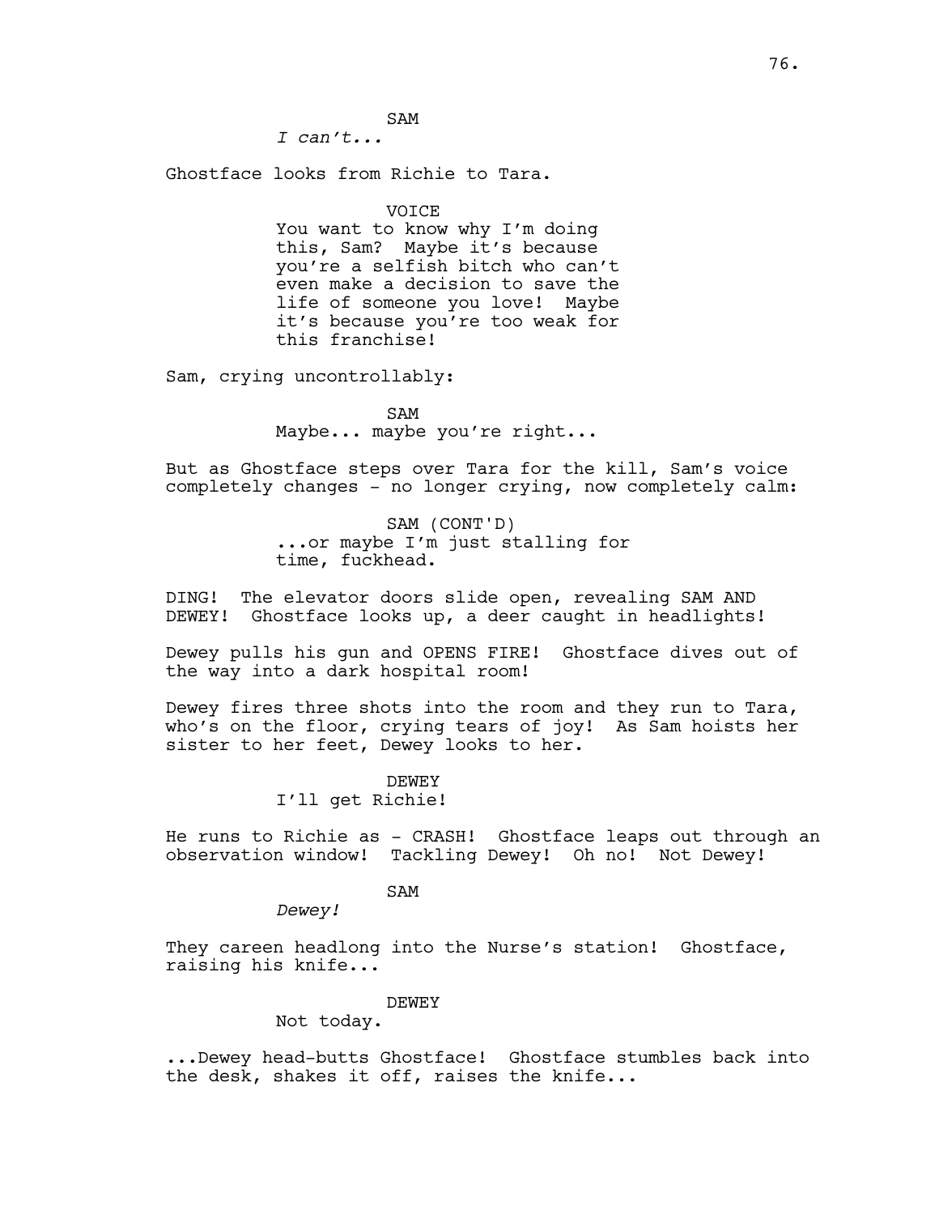SAM
*I can't...*

Ghostface looks from Richie to Tara.

VOICE
You want to know why I'm doing this, Sam? Maybe it's because you're a selfish bitch who can't even make a decision to save the life of someone you love! Maybe it's because you're too weak for this franchise!

Sam, crying uncontrollably:

SAM
Maybe... maybe you're right...

But as Ghostface steps over Tara for the kill, Sam's voice completely changes - no longer crying, now completely calm:

SAM (CONT'D)
...or maybe I'm just stalling for time, fuckhead.

DING! The elevator doors slide open, revealing SAM AND DEWEY! Ghostface looks up, a deer caught in headlights!

Dewey pulls his gun and OPENS FIRE! Ghostface dives out of the way into a dark hospital room!

Dewey fires three shots into the room and they run to Tara, who's on the floor, crying tears of joy! As Sam hoists her sister to her feet, Dewey looks to her.

DEWEY
I'll get Richie!

He runs to Richie as - CRASH! Ghostface leaps out through an observation window! Tackling Dewey! Oh no! Not Dewey!

SAM
*Dewey!*

They careen headlong into the Nurse's station! Ghostface, raising his knife...

DEWEY
Not today.

...Dewey head-butts Ghostface! Ghostface stumbles back into the desk, shakes it off, raises the knife...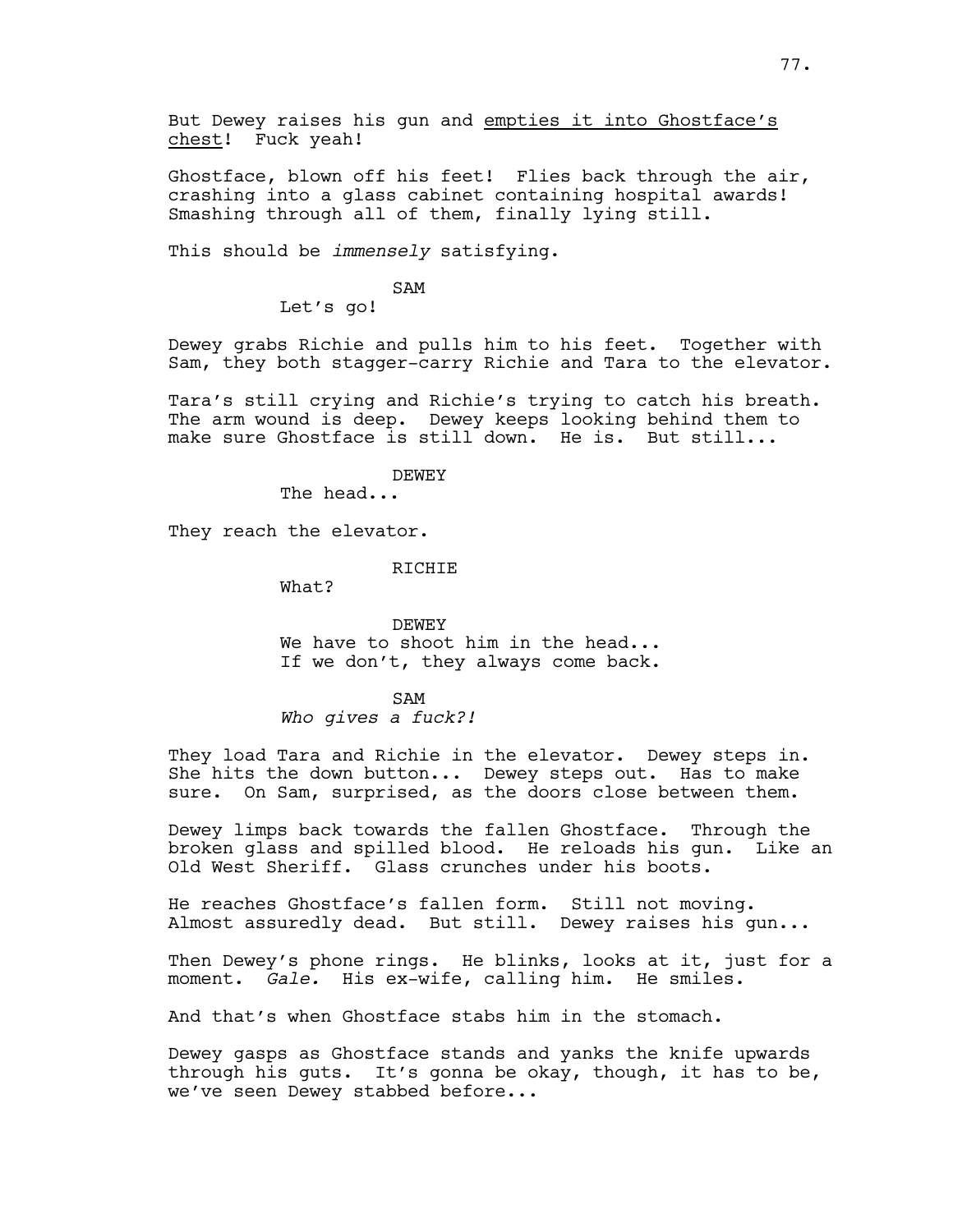But Dewey raises his gun and <u>empties it into Ghostface's chest</u>! Fuck yeah!

Ghostface, blown off his feet! Flies back through the air, crashing into a glass cabinet containing hospital awards! Smashing through all of them, finally lying still.

This should be *immensely* satisfying.

SAM
Let's go!

Dewey grabs Richie and pulls him to his feet. Together with Sam, they both stagger-carry Richie and Tara to the elevator.

Tara's still crying and Richie's trying to catch his breath. The arm wound is deep. Dewey keeps looking behind them to make sure Ghostface is still down. He is. But still...

DEWEY
The head...

They reach the elevator.

RICHIE
What?

DEWEY
We have to shoot him in the head... If we don't, they always come back.

SAM
*Who gives a fuck?!*

They load Tara and Richie in the elevator. Dewey steps in. She hits the down button... Dewey steps out. Has to make sure. On Sam, surprised, as the doors close between them.

Dewey limps back towards the fallen Ghostface. Through the broken glass and spilled blood. He reloads his gun. Like an Old West Sheriff. Glass crunches under his boots.

He reaches Ghostface's fallen form. Still not moving. Almost assuredly dead. But still. Dewey raises his gun...

Then Dewey's phone rings. He blinks, looks at it, just for a moment. *Gale.* His ex-wife, calling him. He smiles.

And that's when Ghostface stabs him in the stomach.

Dewey gasps as Ghostface stands and yanks the knife upwards through his guts. It's gonna be okay, though, it has to be, we've seen Dewey stabbed before...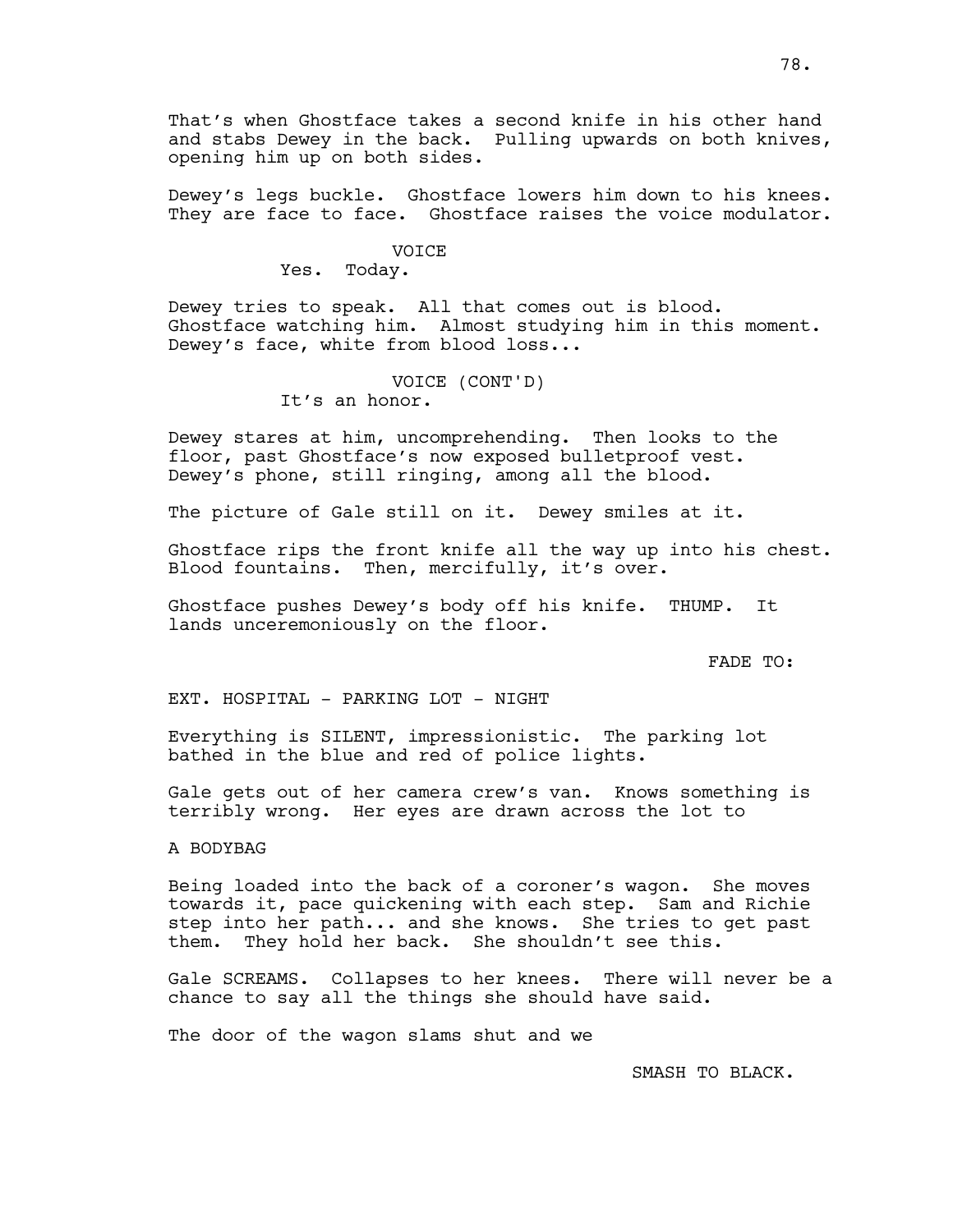That's when Ghostface takes a second knife in his other hand and stabs Dewey in the back. Pulling upwards on both knives, opening him up on both sides.

Dewey's legs buckle. Ghostface lowers him down to his knees. They are face to face. Ghostface raises the voice modulator.

VOICE
Yes. Today.

Dewey tries to speak. All that comes out is blood. Ghostface watching him. Almost studying him in this moment. Dewey's face, white from blood loss...

VOICE (CONT'D)
It's an honor.

Dewey stares at him, uncomprehending. Then looks to the floor, past Ghostface's now exposed bulletproof vest. Dewey's phone, still ringing, among all the blood.

The picture of Gale still on it. Dewey smiles at it.

Ghostface rips the front knife all the way up into his chest. Blood fountains. Then, mercifully, it's over.

Ghostface pushes Dewey's body off his knife. THUMP. It lands unceremoniously on the floor.

FADE TO:

EXT. HOSPITAL - PARKING LOT - NIGHT

Everything is SILENT, impressionistic. The parking lot bathed in the blue and red of police lights.

Gale gets out of her camera crew's van. Knows something is terribly wrong. Her eyes are drawn across the lot to

A BODYBAG

Being loaded into the back of a coroner's wagon. She moves towards it, pace quickening with each step. Sam and Richie step into her path... and she knows. She tries to get past them. They hold her back. She shouldn't see this.

Gale SCREAMS. Collapses to her knees. There will never be a chance to say all the things she should have said.

The door of the wagon slams shut and we

SMASH TO BLACK.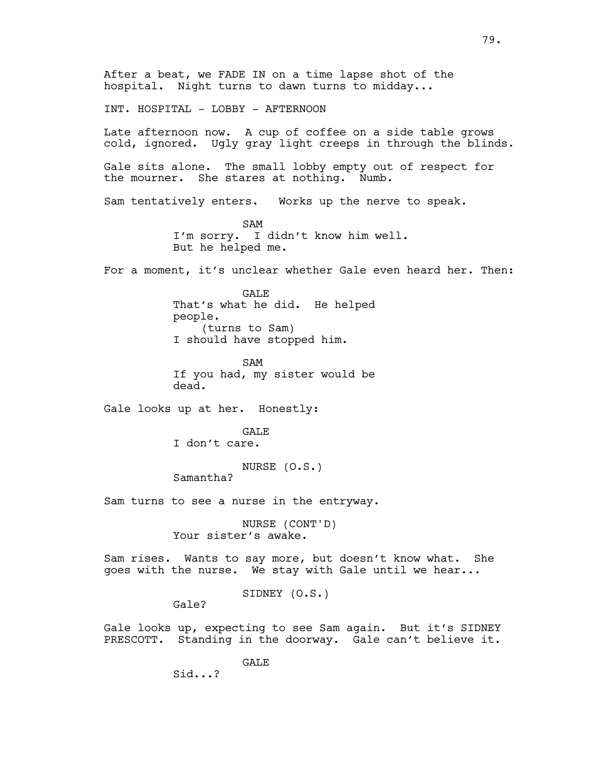After a beat, we FADE IN on a time lapse shot of the hospital. Night turns to dawn turns to midday...

INT. HOSPITAL - LOBBY - AFTERNOON

Late afternoon now. A cup of coffee on a side table grows cold, ignored. Ugly gray light creeps in through the blinds.

Gale sits alone. The small lobby empty out of respect for the mourner. She stares at nothing. Numb.

Sam tentatively enters. Works up the nerve to speak.

SAM
I'm sorry. I didn't know him well. But he helped me.

For a moment, it's unclear whether Gale even heard her. Then:

GALE
That's what he did. He helped people.
(turns to Sam)
I should have stopped him.

SAM
If you had, my sister would be dead.

Gale looks up at her. Honestly:

GALE
I don't care.

NURSE (O.S.)
Samantha?

Sam turns to see a nurse in the entryway.

NURSE (CONT'D)
Your sister's awake.

Sam rises. Wants to say more, but doesn't know what. She goes with the nurse. We stay with Gale until we hear...

SIDNEY (O.S.)
Gale?

Gale looks up, expecting to see Sam again. But it's SIDNEY PRESCOTT. Standing in the doorway. Gale can't believe it.

GALE
Sid...?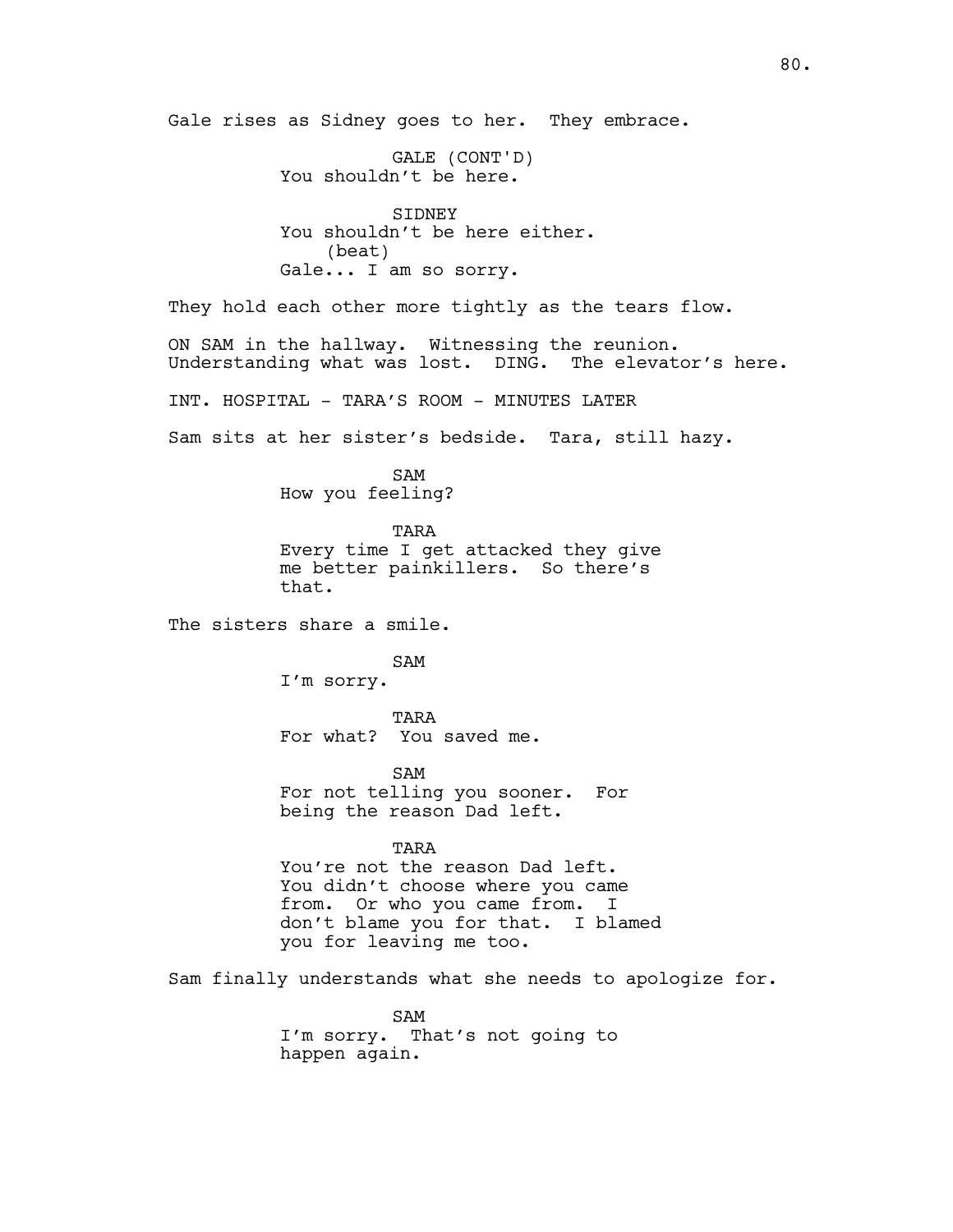Gale rises as Sidney goes to her. They embrace.

GALE (CONT'D)
You shouldn't be here.

SIDNEY
You shouldn't be here either.
(beat)
Gale... I am so sorry.

They hold each other more tightly as the tears flow.

ON SAM in the hallway. Witnessing the reunion. Understanding what was lost. DING. The elevator's here.

INT. HOSPITAL - TARA'S ROOM - MINUTES LATER

Sam sits at her sister's bedside. Tara, still hazy.

SAM
How you feeling?

TARA
Every time I get attacked they give me better painkillers. So there's that.

The sisters share a smile.

SAM
I'm sorry.

TARA
For what? You saved me.

SAM
For not telling you sooner. For being the reason Dad left.

TARA
You're not the reason Dad left. You didn't choose where you came from. Or who you came from. I don't blame you for that. I blamed you for leaving me too.

Sam finally understands what she needs to apologize for.

SAM
I'm sorry. That's not going to happen again.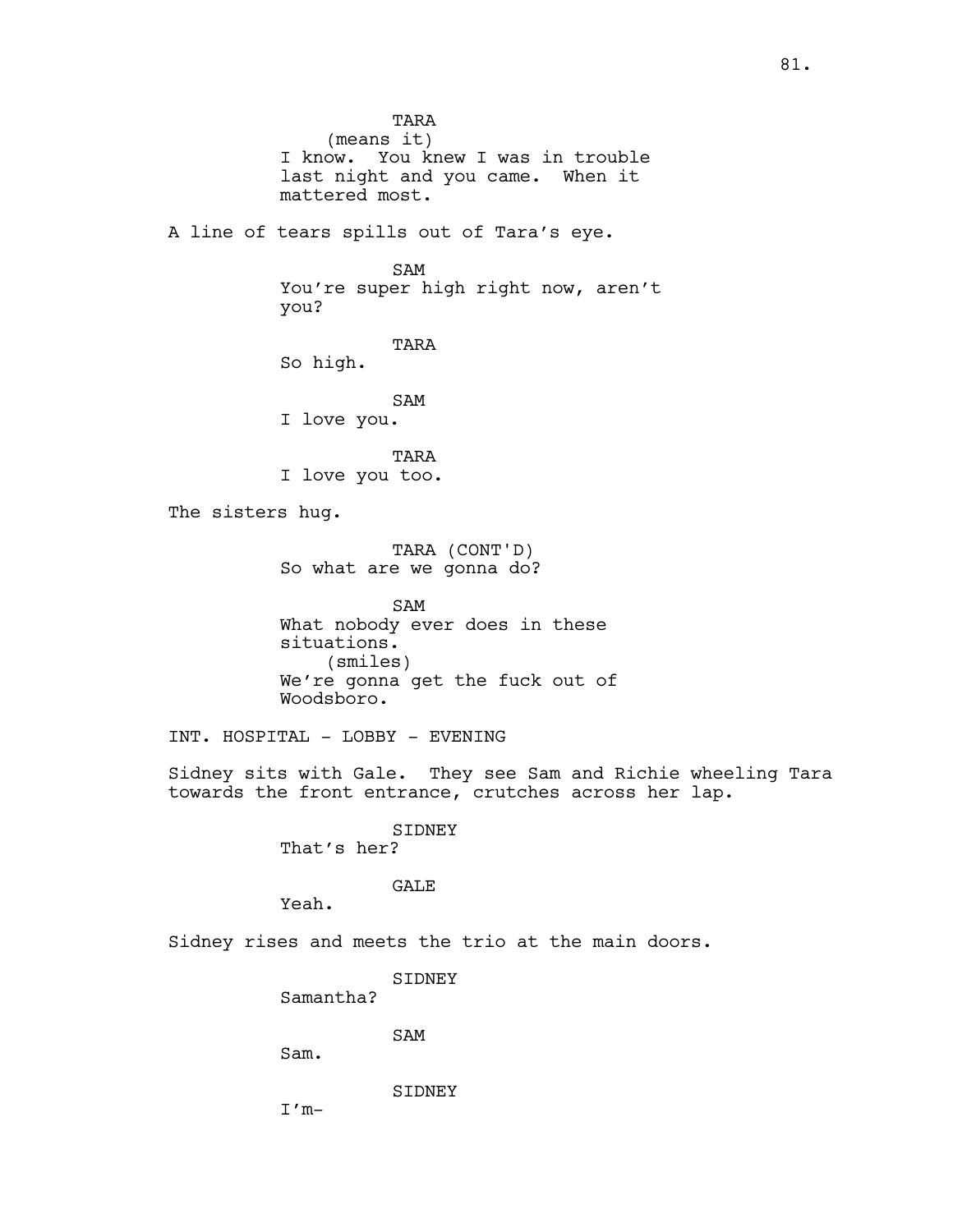TARA
(means it)
I know. You knew I was in trouble last night and you came. When it mattered most.

A line of tears spills out of Tara's eye.

SAM
You're super high right now, aren't you?

TARA
So high.

SAM
I love you.

TARA
I love you too.

The sisters hug.

TARA (CONT'D)
So what are we gonna do?

SAM
What nobody ever does in these situations.
(smiles)
We're gonna get the fuck out of Woodsboro.

INT. HOSPITAL - LOBBY - EVENING

Sidney sits with Gale. They see Sam and Richie wheeling Tara towards the front entrance, crutches across her lap.

SIDNEY
That's her?

GALE
Yeah.

Sidney rises and meets the trio at the main doors.

SIDNEY
Samantha?

SAM
Sam.

SIDNEY
I'm-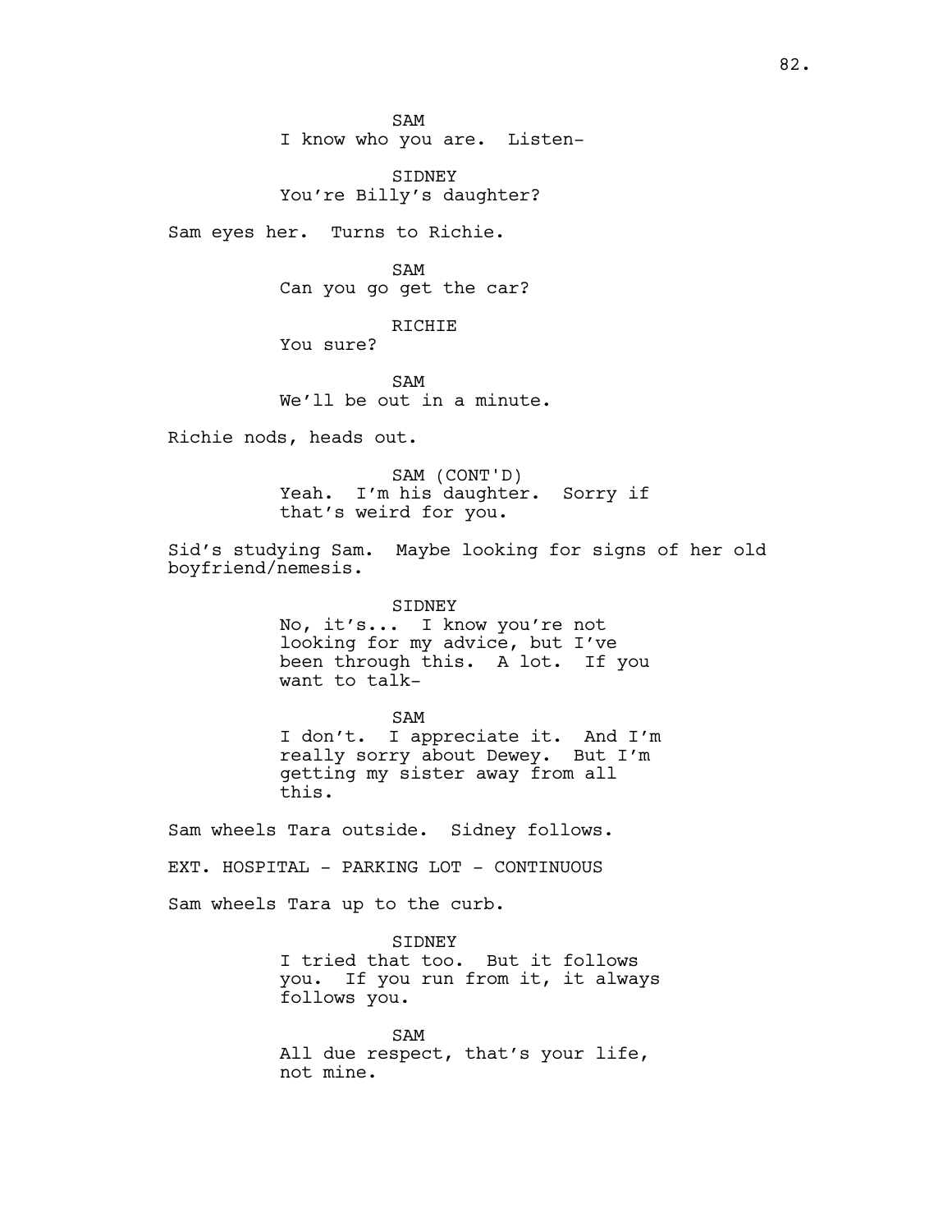SAM
I know who you are. Listen-

SIDNEY
You're Billy's daughter?

Sam eyes her. Turns to Richie.

SAM
Can you go get the car?

RICHIE
You sure?

SAM
We'll be out in a minute.

Richie nods, heads out.

SAM (CONT'D)
Yeah. I'm his daughter. Sorry if that's weird for you.

Sid's studying Sam. Maybe looking for signs of her old boyfriend/nemesis.

SIDNEY
No, it's... I know you're not looking for my advice, but I've been through this. A lot. If you want to talk-

SAM
I don't. I appreciate it. And I'm really sorry about Dewey. But I'm getting my sister away from all this.

Sam wheels Tara outside. Sidney follows.

EXT. HOSPITAL - PARKING LOT - CONTINUOUS

Sam wheels Tara up to the curb.

SIDNEY
I tried that too. But it follows you. If you run from it, it always follows you.

SAM
All due respect, that's your life, not mine.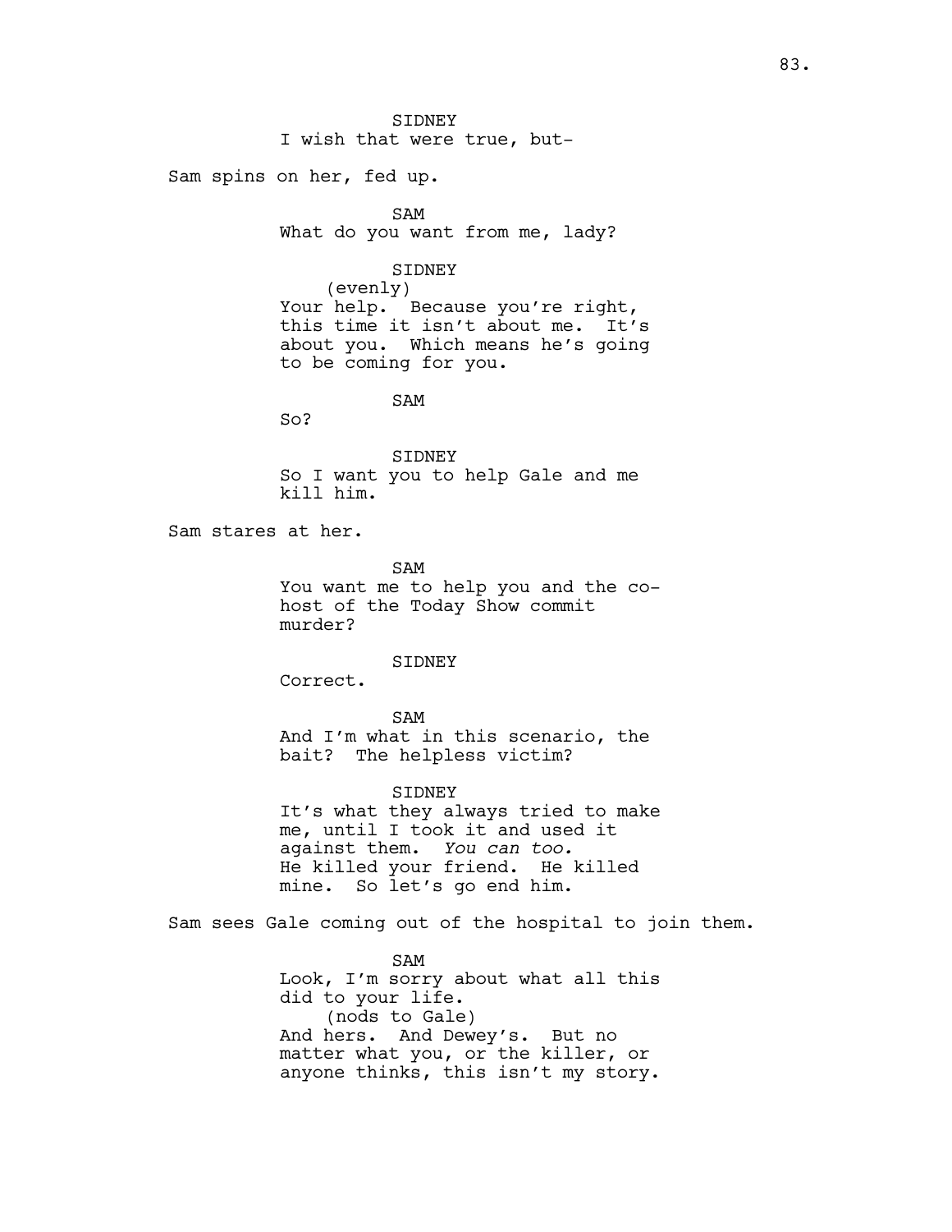SIDNEY
I wish that were true, but-

Sam spins on her, fed up.

SAM
What do you want from me, lady?

SIDNEY
(evenly)
Your help. Because you're right, this time it isn't about me. It's about you. Which means he's going to be coming for you.

SAM
So?

SIDNEY
So I want you to help Gale and me kill him.

Sam stares at her.

SAM
You want me to help you and the co-host of the Today Show commit murder?

SIDNEY
Correct.

SAM
And I'm what in this scenario, the bait? The helpless victim?

SIDNEY
It's what they always tried to make me, until I took it and used it against them. *You can too.* He killed your friend. He killed mine. So let's go end him.

Sam sees Gale coming out of the hospital to join them.

SAM
Look, I'm sorry about what all this did to your life.
(nods to Gale)
And hers. And Dewey's. But no matter what you, or the killer, or anyone thinks, this isn't my story.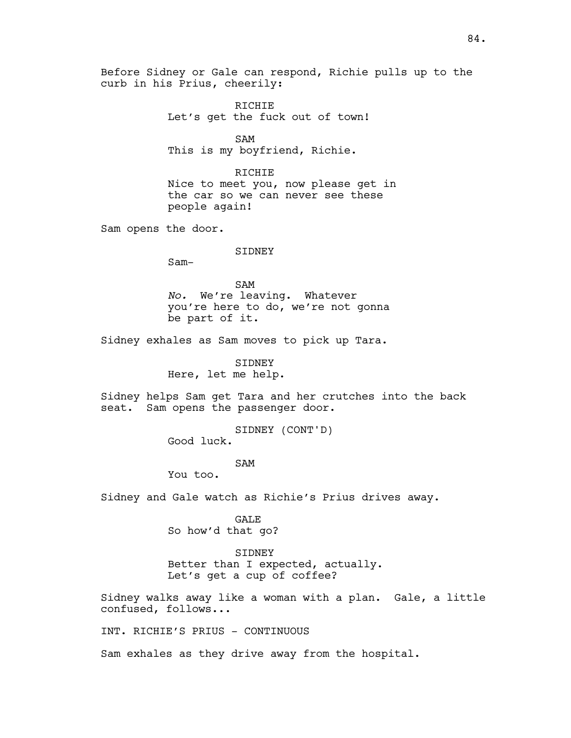Before Sidney or Gale can respond, Richie pulls up to the curb in his Prius, cheerily:

RICHIE
Let's get the fuck out of town!

SAM
This is my boyfriend, Richie.

RICHIE
Nice to meet you, now please get in the car so we can never see these people again!

Sam opens the door.

SIDNEY
Sam-

SAM
*No.* We're leaving. Whatever you're here to do, we're not gonna be part of it.

Sidney exhales as Sam moves to pick up Tara.

SIDNEY
Here, let me help.

Sidney helps Sam get Tara and her crutches into the back seat. Sam opens the passenger door.

SIDNEY (CONT'D)
Good luck.

SAM
You too.

Sidney and Gale watch as Richie's Prius drives away.

GALE
So how'd that go?

SIDNEY
Better than I expected, actually. Let's get a cup of coffee?

Sidney walks away like a woman with a plan. Gale, a little confused, follows...

INT. RICHIE'S PRIUS - CONTINUOUS

Sam exhales as they drive away from the hospital.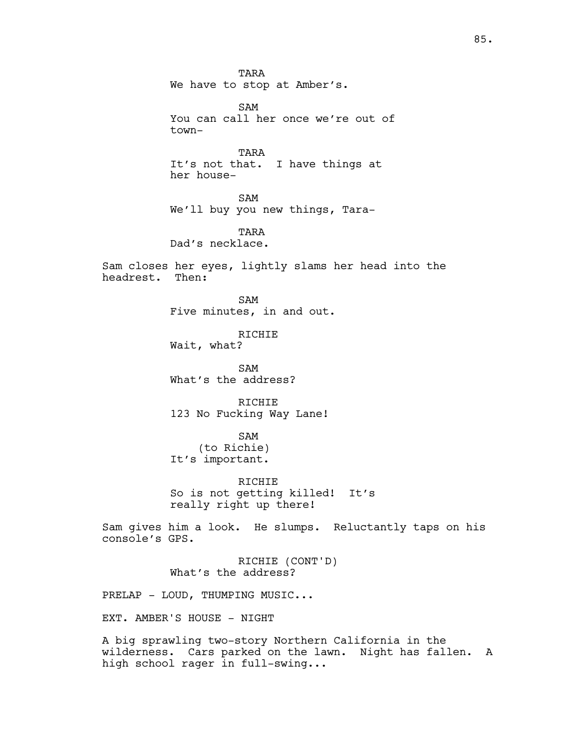TARA
We have to stop at Amber's.

SAM
You can call her once we're out of town-

TARA
It's not that. I have things at her house-

SAM
We'll buy you new things, Tara-

TARA
Dad's necklace.

Sam closes her eyes, lightly slams her head into the headrest. Then:

SAM
Five minutes, in and out.

RICHIE
Wait, what?

SAM
What's the address?

RICHIE
123 No Fucking Way Lane!

SAM
(to Richie)
It's important.

RICHIE
So is not getting killed! It's really right up there!

Sam gives him a look. He slumps. Reluctantly taps on his console's GPS.

RICHIE (CONT'D)
What's the address?

PRELAP - LOUD, THUMPING MUSIC...

EXT. AMBER'S HOUSE - NIGHT

A big sprawling two-story Northern California in the wilderness. Cars parked on the lawn. Night has fallen. A high school rager in full-swing...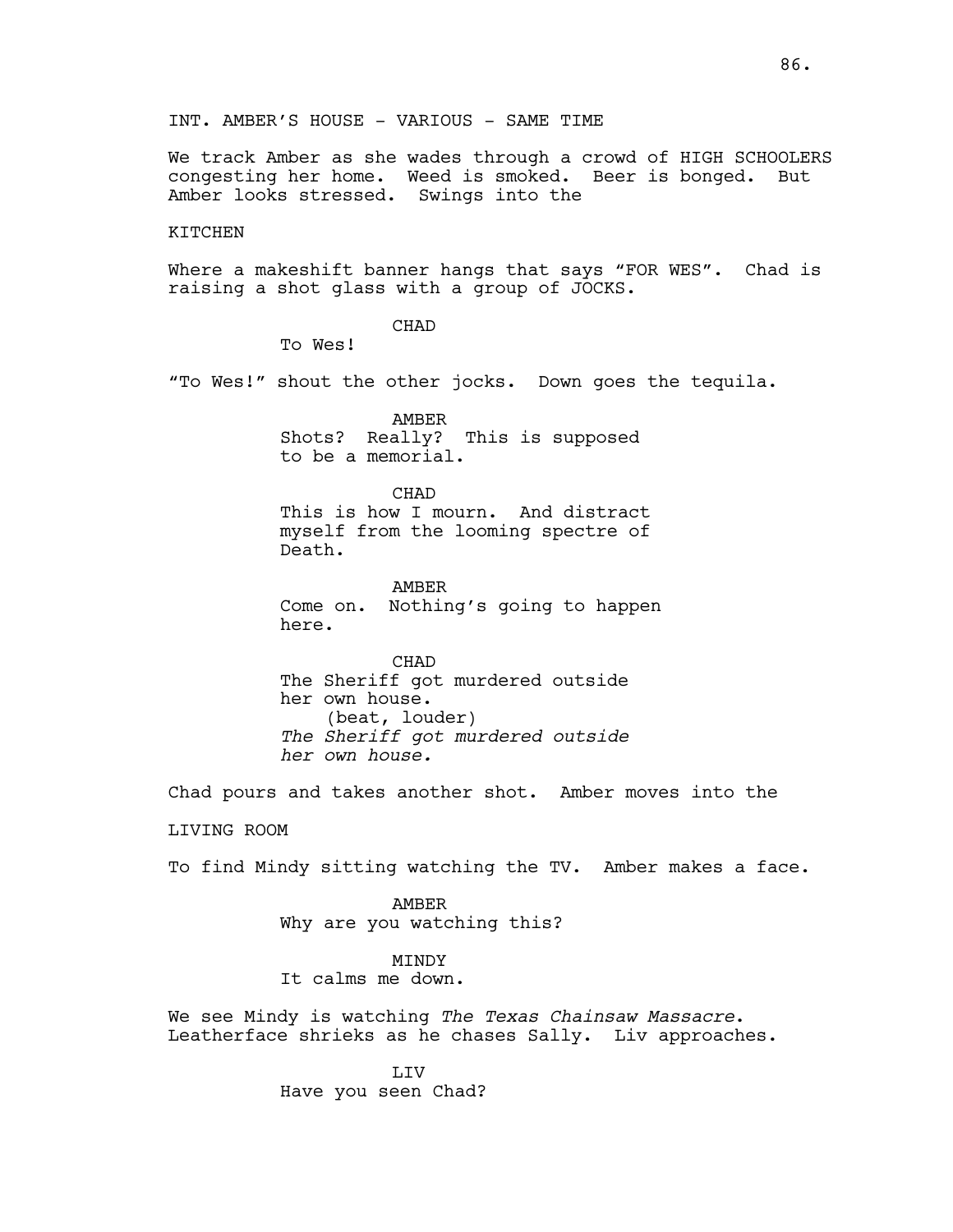INT. AMBER'S HOUSE - VARIOUS - SAME TIME

We track Amber as she wades through a crowd of HIGH SCHOOLERS congesting her home. Weed is smoked. Beer is bonged. But Amber looks stressed. Swings into the

KITCHEN

Where a makeshift banner hangs that says "FOR WES". Chad is raising a shot glass with a group of JOCKS.

CHAD
To Wes!

"To Wes!" shout the other jocks. Down goes the tequila.

AMBER
Shots? Really? This is supposed to be a memorial.

CHAD
This is how I mourn. And distract myself from the looming spectre of Death.

AMBER
Come on. Nothing's going to happen here.

CHAD
The Sheriff got murdered outside her own house.
(beat, louder)
*The Sheriff got murdered outside her own house.*

Chad pours and takes another shot. Amber moves into the

LIVING ROOM

To find Mindy sitting watching the TV. Amber makes a face.

AMBER
Why are you watching this?

MINDY
It calms me down.

We see Mindy is watching *The Texas Chainsaw Massacre*. Leatherface shrieks as he chases Sally. Liv approaches.

LIV
Have you seen Chad?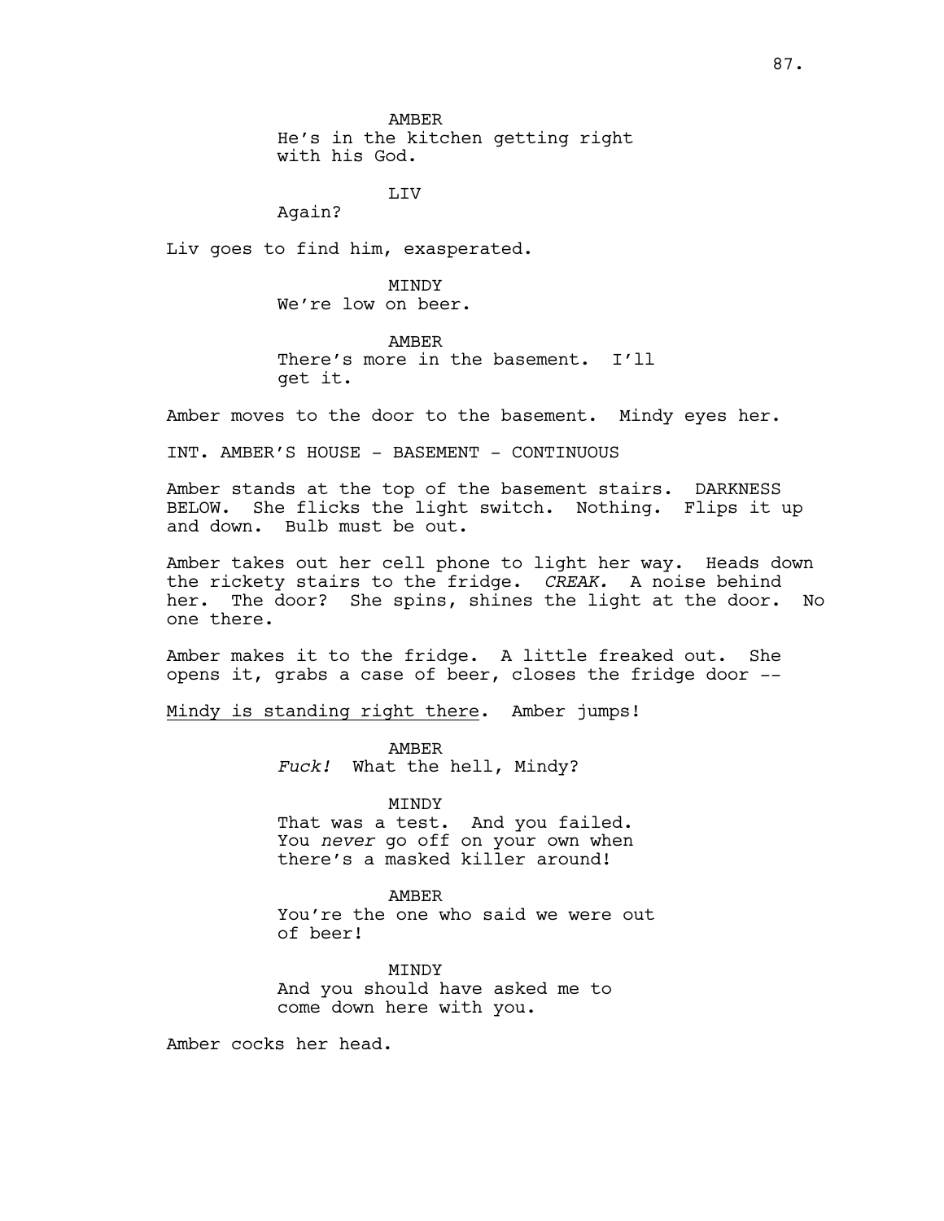AMBER
He's in the kitchen getting right with his God.

LIV
Again?

Liv goes to find him, exasperated.

MINDY
We're low on beer.

AMBER
There's more in the basement. I'll get it.

Amber moves to the door to the basement. Mindy eyes her.

INT. AMBER'S HOUSE - BASEMENT - CONTINUOUS

Amber stands at the top of the basement stairs. DARKNESS BELOW. She flicks the light switch. Nothing. Flips it up and down. Bulb must be out.

Amber takes out her cell phone to light her way. Heads down the rickety stairs to the fridge. *CREAK.* A noise behind her. The door? She spins, shines the light at the door. No one there.

Amber makes it to the fridge. A little freaked out. She opens it, grabs a case of beer, closes the fridge door --

<u>Mindy is standing right there</u>. Amber jumps!

AMBER
*Fuck!* What the hell, Mindy?

MINDY
That was a test. And you failed. You *never* go off on your own when there's a masked killer around!

AMBER
You're the one who said we were out of beer!

MINDY
And you should have asked me to come down here with you.

Amber cocks her head.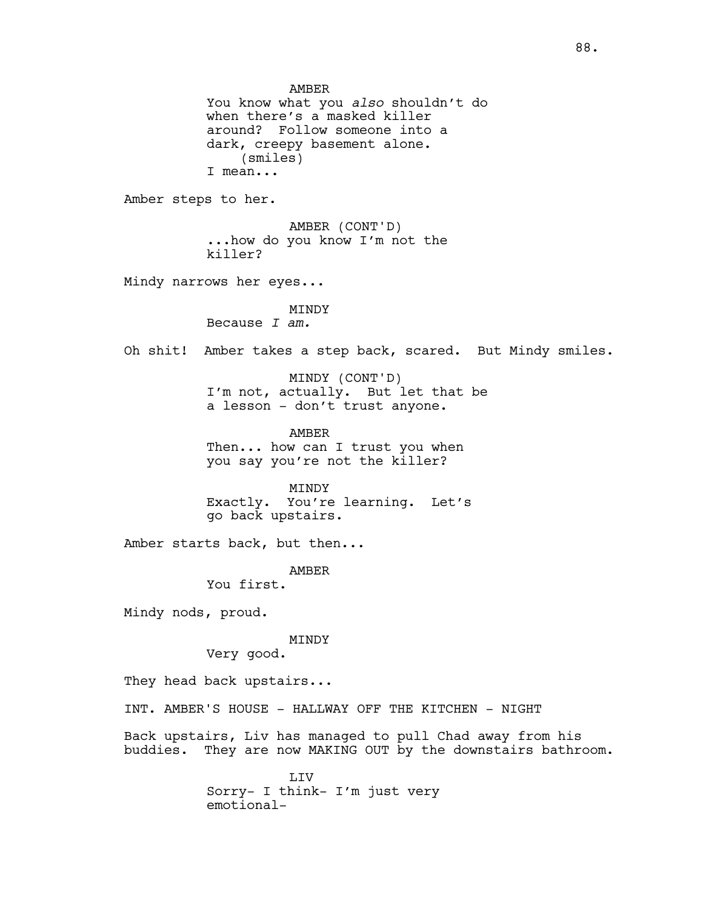AMBER
You know what you *also* shouldn't do when there's a masked killer around? Follow someone into a dark, creepy basement alone.
(smiles)
I mean...

Amber steps to her.

AMBER (CONT'D)
...how do you know I'm not the killer?

Mindy narrows her eyes...

MINDY
Because *I am.*

Oh shit! Amber takes a step back, scared. But Mindy smiles.

MINDY (CONT'D)
I'm not, actually. But let that be a lesson - don't trust anyone.

AMBER
Then... how can I trust you when you say you're not the killer?

MINDY
Exactly. You're learning. Let's go back upstairs.

Amber starts back, but then...

AMBER
You first.

Mindy nods, proud.

MINDY
Very good.

They head back upstairs...

INT. AMBER'S HOUSE - HALLWAY OFF THE KITCHEN - NIGHT

Back upstairs, Liv has managed to pull Chad away from his buddies. They are now MAKING OUT by the downstairs bathroom.

LIV
Sorry- I think- I'm just very emotional-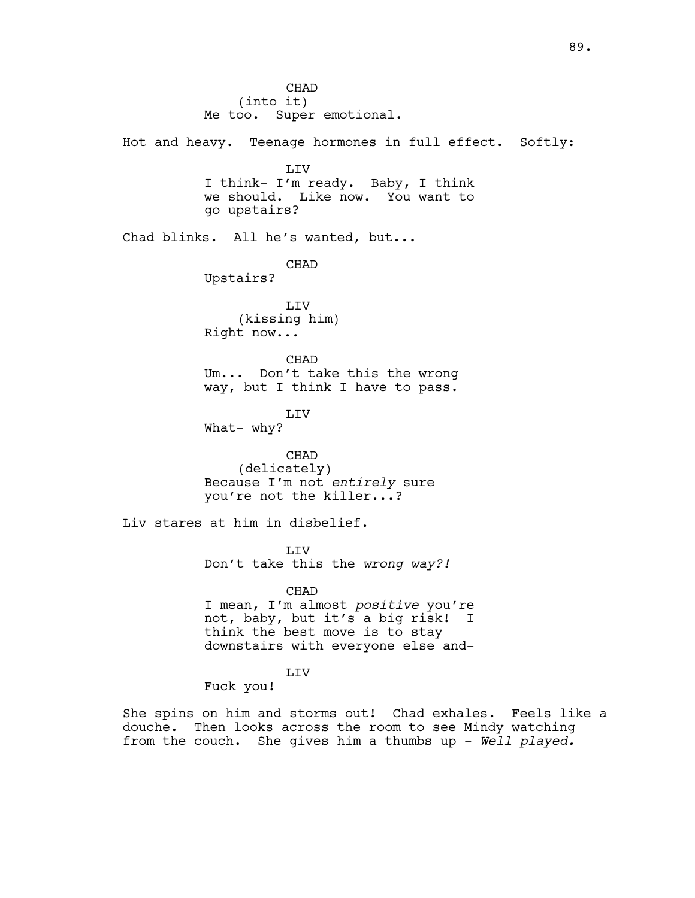CHAD
(into it)
Me too. Super emotional.

Hot and heavy. Teenage hormones in full effect. Softly:

LIV
I think- I'm ready. Baby, I think we should. Like now. You want to go upstairs?

Chad blinks. All he's wanted, but...

CHAD
Upstairs?

LIV
(kissing him)
Right now...

CHAD
Um... Don't take this the wrong way, but I think I have to pass.

LIV
What- why?

CHAD
(delicately)
Because I'm not *entirely* sure you're not the killer...?

Liv stares at him in disbelief.

LIV
Don't take this the *wrong way?!*

CHAD
I mean, I'm almost *positive* you're not, baby, but it's a big risk! I think the best move is to stay downstairs with everyone else and-

LIV
Fuck you!

She spins on him and storms out! Chad exhales. Feels like a douche. Then looks across the room to see Mindy watching from the couch. She gives him a thumbs up - *Well played.*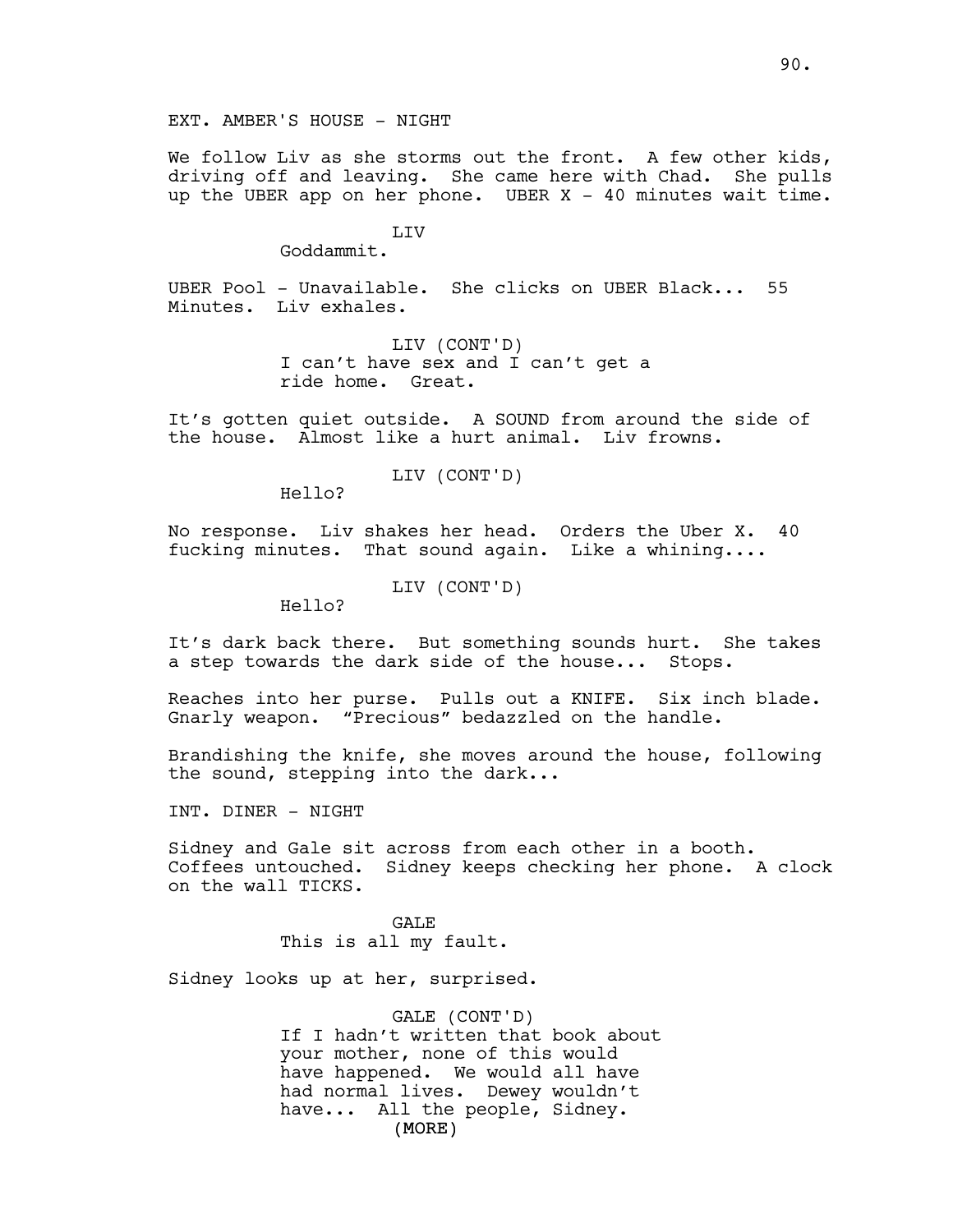EXT. AMBER'S HOUSE - NIGHT

We follow Liv as she storms out the front. A few other kids, driving off and leaving. She came here with Chad. She pulls up the UBER app on her phone. UBER X - 40 minutes wait time.

LIV

Goddammit.

UBER Pool - Unavailable. She clicks on UBER Black... 55 Minutes. Liv exhales.

LIV (CONT'D)

I can't have sex and I can't get a ride home. Great.

It's gotten quiet outside. A SOUND from around the side of the house. Almost like a hurt animal. Liv frowns.

LIV (CONT'D)

Hello?

No response. Liv shakes her head. Orders the Uber X. 40 fucking minutes. That sound again. Like a whining....

LIV (CONT'D)

Hello?

It's dark back there. But something sounds hurt. She takes a step towards the dark side of the house... Stops.

Reaches into her purse. Pulls out a KNIFE. Six inch blade. Gnarly weapon. "Precious" bedazzled on the handle.

Brandishing the knife, she moves around the house, following the sound, stepping into the dark...

INT. DINER - NIGHT

Sidney and Gale sit across from each other in a booth. Coffees untouched. Sidney keeps checking her phone. A clock on the wall TICKS.

GALE

This is all my fault.

Sidney looks up at her, surprised.

GALE (CONT'D)

If I hadn't written that book about your mother, none of this would have happened. We would all have had normal lives. Dewey wouldn't have... All the people, Sidney.

(MORE)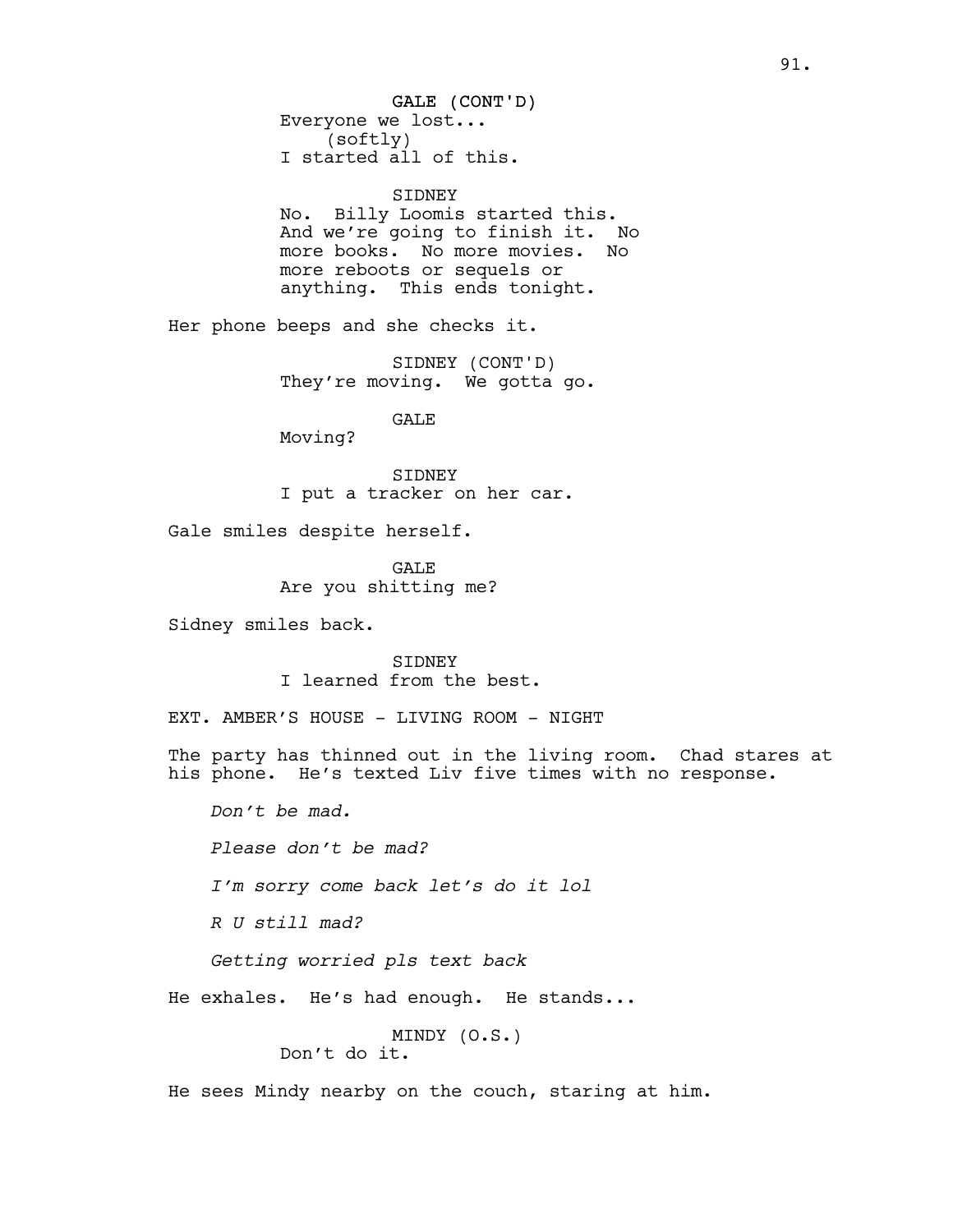GALE (CONT'D)
Everyone we lost...
(softly)
I started all of this.

SIDNEY
No. Billy Loomis started this. And we're going to finish it. No more books. No more movies. No more reboots or sequels or anything. This ends tonight.

Her phone beeps and she checks it.

SIDNEY (CONT'D)
They're moving. We gotta go.

GALE
Moving?

SIDNEY
I put a tracker on her car.

Gale smiles despite herself.

GALE
Are you shitting me?

Sidney smiles back.

SIDNEY
I learned from the best.

EXT. AMBER'S HOUSE - LIVING ROOM - NIGHT

The party has thinned out in the living room. Chad stares at his phone. He's texted Liv five times with no response.

*Don't be mad.*

*Please don't be mad?*

*I'm sorry come back let's do it lol*

*R U still mad?*

*Getting worried pls text back*

He exhales. He's had enough. He stands...

MINDY (O.S.)
Don't do it.

He sees Mindy nearby on the couch, staring at him.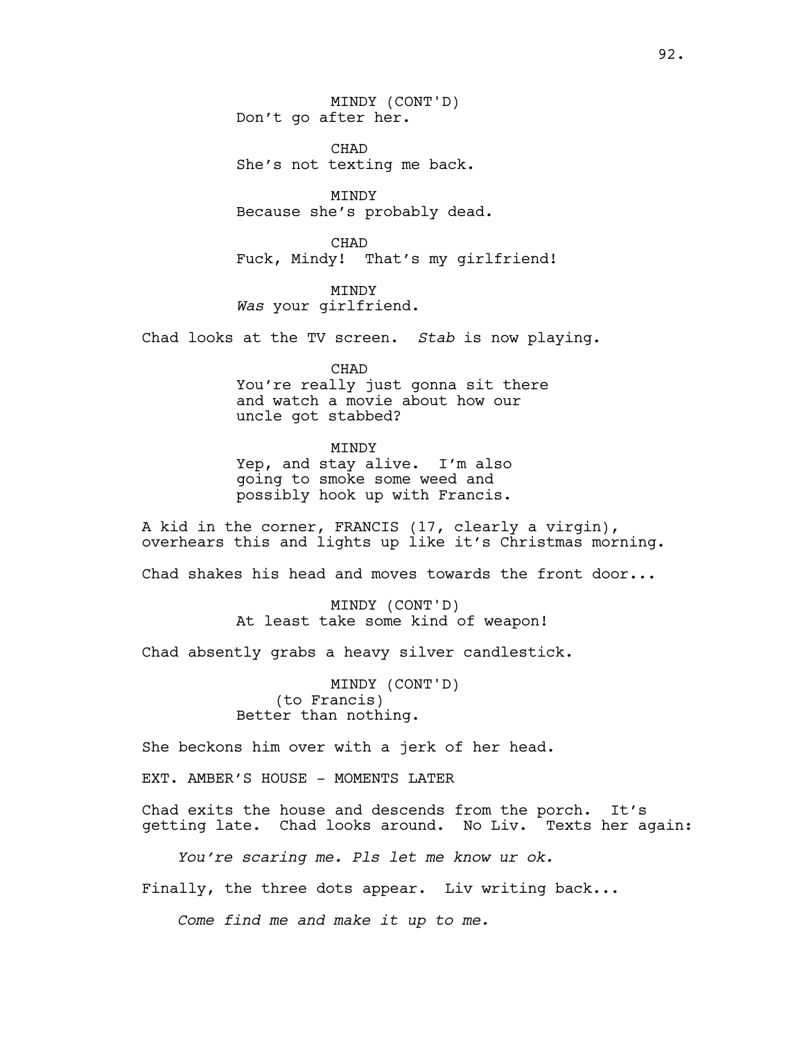MINDY (CONT'D)
Don't go after her.

CHAD
She's not texting me back.

MINDY
Because she's probably dead.

CHAD
Fuck, Mindy!  That's my girlfriend!

MINDY
*Was* your girlfriend.

Chad looks at the TV screen.  *Stab* is now playing.

CHAD
You're really just gonna sit there and watch a movie about how our uncle got stabbed?

MINDY
Yep, and stay alive.  I'm also going to smoke some weed and possibly hook up with Francis.

A kid in the corner, FRANCIS (17, clearly a virgin), overhears this and lights up like it's Christmas morning.

Chad shakes his head and moves towards the front door...

MINDY (CONT'D)
At least take some kind of weapon!

Chad absently grabs a heavy silver candlestick.

MINDY (CONT'D)
(to Francis)
Better than nothing.

She beckons him over with a jerk of her head.

EXT. AMBER'S HOUSE - MOMENTS LATER

Chad exits the house and descends from the porch.  It's getting late.  Chad looks around.  No Liv.  Texts her again:

*You're scaring me. Pls let me know ur ok.*

Finally, the three dots appear.  Liv writing back...

*Come find me and make it up to me.*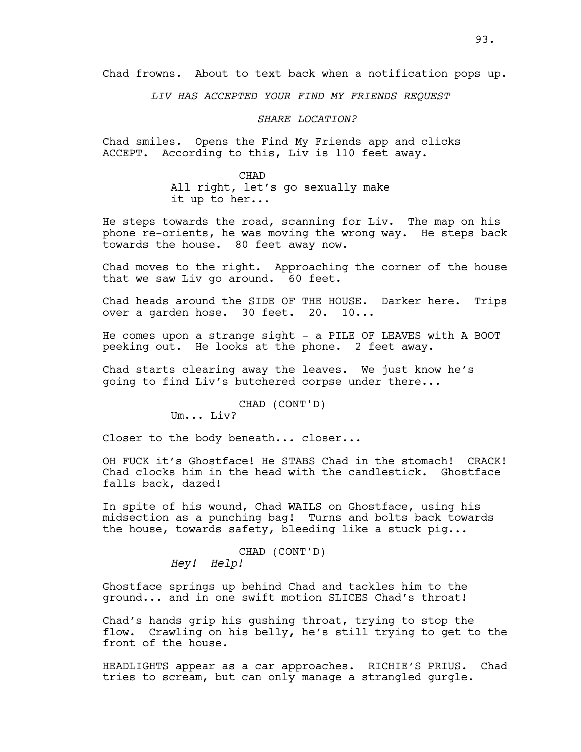Chad frowns. About to text back when a notification pops up.

*LIV HAS ACCEPTED YOUR FIND MY FRIENDS REQUEST*

*SHARE LOCATION?*

Chad smiles. Opens the Find My Friends app and clicks ACCEPT. According to this, Liv is 110 feet away.

CHAD
All right, let's go sexually make it up to her...

He steps towards the road, scanning for Liv. The map on his phone re-orients, he was moving the wrong way. He steps back towards the house. 80 feet away now.

Chad moves to the right. Approaching the corner of the house that we saw Liv go around. 60 feet.

Chad heads around the SIDE OF THE HOUSE. Darker here. Trips over a garden hose. 30 feet. 20. 10...

He comes upon a strange sight - a PILE OF LEAVES with A BOOT peeking out. He looks at the phone. 2 feet away.

Chad starts clearing away the leaves. We just know he's going to find Liv's butchered corpse under there...

CHAD (CONT'D)
Um... Liv?

Closer to the body beneath... closer...

OH FUCK it's Ghostface! He STABS Chad in the stomach! CRACK! Chad clocks him in the head with the candlestick. Ghostface falls back, dazed!

In spite of his wound, Chad WAILS on Ghostface, using his midsection as a punching bag! Turns and bolts back towards the house, towards safety, bleeding like a stuck pig...

CHAD (CONT'D)
*Hey! Help!*

Ghostface springs up behind Chad and tackles him to the ground... and in one swift motion SLICES Chad's throat!

Chad's hands grip his gushing throat, trying to stop the flow. Crawling on his belly, he's still trying to get to the front of the house.

HEADLIGHTS appear as a car approaches. RICHIE'S PRIUS. Chad tries to scream, but can only manage a strangled gurgle.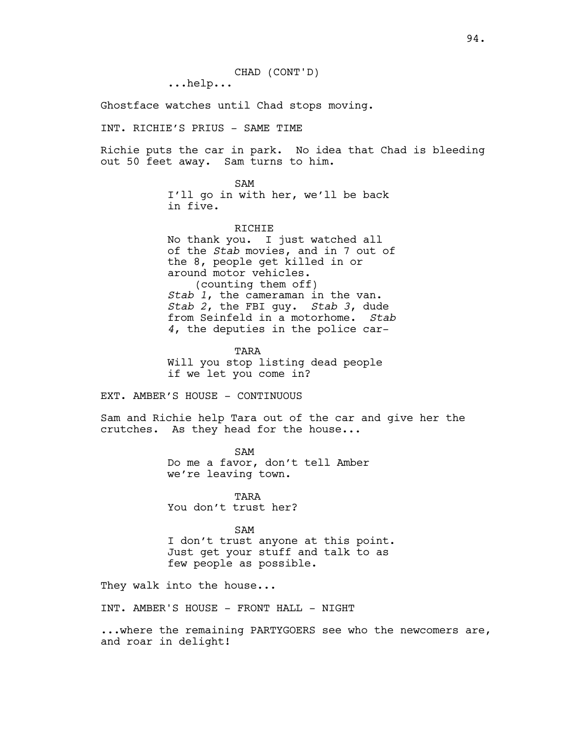CHAD (CONT'D)
...help...

Ghostface watches until Chad stops moving.

INT. RICHIE'S PRIUS - SAME TIME

Richie puts the car in park. No idea that Chad is bleeding out 50 feet away. Sam turns to him.

SAM
I'll go in with her, we'll be back in five.

RICHIE
No thank you. I just watched all of the *Stab* movies, and in 7 out of the 8, people get killed in or around motor vehicles.
(counting them off)
*Stab 1*, the cameraman in the van. *Stab 2*, the FBI guy. *Stab 3*, dude from Seinfeld in a motorhome. *Stab 4*, the deputies in the police car-

TARA
Will you stop listing dead people if we let you come in?

EXT. AMBER'S HOUSE - CONTINUOUS

Sam and Richie help Tara out of the car and give her the crutches. As they head for the house...

SAM
Do me a favor, don't tell Amber we're leaving town.

TARA
You don't trust her?

SAM
I don't trust anyone at this point. Just get your stuff and talk to as few people as possible.

They walk into the house...

INT. AMBER'S HOUSE - FRONT HALL - NIGHT

...where the remaining PARTYGOERS see who the newcomers are, and roar in delight!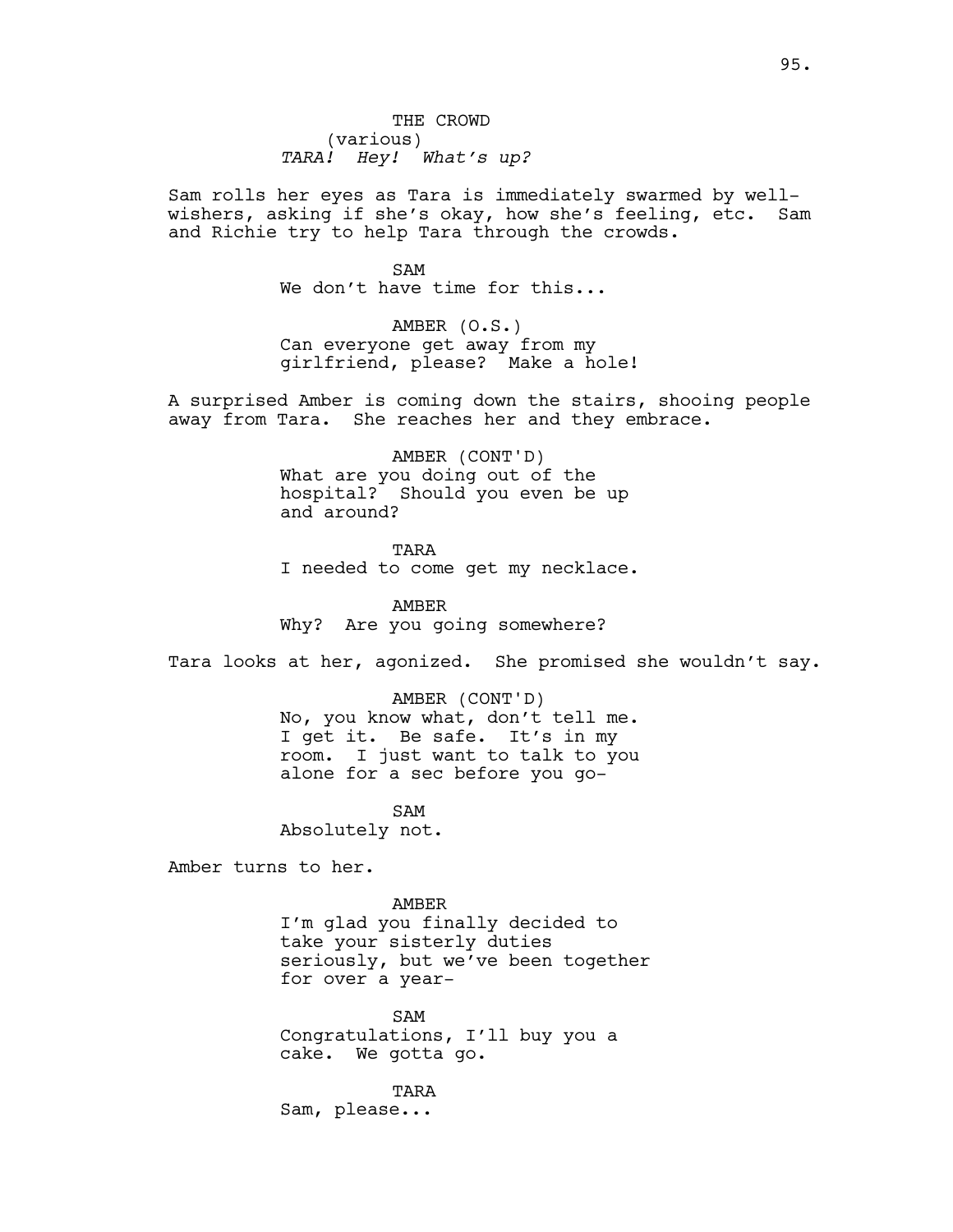THE CROWD
(various)
*TARA! Hey! What's up?*

Sam rolls her eyes as Tara is immediately swarmed by well-wishers, asking if she's okay, how she's feeling, etc. Sam and Richie try to help Tara through the crowds.

SAM
We don't have time for this...

AMBER (O.S.)
Can everyone get away from my girlfriend, please? Make a hole!

A surprised Amber is coming down the stairs, shooing people away from Tara. She reaches her and they embrace.

AMBER (CONT'D)
What are you doing out of the hospital? Should you even be up and around?

TARA
I needed to come get my necklace.

AMBER
Why? Are you going somewhere?

Tara looks at her, agonized. She promised she wouldn't say.

AMBER (CONT'D)
No, you know what, don't tell me. I get it. Be safe. It's in my room. I just want to talk to you alone for a sec before you go-

SAM
Absolutely not.

Amber turns to her.

AMBER
I'm glad you finally decided to take your sisterly duties seriously, but we've been together for over a year-

SAM
Congratulations, I'll buy you a cake. We gotta go.

TARA
Sam, please...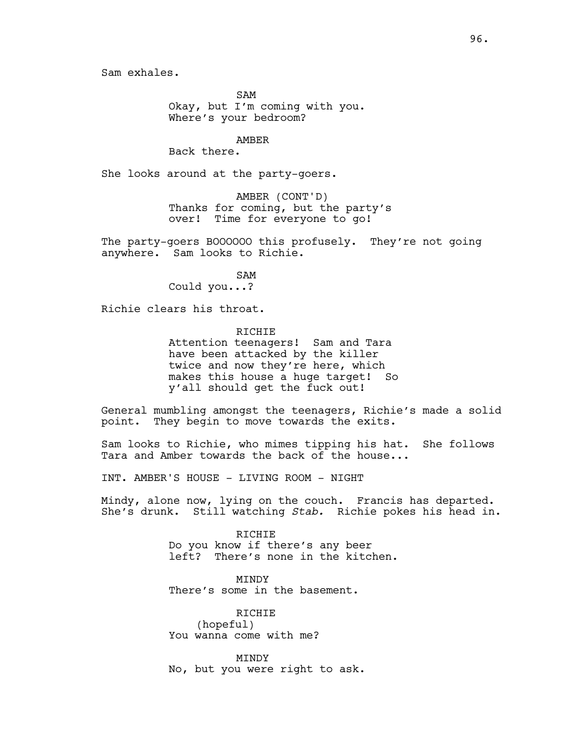Sam exhales.

SAM
Okay, but I'm coming with you.
Where's your bedroom?

AMBER
Back there.

She looks around at the party-goers.

AMBER (CONT'D)
Thanks for coming, but the party's
over! Time for everyone to go!

The party-goers BOOOOOO this profusely. They're not going anywhere. Sam looks to Richie.

SAM
Could you...?

Richie clears his throat.

RICHIE
Attention teenagers! Sam and Tara
have been attacked by the killer
twice and now they're here, which
makes this house a huge target! So
y'all should get the fuck out!

General mumbling amongst the teenagers, Richie's made a solid point. They begin to move towards the exits.

Sam looks to Richie, who mimes tipping his hat. She follows Tara and Amber towards the back of the house...

INT. AMBER'S HOUSE - LIVING ROOM - NIGHT

Mindy, alone now, lying on the couch. Francis has departed. She's drunk. Still watching *Stab.* Richie pokes his head in.

RICHIE
Do you know if there's any beer
left? There's none in the kitchen.

MINDY
There's some in the basement.

RICHIE
(hopeful)
You wanna come with me?

MINDY
No, but you were right to ask.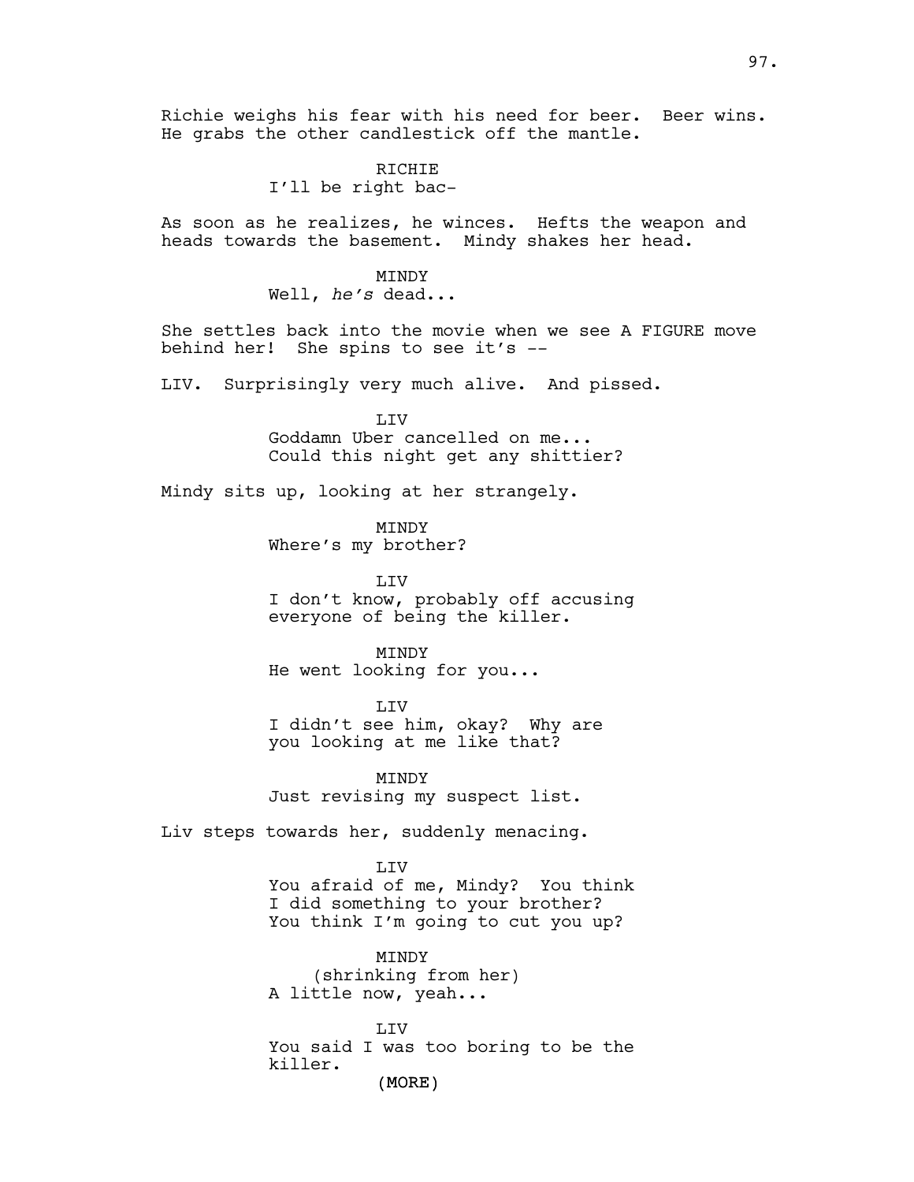Richie weighs his fear with his need for beer. Beer wins. He grabs the other candlestick off the mantle.

RICHIE
I'll be right bac-

As soon as he realizes, he winces. Hefts the weapon and heads towards the basement. Mindy shakes her head.

MINDY
Well, *he's* dead...

She settles back into the movie when we see A FIGURE move behind her! She spins to see it's --

LIV. Surprisingly very much alive. And pissed.

LIV
Goddamn Uber cancelled on me...
Could this night get any shittier?

Mindy sits up, looking at her strangely.

MINDY
Where's my brother?

LIV
I don't know, probably off accusing everyone of being the killer.

MINDY
He went looking for you...

LIV
I didn't see him, okay? Why are you looking at me like that?

MINDY
Just revising my suspect list.

Liv steps towards her, suddenly menacing.

LIV
You afraid of me, Mindy? You think I did something to your brother? You think I'm going to cut you up?

MINDY
(shrinking from her)
A little now, yeah...

LIV
You said I was too boring to be the killer.
(MORE)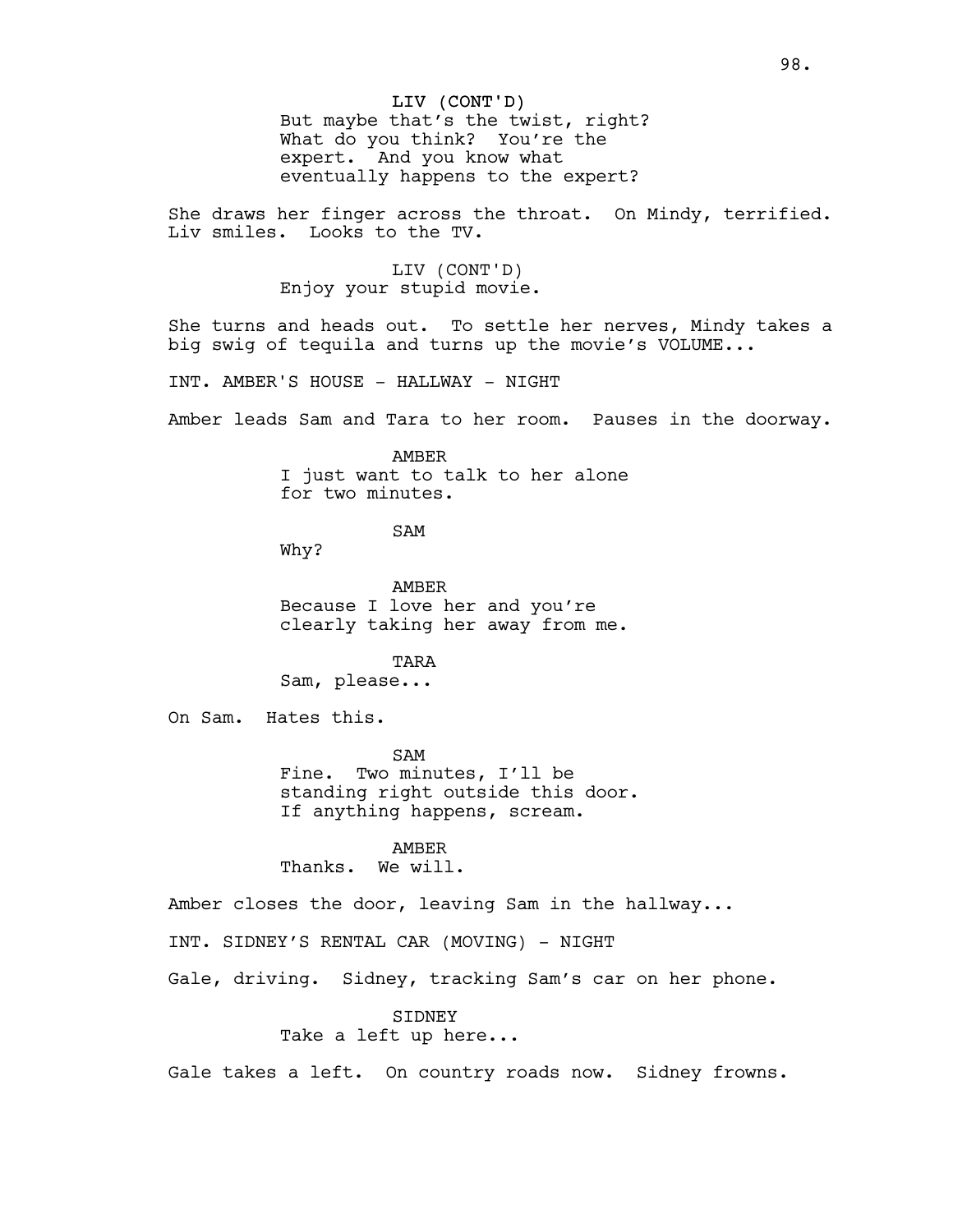LIV (CONT'D)
But maybe that's the twist, right? What do you think? You're the expert. And you know what eventually happens to the expert?

She draws her finger across the throat. On Mindy, terrified. Liv smiles. Looks to the TV.

LIV (CONT'D)
Enjoy your stupid movie.

She turns and heads out. To settle her nerves, Mindy takes a big swig of tequila and turns up the movie's VOLUME...

INT. AMBER'S HOUSE - HALLWAY - NIGHT

Amber leads Sam and Tara to her room. Pauses in the doorway.

AMBER
I just want to talk to her alone for two minutes.

SAM
Why?

AMBER
Because I love her and you're clearly taking her away from me.

TARA
Sam, please...

On Sam. Hates this.

SAM
Fine. Two minutes, I'll be standing right outside this door. If anything happens, scream.

AMBER
Thanks. We will.

Amber closes the door, leaving Sam in the hallway...

INT. SIDNEY'S RENTAL CAR (MOVING) - NIGHT

Gale, driving. Sidney, tracking Sam's car on her phone.

SIDNEY
Take a left up here...

Gale takes a left. On country roads now. Sidney frowns.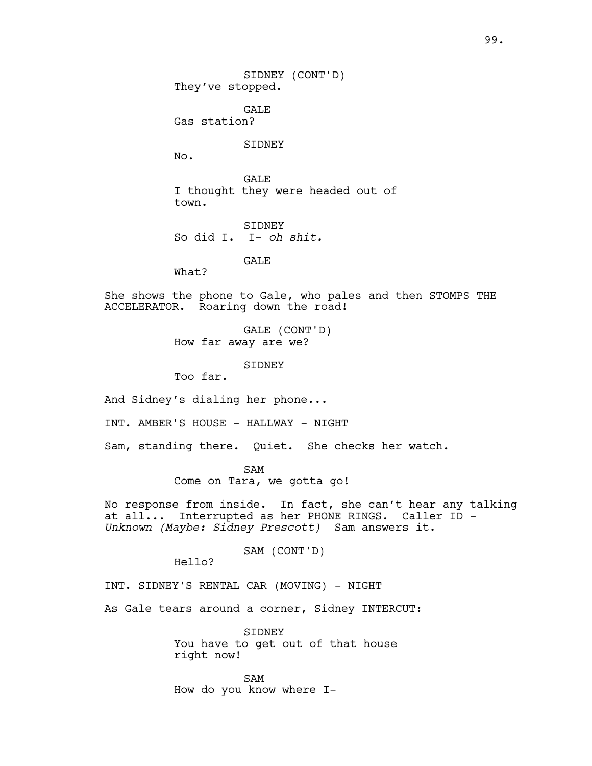SIDNEY (CONT'D)
They've stopped.

GALE
Gas station?

SIDNEY
No.

GALE
I thought they were headed out of town.

SIDNEY
So did I. I- *oh shit.*

GALE
What?

She shows the phone to Gale, who pales and then STOMPS THE ACCELERATOR. Roaring down the road!

GALE (CONT'D)
How far away are we?

SIDNEY
Too far.

And Sidney's dialing her phone...

INT. AMBER'S HOUSE - HALLWAY - NIGHT

Sam, standing there. Quiet. She checks her watch.

SAM
Come on Tara, we gotta go!

No response from inside. In fact, she can't hear any talking at all... Interrupted as her PHONE RINGS. Caller ID - *Unknown (Maybe: Sidney Prescott)* Sam answers it.

SAM (CONT'D)
Hello?

INT. SIDNEY'S RENTAL CAR (MOVING) - NIGHT

As Gale tears around a corner, Sidney INTERCUT:

SIDNEY
You have to get out of that house right now!

SAM
How do you know where I-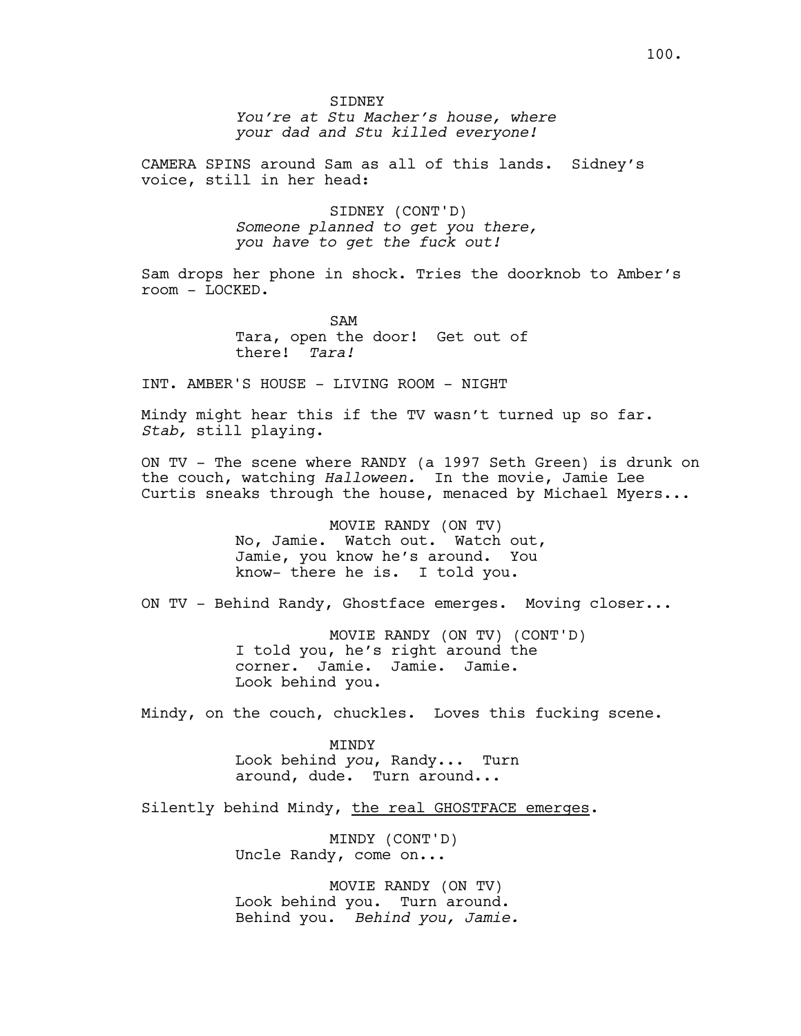SIDNEY
*You're at Stu Macher's house, where your dad and Stu killed everyone!*

CAMERA SPINS around Sam as all of this lands. Sidney's voice, still in her head:

SIDNEY (CONT'D)
*Someone planned to get you there, you have to get the fuck out!*

Sam drops her phone in shock. Tries the doorknob to Amber's room - LOCKED.

SAM
Tara, open the door! Get out of there! *Tara!*

INT. AMBER'S HOUSE - LIVING ROOM - NIGHT

Mindy might hear this if the TV wasn't turned up so far. *Stab,* still playing.

ON TV - The scene where RANDY (a 1997 Seth Green) is drunk on the couch, watching *Halloween.* In the movie, Jamie Lee Curtis sneaks through the house, menaced by Michael Myers...

MOVIE RANDY (ON TV)
No, Jamie. Watch out. Watch out, Jamie, you know he's around. You know- there he is. I told you.

ON TV - Behind Randy, Ghostface emerges. Moving closer...

MOVIE RANDY (ON TV) (CONT'D)
I told you, he's right around the corner. Jamie. Jamie. Jamie. Look behind you.

Mindy, on the couch, chuckles. Loves this fucking scene.

MINDY
Look behind *you*, Randy... Turn around, dude. Turn around...

Silently behind Mindy, <u>the real GHOSTFACE emerges</u>.

MINDY (CONT'D)
Uncle Randy, come on...

MOVIE RANDY (ON TV)
Look behind you. Turn around. Behind you. *Behind you, Jamie.*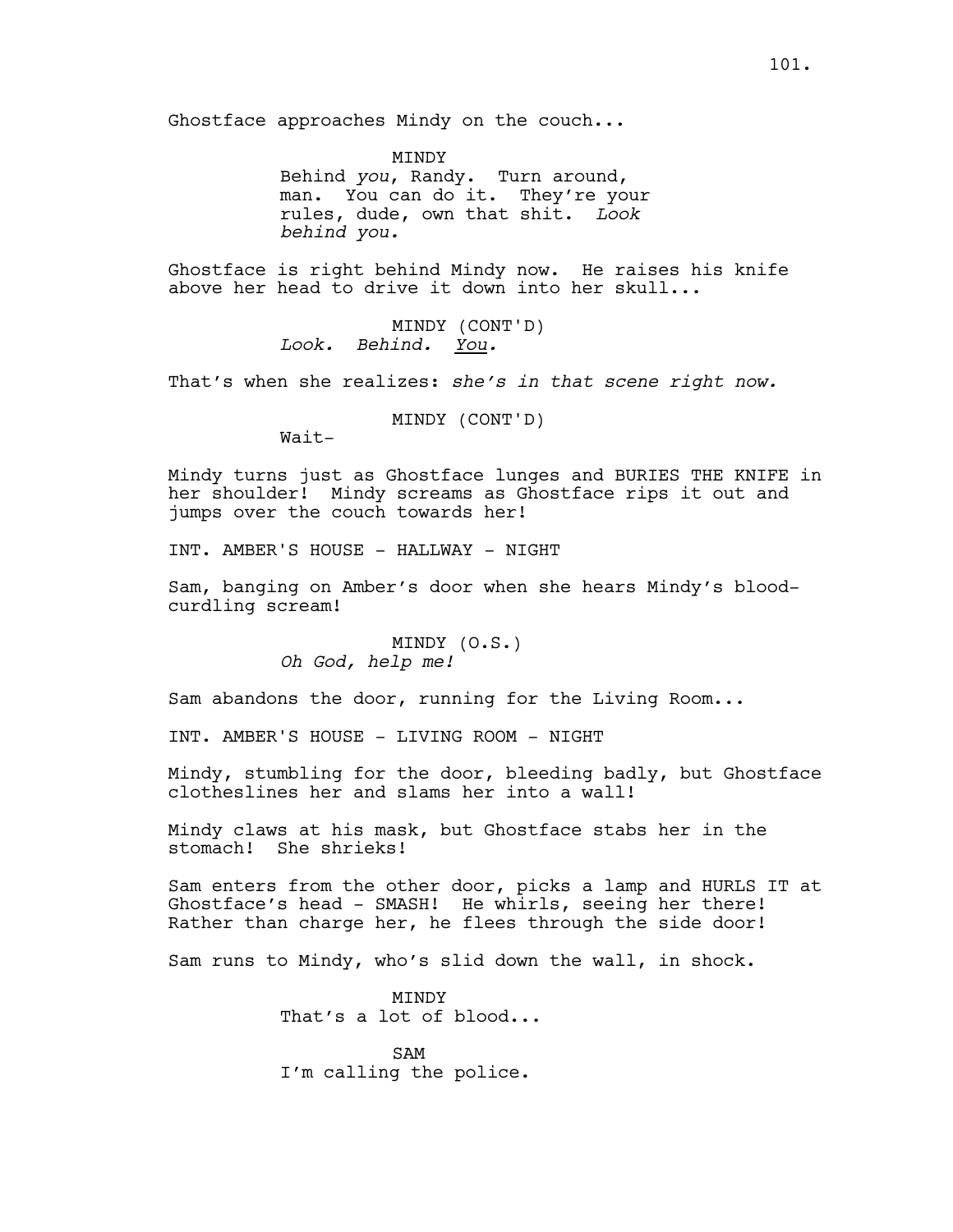Ghostface approaches Mindy on the couch...

MINDY
Behind *you*, Randy. Turn around, man. You can do it. They're your rules, dude, own that shit. *Look behind you.*

Ghostface is right behind Mindy now. He raises his knife above her head to drive it down into her skull...

MINDY (CONT'D)
*Look. Behind. You.*

That's when she realizes: *she's in that scene right now.*

MINDY (CONT'D)
Wait-

Mindy turns just as Ghostface lunges and BURIES THE KNIFE in her shoulder! Mindy screams as Ghostface rips it out and jumps over the couch towards her!

INT. AMBER'S HOUSE - HALLWAY - NIGHT

Sam, banging on Amber's door when she hears Mindy's blood-curdling scream!

MINDY (O.S.)
*Oh God, help me!*

Sam abandons the door, running for the Living Room...

INT. AMBER'S HOUSE - LIVING ROOM - NIGHT

Mindy, stumbling for the door, bleeding badly, but Ghostface clotheslines her and slams her into a wall!

Mindy claws at his mask, but Ghostface stabs her in the stomach! She shrieks!

Sam enters from the other door, picks a lamp and HURLS IT at Ghostface's head - SMASH! He whirls, seeing her there! Rather than charge her, he flees through the side door!

Sam runs to Mindy, who's slid down the wall, in shock.

MINDY
That's a lot of blood...

SAM
I'm calling the police.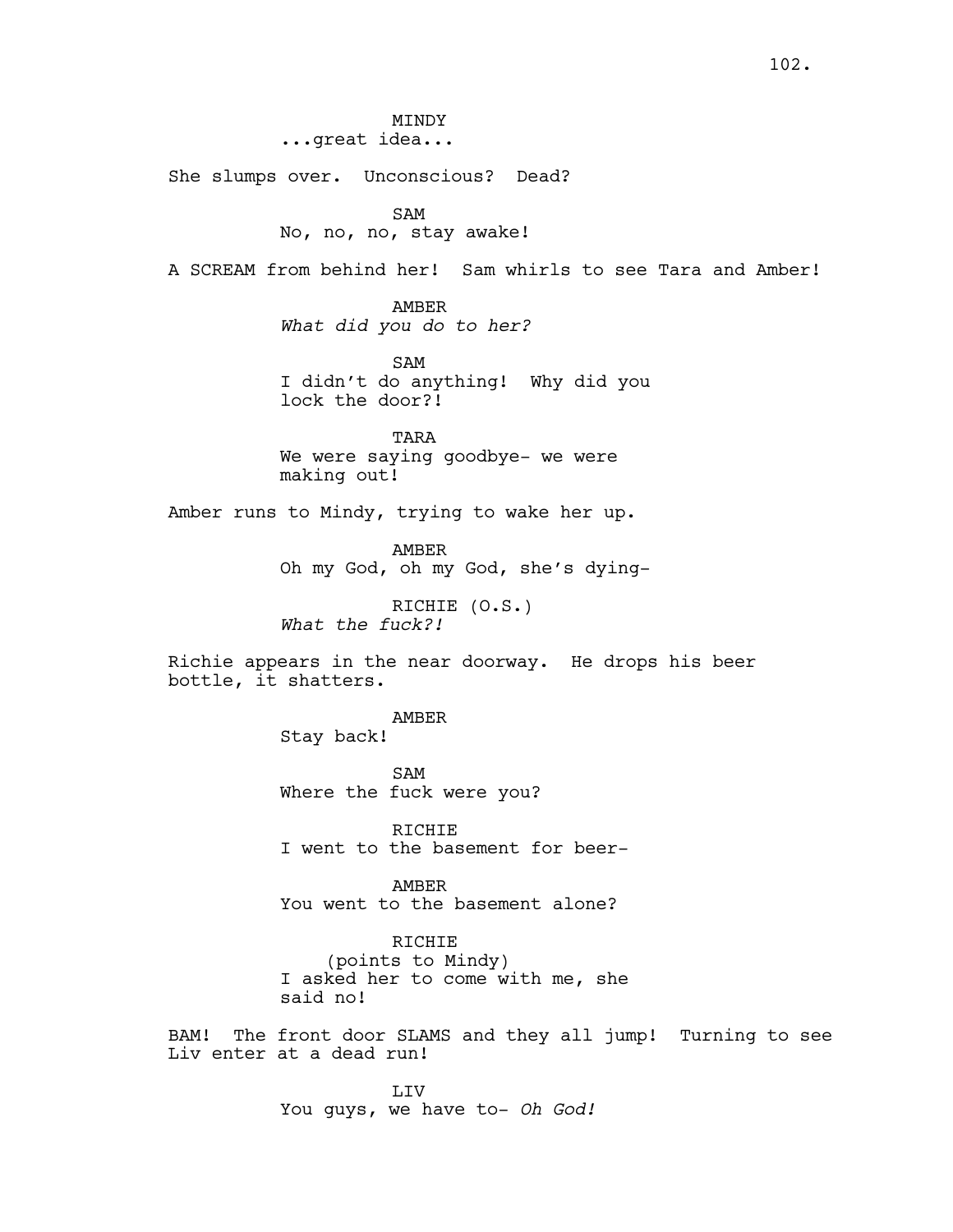MINDY
...great idea...

She slumps over. Unconscious? Dead?

SAM
No, no, no, stay awake!

A SCREAM from behind her! Sam whirls to see Tara and Amber!

AMBER
*What did you do to her?*

SAM
I didn't do anything! Why did you lock the door?!

TARA
We were saying goodbye- we were making out!

Amber runs to Mindy, trying to wake her up.

AMBER
Oh my God, oh my God, she's dying-

RICHIE (O.S.)
*What the fuck?!*

Richie appears in the near doorway. He drops his beer bottle, it shatters.

AMBER
Stay back!

SAM
Where the fuck were you?

RICHIE
I went to the basement for beer-

AMBER
You went to the basement alone?

RICHIE
(points to Mindy)
I asked her to come with me, she said no!

BAM! The front door SLAMS and they all jump! Turning to see Liv enter at a dead run!

LIV
You guys, we have to- *Oh God!*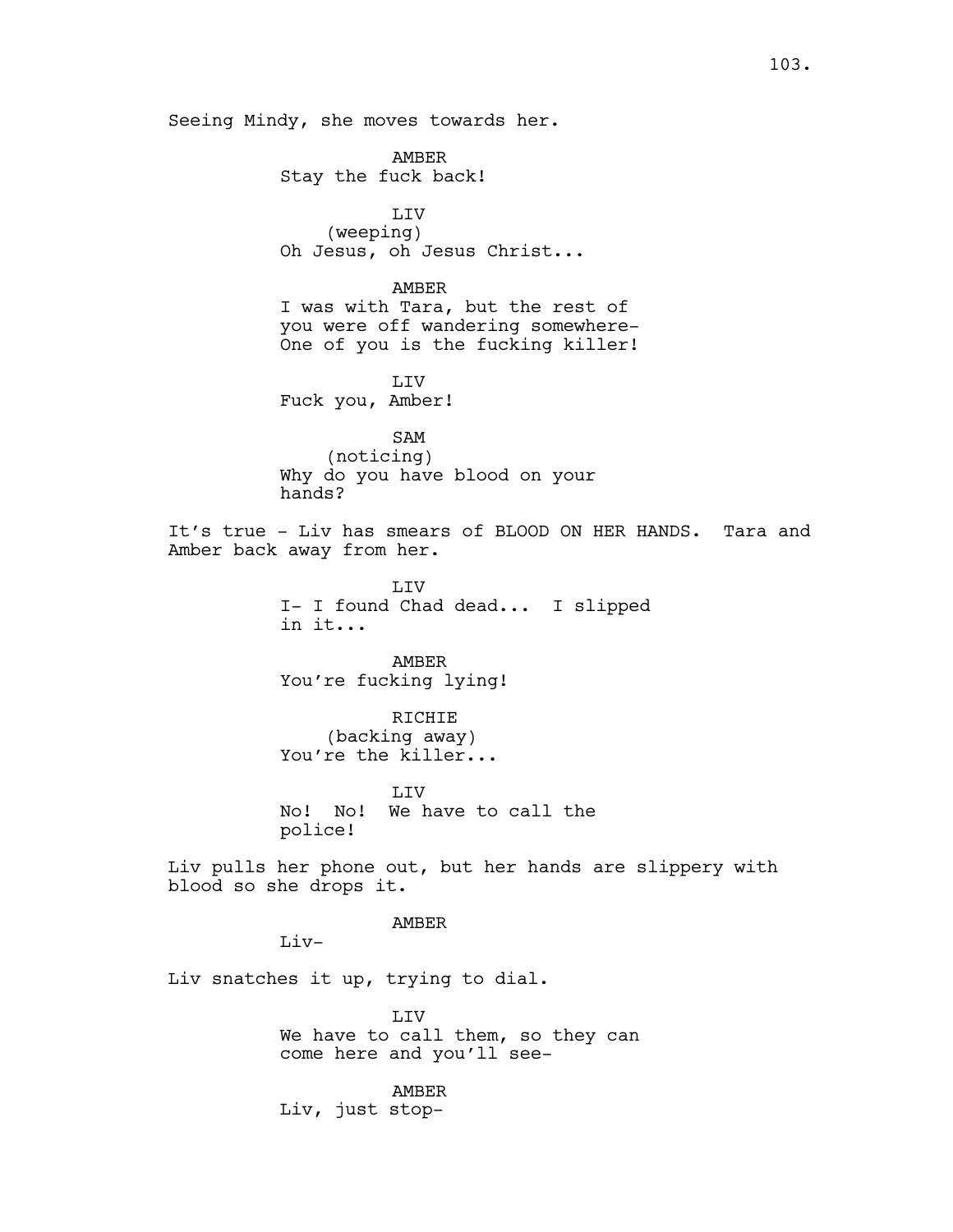Seeing Mindy, she moves towards her.

AMBER
Stay the fuck back!

LIV
(weeping)
Oh Jesus, oh Jesus Christ...

AMBER
I was with Tara, but the rest of you were off wandering somewhere- One of you is the fucking killer!

LIV
Fuck you, Amber!

SAM
(noticing)
Why do you have blood on your hands?

It's true - Liv has smears of BLOOD ON HER HANDS. Tara and Amber back away from her.

LIV
I- I found Chad dead... I slipped in it...

AMBER
You're fucking lying!

RICHIE
(backing away)
You're the killer...

LIV
No! No! We have to call the police!

Liv pulls her phone out, but her hands are slippery with blood so she drops it.

AMBER
Liv-

Liv snatches it up, trying to dial.

LIV
We have to call them, so they can come here and you'll see-

AMBER
Liv, just stop-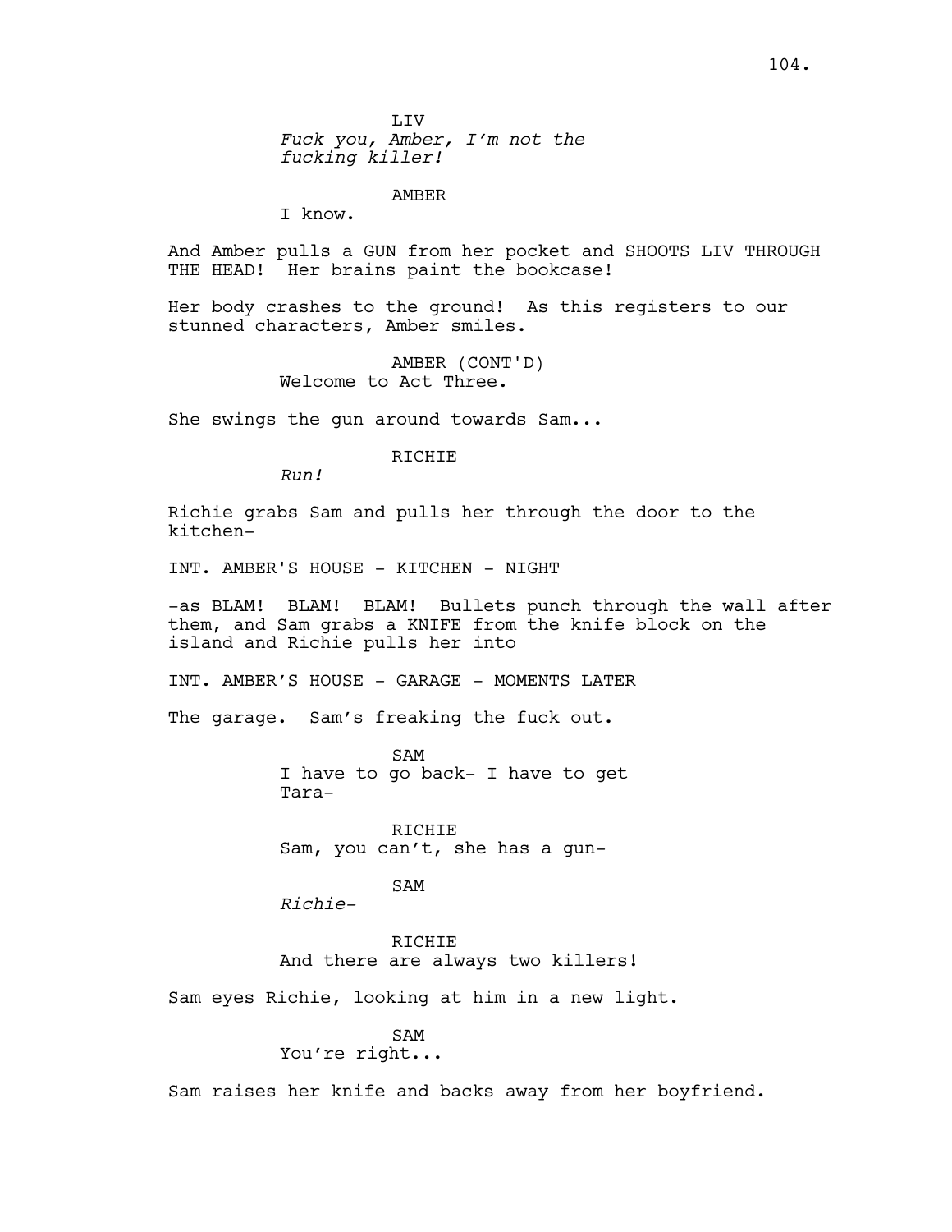LIV

*Fuck you, Amber, I'm not the fucking killer!*

AMBER

I know.

And Amber pulls a GUN from her pocket and SHOOTS LIV THROUGH THE HEAD! Her brains paint the bookcase!

Her body crashes to the ground! As this registers to our stunned characters, Amber smiles.

AMBER (CONT'D)

Welcome to Act Three.

She swings the gun around towards Sam...

RICHIE

*Run!*

Richie grabs Sam and pulls her through the door to the kitchen-

INT. AMBER'S HOUSE - KITCHEN - NIGHT

-as BLAM! BLAM! BLAM! Bullets punch through the wall after them, and Sam grabs a KNIFE from the knife block on the island and Richie pulls her into

INT. AMBER'S HOUSE - GARAGE - MOMENTS LATER

The garage. Sam's freaking the fuck out.

SAM

I have to go back- I have to get Tara-

RICHIE

Sam, you can't, she has a gun-

SAM

*Richie-*

RICHIE

And there are always two killers!

Sam eyes Richie, looking at him in a new light.

SAM

You're right...

Sam raises her knife and backs away from her boyfriend.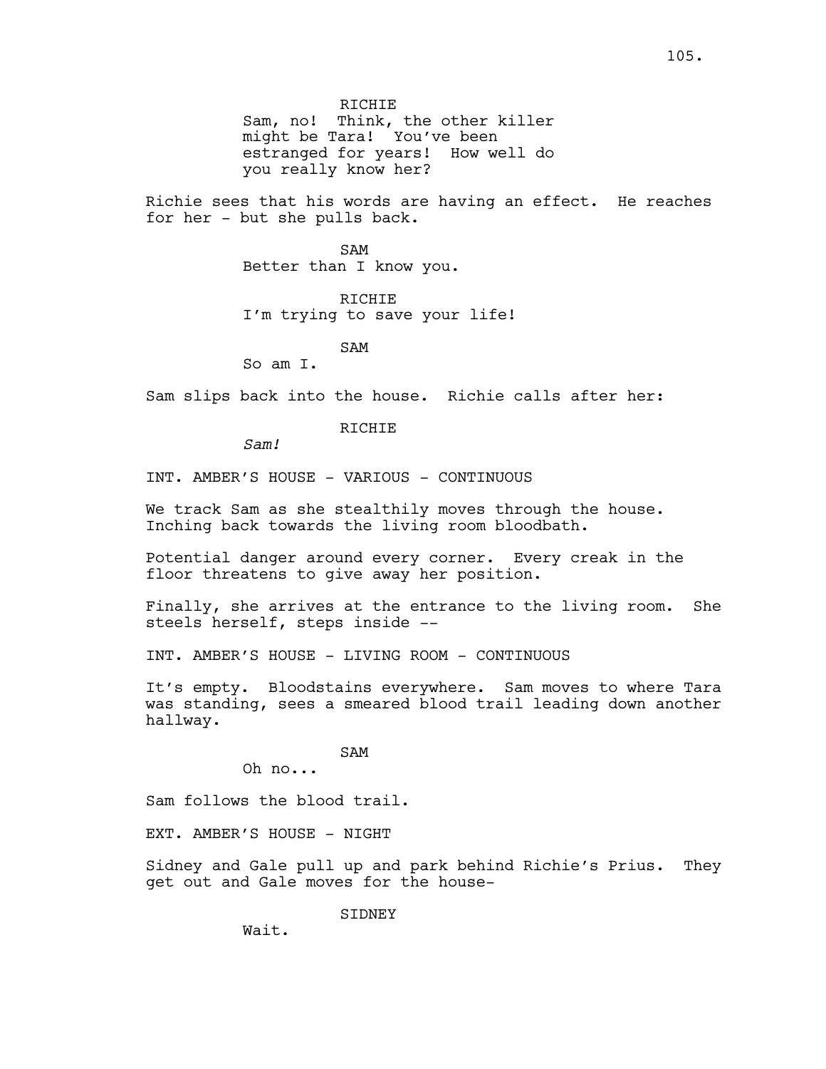RICHIE

Sam, no! Think, the other killer might be Tara! You've been estranged for years! How well do you really know her?

Richie sees that his words are having an effect. He reaches for her - but she pulls back.

SAM

Better than I know you.

RICHIE

I'm trying to save your life!

SAM

So am I.

Sam slips back into the house. Richie calls after her:

RICHIE

*Sam!*

INT. AMBER'S HOUSE - VARIOUS - CONTINUOUS

We track Sam as she stealthily moves through the house. Inching back towards the living room bloodbath.

Potential danger around every corner. Every creak in the floor threatens to give away her position.

Finally, she arrives at the entrance to the living room. She steels herself, steps inside --

INT. AMBER'S HOUSE - LIVING ROOM - CONTINUOUS

It's empty. Bloodstains everywhere. Sam moves to where Tara was standing, sees a smeared blood trail leading down another hallway.

SAM

Oh no...

Sam follows the blood trail.

EXT. AMBER'S HOUSE - NIGHT

Sidney and Gale pull up and park behind Richie's Prius. They get out and Gale moves for the house-

SIDNEY

Wait.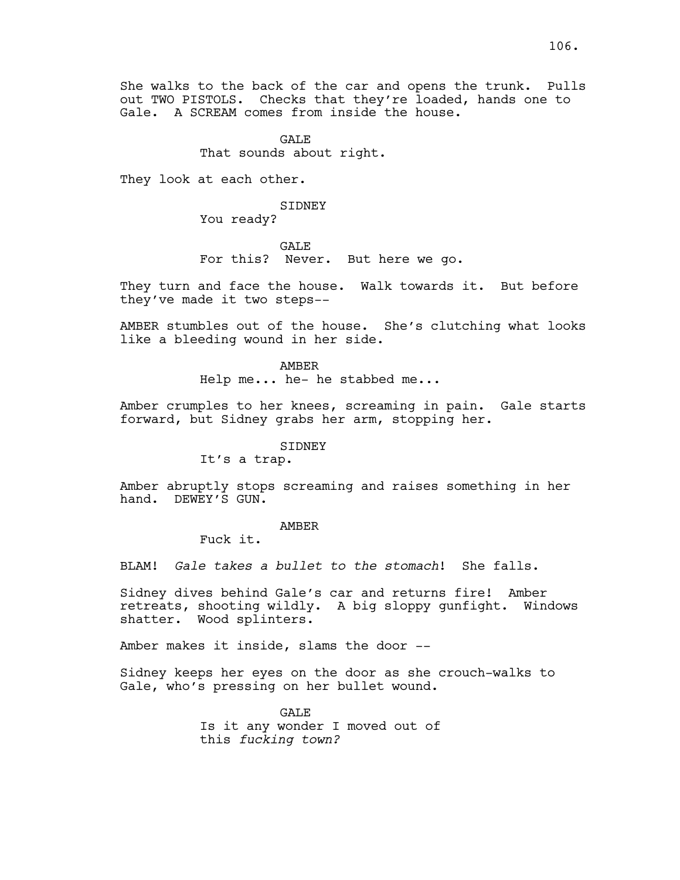She walks to the back of the car and opens the trunk. Pulls out TWO PISTOLS. Checks that they're loaded, hands one to Gale. A SCREAM comes from inside the house.

GALE
That sounds about right.

They look at each other.

SIDNEY
You ready?

GALE
For this? Never. But here we go.

They turn and face the house. Walk towards it. But before they've made it two steps--

AMBER stumbles out of the house. She's clutching what looks like a bleeding wound in her side.

AMBER
Help me... he- he stabbed me...

Amber crumples to her knees, screaming in pain. Gale starts forward, but Sidney grabs her arm, stopping her.

SIDNEY
It's a trap.

Amber abruptly stops screaming and raises something in her hand. DEWEY'S GUN.

AMBER
Fuck it.

BLAM! *Gale takes a bullet to the stomach*! She falls.

Sidney dives behind Gale's car and returns fire! Amber retreats, shooting wildly. A big sloppy gunfight. Windows shatter. Wood splinters.

Amber makes it inside, slams the door --

Sidney keeps her eyes on the door as she crouch-walks to Gale, who's pressing on her bullet wound.

GALE
Is it any wonder I moved out of this *fucking town?*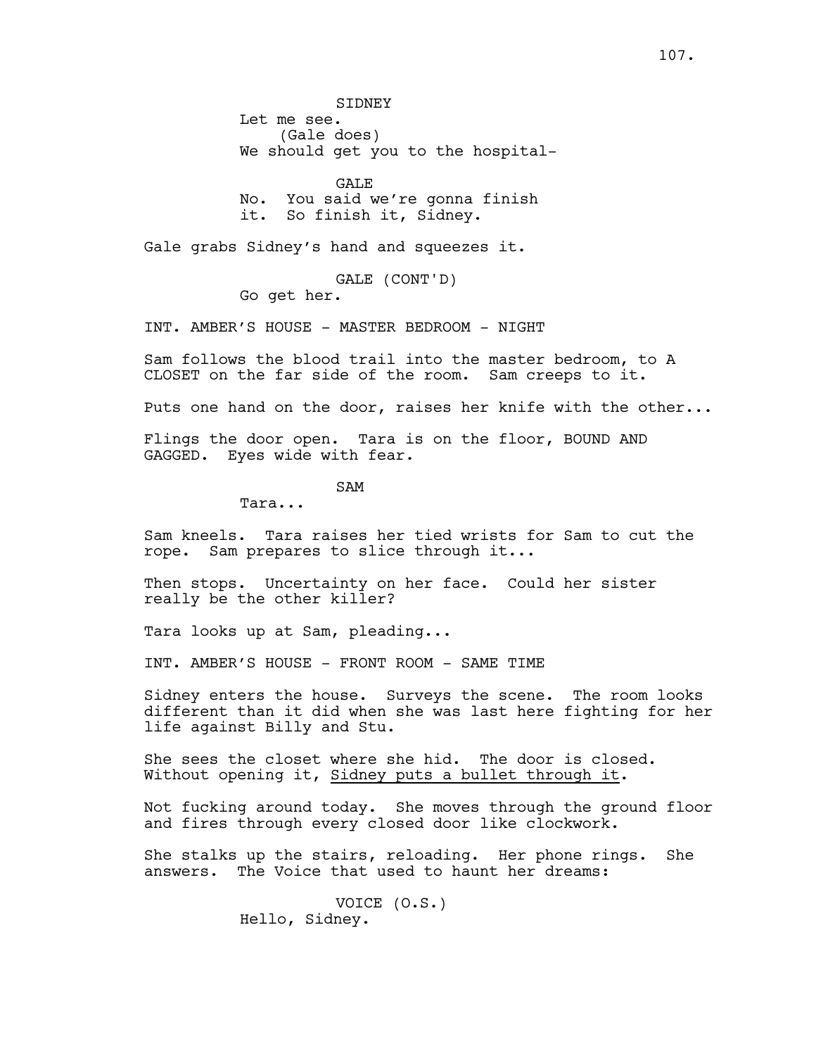SIDNEY
Let me see.
(Gale does)
We should get you to the hospital-

GALE
No. You said we're gonna finish it. So finish it, Sidney.

Gale grabs Sidney's hand and squeezes it.

GALE (CONT'D)
Go get her.

INT. AMBER'S HOUSE - MASTER BEDROOM - NIGHT

Sam follows the blood trail into the master bedroom, to A CLOSET on the far side of the room. Sam creeps to it.

Puts one hand on the door, raises her knife with the other...

Flings the door open. Tara is on the floor, BOUND AND GAGGED. Eyes wide with fear.

SAM
Tara...

Sam kneels. Tara raises her tied wrists for Sam to cut the rope. Sam prepares to slice through it...

Then stops. Uncertainty on her face. Could her sister really be the other killer?

Tara looks up at Sam, pleading...

INT. AMBER'S HOUSE - FRONT ROOM - SAME TIME

Sidney enters the house. Surveys the scene. The room looks different than it did when she was last here fighting for her life against Billy and Stu.

She sees the closet where she hid. The door is closed. Without opening it, <u>Sidney puts a bullet through it</u>.

Not fucking around today. She moves through the ground floor and fires through every closed door like clockwork.

She stalks up the stairs, reloading. Her phone rings. She answers. The Voice that used to haunt her dreams:

VOICE (O.S.)
Hello, Sidney.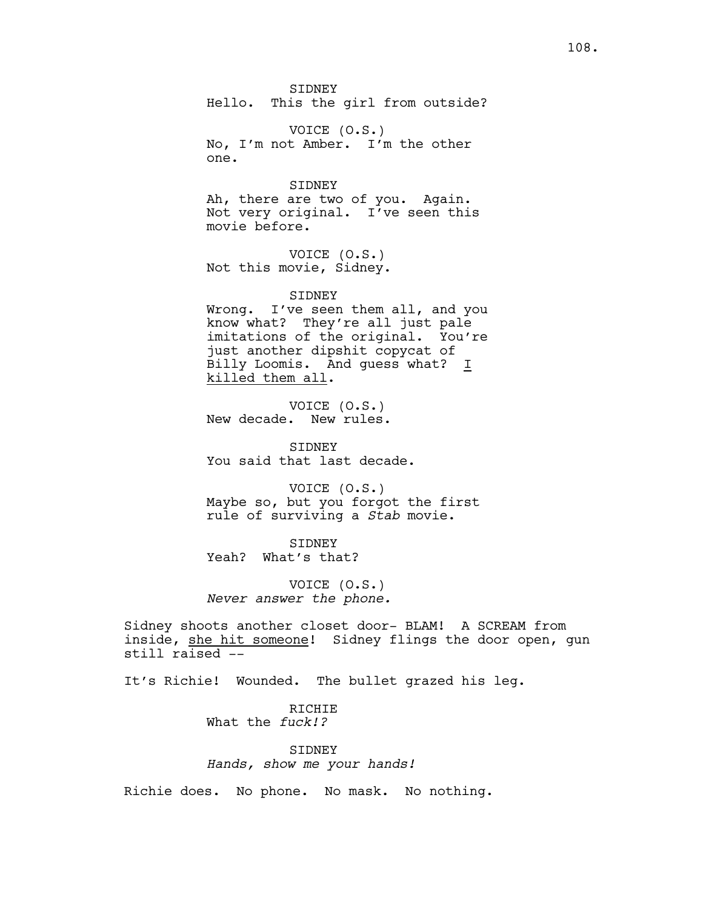SIDNEY
Hello. This the girl from outside?

VOICE (O.S.)
No, I'm not Amber. I'm the other one.

SIDNEY
Ah, there are two of you. Again. Not very original. I've seen this movie before.

VOICE (O.S.)
Not this movie, Sidney.

SIDNEY
Wrong. I've seen them all, and you know what? They're all just pale imitations of the original. You're just another dipshit copycat of Billy Loomis. And guess what? <u>I killed them all</u>.

VOICE (O.S.)
New decade. New rules.

SIDNEY
You said that last decade.

VOICE (O.S.)
Maybe so, but you forgot the first rule of surviving a *Stab* movie.

SIDNEY
Yeah? What's that?

VOICE (O.S.)
*Never answer the phone.*

Sidney shoots another closet door- BLAM! A SCREAM from inside, <u>she hit someone</u>! Sidney flings the door open, gun still raised --

It's Richie! Wounded. The bullet grazed his leg.

RICHIE
What the *fuck!?*

SIDNEY
*Hands, show me your hands!*

Richie does. No phone. No mask. No nothing.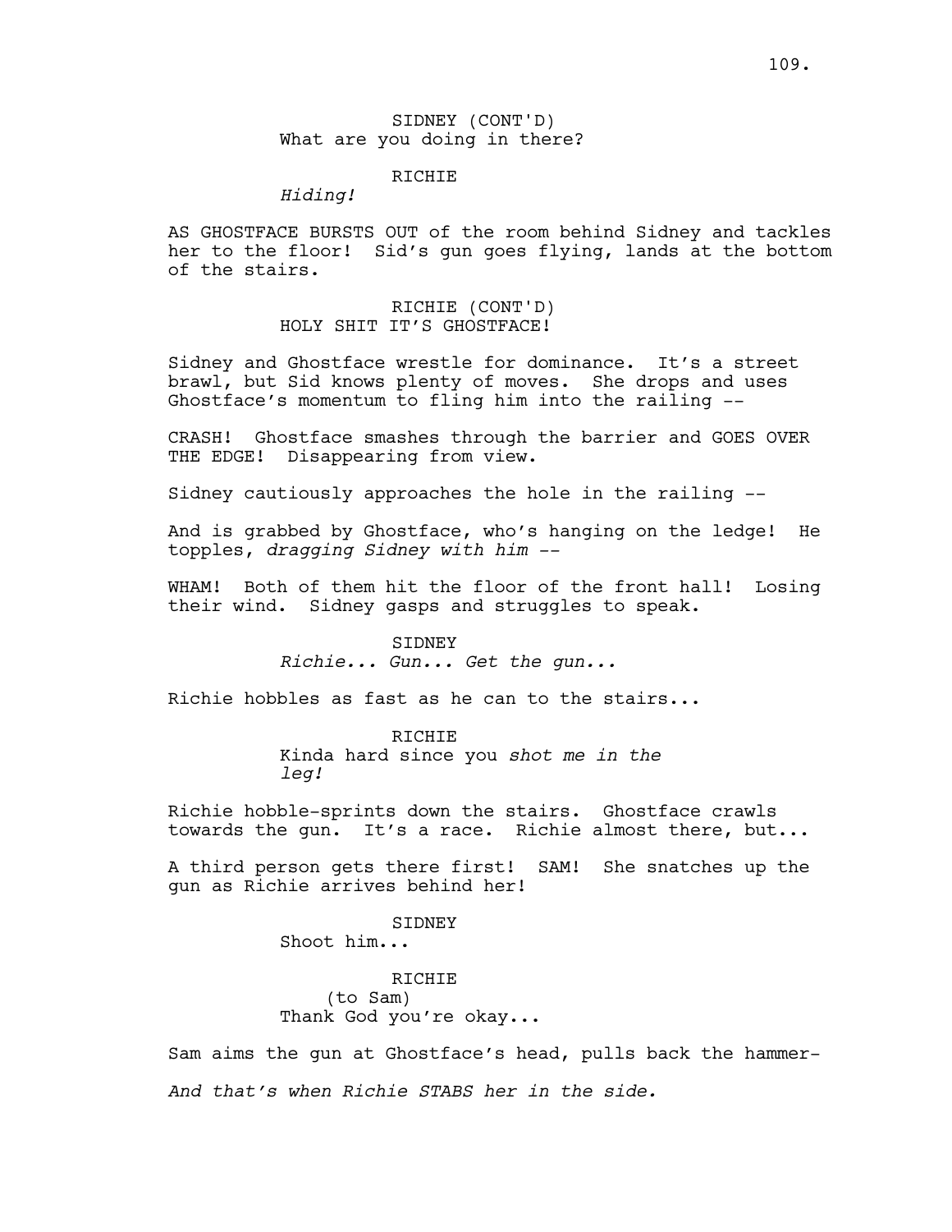SIDNEY (CONT'D)
What are you doing in there?

RICHIE
*Hiding!*

AS GHOSTFACE BURSTS OUT of the room behind Sidney and tackles her to the floor! Sid's gun goes flying, lands at the bottom of the stairs.

RICHIE (CONT'D)
HOLY SHIT IT'S GHOSTFACE!

Sidney and Ghostface wrestle for dominance. It's a street brawl, but Sid knows plenty of moves. She drops and uses Ghostface's momentum to fling him into the railing --

CRASH! Ghostface smashes through the barrier and GOES OVER THE EDGE! Disappearing from view.

Sidney cautiously approaches the hole in the railing --

And is grabbed by Ghostface, who's hanging on the ledge! He topples, *dragging Sidney with him* --

WHAM! Both of them hit the floor of the front hall! Losing their wind. Sidney gasps and struggles to speak.

SIDNEY
*Richie... Gun... Get the gun...*

Richie hobbles as fast as he can to the stairs...

RICHIE
Kinda hard since you *shot me in the leg!*

Richie hobble-sprints down the stairs. Ghostface crawls towards the gun. It's a race. Richie almost there, but...

A third person gets there first! SAM! She snatches up the gun as Richie arrives behind her!

SIDNEY
Shoot him...

RICHIE
(to Sam)
Thank God you're okay...

Sam aims the gun at Ghostface's head, pulls back the hammer-

*And that's when Richie STABS her in the side.*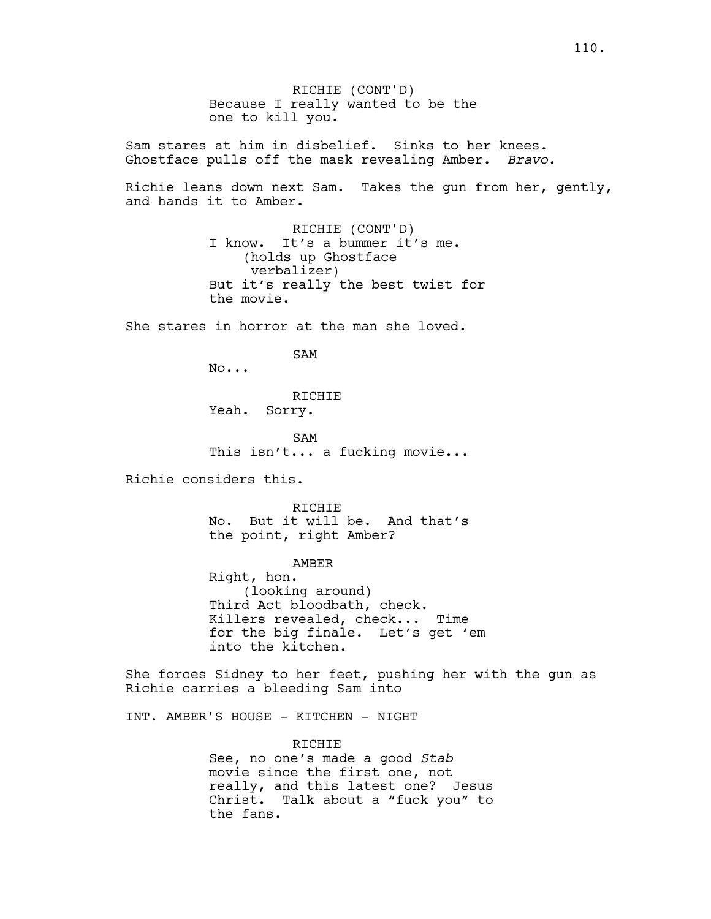RICHIE (CONT'D)
Because I really wanted to be the one to kill you.

Sam stares at him in disbelief. Sinks to her knees. Ghostface pulls off the mask revealing Amber. *Bravo.*

Richie leans down next Sam. Takes the gun from her, gently, and hands it to Amber.

RICHIE (CONT'D)
I know. It's a bummer it's me.
(holds up Ghostface verbalizer)
But it's really the best twist for the movie.

She stares in horror at the man she loved.

SAM
No...

RICHIE
Yeah. Sorry.

SAM
This isn't... a fucking movie...

Richie considers this.

RICHIE
No. But it will be. And that's the point, right Amber?

AMBER
Right, hon.
(looking around)
Third Act bloodbath, check. Killers revealed, check... Time for the big finale. Let's get 'em into the kitchen.

She forces Sidney to her feet, pushing her with the gun as Richie carries a bleeding Sam into

INT. AMBER'S HOUSE - KITCHEN - NIGHT

RICHIE
See, no one's made a good *Stab* movie since the first one, not really, and this latest one? Jesus Christ. Talk about a "fuck you" to the fans.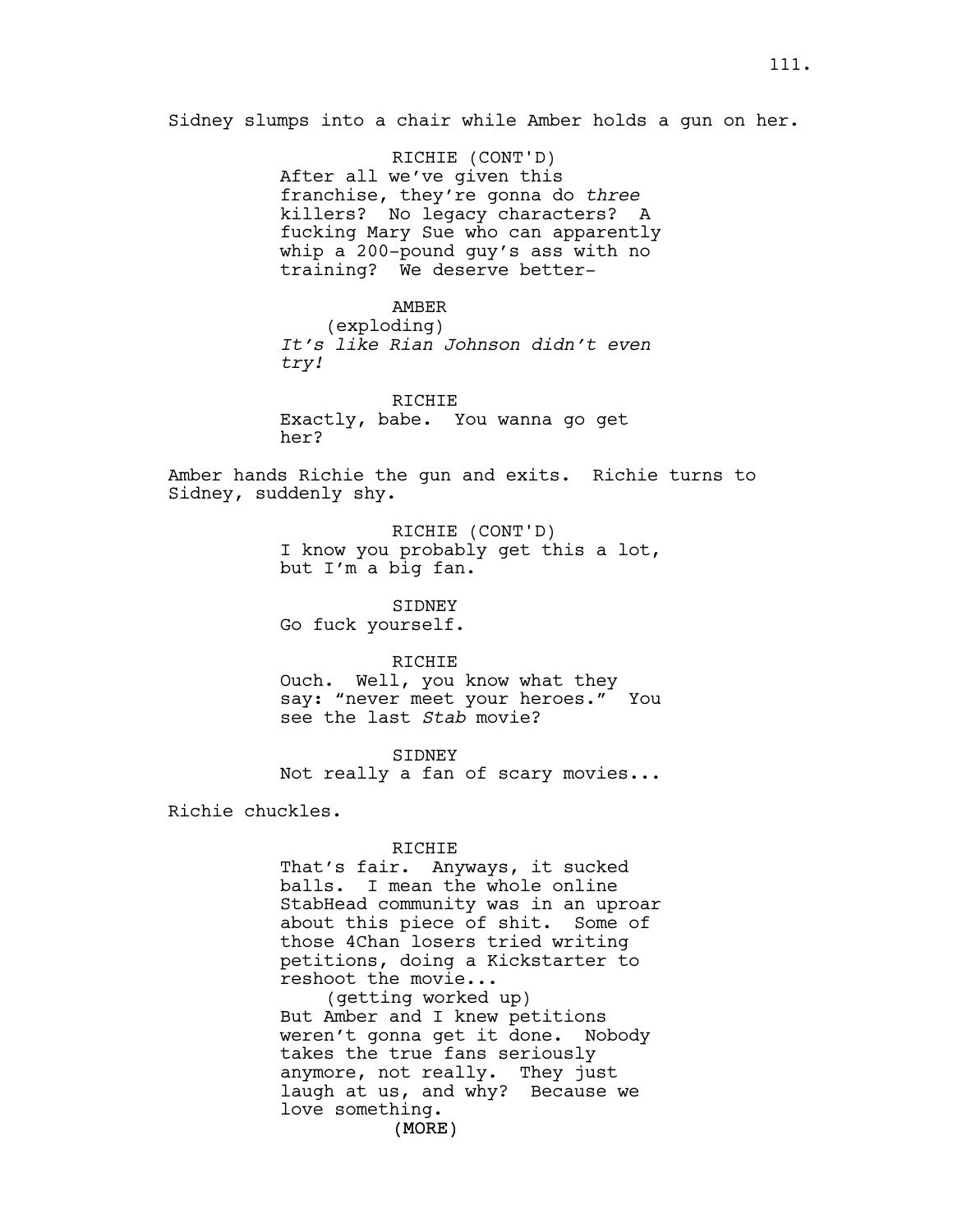Sidney slumps into a chair while Amber holds a gun on her.

RICHIE (CONT'D)
After all we've given this franchise, they're gonna do *three* killers? No legacy characters? A fucking Mary Sue who can apparently whip a 200-pound guy's ass with no training? We deserve better-

AMBER
(exploding)
*It's like Rian Johnson didn't even try!*

RICHIE
Exactly, babe. You wanna go get her?

Amber hands Richie the gun and exits. Richie turns to Sidney, suddenly shy.

RICHIE (CONT'D)
I know you probably get this a lot, but I'm a big fan.

SIDNEY
Go fuck yourself.

RICHIE
Ouch. Well, you know what they say: "never meet your heroes." You see the last *Stab* movie?

SIDNEY
Not really a fan of scary movies...

Richie chuckles.

RICHIE
That's fair. Anyways, it sucked balls. I mean the whole online StabHead community was in an uproar about this piece of shit. Some of those 4Chan losers tried writing petitions, doing a Kickstarter to reshoot the movie...
(getting worked up)
But Amber and I knew petitions weren't gonna get it done. Nobody takes the true fans seriously anymore, not really. They just laugh at us, and why? Because we love something.
(MORE)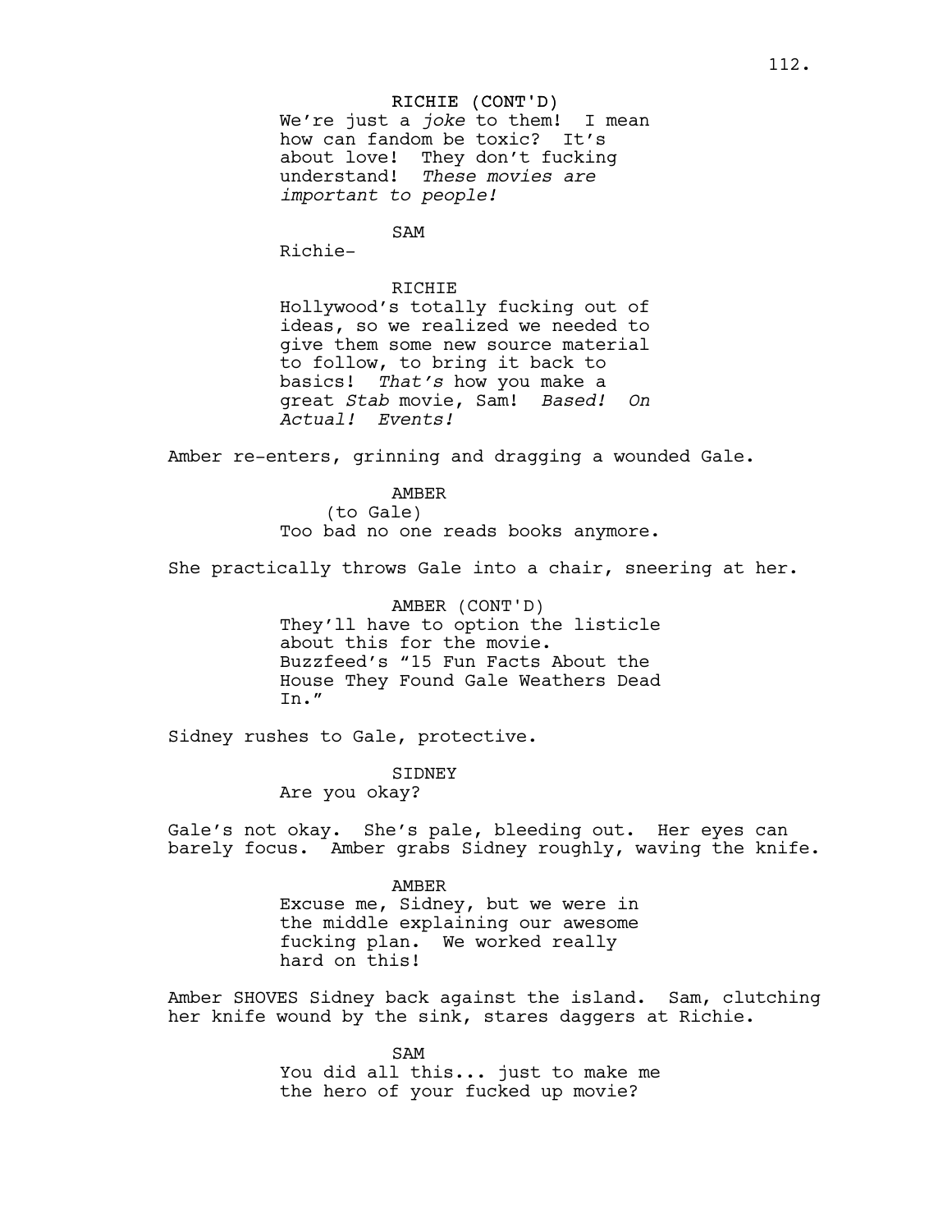RICHIE (CONT'D)
We're just a *joke* to them! I mean how can fandom be toxic? It's about love! They don't fucking understand! *These movies are important to people!*

SAM
Richie-

RICHIE
Hollywood's totally fucking out of ideas, so we realized we needed to give them some new source material to follow, to bring it back to basics! *That's* how you make a great *Stab* movie, Sam! *Based! On Actual! Events!*

Amber re-enters, grinning and dragging a wounded Gale.

AMBER
(to Gale)
Too bad no one reads books anymore.

She practically throws Gale into a chair, sneering at her.

AMBER (CONT'D)
They'll have to option the listicle about this for the movie. Buzzfeed's "15 Fun Facts About the House They Found Gale Weathers Dead In."

Sidney rushes to Gale, protective.

SIDNEY
Are you okay?

Gale's not okay. She's pale, bleeding out. Her eyes can barely focus. Amber grabs Sidney roughly, waving the knife.

AMBER
Excuse me, Sidney, but we were in the middle explaining our awesome fucking plan. We worked really hard on this!

Amber SHOVES Sidney back against the island. Sam, clutching her knife wound by the sink, stares daggers at Richie.

SAM
You did all this... just to make me the hero of your fucked up movie?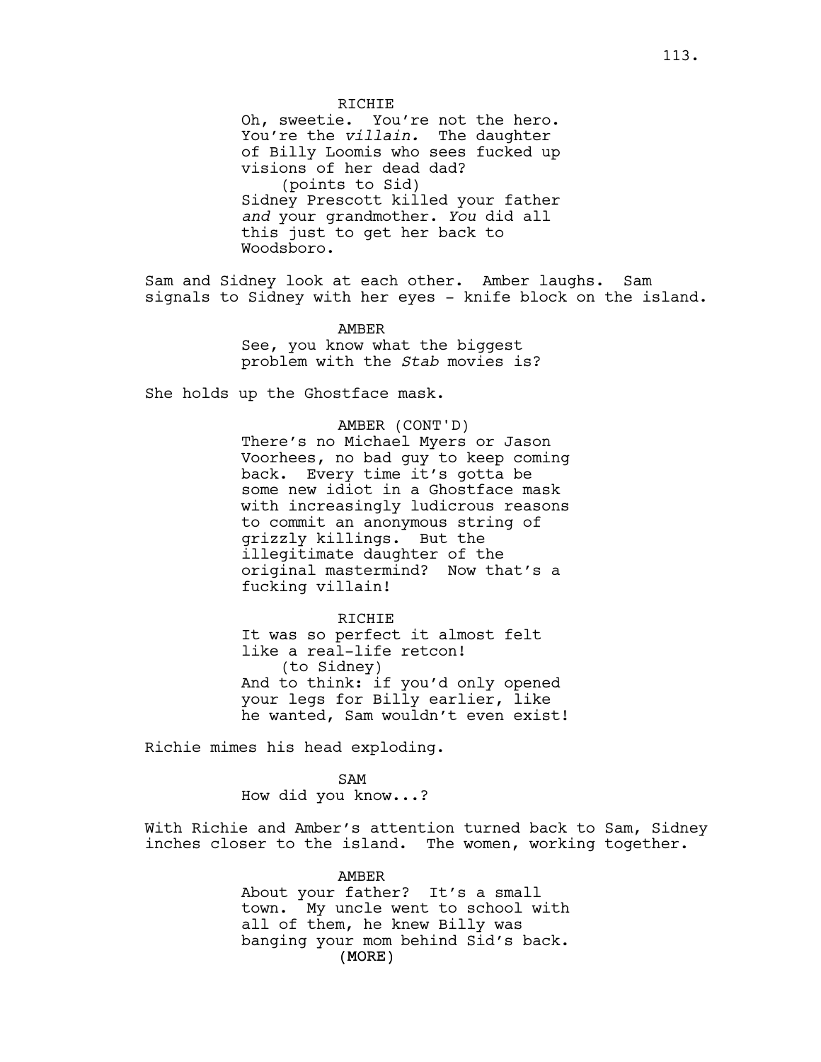RICHIE

Oh, sweetie. You're not the hero. You're the *villain.* The daughter of Billy Loomis who sees fucked up visions of her dead dad?

(points to Sid)

Sidney Prescott killed your father *and* your grandmother. *You* did all this just to get her back to Woodsboro.

Sam and Sidney look at each other. Amber laughs. Sam signals to Sidney with her eyes - knife block on the island.

AMBER

See, you know what the biggest problem with the *Stab* movies is?

She holds up the Ghostface mask.

AMBER (CONT'D)

There's no Michael Myers or Jason Voorhees, no bad guy to keep coming back. Every time it's gotta be some new idiot in a Ghostface mask with increasingly ludicrous reasons to commit an anonymous string of grizzly killings. But the illegitimate daughter of the original mastermind? Now that's a fucking villain!

RICHIE

It was so perfect it almost felt like a real-life retcon!

(to Sidney)

And to think: if you'd only opened your legs for Billy earlier, like he wanted, Sam wouldn't even exist!

Richie mimes his head exploding.

SAM

How did you know...?

With Richie and Amber's attention turned back to Sam, Sidney inches closer to the island. The women, working together.

AMBER

About your father? It's a small town. My uncle went to school with all of them, he knew Billy was banging your mom behind Sid's back.

(MORE)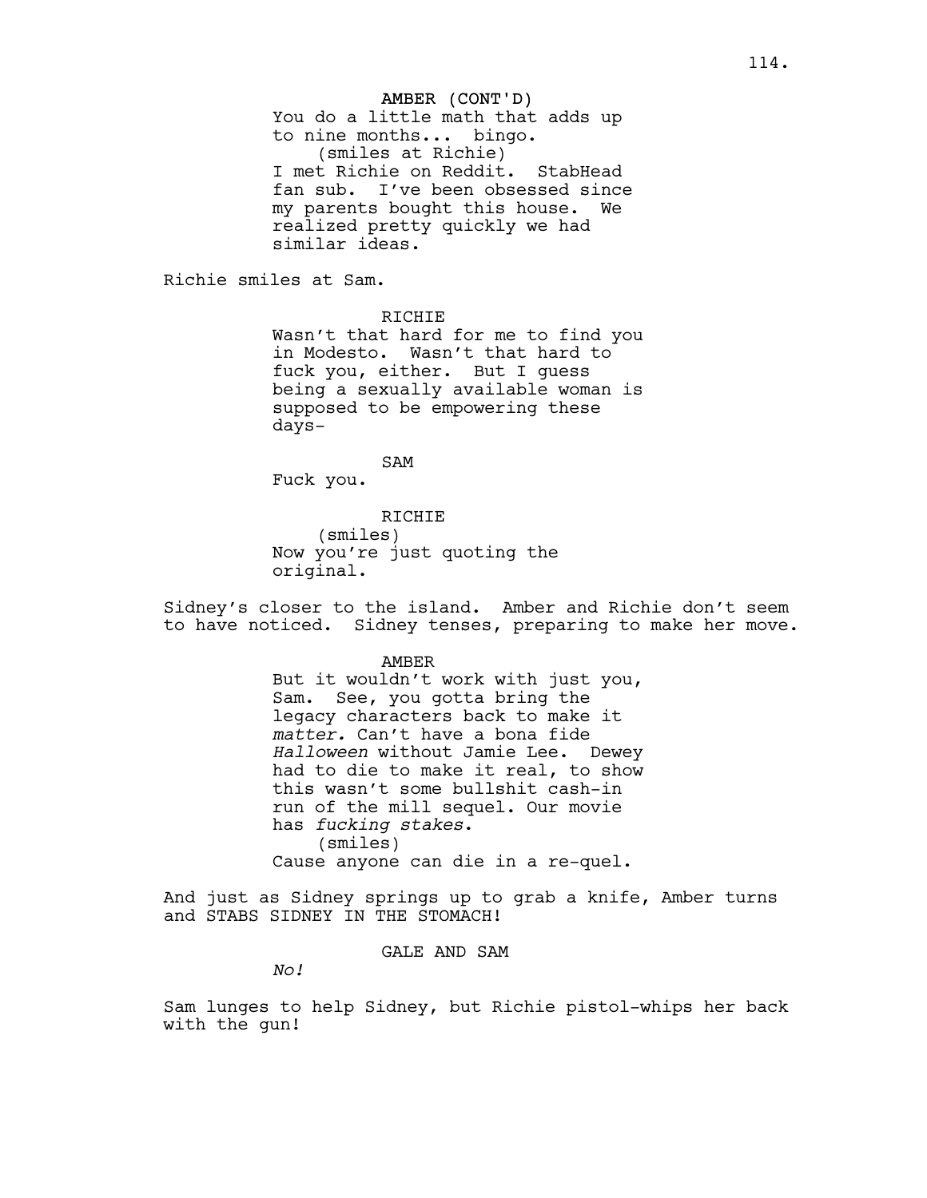AMBER (CONT'D)
You do a little math that adds up to nine months... bingo.
(smiles at Richie)
I met Richie on Reddit. StabHead fan sub. I've been obsessed since my parents bought this house. We realized pretty quickly we had similar ideas.

Richie smiles at Sam.

RICHIE
Wasn't that hard for me to find you in Modesto. Wasn't that hard to fuck you, either. But I guess being a sexually available woman is supposed to be empowering these days-

SAM
Fuck you.

RICHIE
(smiles)
Now you're just quoting the original.

Sidney's closer to the island. Amber and Richie don't seem to have noticed. Sidney tenses, preparing to make her move.

AMBER
But it wouldn't work with just you, Sam. See, you gotta bring the legacy characters back to make it *matter.* Can't have a bona fide *Halloween* without Jamie Lee. Dewey had to die to make it real, to show this wasn't some bullshit cash-in run of the mill sequel. Our movie has *fucking stakes*.
(smiles)
Cause anyone can die in a re-quel.

And just as Sidney springs up to grab a knife, Amber turns and STABS SIDNEY IN THE STOMACH!

GALE AND SAM
*No!*

Sam lunges to help Sidney, but Richie pistol-whips her back with the gun!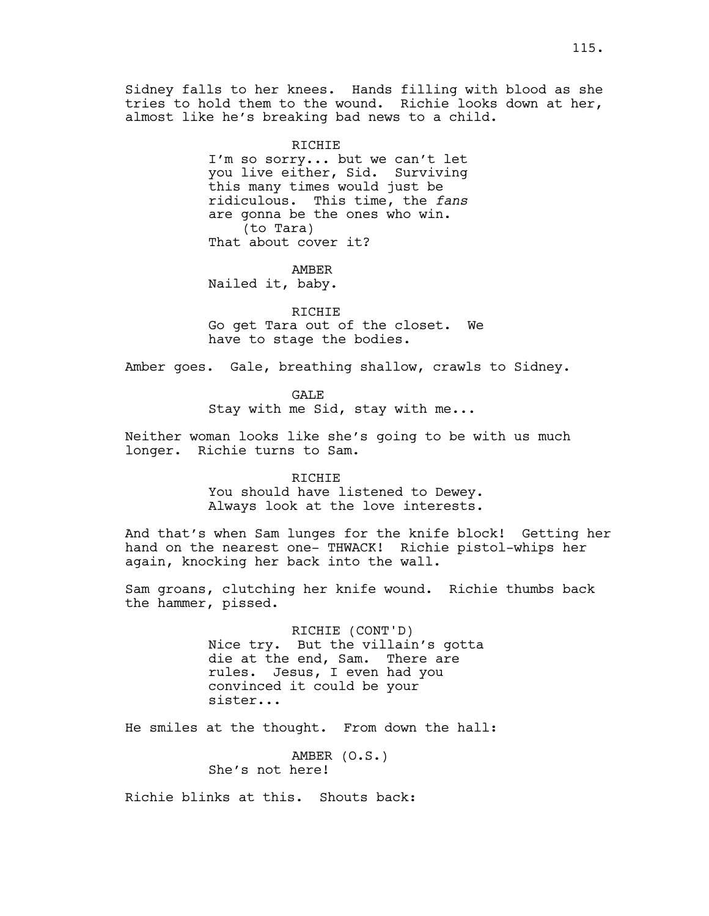Sidney falls to her knees. Hands filling with blood as she tries to hold them to the wound. Richie looks down at her, almost like he's breaking bad news to a child.

RICHIE
I'm so sorry... but we can't let you live either, Sid. Surviving this many times would just be ridiculous. This time, the *fans* are gonna be the ones who win.
(to Tara)
That about cover it?

AMBER
Nailed it, baby.

RICHIE
Go get Tara out of the closet. We have to stage the bodies.

Amber goes. Gale, breathing shallow, crawls to Sidney.

GALE
Stay with me Sid, stay with me...

Neither woman looks like she's going to be with us much longer. Richie turns to Sam.

RICHIE
You should have listened to Dewey. Always look at the love interests.

And that's when Sam lunges for the knife block! Getting her hand on the nearest one- THWACK! Richie pistol-whips her again, knocking her back into the wall.

Sam groans, clutching her knife wound. Richie thumbs back the hammer, pissed.

RICHIE (CONT'D)
Nice try. But the villain's gotta die at the end, Sam. There are rules. Jesus, I even had you convinced it could be your sister...

He smiles at the thought. From down the hall:

AMBER (O.S.)
She's not here!

Richie blinks at this. Shouts back: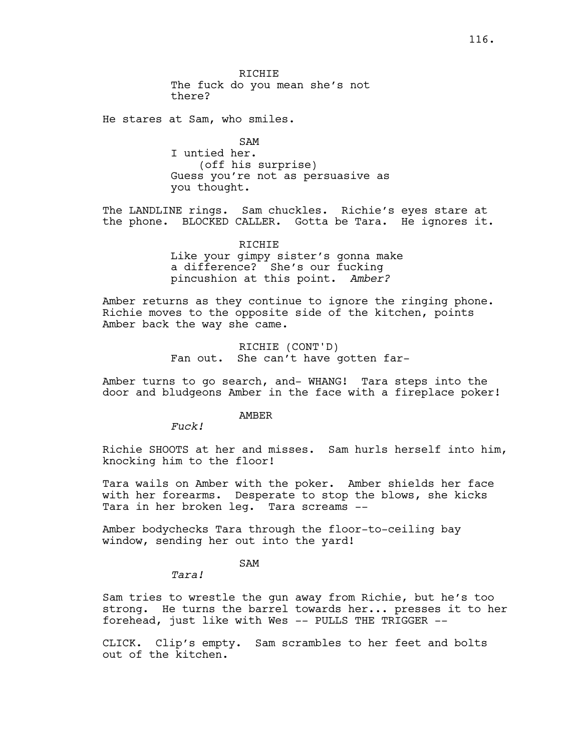RICHIE
The fuck do you mean she's not there?

He stares at Sam, who smiles.

SAM
I untied her.
(off his surprise)
Guess you're not as persuasive as you thought.

The LANDLINE rings. Sam chuckles. Richie's eyes stare at the phone. BLOCKED CALLER. Gotta be Tara. He ignores it.

RICHIE
Like your gimpy sister's gonna make a difference? She's our fucking pincushion at this point. *Amber?*

Amber returns as they continue to ignore the ringing phone. Richie moves to the opposite side of the kitchen, points Amber back the way she came.

RICHIE (CONT'D)
Fan out. She can't have gotten far-

Amber turns to go search, and- WHANG! Tara steps into the door and bludgeons Amber in the face with a fireplace poker!

AMBER
*Fuck!*

Richie SHOOTS at her and misses. Sam hurls herself into him, knocking him to the floor!

Tara wails on Amber with the poker. Amber shields her face with her forearms. Desperate to stop the blows, she kicks Tara in her broken leg. Tara screams --

Amber bodychecks Tara through the floor-to-ceiling bay window, sending her out into the yard!

SAM
*Tara!*

Sam tries to wrestle the gun away from Richie, but he's too strong. He turns the barrel towards her... presses it to her forehead, just like with Wes -- PULLS THE TRIGGER --

CLICK. Clip's empty. Sam scrambles to her feet and bolts out of the kitchen.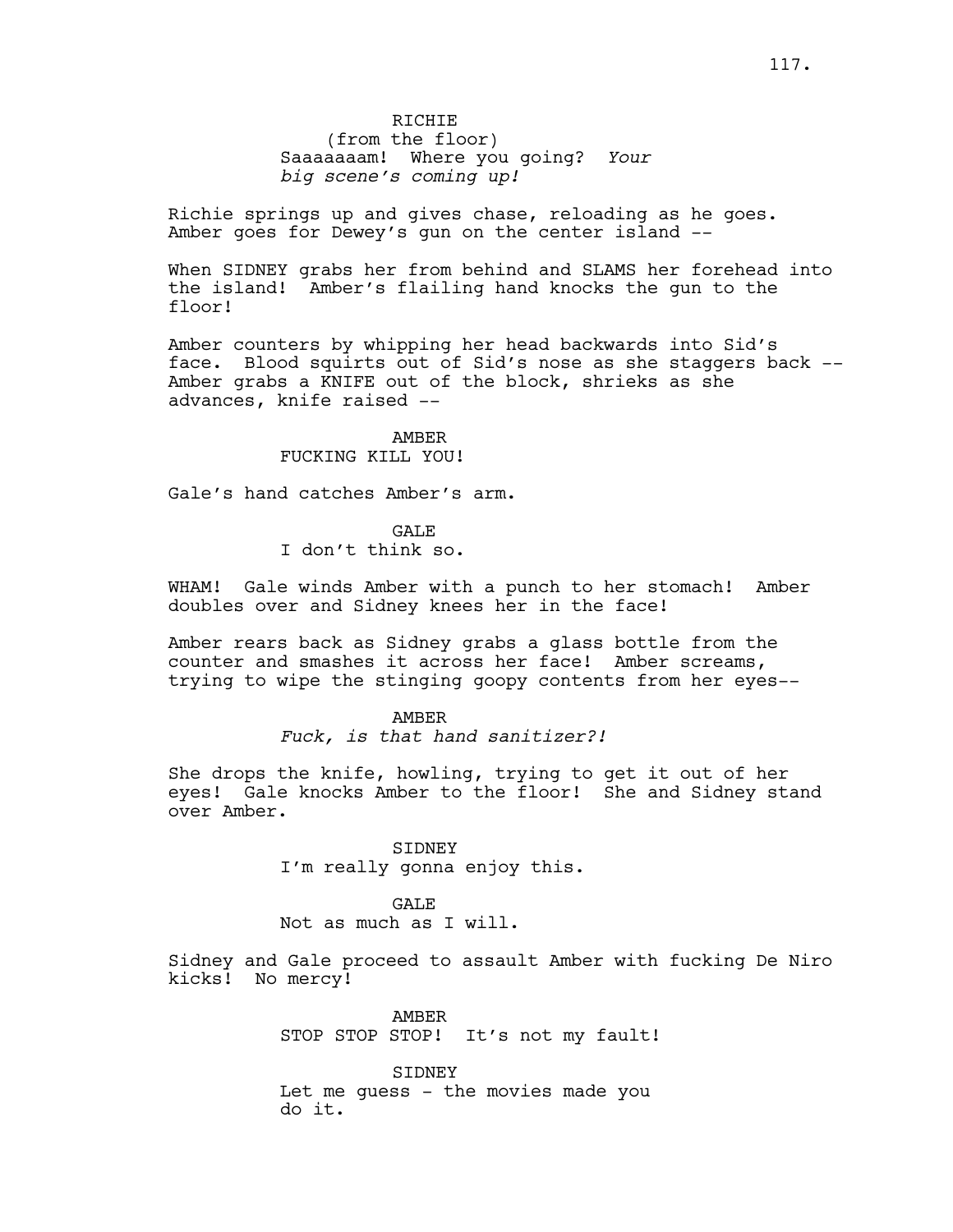RICHIE
(from the floor)
Saaaaaaam! Where you going? *Your big scene's coming up!*

Richie springs up and gives chase, reloading as he goes. Amber goes for Dewey's gun on the center island --

When SIDNEY grabs her from behind and SLAMS her forehead into the island! Amber's flailing hand knocks the gun to the floor!

Amber counters by whipping her head backwards into Sid's face. Blood squirts out of Sid's nose as she staggers back -- Amber grabs a KNIFE out of the block, shrieks as she advances, knife raised --

AMBER
FUCKING KILL YOU!

Gale's hand catches Amber's arm.

GALE
I don't think so.

WHAM! Gale winds Amber with a punch to her stomach! Amber doubles over and Sidney knees her in the face!

Amber rears back as Sidney grabs a glass bottle from the counter and smashes it across her face! Amber screams, trying to wipe the stinging goopy contents from her eyes--

AMBER
*Fuck, is that hand sanitizer?!*

She drops the knife, howling, trying to get it out of her eyes! Gale knocks Amber to the floor! She and Sidney stand over Amber.

SIDNEY
I'm really gonna enjoy this.

GALE
Not as much as I will.

Sidney and Gale proceed to assault Amber with fucking De Niro kicks! No mercy!

AMBER
STOP STOP STOP! It's not my fault!

SIDNEY
Let me guess - the movies made you do it.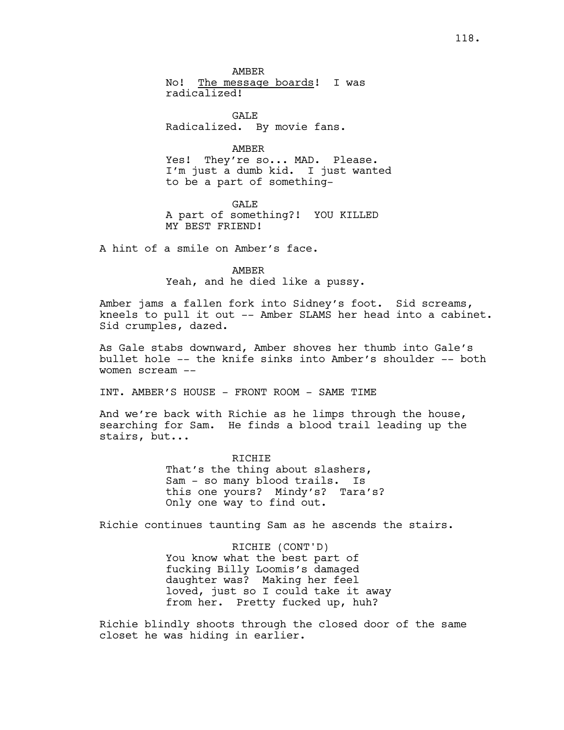AMBER
No! <u>The message boards</u>! I was radicalized!

GALE
Radicalized. By movie fans.

AMBER
Yes! They're so... MAD. Please. I'm just a dumb kid. I just wanted to be a part of something-

GALE
A part of something?! YOU KILLED MY BEST FRIEND!

A hint of a smile on Amber's face.

AMBER
Yeah, and he died like a pussy.

Amber jams a fallen fork into Sidney's foot. Sid screams, kneels to pull it out -- Amber SLAMS her head into a cabinet. Sid crumples, dazed.

As Gale stabs downward, Amber shoves her thumb into Gale's bullet hole -- the knife sinks into Amber's shoulder -- both women scream --

INT. AMBER'S HOUSE - FRONT ROOM - SAME TIME

And we're back with Richie as he limps through the house, searching for Sam. He finds a blood trail leading up the stairs, but...

RICHIE
That's the thing about slashers, Sam - so many blood trails. Is this one yours? Mindy's? Tara's? Only one way to find out.

Richie continues taunting Sam as he ascends the stairs.

RICHIE (CONT'D)
You know what the best part of fucking Billy Loomis's damaged daughter was? Making her feel loved, just so I could take it away from her. Pretty fucked up, huh?

Richie blindly shoots through the closed door of the same closet he was hiding in earlier.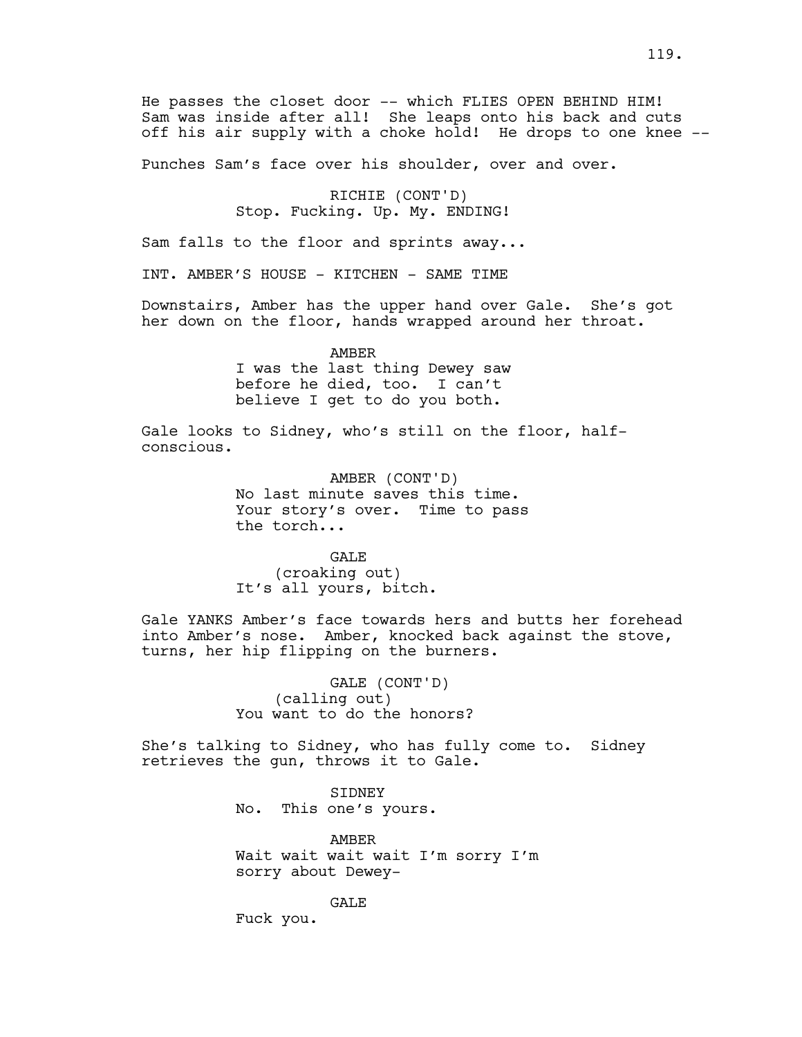He passes the closet door -- which FLIES OPEN BEHIND HIM! Sam was inside after all! She leaps onto his back and cuts off his air supply with a choke hold! He drops to one knee --

Punches Sam's face over his shoulder, over and over.

RICHIE (CONT'D)
Stop. Fucking. Up. My. ENDING!

Sam falls to the floor and sprints away...

INT. AMBER'S HOUSE - KITCHEN - SAME TIME

Downstairs, Amber has the upper hand over Gale. She's got her down on the floor, hands wrapped around her throat.

AMBER
I was the last thing Dewey saw before he died, too. I can't believe I get to do you both.

Gale looks to Sidney, who's still on the floor, half-conscious.

AMBER (CONT'D)
No last minute saves this time. Your story's over. Time to pass the torch...

GALE
(croaking out)
It's all yours, bitch.

Gale YANKS Amber's face towards hers and butts her forehead into Amber's nose. Amber, knocked back against the stove, turns, her hip flipping on the burners.

GALE (CONT'D)
(calling out)
You want to do the honors?

She's talking to Sidney, who has fully come to. Sidney retrieves the gun, throws it to Gale.

SIDNEY
No. This one's yours.

AMBER
Wait wait wait wait I'm sorry I'm sorry about Dewey-

GALE
Fuck you.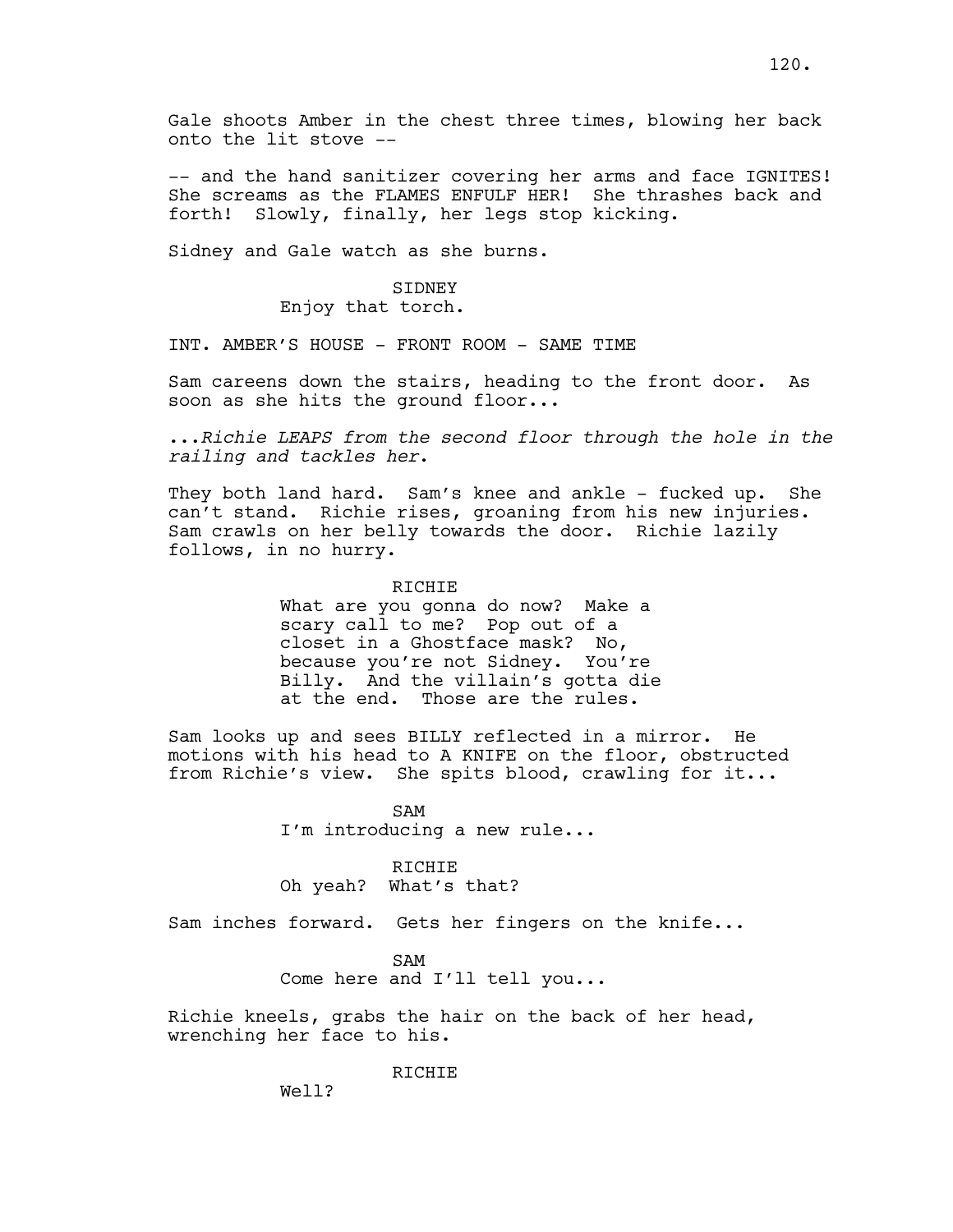Gale shoots Amber in the chest three times, blowing her back onto the lit stove --

-- and the hand sanitizer covering her arms and face IGNITES! She screams as the FLAMES ENFULF HER! She thrashes back and forth! Slowly, finally, her legs stop kicking.

Sidney and Gale watch as she burns.

SIDNEY
Enjoy that torch.

INT. AMBER'S HOUSE - FRONT ROOM - SAME TIME

Sam careens down the stairs, heading to the front door. As soon as she hits the ground floor...

*...Richie LEAPS from the second floor through the hole in the railing and tackles her.*

They both land hard. Sam's knee and ankle - fucked up. She can't stand. Richie rises, groaning from his new injuries. Sam crawls on her belly towards the door. Richie lazily follows, in no hurry.

RICHIE
What are you gonna do now? Make a scary call to me? Pop out of a closet in a Ghostface mask? No, because you're not Sidney. You're Billy. And the villain's gotta die at the end. Those are the rules.

Sam looks up and sees BILLY reflected in a mirror. He motions with his head to A KNIFE on the floor, obstructed from Richie's view. She spits blood, crawling for it...

SAM
I'm introducing a new rule...

RICHIE
Oh yeah? What's that?

Sam inches forward. Gets her fingers on the knife...

SAM
Come here and I'll tell you...

Richie kneels, grabs the hair on the back of her head, wrenching her face to his.

RICHIE
Well?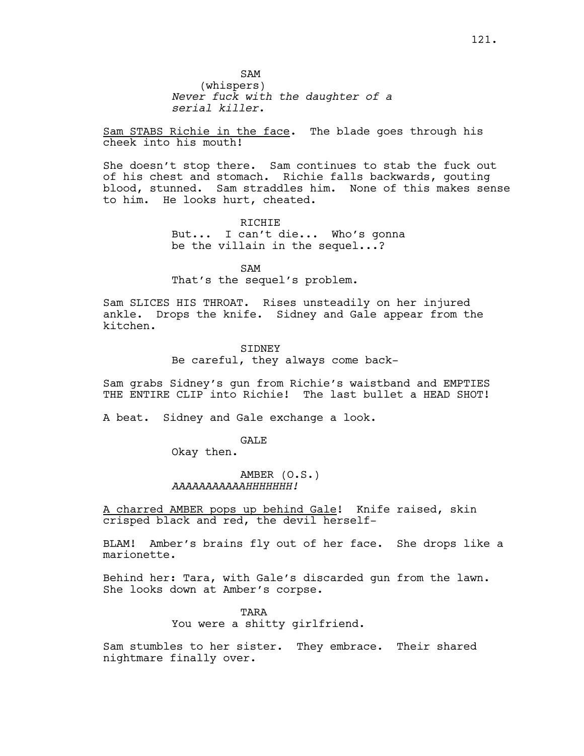SAM
(whispers)
*Never fuck with the daughter of a serial killer.*

Sam STABS Richie in the face. The blade goes through his cheek into his mouth!

She doesn't stop there. Sam continues to stab the fuck out of his chest and stomach. Richie falls backwards, gouting blood, stunned. Sam straddles him. None of this makes sense to him. He looks hurt, cheated.

RICHIE
But... I can't die... Who's gonna be the villain in the sequel...?

SAM
That's the sequel's problem.

Sam SLICES HIS THROAT. Rises unsteadily on her injured ankle. Drops the knife. Sidney and Gale appear from the kitchen.

SIDNEY
Be careful, they always come back-

Sam grabs Sidney's gun from Richie's waistband and EMPTIES THE ENTIRE CLIP into Richie! The last bullet a HEAD SHOT!

A beat. Sidney and Gale exchange a look.

GALE
Okay then.

AMBER (O.S.)
*AAAAAAAAAAAHHHHHHH!*

A charred AMBER pops up behind Gale! Knife raised, skin crisped black and red, the devil herself-

BLAM! Amber's brains fly out of her face. She drops like a marionette.

Behind her: Tara, with Gale's discarded gun from the lawn. She looks down at Amber's corpse.

TARA
You were a shitty girlfriend.

Sam stumbles to her sister. They embrace. Their shared nightmare finally over.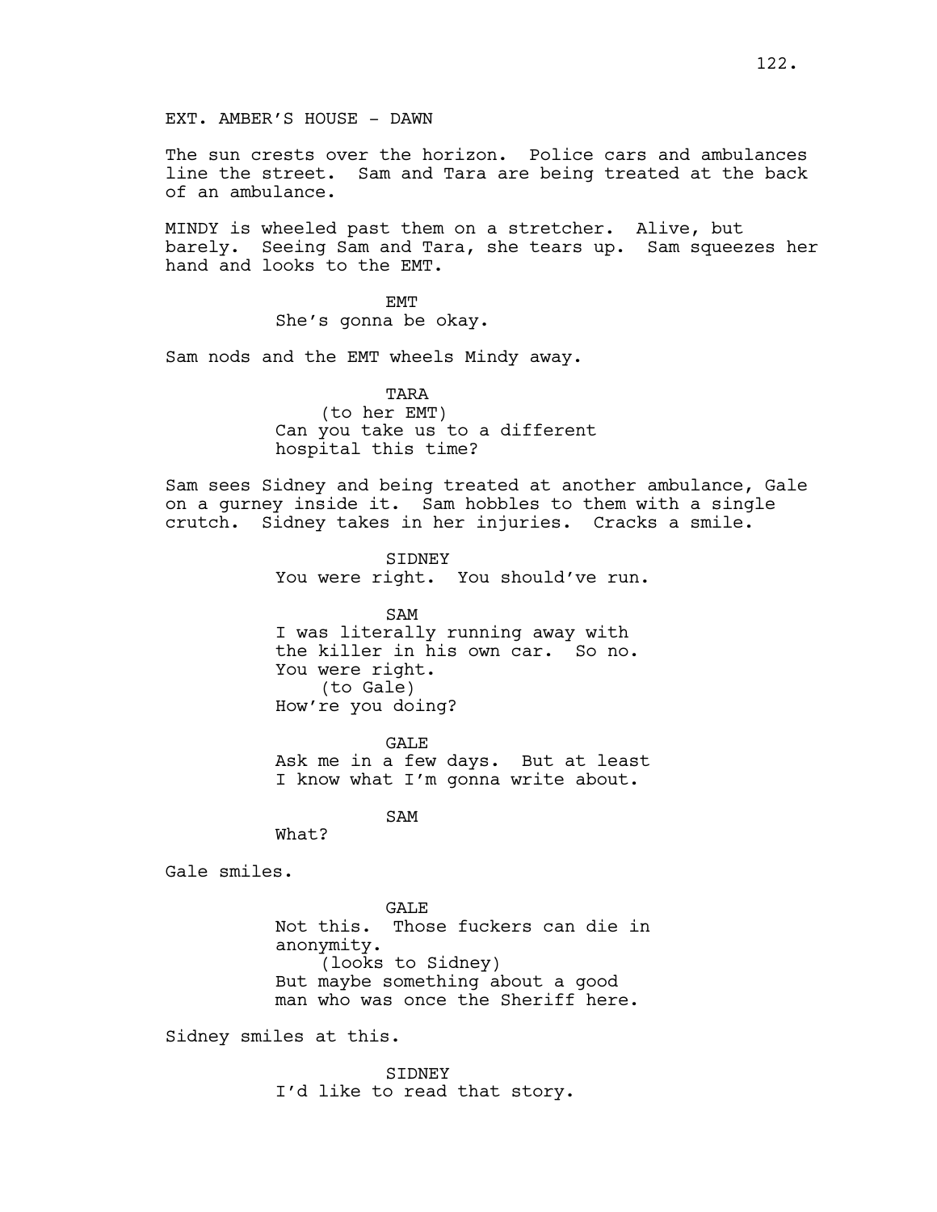EXT. AMBER'S HOUSE - DAWN

The sun crests over the horizon. Police cars and ambulances line the street. Sam and Tara are being treated at the back of an ambulance.

MINDY is wheeled past them on a stretcher. Alive, but barely. Seeing Sam and Tara, she tears up. Sam squeezes her hand and looks to the EMT.

EMT
She's gonna be okay.

Sam nods and the EMT wheels Mindy away.

TARA
(to her EMT)
Can you take us to a different hospital this time?

Sam sees Sidney and being treated at another ambulance, Gale on a gurney inside it. Sam hobbles to them with a single crutch. Sidney takes in her injuries. Cracks a smile.

SIDNEY
You were right. You should've run.

SAM
I was literally running away with the killer in his own car. So no. You were right.
(to Gale)
How're you doing?

GALE
Ask me in a few days. But at least I know what I'm gonna write about.

SAM
What?

Gale smiles.

GALE
Not this. Those fuckers can die in anonymity.
(looks to Sidney)
But maybe something about a good man who was once the Sheriff here.

Sidney smiles at this.

SIDNEY
I'd like to read that story.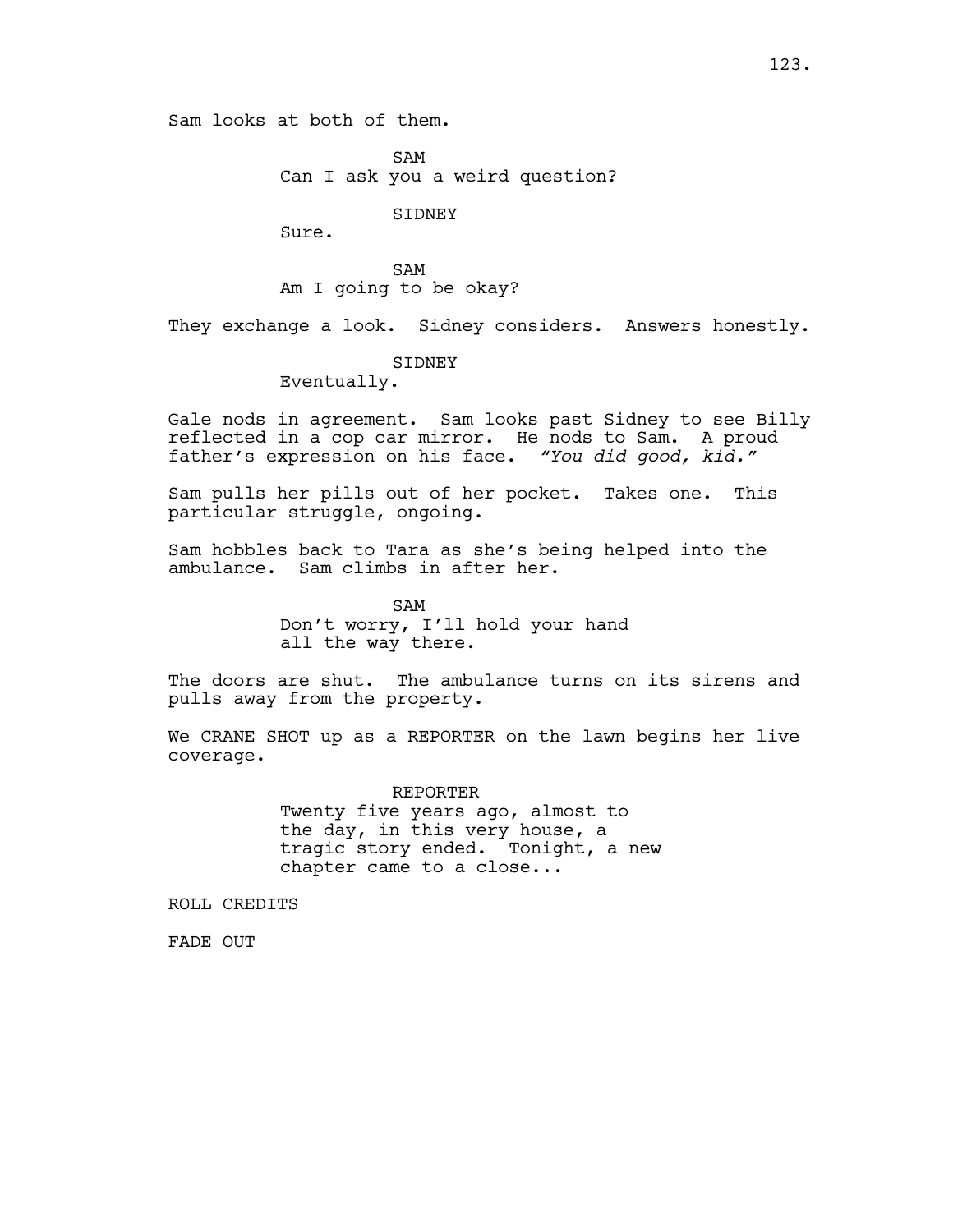Sam looks at both of them.

SAM
Can I ask you a weird question?

SIDNEY
Sure.

SAM
Am I going to be okay?

They exchange a look. Sidney considers. Answers honestly.

SIDNEY
Eventually.

Gale nods in agreement. Sam looks past Sidney to see Billy reflected in a cop car mirror. He nods to Sam. A proud father's expression on his face. *"You did good, kid."*

Sam pulls her pills out of her pocket. Takes one. This particular struggle, ongoing.

Sam hobbles back to Tara as she's being helped into the ambulance. Sam climbs in after her.

SAM
Don't worry, I'll hold your hand all the way there.

The doors are shut. The ambulance turns on its sirens and pulls away from the property.

We CRANE SHOT up as a REPORTER on the lawn begins her live coverage.

REPORTER
Twenty five years ago, almost to the day, in this very house, a tragic story ended. Tonight, a new chapter came to a close...

ROLL CREDITS

FADE OUT